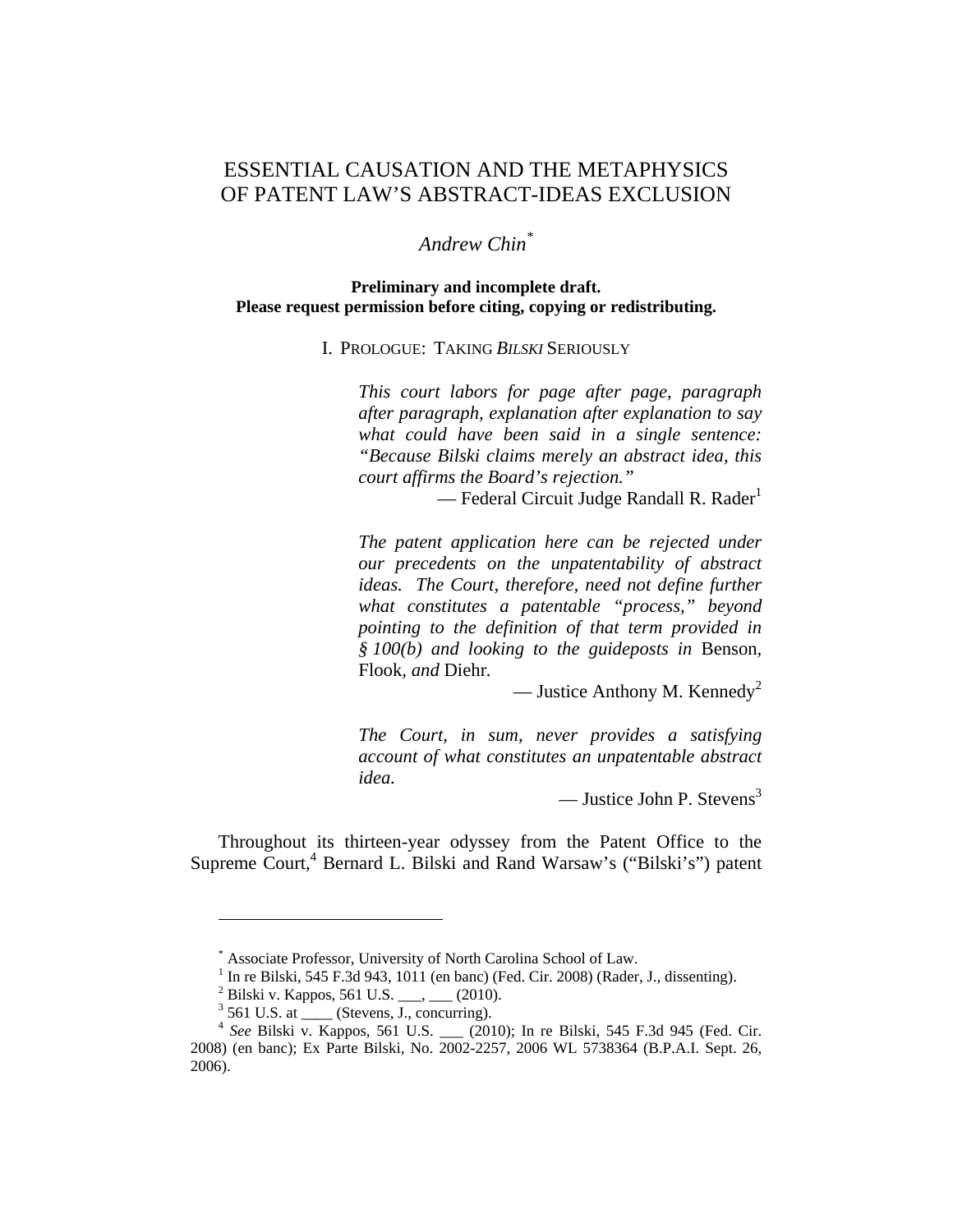# ESSENTIAL CAUSATION AND THE METAPHYSICS OF PATENT LAW'S ABSTRACT-IDEAS EXCLUSION

*Andrew Chin*[*]

**Preliminary and incomplete draft.**
**Please request permission before citing, copying or redistributing.**

## I. PROLOGUE: TAKING *BILSKI* SERIOUSLY

> *This court labors for page after page, paragraph after paragraph, explanation after explanation to say what could have been said in a single sentence: "Because Bilski claims merely an abstract idea, this court affirms the Board's rejection."*
>
> — Federal Circuit Judge Randall R. Rader[1]

> *The patent application here can be rejected under our precedents on the unpatentability of abstract ideas. The Court, therefore, need not define further what constitutes a patentable "process," beyond pointing to the definition of that term provided in § 100(b) and looking to the guideposts in* Benson, Flook, *and* Diehr.
>
> — Justice Anthony M. Kennedy[2]

> *The Court, in sum, never provides a satisfying account of what constitutes an unpatentable abstract idea.*
>
> — Justice John P. Stevens[3]

Throughout its thirteen-year odyssey from the Patent Office to the Supreme Court,[4] Bernard L. Bilski and Rand Warsaw's ("Bilski's") patent

---

[*] Associate Professor, University of North Carolina School of Law.

[1] In re Bilski, 545 F.3d 943, 1011 (en banc) (Fed. Cir. 2008) (Rader, J., dissenting).

[2] Bilski v. Kappos, 561 U.S. ___, ___ (2010).

[3] 561 U.S. at ____ (Stevens, J., concurring).

[4] *See* Bilski v. Kappos, 561 U.S. ___ (2010); In re Bilski, 545 F.3d 945 (Fed. Cir. 2008) (en banc); Ex Parte Bilski, No. 2002-2257, 2006 WL 5738364 (B.P.A.I. Sept. 26, 2006).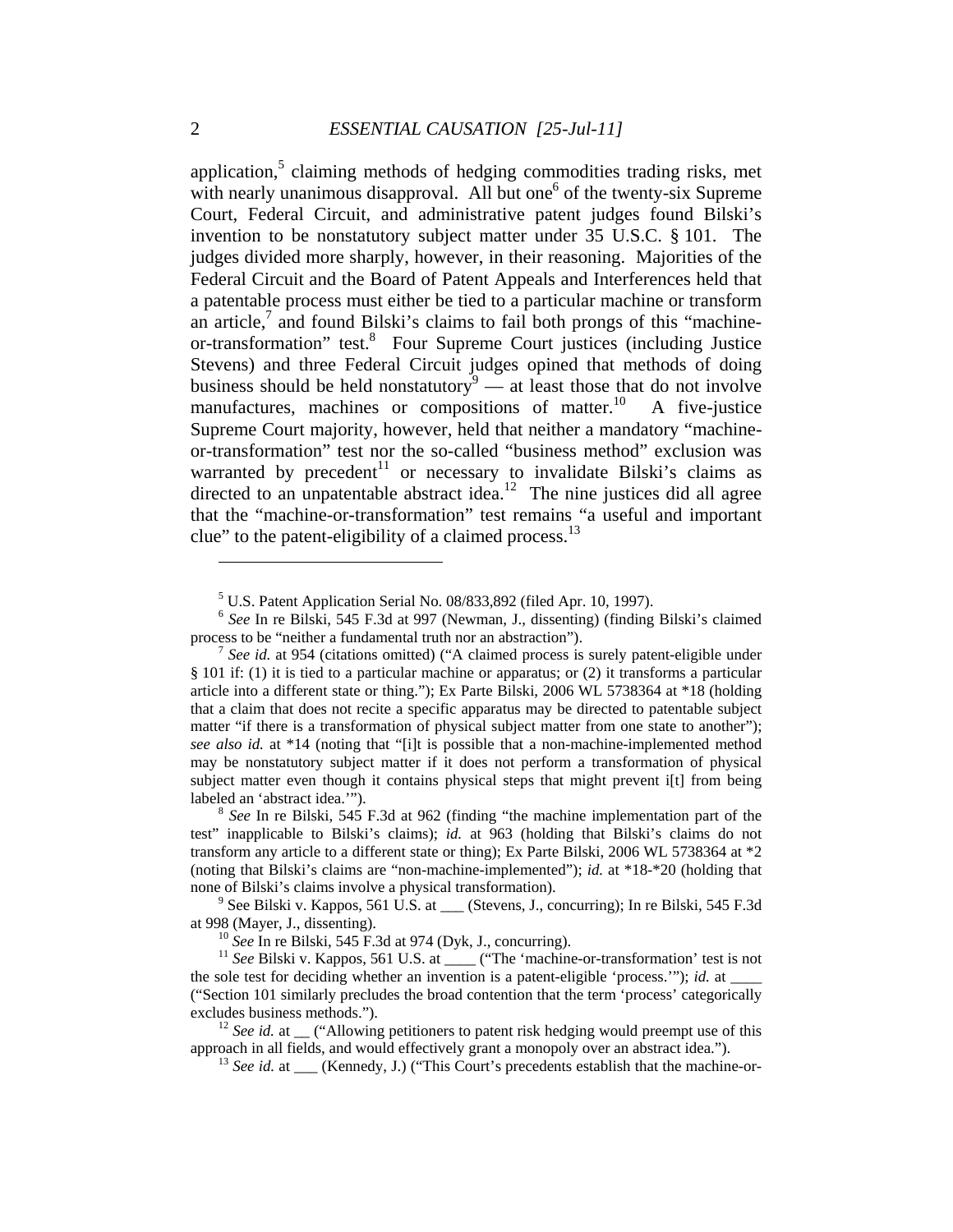application,[5] claiming methods of hedging commodities trading risks, met with nearly unanimous disapproval. All but one[6] of the twenty-six Supreme Court, Federal Circuit, and administrative patent judges found Bilski's invention to be nonstatutory subject matter under 35 U.S.C. § 101. The judges divided more sharply, however, in their reasoning. Majorities of the Federal Circuit and the Board of Patent Appeals and Interferences held that a patentable process must either be tied to a particular machine or transform an article,[7] and found Bilski's claims to fail both prongs of this "machine-or-transformation" test.[8] Four Supreme Court justices (including Justice Stevens) and three Federal Circuit judges opined that methods of doing business should be held nonstatutory[9] — at least those that do not involve manufactures, machines or compositions of matter.[10] A five-justice Supreme Court majority, however, held that neither a mandatory "machine-or-transformation" test nor the so-called "business method" exclusion was warranted by precedent[11] or necessary to invalidate Bilski's claims as directed to an unpatentable abstract idea.[12] The nine justices did all agree that the "machine-or-transformation" test remains "a useful and important clue" to the patent-eligibility of a claimed process.[13]

---

[5] U.S. Patent Application Serial No. 08/833,892 (filed Apr. 10, 1997).

[6] *See* In re Bilski, 545 F.3d at 997 (Newman, J., dissenting) (finding Bilski's claimed process to be "neither a fundamental truth nor an abstraction").

[7] *See id.* at 954 (citations omitted) ("A claimed process is surely patent-eligible under § 101 if: (1) it is tied to a particular machine or apparatus; or (2) it transforms a particular article into a different state or thing."); Ex Parte Bilski, 2006 WL 5738364 at *18 (holding that a claim that does not recite a specific apparatus may be directed to patentable subject matter "if there is a transformation of physical subject matter from one state to another"); *see also id.* at *14 (noting that "[i]t is possible that a non-machine-implemented method may be nonstatutory subject matter if it does not perform a transformation of physical subject matter even though it contains physical steps that might prevent i[t] from being labeled an 'abstract idea.'").

[8] *See* In re Bilski, 545 F.3d at 962 (finding "the machine implementation part of the test" inapplicable to Bilski's claims); *id.* at 963 (holding that Bilski's claims do not transform any article to a different state or thing); Ex Parte Bilski, 2006 WL 5738364 at *2 (noting that Bilski's claims are "non-machine-implemented"); *id.* at *18-*20 (holding that none of Bilski's claims involve a physical transformation).

[9] See Bilski v. Kappos, 561 U.S. at ___ (Stevens, J., concurring); In re Bilski, 545 F.3d at 998 (Mayer, J., dissenting).

[10] *See* In re Bilski, 545 F.3d at 974 (Dyk, J., concurring).

[11] *See* Bilski v. Kappos, 561 U.S. at ____ ("The 'machine-or-transformation' test is not the sole test for deciding whether an invention is a patent-eligible 'process.'"); *id.* at ____ ("Section 101 similarly precludes the broad contention that the term 'process' categorically excludes business methods.").

[12] *See id.* at __ ("Allowing petitioners to patent risk hedging would preempt use of this approach in all fields, and would effectively grant a monopoly over an abstract idea.").

[13] *See id.* at ___ (Kennedy, J.) ("This Court's precedents establish that the machine-or-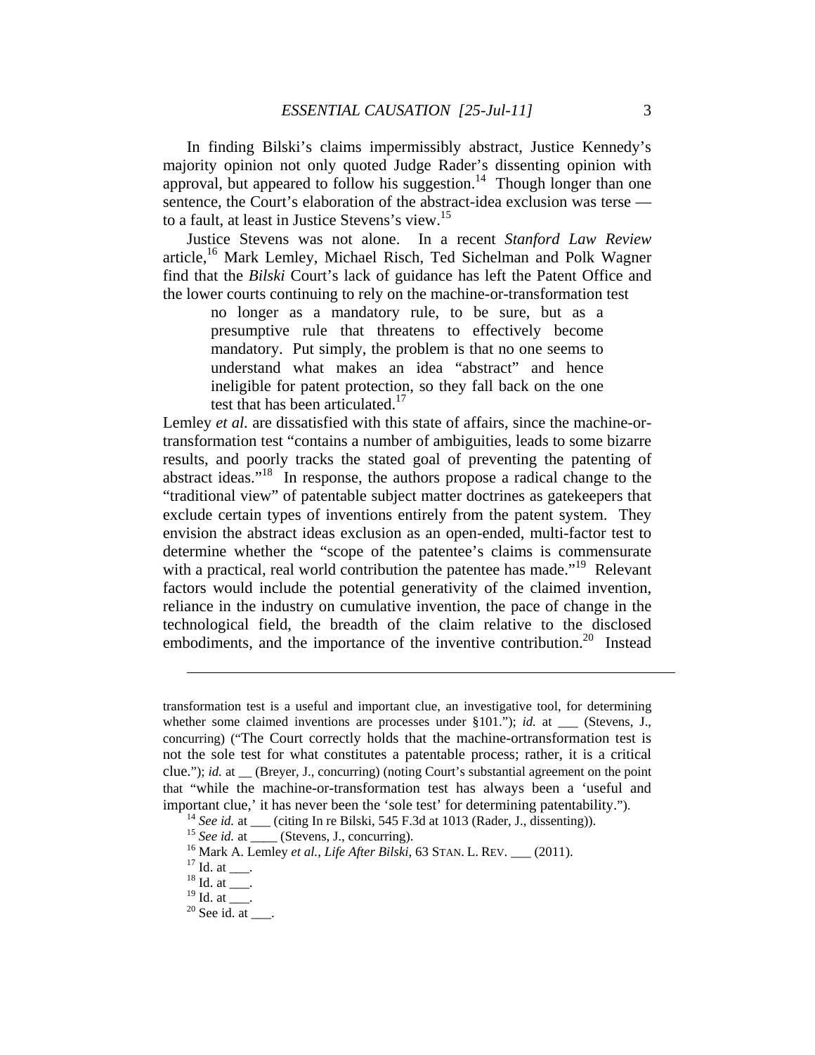In finding Bilski's claims impermissibly abstract, Justice Kennedy's majority opinion not only quoted Judge Rader's dissenting opinion with approval, but appeared to follow his suggestion.[14] Though longer than one sentence, the Court's elaboration of the abstract-idea exclusion was terse — to a fault, at least in Justice Stevens's view.[15]

Justice Stevens was not alone. In a recent *Stanford Law Review* article,[16] Mark Lemley, Michael Risch, Ted Sichelman and Polk Wagner find that the *Bilski* Court's lack of guidance has left the Patent Office and the lower courts continuing to rely on the machine-or-transformation test

> no longer as a mandatory rule, to be sure, but as a presumptive rule that threatens to effectively become mandatory. Put simply, the problem is that no one seems to understand what makes an idea "abstract" and hence ineligible for patent protection, so they fall back on the one test that has been articulated.[17]

Lemley *et al.* are dissatisfied with this state of affairs, since the machine-or-transformation test "contains a number of ambiguities, leads to some bizarre results, and poorly tracks the stated goal of preventing the patenting of abstract ideas."[18] In response, the authors propose a radical change to the "traditional view" of patentable subject matter doctrines as gatekeepers that exclude certain types of inventions entirely from the patent system. They envision the abstract ideas exclusion as an open-ended, multi-factor test to determine whether the "scope of the patentee's claims is commensurate with a practical, real world contribution the patentee has made."[19] Relevant factors would include the potential generativity of the claimed invention, reliance in the industry on cumulative invention, the pace of change in the technological field, the breadth of the claim relative to the disclosed embodiments, and the importance of the inventive contribution.[20] Instead

---

transformation test is a useful and important clue, an investigative tool, for determining whether some claimed inventions are processes under §101."); *id.* at ___ (Stevens, J., concurring) ("The Court correctly holds that the machine-ortransformation test is not the sole test for what constitutes a patentable process; rather, it is a critical clue."); *id.* at __ (Breyer, J., concurring) (noting Court's substantial agreement on the point that "while the machine-or-transformation test has always been a 'useful and important clue,' it has never been the 'sole test' for determining patentability.").

[14] *See id.* at ___ (citing In re Bilski, 545 F.3d at 1013 (Rader, J., dissenting)).

[15] *See id.* at ____ (Stevens, J., concurring).

[16] Mark A. Lemley *et al.*, *Life After Bilski*, 63 STAN. L. REV. ___ (2011).

[17] Id. at ___.

[18] Id. at ___.

[19] Id. at ___.

[20] See id. at ___.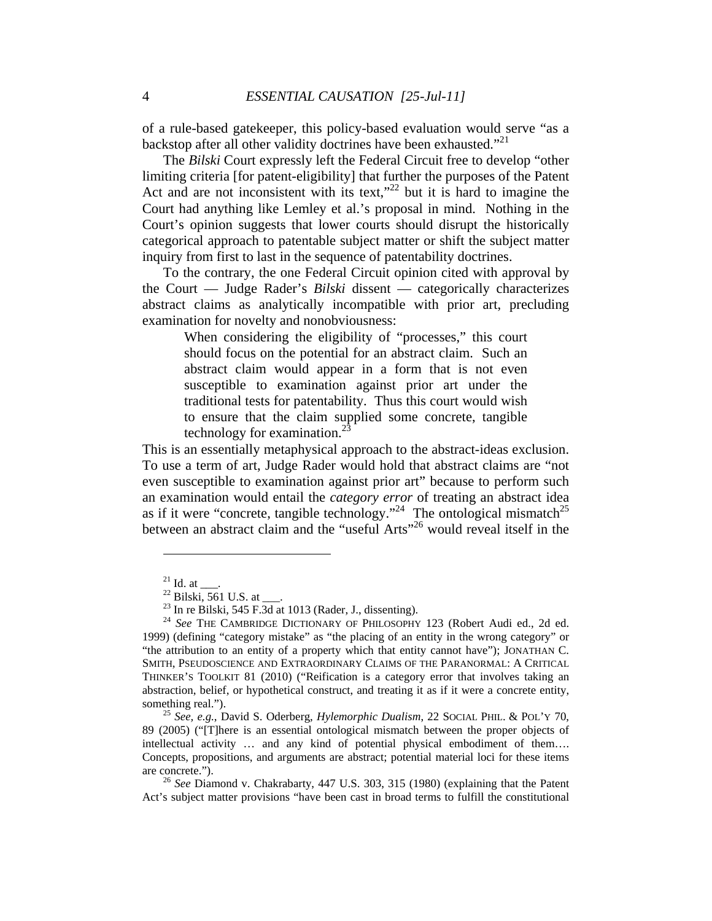of a rule-based gatekeeper, this policy-based evaluation would serve "as a backstop after all other validity doctrines have been exhausted."[21]

The *Bilski* Court expressly left the Federal Circuit free to develop "other limiting criteria [for patent-eligibility] that further the purposes of the Patent Act and are not inconsistent with its text,"[22] but it is hard to imagine the Court had anything like Lemley et al.'s proposal in mind. Nothing in the Court's opinion suggests that lower courts should disrupt the historically categorical approach to patentable subject matter or shift the subject matter inquiry from first to last in the sequence of patentability doctrines.

To the contrary, the one Federal Circuit opinion cited with approval by the Court — Judge Rader's *Bilski* dissent — categorically characterizes abstract claims as analytically incompatible with prior art, precluding examination for novelty and nonobviousness:

> When considering the eligibility of "processes," this court should focus on the potential for an abstract claim. Such an abstract claim would appear in a form that is not even susceptible to examination against prior art under the traditional tests for patentability. Thus this court would wish to ensure that the claim supplied some concrete, tangible technology for examination.[23]

This is an essentially metaphysical approach to the abstract-ideas exclusion. To use a term of art, Judge Rader would hold that abstract claims are "not even susceptible to examination against prior art" because to perform such an examination would entail the *category error* of treating an abstract idea as if it were "concrete, tangible technology."[24] The ontological mismatch[25] between an abstract claim and the "useful Arts"[26] would reveal itself in the

---

[21] Id. at ___.

[22] Bilski, 561 U.S. at ___.

[23] In re Bilski, 545 F.3d at 1013 (Rader, J., dissenting).

[24] *See* THE CAMBRIDGE DICTIONARY OF PHILOSOPHY 123 (Robert Audi ed., 2d ed. 1999) (defining "category mistake" as "the placing of an entity in the wrong category" or "the attribution to an entity of a property which that entity cannot have"); JONATHAN C. SMITH, PSEUDOSCIENCE AND EXTRAORDINARY CLAIMS OF THE PARANORMAL: A CRITICAL THINKER'S TOOLKIT 81 (2010) ("Reification is a category error that involves taking an abstraction, belief, or hypothetical construct, and treating it as if it were a concrete entity, something real.").

[25] *See, e.g.*, David S. Oderberg, *Hylemorphic Dualism*, 22 SOCIAL PHIL. & POL'Y 70, 89 (2005) ("[T]here is an essential ontological mismatch between the proper objects of intellectual activity … and any kind of potential physical embodiment of them…. Concepts, propositions, and arguments are abstract; potential material loci for these items are concrete.").

[26] *See* Diamond v. Chakrabarty, 447 U.S. 303, 315 (1980) (explaining that the Patent Act's subject matter provisions "have been cast in broad terms to fulfill the constitutional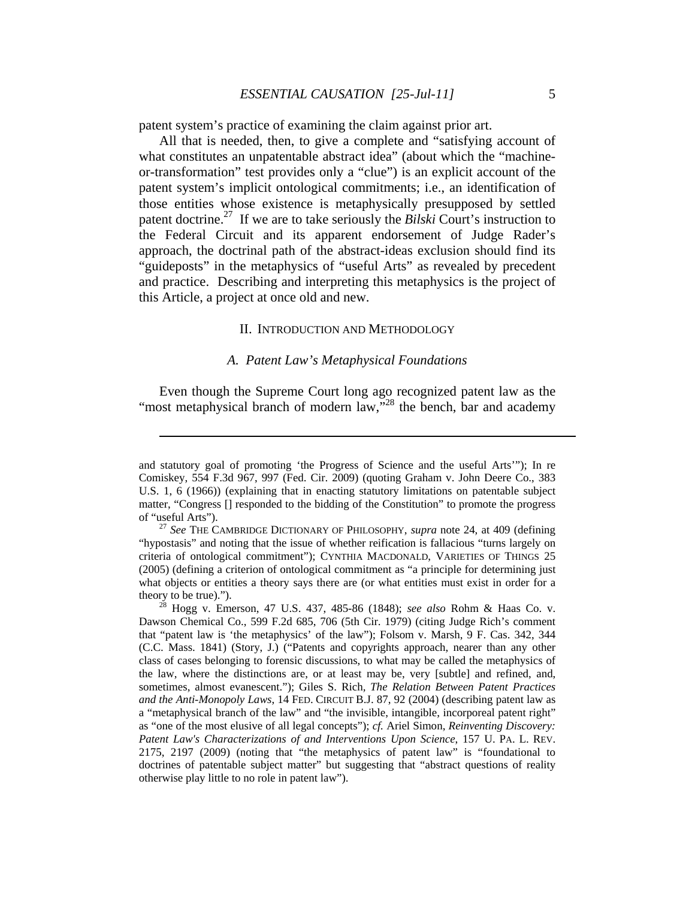patent system's practice of examining the claim against prior art.

All that is needed, then, to give a complete and "satisfying account of what constitutes an unpatentable abstract idea" (about which the "machine-or-transformation" test provides only a "clue") is an explicit account of the patent system's implicit ontological commitments; i.e., an identification of those entities whose existence is metaphysically presupposed by settled patent doctrine.[27] If we are to take seriously the *Bilski* Court's instruction to the Federal Circuit and its apparent endorsement of Judge Rader's approach, the doctrinal path of the abstract-ideas exclusion should find its "guideposts" in the metaphysics of "useful Arts" as revealed by precedent and practice. Describing and interpreting this metaphysics is the project of this Article, a project at once old and new.

## II. Introduction and Methodology

### *A. Patent Law's Metaphysical Foundations*

Even though the Supreme Court long ago recognized patent law as the "most metaphysical branch of modern law,"[28] the bench, bar and academy

---

and statutory goal of promoting 'the Progress of Science and the useful Arts'"); In re Comiskey, 554 F.3d 967, 997 (Fed. Cir. 2009) (quoting Graham v. John Deere Co., 383 U.S. 1, 6 (1966)) (explaining that in enacting statutory limitations on patentable subject matter, "Congress [] responded to the bidding of the Constitution" to promote the progress of "useful Arts").

[27] *See* The Cambridge Dictionary of Philosophy, *supra* note 24, at 409 (defining "hypostasis" and noting that the issue of whether reification is fallacious "turns largely on criteria of ontological commitment"); Cynthia Macdonald, Varieties of Things 25 (2005) (defining a criterion of ontological commitment as "a principle for determining just what objects or entities a theory says there are (or what entities must exist in order for a theory to be true).").

[28] Hogg v. Emerson, 47 U.S. 437, 485-86 (1848); *see also* Rohm & Haas Co. v. Dawson Chemical Co., 599 F.2d 685, 706 (5th Cir. 1979) (citing Judge Rich's comment that "patent law is 'the metaphysics' of the law"); Folsom v. Marsh, 9 F. Cas. 342, 344 (C.C. Mass. 1841) (Story, J.) ("Patents and copyrights approach, nearer than any other class of cases belonging to forensic discussions, to what may be called the metaphysics of the law, where the distinctions are, or at least may be, very [subtle] and refined, and, sometimes, almost evanescent."); Giles S. Rich, *The Relation Between Patent Practices and the Anti-Monopoly Laws*, 14 Fed. Circuit B.J. 87, 92 (2004) (describing patent law as a "metaphysical branch of the law" and "the invisible, intangible, incorporeal patent right" as "one of the most elusive of all legal concepts"); *cf.* Ariel Simon, *Reinventing Discovery: Patent Law's Characterizations of and Interventions Upon Science*, 157 U. Pa. L. Rev. 2175, 2197 (2009) (noting that "the metaphysics of patent law" is "foundational to doctrines of patentable subject matter" but suggesting that "abstract questions of reality otherwise play little to no role in patent law").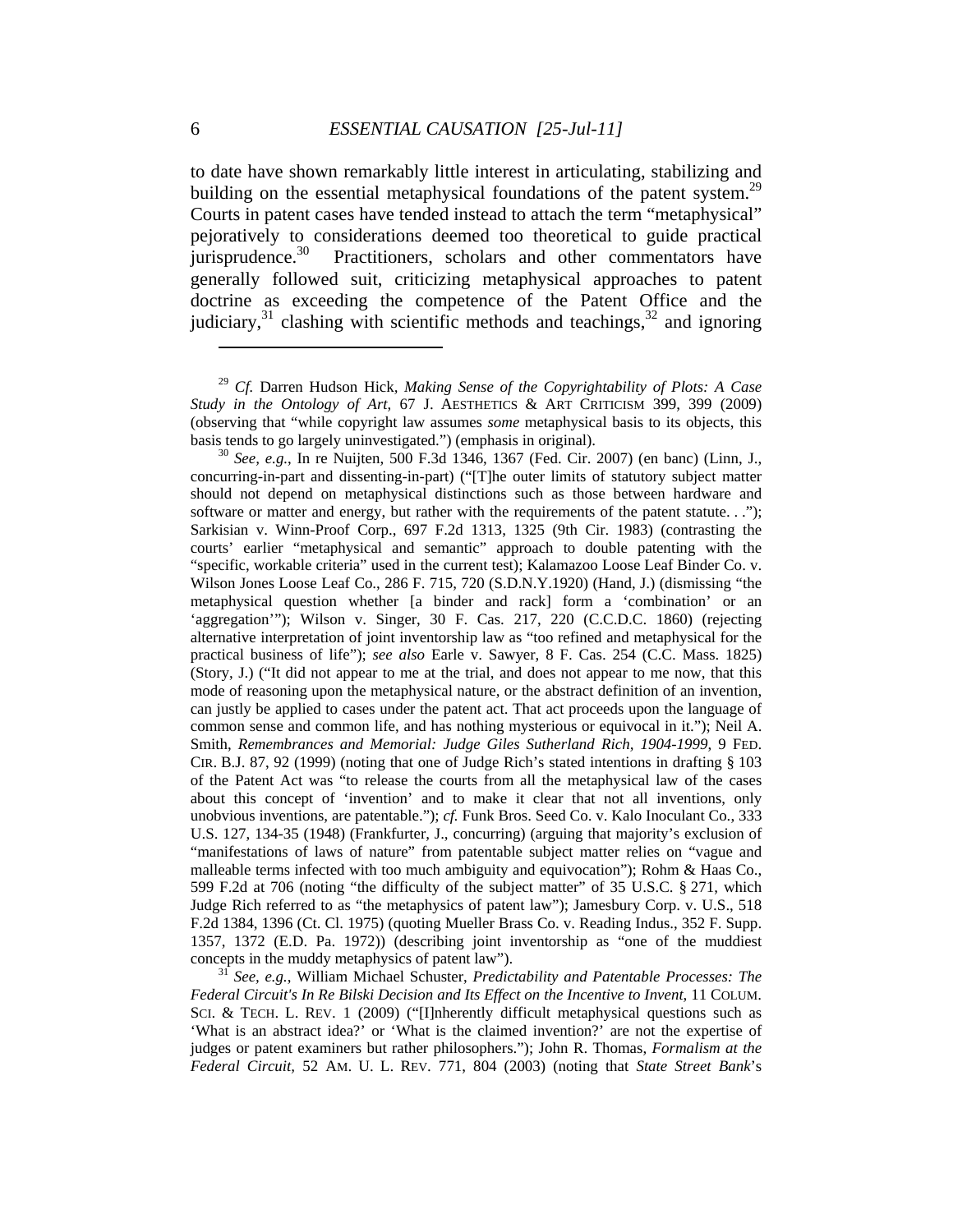to date have shown remarkably little interest in articulating, stabilizing and building on the essential metaphysical foundations of the patent system.[29] Courts in patent cases have tended instead to attach the term "metaphysical" pejoratively to considerations deemed too theoretical to guide practical jurisprudence.[30] Practitioners, scholars and other commentators have generally followed suit, criticizing metaphysical approaches to patent doctrine as exceeding the competence of the Patent Office and the judiciary,[31] clashing with scientific methods and teachings,[32] and ignoring

---

[29] *Cf.* Darren Hudson Hick, *Making Sense of the Copyrightability of Plots: A Case Study in the Ontology of Art*, 67 J. AESTHETICS & ART CRITICISM 399, 399 (2009) (observing that "while copyright law assumes *some* metaphysical basis to its objects, this basis tends to go largely uninvestigated.") (emphasis in original).

[30] *See, e.g.*, In re Nuijten, 500 F.3d 1346, 1367 (Fed. Cir. 2007) (en banc) (Linn, J., concurring-in-part and dissenting-in-part) ("[T]he outer limits of statutory subject matter should not depend on metaphysical distinctions such as those between hardware and software or matter and energy, but rather with the requirements of the patent statute. . ."); Sarkisian v. Winn-Proof Corp., 697 F.2d 1313, 1325 (9th Cir. 1983) (contrasting the courts' earlier "metaphysical and semantic" approach to double patenting with the "specific, workable criteria" used in the current test); Kalamazoo Loose Leaf Binder Co. v. Wilson Jones Loose Leaf Co., 286 F. 715, 720 (S.D.N.Y.1920) (Hand, J.) (dismissing "the metaphysical question whether [a binder and rack] form a 'combination' or an 'aggregation'"); Wilson v. Singer, 30 F. Cas. 217, 220 (C.C.D.C. 1860) (rejecting alternative interpretation of joint inventorship law as "too refined and metaphysical for the practical business of life"); *see also* Earle v. Sawyer, 8 F. Cas. 254 (C.C. Mass. 1825) (Story, J.) ("It did not appear to me at the trial, and does not appear to me now, that this mode of reasoning upon the metaphysical nature, or the abstract definition of an invention, can justly be applied to cases under the patent act. That act proceeds upon the language of common sense and common life, and has nothing mysterious or equivocal in it."); Neil A. Smith, *Remembrances and Memorial: Judge Giles Sutherland Rich, 1904-1999*, 9 FED. CIR. B.J. 87, 92 (1999) (noting that one of Judge Rich's stated intentions in drafting § 103 of the Patent Act was "to release the courts from all the metaphysical law of the cases about this concept of 'invention' and to make it clear that not all inventions, only unobvious inventions, are patentable."); *cf.* Funk Bros. Seed Co. v. Kalo Inoculant Co., 333 U.S. 127, 134-35 (1948) (Frankfurter, J., concurring) (arguing that majority's exclusion of "manifestations of laws of nature" from patentable subject matter relies on "vague and malleable terms infected with too much ambiguity and equivocation"); Rohm & Haas Co., 599 F.2d at 706 (noting "the difficulty of the subject matter" of 35 U.S.C. § 271, which Judge Rich referred to as "the metaphysics of patent law"); Jamesbury Corp. v. U.S., 518 F.2d 1384, 1396 (Ct. Cl. 1975) (quoting Mueller Brass Co. v. Reading Indus., 352 F. Supp. 1357, 1372 (E.D. Pa. 1972)) (describing joint inventorship as "one of the muddiest concepts in the muddy metaphysics of patent law").

[31] *See, e.g.*, William Michael Schuster, *Predictability and Patentable Processes: The Federal Circuit's In Re Bilski Decision and Its Effect on the Incentive to Invent*, 11 COLUM. SCI. & TECH. L. REV. 1 (2009) ("[I]nherently difficult metaphysical questions such as 'What is an abstract idea?' or 'What is the claimed invention?' are not the expertise of judges or patent examiners but rather philosophers."); John R. Thomas, *Formalism at the Federal Circuit,* 52 AM. U. L. REV. 771, 804 (2003) (noting that *State Street Bank*'s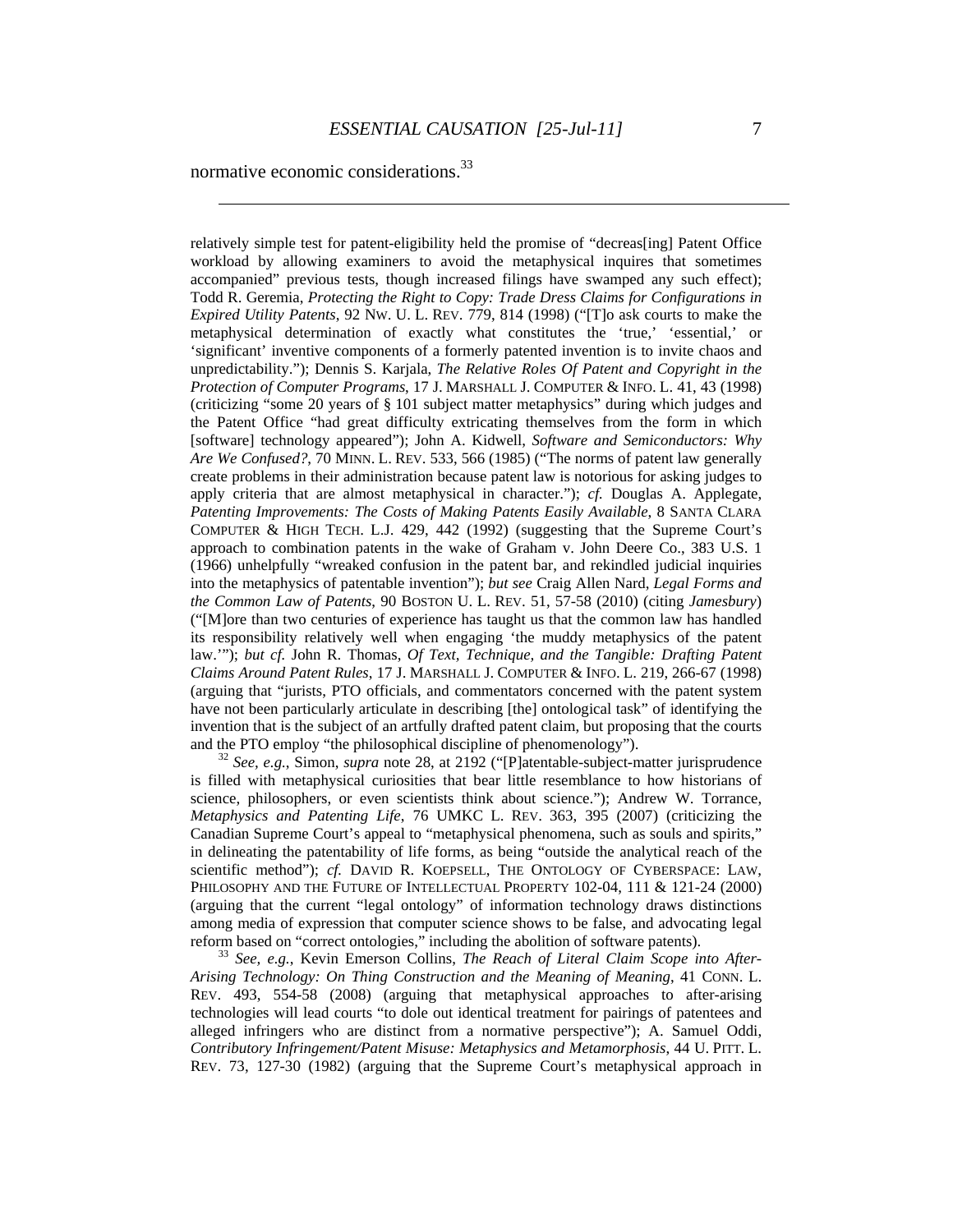normative economic considerations.[33]

---

relatively simple test for patent-eligibility held the promise of "decreas[ing] Patent Office workload by allowing examiners to avoid the metaphysical inquires that sometimes accompanied" previous tests, though increased filings have swamped any such effect); Todd R. Geremia, *Protecting the Right to Copy: Trade Dress Claims for Configurations in Expired Utility Patents*, 92 NW. U. L. REV. 779, 814 (1998) ("[T]o ask courts to make the metaphysical determination of exactly what constitutes the 'true,' 'essential,' or 'significant' inventive components of a formerly patented invention is to invite chaos and unpredictability."); Dennis S. Karjala, *The Relative Roles Of Patent and Copyright in the Protection of Computer Programs*, 17 J. MARSHALL J. COMPUTER & INFO. L. 41, 43 (1998) (criticizing "some 20 years of § 101 subject matter metaphysics" during which judges and the Patent Office "had great difficulty extricating themselves from the form in which [software] technology appeared"); John A. Kidwell, *Software and Semiconductors: Why Are We Confused?*, 70 MINN. L. REV. 533, 566 (1985) ("The norms of patent law generally create problems in their administration because patent law is notorious for asking judges to apply criteria that are almost metaphysical in character."); *cf.* Douglas A. Applegate, *Patenting Improvements: The Costs of Making Patents Easily Available*, 8 SANTA CLARA COMPUTER & HIGH TECH. L.J. 429, 442 (1992) (suggesting that the Supreme Court's approach to combination patents in the wake of Graham v. John Deere Co., 383 U.S. 1 (1966) unhelpfully "wreaked confusion in the patent bar, and rekindled judicial inquiries into the metaphysics of patentable invention"); *but see* Craig Allen Nard, *Legal Forms and the Common Law of Patents*, 90 BOSTON U. L. REV. 51, 57-58 (2010) (citing *Jamesbury*) ("[M]ore than two centuries of experience has taught us that the common law has handled its responsibility relatively well when engaging 'the muddy metaphysics of the patent law.'"); *but cf.* John R. Thomas, *Of Text, Technique, and the Tangible: Drafting Patent Claims Around Patent Rules*, 17 J. MARSHALL J. COMPUTER & INFO. L. 219, 266-67 (1998) (arguing that "jurists, PTO officials, and commentators concerned with the patent system have not been particularly articulate in describing [the] ontological task" of identifying the invention that is the subject of an artfully drafted patent claim, but proposing that the courts and the PTO employ "the philosophical discipline of phenomenology").

[32] *See, e.g.*, Simon, *supra* note 28, at 2192 ("[P]atentable-subject-matter jurisprudence is filled with metaphysical curiosities that bear little resemblance to how historians of science, philosophers, or even scientists think about science."); Andrew W. Torrance, *Metaphysics and Patenting Life*, 76 UMKC L. REV. 363, 395 (2007) (criticizing the Canadian Supreme Court's appeal to "metaphysical phenomena, such as souls and spirits," in delineating the patentability of life forms, as being "outside the analytical reach of the scientific method"); *cf.* DAVID R. KOEPSELL, THE ONTOLOGY OF CYBERSPACE: LAW, PHILOSOPHY AND THE FUTURE OF INTELLECTUAL PROPERTY 102-04, 111 & 121-24 (2000) (arguing that the current "legal ontology" of information technology draws distinctions among media of expression that computer science shows to be false, and advocating legal reform based on "correct ontologies," including the abolition of software patents).

[33] *See, e.g.*, Kevin Emerson Collins, *The Reach of Literal Claim Scope into After-Arising Technology: On Thing Construction and the Meaning of Meaning*, 41 CONN. L. REV. 493, 554-58 (2008) (arguing that metaphysical approaches to after-arising technologies will lead courts "to dole out identical treatment for pairings of patentees and alleged infringers who are distinct from a normative perspective"); A. Samuel Oddi, *Contributory Infringement/Patent Misuse: Metaphysics and Metamorphosis*, 44 U. PITT. L. REV. 73, 127-30 (1982) (arguing that the Supreme Court's metaphysical approach in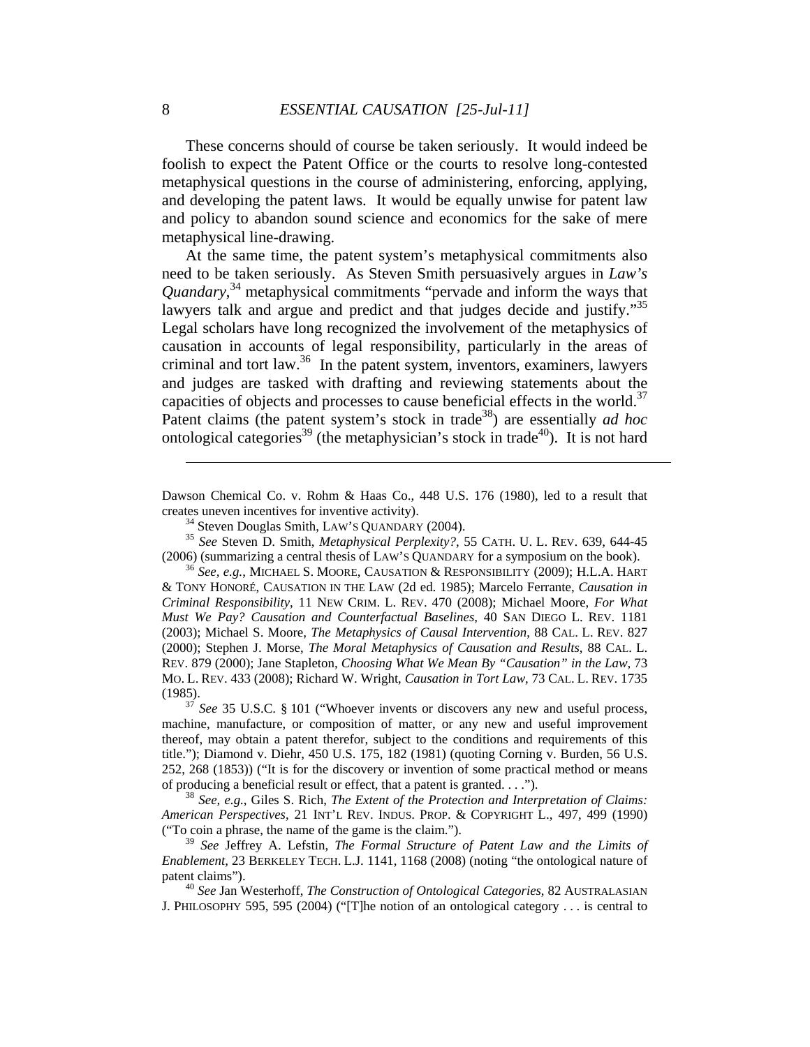These concerns should of course be taken seriously. It would indeed be foolish to expect the Patent Office or the courts to resolve long-contested metaphysical questions in the course of administering, enforcing, applying, and developing the patent laws. It would be equally unwise for patent law and policy to abandon sound science and economics for the sake of mere metaphysical line-drawing.

At the same time, the patent system's metaphysical commitments also need to be taken seriously. As Steven Smith persuasively argues in *Law's Quandary*,[34] metaphysical commitments "pervade and inform the ways that lawyers talk and argue and predict and that judges decide and justify."[35] Legal scholars have long recognized the involvement of the metaphysics of causation in accounts of legal responsibility, particularly in the areas of criminal and tort law.[36] In the patent system, inventors, examiners, lawyers and judges are tasked with drafting and reviewing statements about the capacities of objects and processes to cause beneficial effects in the world.[37] Patent claims (the patent system's stock in trade[38]) are essentially *ad hoc* ontological categories[39] (the metaphysician's stock in trade[40]). It is not hard

---

Dawson Chemical Co. v. Rohm & Haas Co., 448 U.S. 176 (1980), led to a result that creates uneven incentives for inventive activity).

[34] Steven Douglas Smith, LAW'S QUANDARY (2004).

[35] *See* Steven D. Smith, *Metaphysical Perplexity?*, 55 CATH. U. L. REV. 639, 644-45 (2006) (summarizing a central thesis of LAW'S QUANDARY for a symposium on the book).

[36] *See, e.g.*, MICHAEL S. MOORE, CAUSATION & RESPONSIBILITY (2009); H.L.A. HART & TONY HONORÉ, CAUSATION IN THE LAW (2d ed. 1985); Marcelo Ferrante, *Causation in Criminal Responsibility*, 11 NEW CRIM. L. REV. 470 (2008); Michael Moore, *For What Must We Pay? Causation and Counterfactual Baselines*, 40 SAN DIEGO L. REV. 1181 (2003); Michael S. Moore, *The Metaphysics of Causal Intervention*, 88 CAL. L. REV. 827 (2000); Stephen J. Morse, *The Moral Metaphysics of Causation and Results*, 88 CAL. L. REV. 879 (2000); Jane Stapleton, *Choosing What We Mean By "Causation" in the Law*, 73 MO. L. REV. 433 (2008); Richard W. Wright, *Causation in Tort Law*, 73 CAL. L. REV. 1735 (1985).

[37] *See* 35 U.S.C. § 101 ("Whoever invents or discovers any new and useful process, machine, manufacture, or composition of matter, or any new and useful improvement thereof, may obtain a patent therefor, subject to the conditions and requirements of this title."); Diamond v. Diehr, 450 U.S. 175, 182 (1981) (quoting Corning v. Burden, 56 U.S. 252, 268 (1853)) ("It is for the discovery or invention of some practical method or means of producing a beneficial result or effect, that a patent is granted. . . .").

[38] *See, e.g.*, Giles S. Rich, *The Extent of the Protection and Interpretation of Claims: American Perspectives*, 21 INT'L REV. INDUS. PROP. & COPYRIGHT L., 497, 499 (1990) ("To coin a phrase, the name of the game is the claim.").

[39] *See* Jeffrey A. Lefstin, *The Formal Structure of Patent Law and the Limits of Enablement*, 23 BERKELEY TECH. L.J. 1141, 1168 (2008) (noting "the ontological nature of patent claims").

[40] *See* Jan Westerhoff, *The Construction of Ontological Categories*, 82 AUSTRALASIAN J. PHILOSOPHY 595, 595 (2004) ("[T]he notion of an ontological category . . . is central to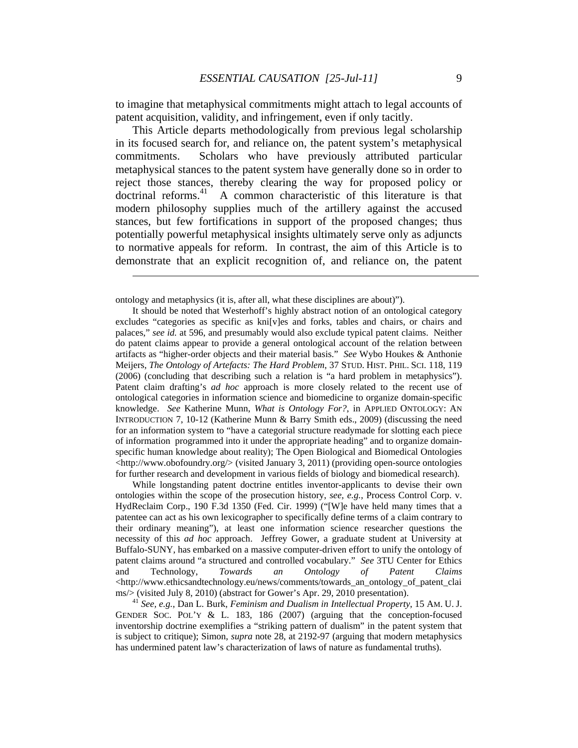to imagine that metaphysical commitments might attach to legal accounts of patent acquisition, validity, and infringement, even if only tacitly.

This Article departs methodologically from previous legal scholarship in its focused search for, and reliance on, the patent system's metaphysical commitments. Scholars who have previously attributed particular metaphysical stances to the patent system have generally done so in order to reject those stances, thereby clearing the way for proposed policy or doctrinal reforms.[41] A common characteristic of this literature is that modern philosophy supplies much of the artillery against the accused stances, but few fortifications in support of the proposed changes; thus potentially powerful metaphysical insights ultimately serve only as adjuncts to normative appeals for reform. In contrast, the aim of this Article is to demonstrate that an explicit recognition of, and reliance on, the patent

---

ontology and metaphysics (it is, after all, what these disciplines are about)").

It should be noted that Westerhoff's highly abstract notion of an ontological category excludes "categories as specific as kni[v]es and forks, tables and chairs, or chairs and palaces," *see id.* at 596, and presumably would also exclude typical patent claims. Neither do patent claims appear to provide a general ontological account of the relation between artifacts as "higher-order objects and their material basis." *See* Wybo Houkes & Anthonie Meijers, *The Ontology of Artefacts: The Hard Problem*, 37 STUD. HIST. PHIL. SCI. 118, 119 (2006) (concluding that describing such a relation is "a hard problem in metaphysics"). Patent claim drafting's *ad hoc* approach is more closely related to the recent use of ontological categories in information science and biomedicine to organize domain-specific knowledge. *See* Katherine Munn, *What is Ontology For?*, in APPLIED ONTOLOGY: AN INTRODUCTION 7, 10-12 (Katherine Munn & Barry Smith eds., 2009) (discussing the need for an information system to "have a categorial structure readymade for slotting each piece of information programmed into it under the appropriate heading" and to organize domain-specific human knowledge about reality); The Open Biological and Biomedical Ontologies <http://www.obofoundry.org/> (visited January 3, 2011) (providing open-source ontologies for further research and development in various fields of biology and biomedical research).

While longstanding patent doctrine entitles inventor-applicants to devise their own ontologies within the scope of the prosecution history, *see, e.g.*, Process Control Corp. v. HydReclaim Corp., 190 F.3d 1350 (Fed. Cir. 1999) ("[W]e have held many times that a patentee can act as his own lexicographer to specifically define terms of a claim contrary to their ordinary meaning"), at least one information science researcher questions the necessity of this *ad hoc* approach. Jeffrey Gower, a graduate student at University at Buffalo-SUNY, has embarked on a massive computer-driven effort to unify the ontology of patent claims around "a structured and controlled vocabulary." *See* 3TU Center for Ethics and Technology, *Towards an Ontology of Patent Claims* <http://www.ethicsandtechnology.eu/news/comments/towards_an_ontology_of_patent_claims/> (visited July 8, 2010) (abstract for Gower's Apr. 29, 2010 presentation).

[41] *See, e.g.*, Dan L. Burk, *Feminism and Dualism in Intellectual Property*, 15 AM. U. J. GENDER SOC. POL'Y & L. 183, 186 (2007) (arguing that the conception-focused inventorship doctrine exemplifies a "striking pattern of dualism" in the patent system that is subject to critique); Simon, *supra* note 28, at 2192-97 (arguing that modern metaphysics has undermined patent law's characterization of laws of nature as fundamental truths).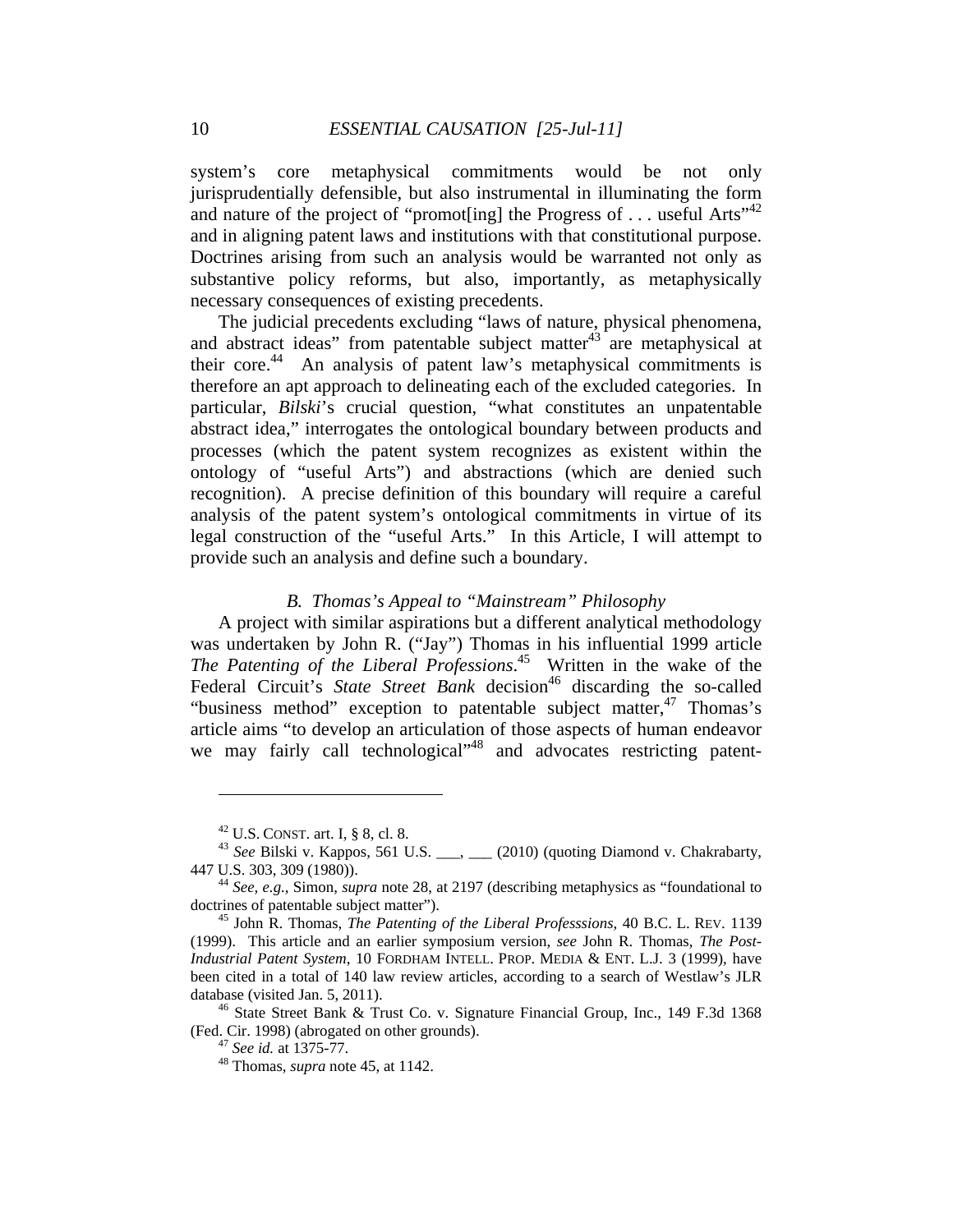system's core metaphysical commitments would be not only jurisprudentially defensible, but also instrumental in illuminating the form and nature of the project of "promot[ing] the Progress of . . . useful Arts"[42] and in aligning patent laws and institutions with that constitutional purpose. Doctrines arising from such an analysis would be warranted not only as substantive policy reforms, but also, importantly, as metaphysically necessary consequences of existing precedents.

The judicial precedents excluding "laws of nature, physical phenomena, and abstract ideas" from patentable subject matter[43] are metaphysical at their core.[44] An analysis of patent law's metaphysical commitments is therefore an apt approach to delineating each of the excluded categories. In particular, *Bilski*'s crucial question, "what constitutes an unpatentable abstract idea," interrogates the ontological boundary between products and processes (which the patent system recognizes as existent within the ontology of "useful Arts") and abstractions (which are denied such recognition). A precise definition of this boundary will require a careful analysis of the patent system's ontological commitments in virtue of its legal construction of the "useful Arts." In this Article, I will attempt to provide such an analysis and define such a boundary.

### *B. Thomas's Appeal to "Mainstream" Philosophy*

A project with similar aspirations but a different analytical methodology was undertaken by John R. ("Jay") Thomas in his influential 1999 article *The Patenting of the Liberal Professions*.[45] Written in the wake of the Federal Circuit's *State Street Bank* decision[46] discarding the so-called "business method" exception to patentable subject matter,[47] Thomas's article aims "to develop an articulation of those aspects of human endeavor we may fairly call technological"[48] and advocates restricting patent-

---

[42] U.S. CONST. art. I, § 8, cl. 8.

[43] *See* Bilski v. Kappos, 561 U.S. ___, ___ (2010) (quoting Diamond v. Chakrabarty, 447 U.S. 303, 309 (1980)).

[44] *See, e.g.*, Simon, *supra* note 28, at 2197 (describing metaphysics as "foundational to doctrines of patentable subject matter").

[45] John R. Thomas, *The Patenting of the Liberal Professsions*, 40 B.C. L. REV. 1139 (1999). This article and an earlier symposium version, *see* John R. Thomas, *The Post-Industrial Patent System*, 10 FORDHAM INTELL. PROP. MEDIA & ENT. L.J. 3 (1999), have been cited in a total of 140 law review articles, according to a search of Westlaw's JLR database (visited Jan. 5, 2011).

[46] State Street Bank & Trust Co. v. Signature Financial Group, Inc., 149 F.3d 1368 (Fed. Cir. 1998) (abrogated on other grounds).

[47] *See id.* at 1375-77.

[48] Thomas, *supra* note 45, at 1142.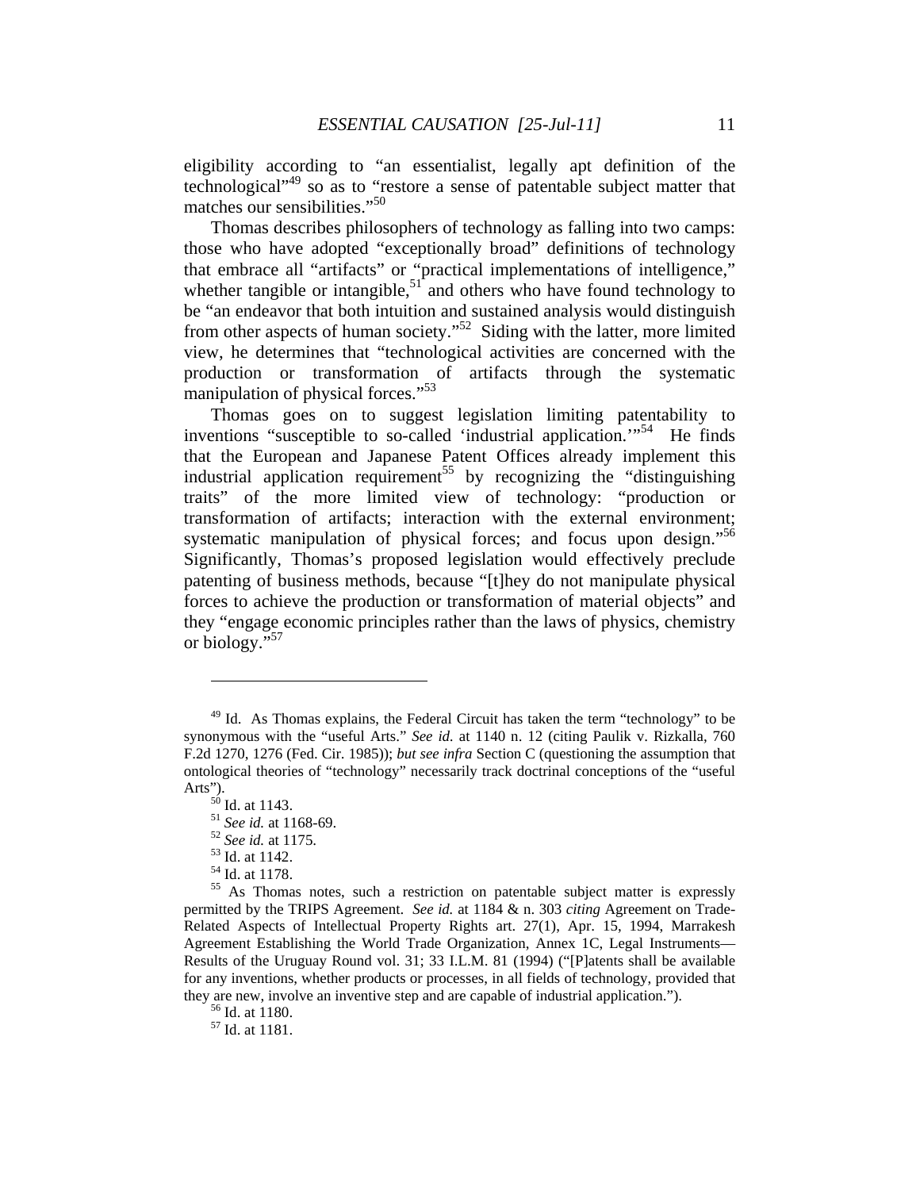eligibility according to "an essentialist, legally apt definition of the technological"[49] so as to "restore a sense of patentable subject matter that matches our sensibilities."[50]

Thomas describes philosophers of technology as falling into two camps: those who have adopted "exceptionally broad" definitions of technology that embrace all "artifacts" or "practical implementations of intelligence," whether tangible or intangible,[51] and others who have found technology to be "an endeavor that both intuition and sustained analysis would distinguish from other aspects of human society."[52] Siding with the latter, more limited view, he determines that "technological activities are concerned with the production or transformation of artifacts through the systematic manipulation of physical forces."[53]

Thomas goes on to suggest legislation limiting patentability to inventions "susceptible to so-called 'industrial application.'"[54] He finds that the European and Japanese Patent Offices already implement this industrial application requirement[55] by recognizing the "distinguishing traits" of the more limited view of technology: "production or transformation of artifacts; interaction with the external environment; systematic manipulation of physical forces; and focus upon design."[56] Significantly, Thomas's proposed legislation would effectively preclude patenting of business methods, because "[t]hey do not manipulate physical forces to achieve the production or transformation of material objects" and they "engage economic principles rather than the laws of physics, chemistry or biology."[57]

---

[49] Id. As Thomas explains, the Federal Circuit has taken the term "technology" to be synonymous with the "useful Arts." *See id.* at 1140 n. 12 (citing Paulik v. Rizkalla, 760 F.2d 1270, 1276 (Fed. Cir. 1985)); *but see infra* Section C (questioning the assumption that ontological theories of "technology" necessarily track doctrinal conceptions of the "useful Arts").

[50] Id. at 1143.

[51] *See id.* at 1168-69.

[52] *See id.* at 1175.

[53] Id. at 1142.

[54] Id. at 1178.

[55] As Thomas notes, such a restriction on patentable subject matter is expressly permitted by the TRIPS Agreement. *See id.* at 1184 & n. 303 *citing* Agreement on Trade-Related Aspects of Intellectual Property Rights art. 27(1), Apr. 15, 1994, Marrakesh Agreement Establishing the World Trade Organization, Annex 1C, Legal Instruments—Results of the Uruguay Round vol. 31; 33 I.L.M. 81 (1994) ("[P]atents shall be available for any inventions, whether products or processes, in all fields of technology, provided that they are new, involve an inventive step and are capable of industrial application.").

[56] Id. at 1180.

[57] Id. at 1181.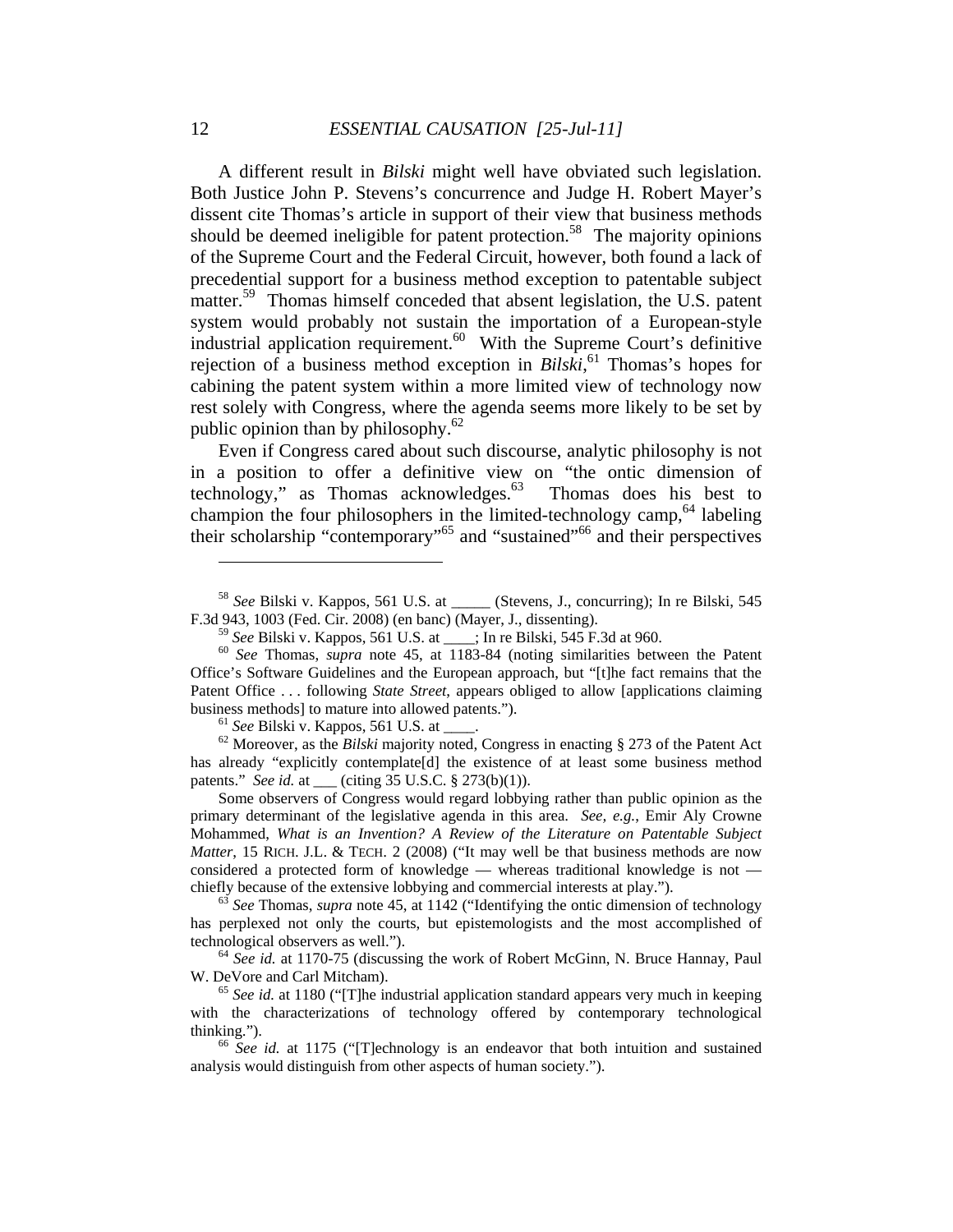A different result in *Bilski* might well have obviated such legislation. Both Justice John P. Stevens's concurrence and Judge H. Robert Mayer's dissent cite Thomas's article in support of their view that business methods should be deemed ineligible for patent protection.[58] The majority opinions of the Supreme Court and the Federal Circuit, however, both found a lack of precedential support for a business method exception to patentable subject matter.[59] Thomas himself conceded that absent legislation, the U.S. patent system would probably not sustain the importation of a European-style industrial application requirement.[60] With the Supreme Court's definitive rejection of a business method exception in *Bilski*,[61] Thomas's hopes for cabining the patent system within a more limited view of technology now rest solely with Congress, where the agenda seems more likely to be set by public opinion than by philosophy.[62]

Even if Congress cared about such discourse, analytic philosophy is not in a position to offer a definitive view on "the ontic dimension of technology," as Thomas acknowledges.[63] Thomas does his best to champion the four philosophers in the limited-technology camp,[64] labeling their scholarship "contemporary"[65] and "sustained"[66] and their perspectives

---

[58] *See* Bilski v. Kappos, 561 U.S. at _____ (Stevens, J., concurring); In re Bilski, 545 F.3d 943, 1003 (Fed. Cir. 2008) (en banc) (Mayer, J., dissenting).

[59] *See* Bilski v. Kappos, 561 U.S. at ____; In re Bilski, 545 F.3d at 960.

[60] *See* Thomas, *supra* note 45, at 1183-84 (noting similarities between the Patent Office's Software Guidelines and the European approach, but "[t]he fact remains that the Patent Office . . . following *State Street*, appears obliged to allow [applications claiming business methods] to mature into allowed patents.").

[61] *See* Bilski v. Kappos, 561 U.S. at ____.

[62] Moreover, as the *Bilski* majority noted, Congress in enacting § 273 of the Patent Act has already "explicitly contemplate[d] the existence of at least some business method patents." *See id.* at ___ (citing 35 U.S.C. § 273(b)(1)).

Some observers of Congress would regard lobbying rather than public opinion as the primary determinant of the legislative agenda in this area. *See, e.g.*, Emir Aly Crowne Mohammed, *What is an Invention? A Review of the Literature on Patentable Subject Matter*, 15 RICH. J.L. & TECH. 2 (2008) ("It may well be that business methods are now considered a protected form of knowledge — whereas traditional knowledge is not — chiefly because of the extensive lobbying and commercial interests at play.").

[63] *See* Thomas, *supra* note 45, at 1142 ("Identifying the ontic dimension of technology has perplexed not only the courts, but epistemologists and the most accomplished of technological observers as well.").

[64] *See id.* at 1170-75 (discussing the work of Robert McGinn, N. Bruce Hannay, Paul W. DeVore and Carl Mitcham).

[65] *See id.* at 1180 ("[T]he industrial application standard appears very much in keeping with the characterizations of technology offered by contemporary technological thinking.").

[66] *See id.* at 1175 ("[T]echnology is an endeavor that both intuition and sustained analysis would distinguish from other aspects of human society.").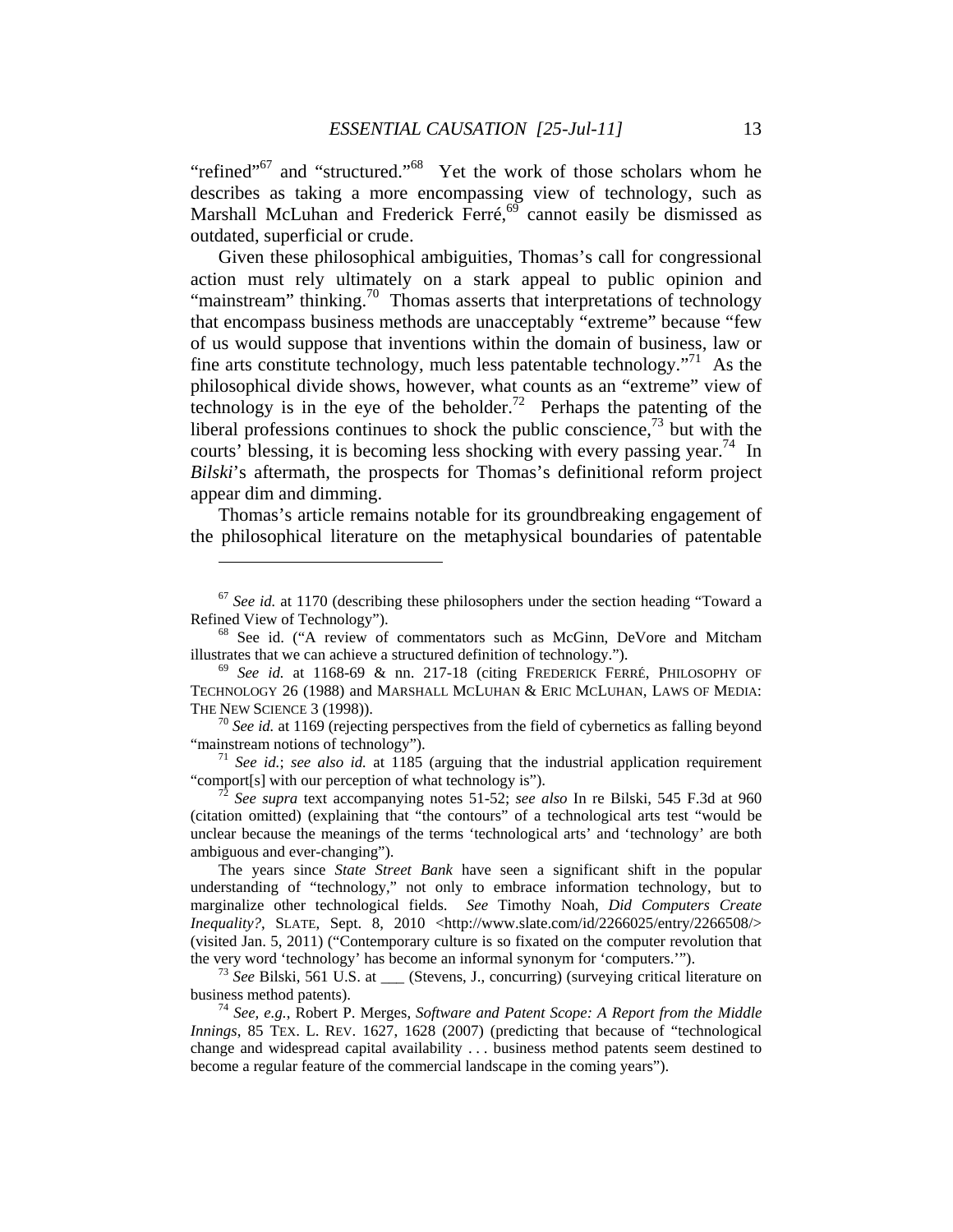"refined"[67] and "structured."[68] Yet the work of those scholars whom he describes as taking a more encompassing view of technology, such as Marshall McLuhan and Frederick Ferré,[69] cannot easily be dismissed as outdated, superficial or crude.

Given these philosophical ambiguities, Thomas's call for congressional action must rely ultimately on a stark appeal to public opinion and "mainstream" thinking.[70] Thomas asserts that interpretations of technology that encompass business methods are unacceptably "extreme" because "few of us would suppose that inventions within the domain of business, law or fine arts constitute technology, much less patentable technology."[71] As the philosophical divide shows, however, what counts as an "extreme" view of technology is in the eye of the beholder.[72] Perhaps the patenting of the liberal professions continues to shock the public conscience,[73] but with the courts' blessing, it is becoming less shocking with every passing year.[74] In *Bilski*'s aftermath, the prospects for Thomas's definitional reform project appear dim and dimming.

Thomas's article remains notable for its groundbreaking engagement of the philosophical literature on the metaphysical boundaries of patentable

---

[67] *See id.* at 1170 (describing these philosophers under the section heading "Toward a Refined View of Technology").

[68] See id. ("A review of commentators such as McGinn, DeVore and Mitcham illustrates that we can achieve a structured definition of technology.").

[69] *See id.* at 1168-69 & nn. 217-18 (citing FREDERICK FERRÉ, PHILOSOPHY OF TECHNOLOGY 26 (1988) and MARSHALL MCLUHAN & ERIC MCLUHAN, LAWS OF MEDIA: THE NEW SCIENCE 3 (1998)).

[70] *See id.* at 1169 (rejecting perspectives from the field of cybernetics as falling beyond "mainstream notions of technology").

[71] *See id.*; *see also id.* at 1185 (arguing that the industrial application requirement "comport[s] with our perception of what technology is").

[72] *See supra* text accompanying notes 51-52; *see also* In re Bilski, 545 F.3d at 960 (citation omitted) (explaining that "the contours" of a technological arts test "would be unclear because the meanings of the terms 'technological arts' and 'technology' are both ambiguous and ever-changing").

The years since *State Street Bank* have seen a significant shift in the popular understanding of "technology," not only to embrace information technology, but to marginalize other technological fields. *See* Timothy Noah, *Did Computers Create Inequality?*, SLATE, Sept. 8, 2010 <http://www.slate.com/id/2266025/entry/2266508/> (visited Jan. 5, 2011) ("Contemporary culture is so fixated on the computer revolution that the very word 'technology' has become an informal synonym for 'computers.'").

[73] *See* Bilski, 561 U.S. at ___ (Stevens, J., concurring) (surveying critical literature on business method patents).

[74] *See, e.g.*, Robert P. Merges, *Software and Patent Scope: A Report from the Middle Innings*, 85 TEX. L. REV. 1627, 1628 (2007) (predicting that because of "technological change and widespread capital availability . . . business method patents seem destined to become a regular feature of the commercial landscape in the coming years").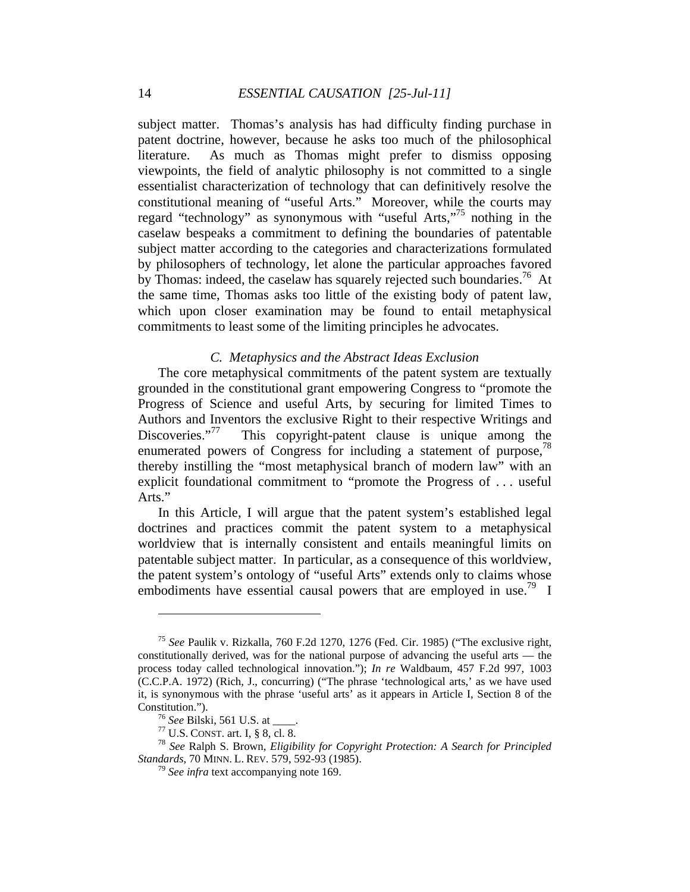subject matter. Thomas's analysis has had difficulty finding purchase in patent doctrine, however, because he asks too much of the philosophical literature. As much as Thomas might prefer to dismiss opposing viewpoints, the field of analytic philosophy is not committed to a single essentialist characterization of technology that can definitively resolve the constitutional meaning of "useful Arts." Moreover, while the courts may regard "technology" as synonymous with "useful Arts,"[75] nothing in the caselaw bespeaks a commitment to defining the boundaries of patentable subject matter according to the categories and characterizations formulated by philosophers of technology, let alone the particular approaches favored by Thomas: indeed, the caselaw has squarely rejected such boundaries.[76] At the same time, Thomas asks too little of the existing body of patent law, which upon closer examination may be found to entail metaphysical commitments to least some of the limiting principles he advocates.

### *C. Metaphysics and the Abstract Ideas Exclusion*

The core metaphysical commitments of the patent system are textually grounded in the constitutional grant empowering Congress to "promote the Progress of Science and useful Arts, by securing for limited Times to Authors and Inventors the exclusive Right to their respective Writings and Discoveries."[77] This copyright-patent clause is unique among the enumerated powers of Congress for including a statement of purpose,[78] thereby instilling the "most metaphysical branch of modern law" with an explicit foundational commitment to "promote the Progress of . . . useful Arts."

In this Article, I will argue that the patent system's established legal doctrines and practices commit the patent system to a metaphysical worldview that is internally consistent and entails meaningful limits on patentable subject matter. In particular, as a consequence of this worldview, the patent system's ontology of "useful Arts" extends only to claims whose embodiments have essential causal powers that are employed in use.[79] I

---

[75] *See* Paulik v. Rizkalla, 760 F.2d 1270, 1276 (Fed. Cir. 1985) ("The exclusive right, constitutionally derived, was for the national purpose of advancing the useful arts — the process today called technological innovation."); *In re* Waldbaum, 457 F.2d 997, 1003 (C.C.P.A. 1972) (Rich, J., concurring) ("The phrase 'technological arts,' as we have used it, is synonymous with the phrase 'useful arts' as it appears in Article I, Section 8 of the Constitution.").

[76] *See* Bilski, 561 U.S. at ____.

[77] U.S. CONST. art. I, § 8, cl. 8.

[78] *See* Ralph S. Brown, *Eligibility for Copyright Protection: A Search for Principled Standards*, 70 MINN. L. REV. 579, 592-93 (1985).

[79] *See infra* text accompanying note 169.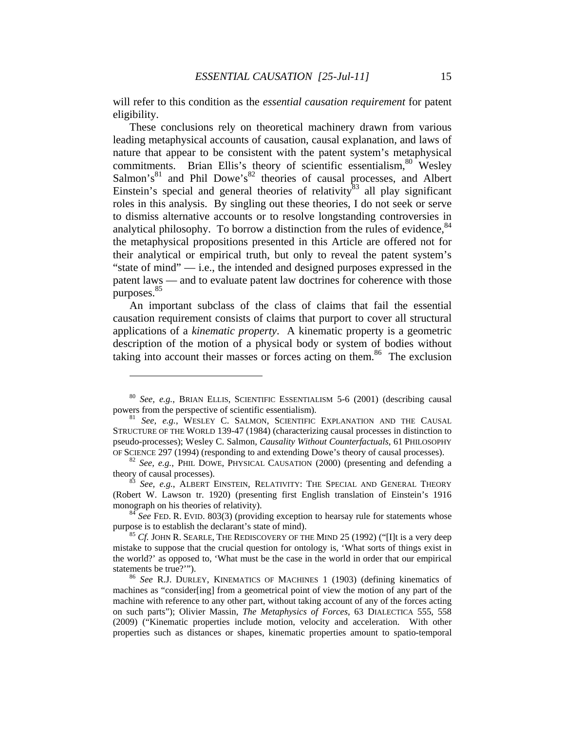will refer to this condition as the *essential causation requirement* for patent eligibility.

These conclusions rely on theoretical machinery drawn from various leading metaphysical accounts of causation, causal explanation, and laws of nature that appear to be consistent with the patent system's metaphysical commitments. Brian Ellis's theory of scientific essentialism,[80] Wesley Salmon's[81] and Phil Dowe's[82] theories of causal processes, and Albert Einstein's special and general theories of relativity[83] all play significant roles in this analysis. By singling out these theories, I do not seek or serve to dismiss alternative accounts or to resolve longstanding controversies in analytical philosophy. To borrow a distinction from the rules of evidence,[84] the metaphysical propositions presented in this Article are offered not for their analytical or empirical truth, but only to reveal the patent system's "state of mind" — i.e., the intended and designed purposes expressed in the patent laws — and to evaluate patent law doctrines for coherence with those purposes.[85]

An important subclass of the class of claims that fail the essential causation requirement consists of claims that purport to cover all structural applications of a *kinematic property*. A kinematic property is a geometric description of the motion of a physical body or system of bodies without taking into account their masses or forces acting on them.[86] The exclusion

---

[80] *See, e.g.*, BRIAN ELLIS, SCIENTIFIC ESSENTIALISM 5-6 (2001) (describing causal powers from the perspective of scientific essentialism).

[81] *See, e.g.*, WESLEY C. SALMON, SCIENTIFIC EXPLANATION AND THE CAUSAL STRUCTURE OF THE WORLD 139-47 (1984) (characterizing causal processes in distinction to pseudo-processes); Wesley C. Salmon, *Causality Without Counterfactuals*, 61 PHILOSOPHY OF SCIENCE 297 (1994) (responding to and extending Dowe's theory of causal processes).

[82] *See, e.g.*, PHIL DOWE, PHYSICAL CAUSATION (2000) (presenting and defending a theory of causal processes).

[83] *See, e.g.*, ALBERT EINSTEIN, RELATIVITY: THE SPECIAL AND GENERAL THEORY (Robert W. Lawson tr. 1920) (presenting first English translation of Einstein's 1916 monograph on his theories of relativity).

[84] *See* FED. R. EVID. 803(3) (providing exception to hearsay rule for statements whose purpose is to establish the declarant's state of mind).

[85] *Cf.* JOHN R. SEARLE, THE REDISCOVERY OF THE MIND 25 (1992) ("[I]t is a very deep mistake to suppose that the crucial question for ontology is, 'What sorts of things exist in the world?' as opposed to, 'What must be the case in the world in order that our empirical statements be true?'").

[86] *See* R.J. DURLEY, KINEMATICS OF MACHINES 1 (1903) (defining kinematics of machines as "consider[ing] from a geometrical point of view the motion of any part of the machine with reference to any other part, without taking account of any of the forces acting on such parts"); Olivier Massin, *The Metaphysics of Forces*, 63 DIALECTICA 555, 558 (2009) ("Kinematic properties include motion, velocity and acceleration. With other properties such as distances or shapes, kinematic properties amount to spatio-temporal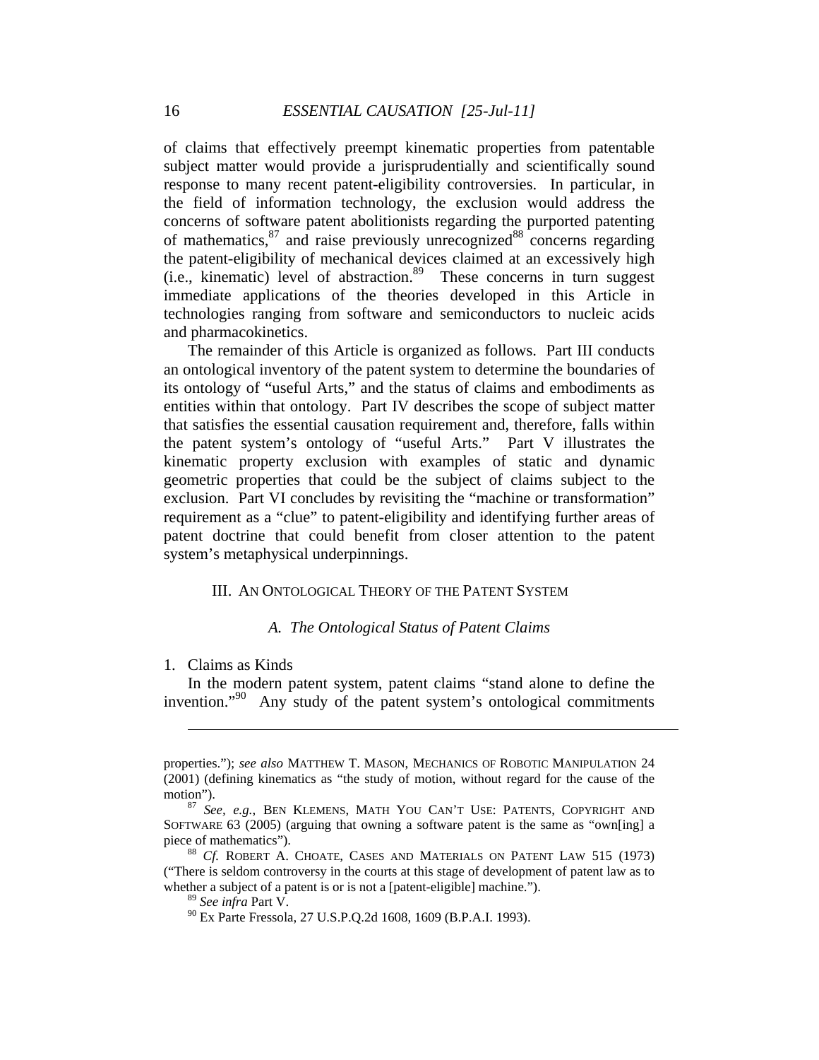of claims that effectively preempt kinematic properties from patentable subject matter would provide a jurisprudentially and scientifically sound response to many recent patent-eligibility controversies. In particular, in the field of information technology, the exclusion would address the concerns of software patent abolitionists regarding the purported patenting of mathematics,[87] and raise previously unrecognized[88] concerns regarding the patent-eligibility of mechanical devices claimed at an excessively high (i.e., kinematic) level of abstraction.[89] These concerns in turn suggest immediate applications of the theories developed in this Article in technologies ranging from software and semiconductors to nucleic acids and pharmacokinetics.

The remainder of this Article is organized as follows. Part III conducts an ontological inventory of the patent system to determine the boundaries of its ontology of "useful Arts," and the status of claims and embodiments as entities within that ontology. Part IV describes the scope of subject matter that satisfies the essential causation requirement and, therefore, falls within the patent system's ontology of "useful Arts." Part V illustrates the kinematic property exclusion with examples of static and dynamic geometric properties that could be the subject of claims subject to the exclusion. Part VI concludes by revisiting the "machine or transformation" requirement as a "clue" to patent-eligibility and identifying further areas of patent doctrine that could benefit from closer attention to the patent system's metaphysical underpinnings.

## III. An Ontological Theory of the Patent System

### *A. The Ontological Status of Patent Claims*

#### 1. Claims as Kinds

In the modern patent system, patent claims "stand alone to define the invention."[90] Any study of the patent system's ontological commitments

---

properties."); *see also* Matthew T. Mason, Mechanics of Robotic Manipulation 24 (2001) (defining kinematics as "the study of motion, without regard for the cause of the motion").

[87] *See, e.g.*, Ben Klemens, Math You Can't Use: Patents, Copyright and Software 63 (2005) (arguing that owning a software patent is the same as "own[ing] a piece of mathematics").

[88] *Cf.* Robert A. Choate, Cases and Materials on Patent Law 515 (1973) ("There is seldom controversy in the courts at this stage of development of patent law as to whether a subject of a patent is or is not a [patent-eligible] machine.").

[89] *See infra* Part V.

[90] Ex Parte Fressola, 27 U.S.P.Q.2d 1608, 1609 (B.P.A.I. 1993).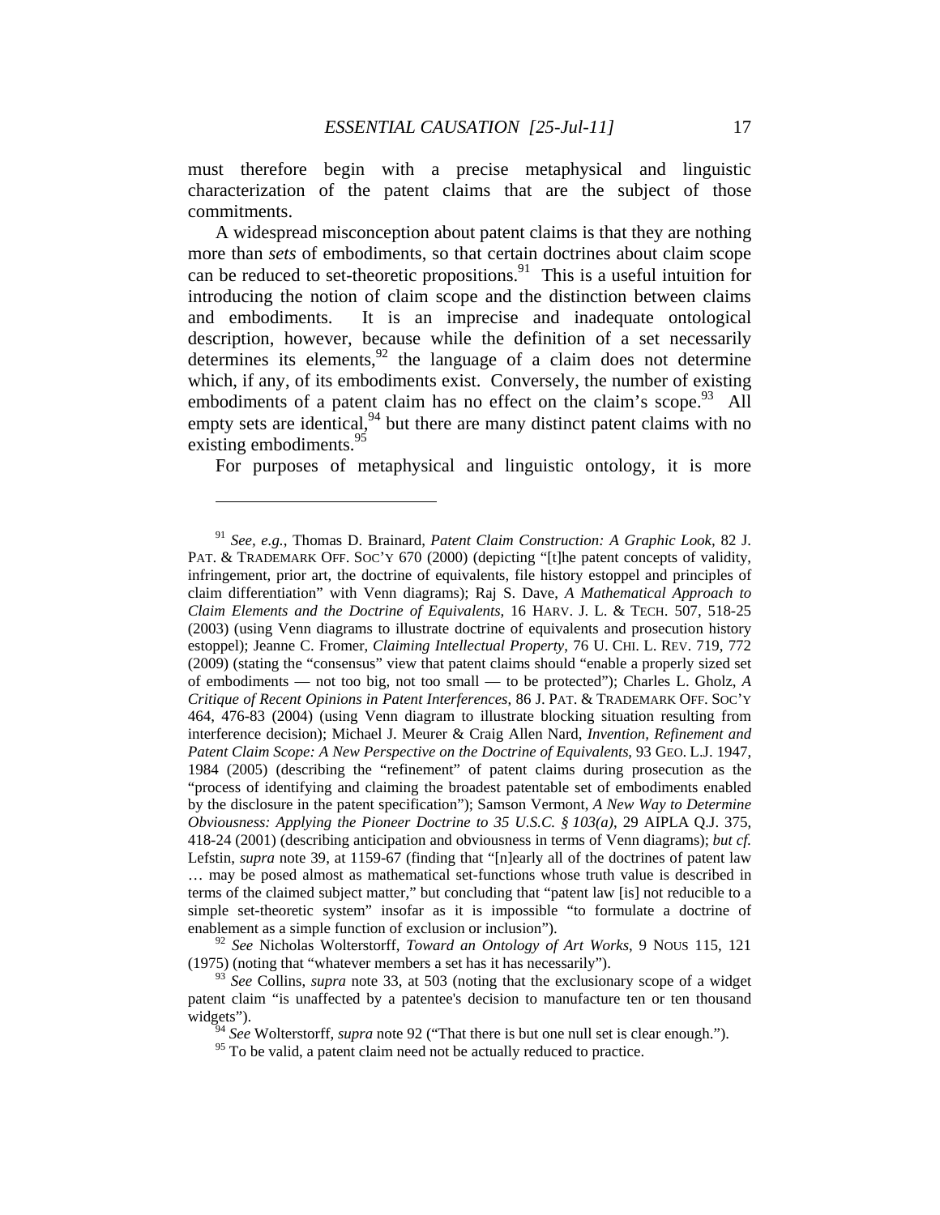must therefore begin with a precise metaphysical and linguistic characterization of the patent claims that are the subject of those commitments.

A widespread misconception about patent claims is that they are nothing more than *sets* of embodiments, so that certain doctrines about claim scope can be reduced to set-theoretic propositions.[91] This is a useful intuition for introducing the notion of claim scope and the distinction between claims and embodiments. It is an imprecise and inadequate ontological description, however, because while the definition of a set necessarily determines its elements,[92] the language of a claim does not determine which, if any, of its embodiments exist. Conversely, the number of existing embodiments of a patent claim has no effect on the claim's scope.[93] All empty sets are identical,[94] but there are many distinct patent claims with no existing embodiments.[95]

For purposes of metaphysical and linguistic ontology, it is more

---

[91] *See, e.g.*, Thomas D. Brainard, *Patent Claim Construction: A Graphic Look*, 82 J. PAT. & TRADEMARK OFF. SOC'Y 670 (2000) (depicting "[t]he patent concepts of validity, infringement, prior art, the doctrine of equivalents, file history estoppel and principles of claim differentiation" with Venn diagrams); Raj S. Dave, *A Mathematical Approach to Claim Elements and the Doctrine of Equivalents*, 16 HARV. J. L. & TECH. 507, 518-25 (2003) (using Venn diagrams to illustrate doctrine of equivalents and prosecution history estoppel); Jeanne C. Fromer, *Claiming Intellectual Property*, 76 U. CHI. L. REV. 719, 772 (2009) (stating the "consensus" view that patent claims should "enable a properly sized set of embodiments — not too big, not too small — to be protected"); Charles L. Gholz, *A Critique of Recent Opinions in Patent Interferences*, 86 J. PAT. & TRADEMARK OFF. SOC'Y 464, 476-83 (2004) (using Venn diagram to illustrate blocking situation resulting from interference decision); Michael J. Meurer & Craig Allen Nard, *Invention, Refinement and Patent Claim Scope: A New Perspective on the Doctrine of Equivalents*, 93 GEO. L.J. 1947, 1984 (2005) (describing the "refinement" of patent claims during prosecution as the "process of identifying and claiming the broadest patentable set of embodiments enabled by the disclosure in the patent specification"); Samson Vermont, *A New Way to Determine Obviousness: Applying the Pioneer Doctrine to 35 U.S.C. § 103(a)*, 29 AIPLA Q.J. 375, 418-24 (2001) (describing anticipation and obviousness in terms of Venn diagrams); *but cf.* Lefstin, *supra* note 39, at 1159-67 (finding that "[n]early all of the doctrines of patent law … may be posed almost as mathematical set-functions whose truth value is described in terms of the claimed subject matter," but concluding that "patent law [is] not reducible to a simple set-theoretic system" insofar as it is impossible "to formulate a doctrine of enablement as a simple function of exclusion or inclusion").

[92] *See* Nicholas Wolterstorff, *Toward an Ontology of Art Works*, 9 NOUS 115, 121 (1975) (noting that "whatever members a set has it has necessarily").

[93] *See* Collins, *supra* note 33, at 503 (noting that the exclusionary scope of a widget patent claim "is unaffected by a patentee's decision to manufacture ten or ten thousand widgets").

[94] *See* Wolterstorff, *supra* note 92 ("That there is but one null set is clear enough.").

[95] To be valid, a patent claim need not be actually reduced to practice.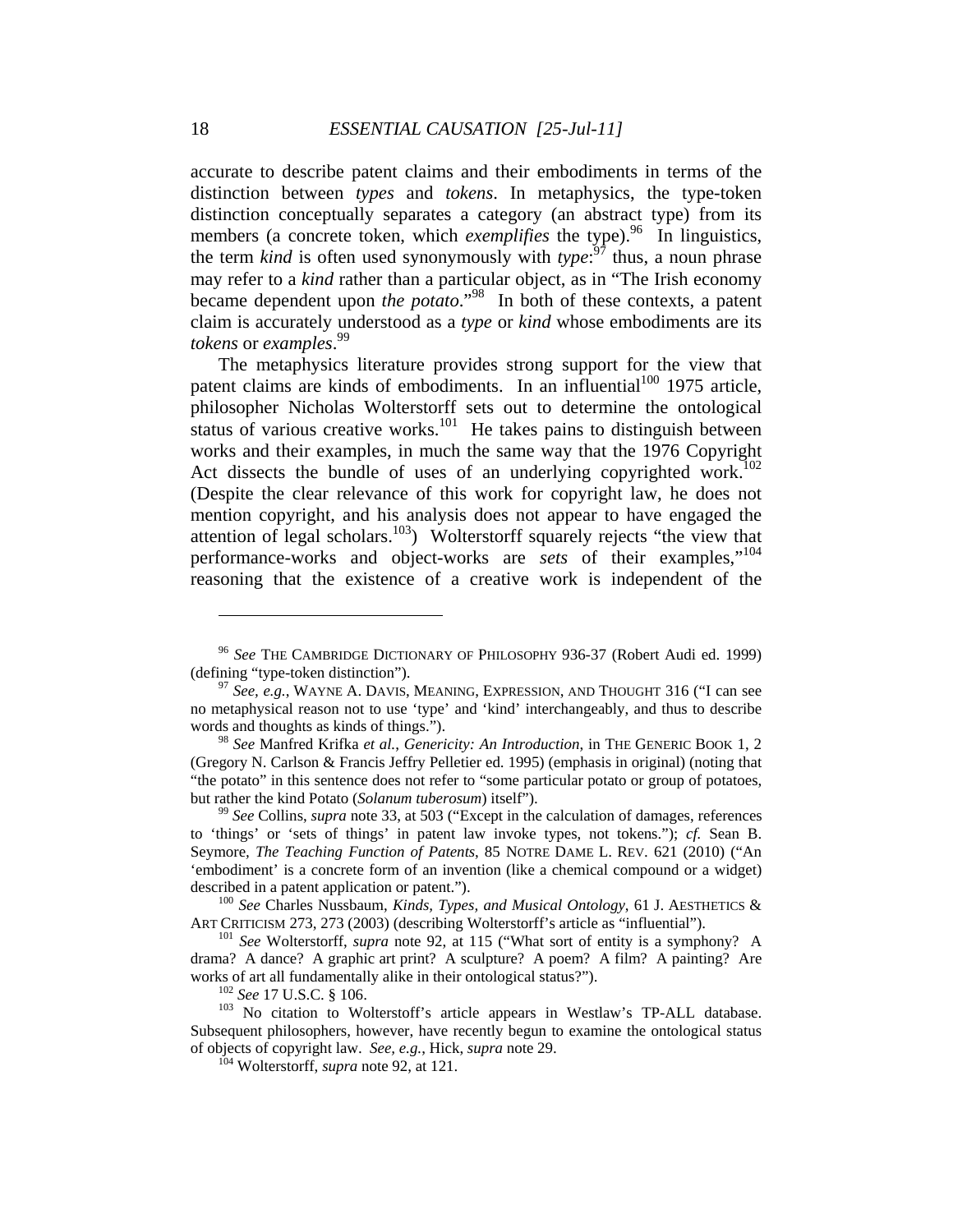accurate to describe patent claims and their embodiments in terms of the distinction between *types* and *tokens*. In metaphysics, the type-token distinction conceptually separates a category (an abstract type) from its members (a concrete token, which *exemplifies* the type).[96] In linguistics, the term *kind* is often used synonymously with *type*:[97] thus, a noun phrase may refer to a *kind* rather than a particular object, as in "The Irish economy became dependent upon *the potato*."[98] In both of these contexts, a patent claim is accurately understood as a *type* or *kind* whose embodiments are its *tokens* or *examples*.[99]

The metaphysics literature provides strong support for the view that patent claims are kinds of embodiments. In an influential[100] 1975 article, philosopher Nicholas Wolterstorff sets out to determine the ontological status of various creative works.[101] He takes pains to distinguish between works and their examples, in much the same way that the 1976 Copyright Act dissects the bundle of uses of an underlying copyrighted work.[102] (Despite the clear relevance of this work for copyright law, he does not mention copyright, and his analysis does not appear to have engaged the attention of legal scholars.[103]) Wolterstorff squarely rejects "the view that performance-works and object-works are *sets* of their examples,"[104] reasoning that the existence of a creative work is independent of the

---

[96] *See* THE CAMBRIDGE DICTIONARY OF PHILOSOPHY 936-37 (Robert Audi ed. 1999) (defining "type-token distinction").

[97] *See, e.g.*, WAYNE A. DAVIS, MEANING, EXPRESSION, AND THOUGHT 316 ("I can see no metaphysical reason not to use 'type' and 'kind' interchangeably, and thus to describe words and thoughts as kinds of things.").

[98] *See* Manfred Krifka *et al.*, *Genericity: An Introduction*, in THE GENERIC BOOK 1, 2 (Gregory N. Carlson & Francis Jeffry Pelletier ed. 1995) (emphasis in original) (noting that "the potato" in this sentence does not refer to "some particular potato or group of potatoes, but rather the kind Potato (*Solanum tuberosum*) itself").

[99] *See* Collins, *supra* note 33, at 503 ("Except in the calculation of damages, references to 'things' or 'sets of things' in patent law invoke types, not tokens."); *cf.* Sean B. Seymore, *The Teaching Function of Patents*, 85 NOTRE DAME L. REV. 621 (2010) ("An 'embodiment' is a concrete form of an invention (like a chemical compound or a widget) described in a patent application or patent.").

[100] *See* Charles Nussbaum, *Kinds, Types, and Musical Ontology*, 61 J. AESTHETICS & ART CRITICISM 273, 273 (2003) (describing Wolterstorff's article as "influential").

[101] *See* Wolterstorff, *supra* note 92, at 115 ("What sort of entity is a symphony? A drama? A dance? A graphic art print? A sculpture? A poem? A film? A painting? Are works of art all fundamentally alike in their ontological status?").

[102] *See* 17 U.S.C. § 106.

[103] No citation to Wolterstorff's article appears in Westlaw's TP-ALL database. Subsequent philosophers, however, have recently begun to examine the ontological status of objects of copyright law. *See, e.g.*, Hick, *supra* note 29.

[104] Wolterstorff, *supra* note 92, at 121.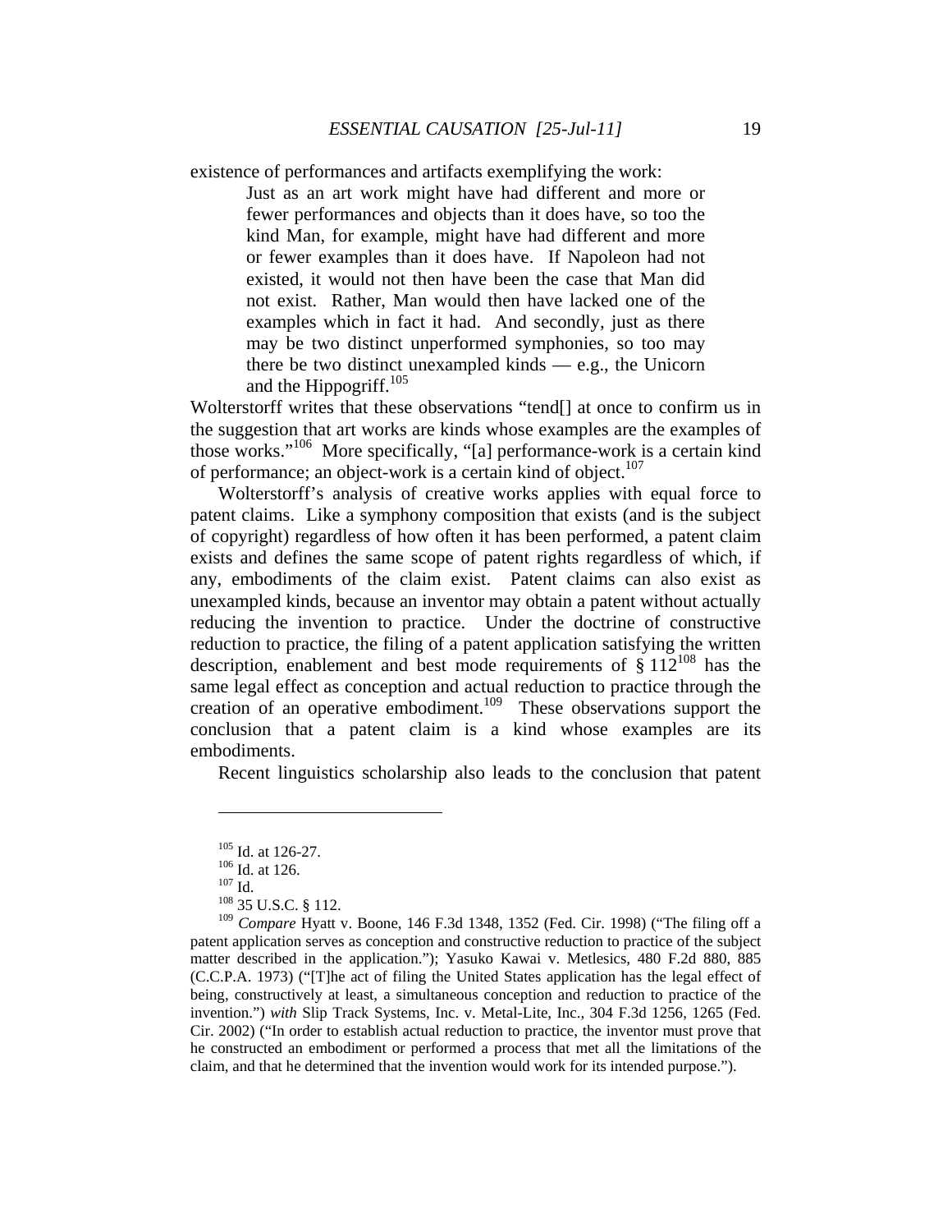existence of performances and artifacts exemplifying the work:

> Just as an art work might have had different and more or fewer performances and objects than it does have, so too the kind Man, for example, might have had different and more or fewer examples than it does have. If Napoleon had not existed, it would not then have been the case that Man did not exist. Rather, Man would then have lacked one of the examples which in fact it had. And secondly, just as there may be two distinct unperformed symphonies, so too may there be two distinct unexampled kinds — e.g., the Unicorn and the Hippogriff.[105]

Wolterstorff writes that these observations "tend[] at once to confirm us in the suggestion that art works are kinds whose examples are the examples of those works."[106] More specifically, "[a] performance-work is a certain kind of performance; an object-work is a certain kind of object.[107]

Wolterstorff's analysis of creative works applies with equal force to patent claims. Like a symphony composition that exists (and is the subject of copyright) regardless of how often it has been performed, a patent claim exists and defines the same scope of patent rights regardless of which, if any, embodiments of the claim exist. Patent claims can also exist as unexampled kinds, because an inventor may obtain a patent without actually reducing the invention to practice. Under the doctrine of constructive reduction to practice, the filing of a patent application satisfying the written description, enablement and best mode requirements of § 112[108] has the same legal effect as conception and actual reduction to practice through the creation of an operative embodiment.[109] These observations support the conclusion that a patent claim is a kind whose examples are its embodiments.

Recent linguistics scholarship also leads to the conclusion that patent

---

[105] Id. at 126-27.

[106] Id. at 126.

[107] Id.

[108] 35 U.S.C. § 112.

[109] *Compare* Hyatt v. Boone, 146 F.3d 1348, 1352 (Fed. Cir. 1998) ("The filing off a patent application serves as conception and constructive reduction to practice of the subject matter described in the application."); Yasuko Kawai v. Metlesics, 480 F.2d 880, 885 (C.C.P.A. 1973) ("[T]he act of filing the United States application has the legal effect of being, constructively at least, a simultaneous conception and reduction to practice of the invention.") *with* Slip Track Systems, Inc. v. Metal-Lite, Inc., 304 F.3d 1256, 1265 (Fed. Cir. 2002) ("In order to establish actual reduction to practice, the inventor must prove that he constructed an embodiment or performed a process that met all the limitations of the claim, and that he determined that the invention would work for its intended purpose.").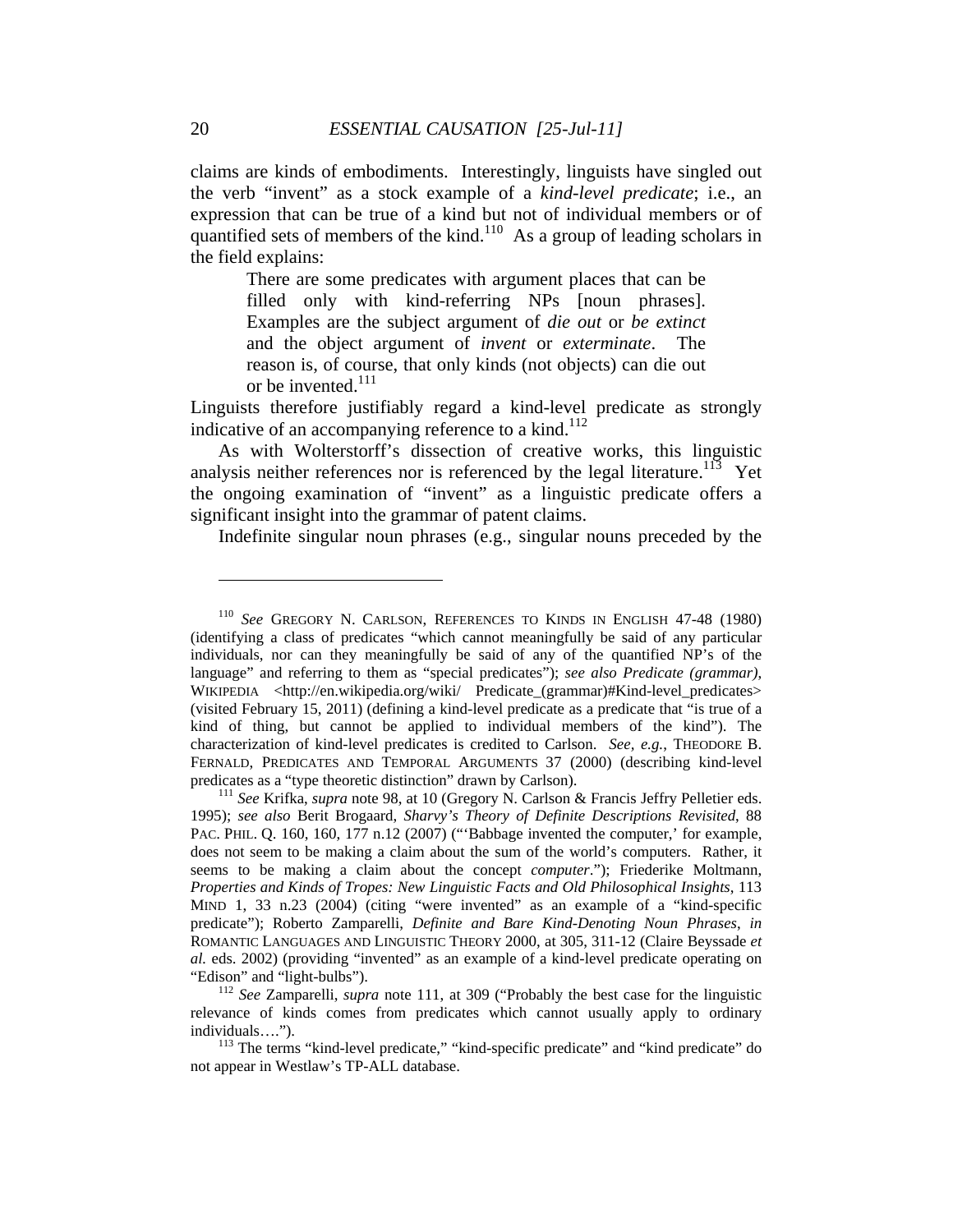claims are kinds of embodiments. Interestingly, linguists have singled out the verb "invent" as a stock example of a *kind-level predicate*; i.e., an expression that can be true of a kind but not of individual members or of quantified sets of members of the kind.[110] As a group of leading scholars in the field explains:

> There are some predicates with argument places that can be filled only with kind-referring NPs [noun phrases]. Examples are the subject argument of *die out* or *be extinct* and the object argument of *invent* or *exterminate*. The reason is, of course, that only kinds (not objects) can die out or be invented.[111]

Linguists therefore justifiably regard a kind-level predicate as strongly indicative of an accompanying reference to a kind.[112]

As with Wolterstorff's dissection of creative works, this linguistic analysis neither references nor is referenced by the legal literature.[113] Yet the ongoing examination of "invent" as a linguistic predicate offers a significant insight into the grammar of patent claims.

Indefinite singular noun phrases (e.g., singular nouns preceded by the

---

[110] *See* GREGORY N. CARLSON, REFERENCES TO KINDS IN ENGLISH 47-48 (1980) (identifying a class of predicates "which cannot meaningfully be said of any particular individuals, nor can they meaningfully be said of any of the quantified NP's of the language" and referring to them as "special predicates"); *see also Predicate (grammar)*, WIKIPEDIA <http://en.wikipedia.org/wiki/ Predicate_(grammar)#Kind-level_predicates> (visited February 15, 2011) (defining a kind-level predicate as a predicate that "is true of a kind of thing, but cannot be applied to individual members of the kind"). The characterization of kind-level predicates is credited to Carlson. *See, e.g.*, THEODORE B. FERNALD, PREDICATES AND TEMPORAL ARGUMENTS 37 (2000) (describing kind-level predicates as a "type theoretic distinction" drawn by Carlson).

[111] *See* Krifka, *supra* note 98, at 10 (Gregory N. Carlson & Francis Jeffry Pelletier eds. 1995); *see also* Berit Brogaard, *Sharvy's Theory of Definite Descriptions Revisited*, 88 PAC. PHIL. Q. 160, 160, 177 n.12 (2007) ("'Babbage invented the computer,' for example, does not seem to be making a claim about the sum of the world's computers. Rather, it seems to be making a claim about the concept *computer*."); Friederike Moltmann, *Properties and Kinds of Tropes: New Linguistic Facts and Old Philosophical Insights*, 113 MIND 1, 33 n.23 (2004) (citing "were invented" as an example of a "kind-specific predicate"); Roberto Zamparelli, *Definite and Bare Kind-Denoting Noun Phrases*, *in* ROMANTIC LANGUAGES AND LINGUISTIC THEORY 2000, at 305, 311-12 (Claire Beyssade *et al.* eds. 2002) (providing "invented" as an example of a kind-level predicate operating on "Edison" and "light-bulbs").

[112] *See* Zamparelli, *supra* note 111, at 309 ("Probably the best case for the linguistic relevance of kinds comes from predicates which cannot usually apply to ordinary individuals….").

[113] The terms "kind-level predicate," "kind-specific predicate" and "kind predicate" do not appear in Westlaw's TP-ALL database.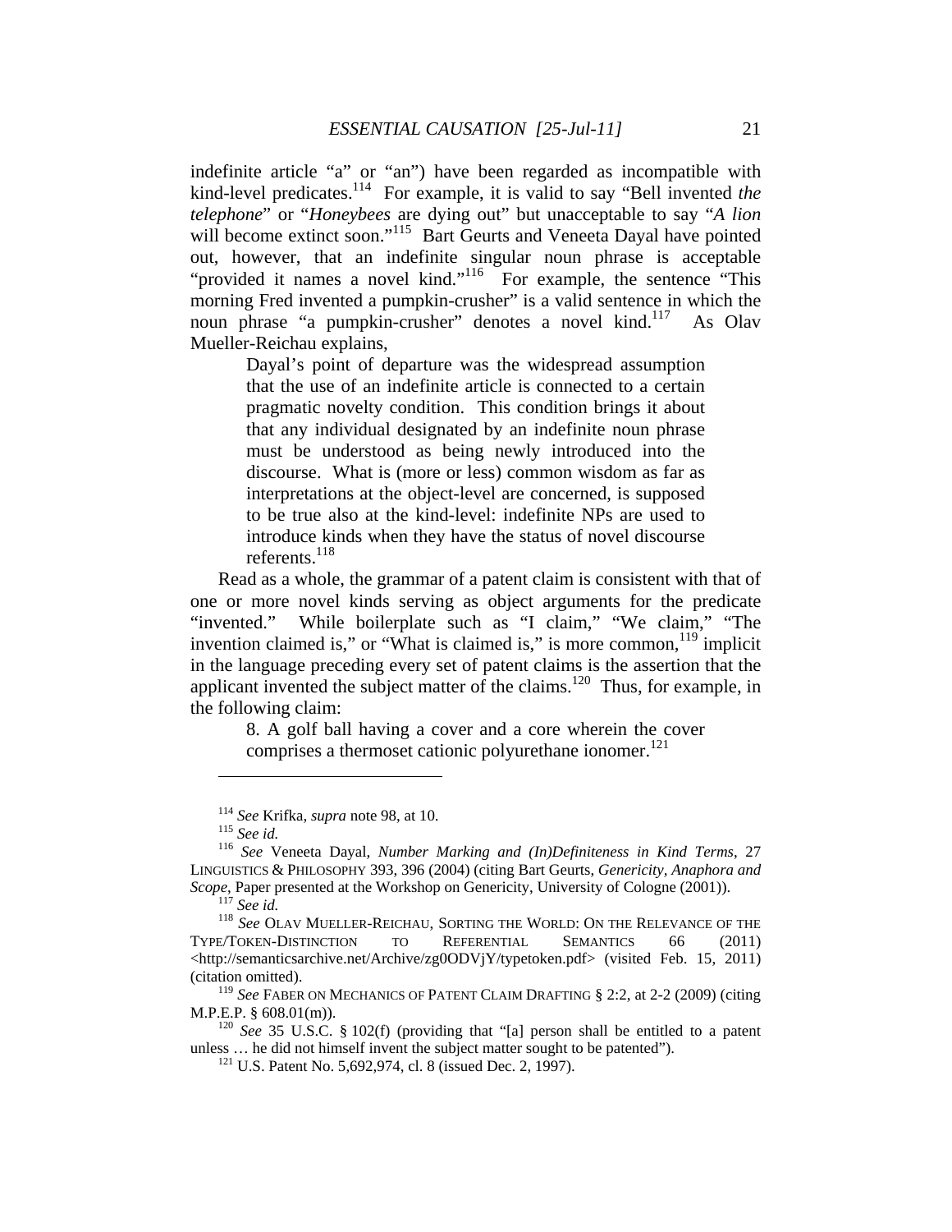indefinite article "a" or "an") have been regarded as incompatible with kind-level predicates.[114] For example, it is valid to say "Bell invented *the telephone*" or "*Honeybees* are dying out" but unacceptable to say "*A lion* will become extinct soon."[115] Bart Geurts and Veneeta Dayal have pointed out, however, that an indefinite singular noun phrase is acceptable "provided it names a novel kind."[116] For example, the sentence "This morning Fred invented a pumpkin-crusher" is a valid sentence in which the noun phrase "a pumpkin-crusher" denotes a novel kind.[117] As Olav Mueller-Reichau explains,

> Dayal's point of departure was the widespread assumption that the use of an indefinite article is connected to a certain pragmatic novelty condition. This condition brings it about that any individual designated by an indefinite noun phrase must be understood as being newly introduced into the discourse. What is (more or less) common wisdom as far as interpretations at the object-level are concerned, is supposed to be true also at the kind-level: indefinite NPs are used to introduce kinds when they have the status of novel discourse referents.[118]

Read as a whole, the grammar of a patent claim is consistent with that of one or more novel kinds serving as object arguments for the predicate "invented." While boilerplate such as "I claim," "We claim," "The invention claimed is," or "What is claimed is," is more common,[119] implicit in the language preceding every set of patent claims is the assertion that the applicant invented the subject matter of the claims.[120] Thus, for example, in the following claim:

> 8. A golf ball having a cover and a core wherein the cover comprises a thermoset cationic polyurethane ionomer.[121]

---

[114] *See* Krifka, *supra* note 98, at 10.

[115] *See id.*

[116] *See* Veneeta Dayal, *Number Marking and (In)Definiteness in Kind Terms*, 27 LINGUISTICS & PHILOSOPHY 393, 396 (2004) (citing Bart Geurts, *Genericity, Anaphora and Scope*, Paper presented at the Workshop on Genericity, University of Cologne (2001)).

[117] *See id.*

[118] *See* OLAV MUELLER-REICHAU, SORTING THE WORLD: ON THE RELEVANCE OF THE TYPE/TOKEN-DISTINCTION TO REFERENTIAL SEMANTICS 66 (2011) <http://semanticsarchive.net/Archive/zg0ODVjY/typetoken.pdf> (visited Feb. 15, 2011) (citation omitted).

[119] *See* FABER ON MECHANICS OF PATENT CLAIM DRAFTING § 2:2, at 2-2 (2009) (citing M.P.E.P. § 608.01(m)).

[120] *See* 35 U.S.C. § 102(f) (providing that "[a] person shall be entitled to a patent unless … he did not himself invent the subject matter sought to be patented").

[121] U.S. Patent No. 5,692,974, cl. 8 (issued Dec. 2, 1997).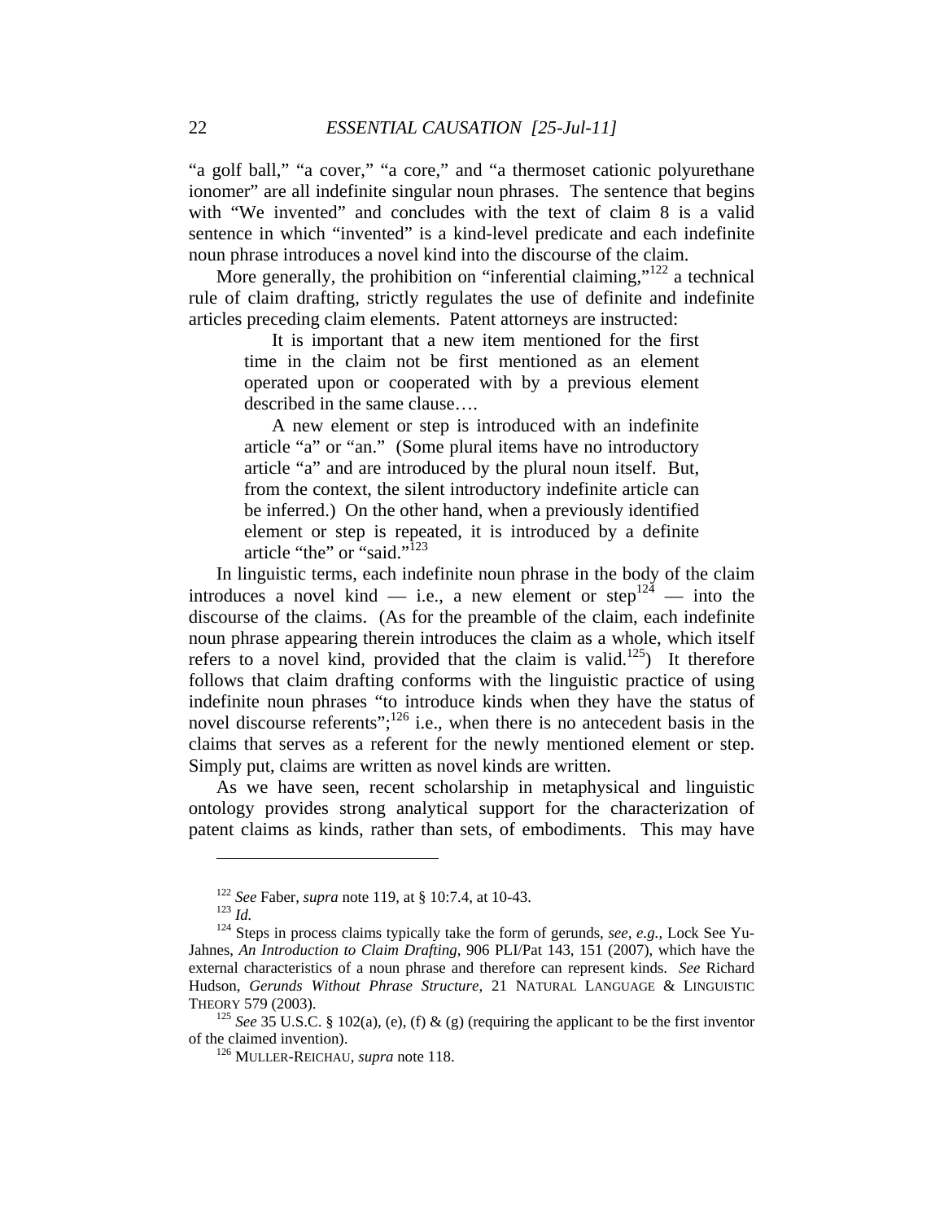"a golf ball," "a cover," "a core," and "a thermoset cationic polyurethane ionomer" are all indefinite singular noun phrases. The sentence that begins with "We invented" and concludes with the text of claim 8 is a valid sentence in which "invented" is a kind-level predicate and each indefinite noun phrase introduces a novel kind into the discourse of the claim.

More generally, the prohibition on "inferential claiming,"[122] a technical rule of claim drafting, strictly regulates the use of definite and indefinite articles preceding claim elements. Patent attorneys are instructed:

> It is important that a new item mentioned for the first time in the claim not be first mentioned as an element operated upon or cooperated with by a previous element described in the same clause….
>
> A new element or step is introduced with an indefinite article "a" or "an." (Some plural items have no introductory article "a" and are introduced by the plural noun itself. But, from the context, the silent introductory indefinite article can be inferred.) On the other hand, when a previously identified element or step is repeated, it is introduced by a definite article "the" or "said."[123]

In linguistic terms, each indefinite noun phrase in the body of the claim introduces a novel kind — i.e., a new element or step[124] — into the discourse of the claims. (As for the preamble of the claim, each indefinite noun phrase appearing therein introduces the claim as a whole, which itself refers to a novel kind, provided that the claim is valid.[125]) It therefore follows that claim drafting conforms with the linguistic practice of using indefinite noun phrases "to introduce kinds when they have the status of novel discourse referents";[126] i.e., when there is no antecedent basis in the claims that serves as a referent for the newly mentioned element or step. Simply put, claims are written as novel kinds are written.

As we have seen, recent scholarship in metaphysical and linguistic ontology provides strong analytical support for the characterization of patent claims as kinds, rather than sets, of embodiments. This may have

---

[122] *See* Faber, *supra* note 119, at § 10:7.4, at 10-43.

[123] *Id.*

[124] Steps in process claims typically take the form of gerunds, *see, e.g.*, Lock See Yu-Jahnes, *An Introduction to Claim Drafting*, 906 PLI/Pat 143, 151 (2007), which have the external characteristics of a noun phrase and therefore can represent kinds. *See* Richard Hudson, *Gerunds Without Phrase Structure*, 21 NATURAL LANGUAGE & LINGUISTIC THEORY 579 (2003).

[125] *See* 35 U.S.C. § 102(a), (e), (f) & (g) (requiring the applicant to be the first inventor of the claimed invention).

[126] MULLER-REICHAU, *supra* note 118.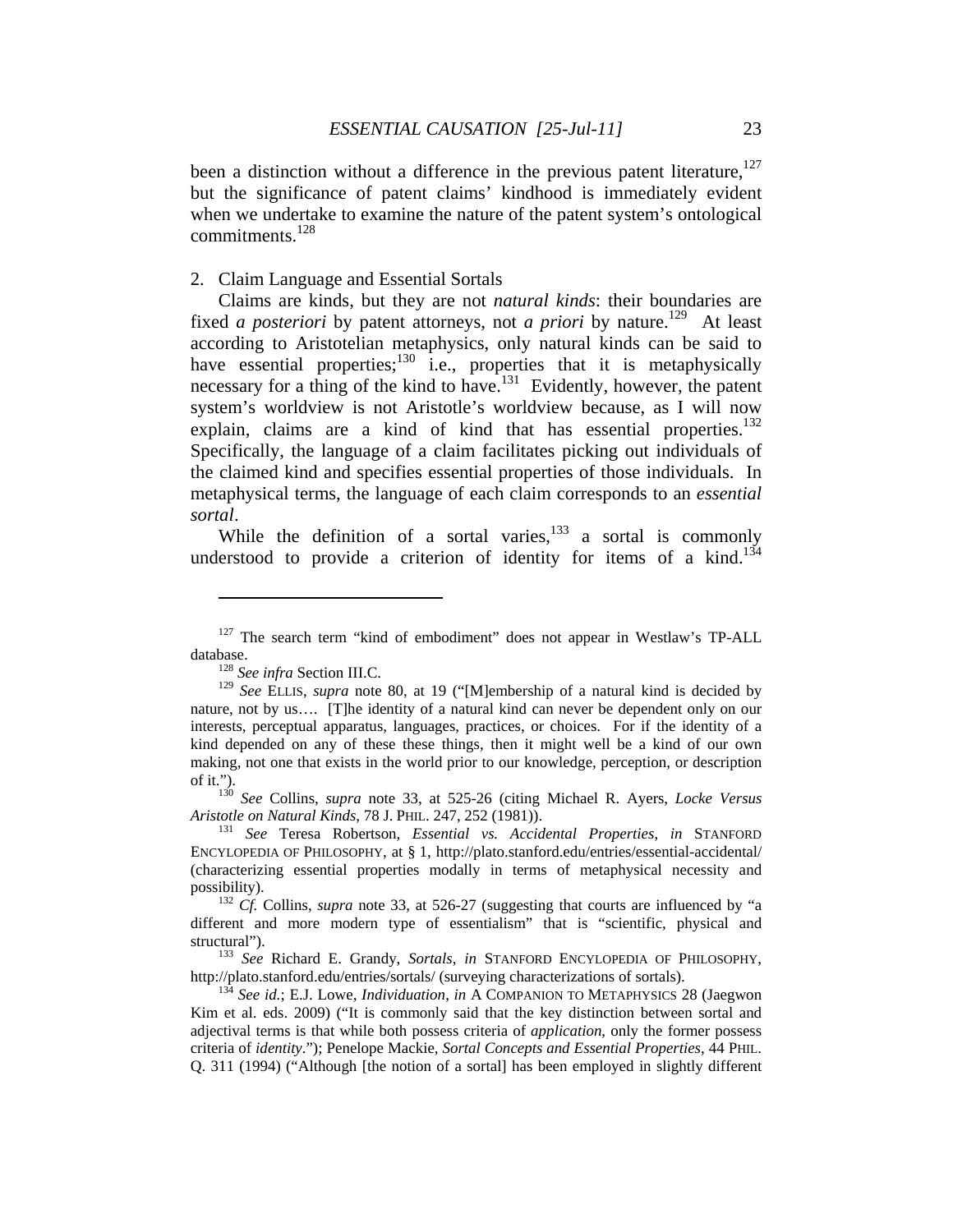been a distinction without a difference in the previous patent literature,[127] but the significance of patent claims' kindhood is immediately evident when we undertake to examine the nature of the patent system's ontological commitments.[128]

2. Claim Language and Essential Sortals

Claims are kinds, but they are not *natural kinds*: their boundaries are fixed *a posteriori* by patent attorneys, not *a priori* by nature.[129] At least according to Aristotelian metaphysics, only natural kinds can be said to have essential properties;[130] i.e., properties that it is metaphysically necessary for a thing of the kind to have.[131] Evidently, however, the patent system's worldview is not Aristotle's worldview because, as I will now explain, claims are a kind of kind that has essential properties.[132] Specifically, the language of a claim facilitates picking out individuals of the claimed kind and specifies essential properties of those individuals. In metaphysical terms, the language of each claim corresponds to an *essential sortal*.

While the definition of a sortal varies,[133] a sortal is commonly understood to provide a criterion of identity for items of a kind.[134]

---

[127] The search term "kind of embodiment" does not appear in Westlaw's TP-ALL database.

[128] *See infra* Section III.C.

[129] *See* ELLIS, *supra* note 80, at 19 ("[M]embership of a natural kind is decided by nature, not by us…. [T]he identity of a natural kind can never be dependent only on our interests, perceptual apparatus, languages, practices, or choices. For if the identity of a kind depended on any of these these things, then it might well be a kind of our own making, not one that exists in the world prior to our knowledge, perception, or description of it.").

[130] *See* Collins, *supra* note 33, at 525-26 (citing Michael R. Ayers, *Locke Versus Aristotle on Natural Kinds*, 78 J. PHIL. 247, 252 (1981)).

[131] *See* Teresa Robertson, *Essential vs. Accidental Properties*, *in* STANFORD ENCYCLOPEDIA OF PHILOSOPHY, at § 1, http://plato.stanford.edu/entries/essential-accidental/ (characterizing essential properties modally in terms of metaphysical necessity and possibility).

[132] *Cf.* Collins, *supra* note 33, at 526-27 (suggesting that courts are influenced by "a different and more modern type of essentialism" that is "scientific, physical and structural").

[133] *See* Richard E. Grandy, *Sortals*, *in* STANFORD ENCYCLOPEDIA OF PHILOSOPHY, http://plato.stanford.edu/entries/sortals/ (surveying characterizations of sortals).

[134] *See id.*; E.J. Lowe, *Individuation*, *in* A COMPANION TO METAPHYSICS 28 (Jaegwon Kim et al. eds. 2009) ("It is commonly said that the key distinction between sortal and adjectival terms is that while both possess criteria of *application*, only the former possess criteria of *identity*."); Penelope Mackie, *Sortal Concepts and Essential Properties*, 44 PHIL. Q. 311 (1994) ("Although [the notion of a sortal] has been employed in slightly different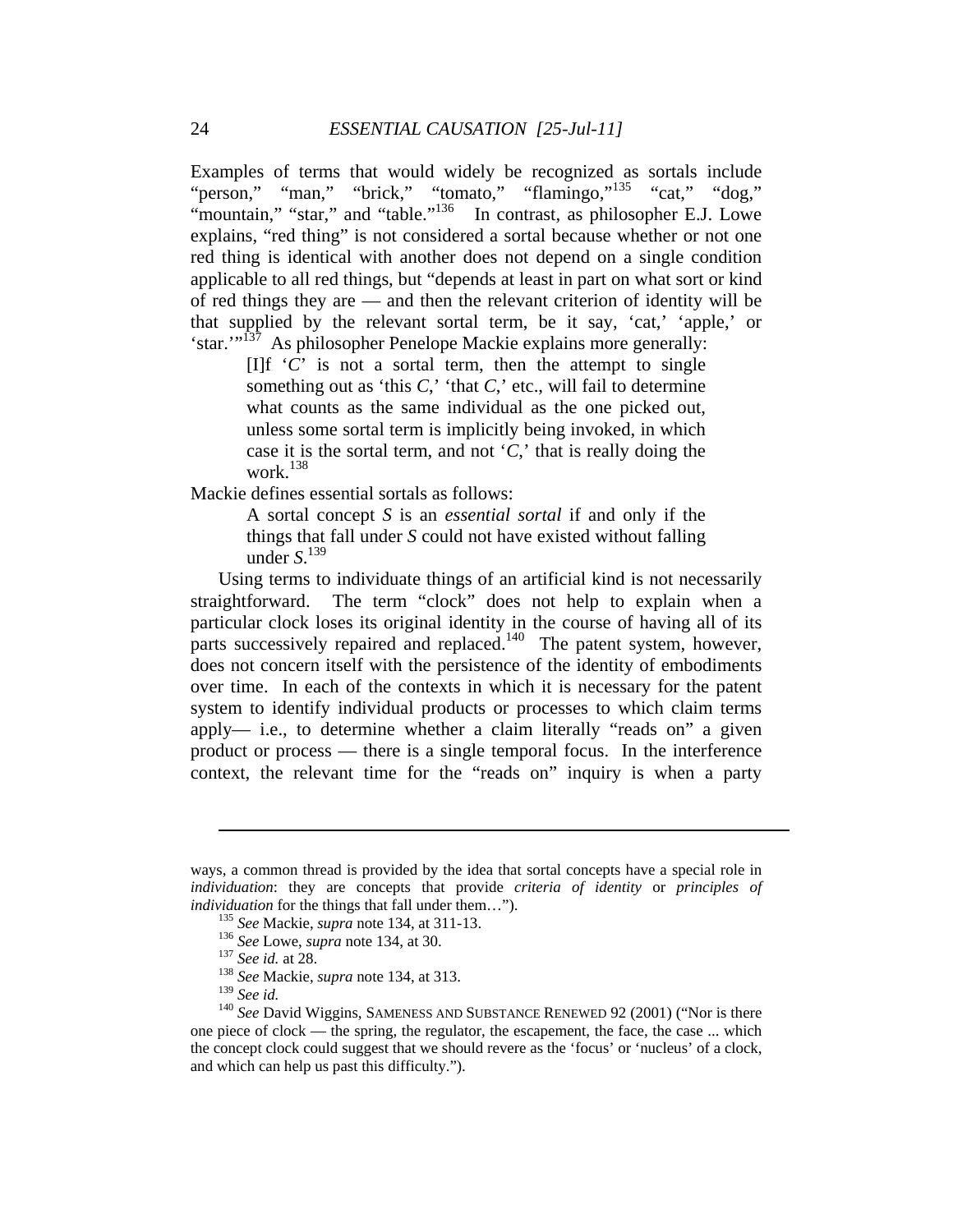Examples of terms that would widely be recognized as sortals include "person," "man," "brick," "tomato," "flamingo,"[135] "cat," "dog," "mountain," "star," and "table."[136] In contrast, as philosopher E.J. Lowe explains, "red thing" is not considered a sortal because whether or not one red thing is identical with another does not depend on a single condition applicable to all red things, but "depends at least in part on what sort or kind of red things they are — and then the relevant criterion of identity will be that supplied by the relevant sortal term, be it say, 'cat,' 'apple,' or 'star.'"[137] As philosopher Penelope Mackie explains more generally:

> [I]f '*C*' is not a sortal term, then the attempt to single something out as 'this *C*,' 'that *C*,' etc., will fail to determine what counts as the same individual as the one picked out, unless some sortal term is implicitly being invoked, in which case it is the sortal term, and not '*C*,' that is really doing the work.[138]

Mackie defines essential sortals as follows:

> A sortal concept *S* is an *essential sortal* if and only if the things that fall under *S* could not have existed without falling under *S*.[139]

Using terms to individuate things of an artificial kind is not necessarily straightforward. The term "clock" does not help to explain when a particular clock loses its original identity in the course of having all of its parts successively repaired and replaced.[140] The patent system, however, does not concern itself with the persistence of the identity of embodiments over time. In each of the contexts in which it is necessary for the patent system to identify individual products or processes to which claim terms apply— i.e., to determine whether a claim literally "reads on" a given product or process — there is a single temporal focus. In the interference context, the relevant time for the "reads on" inquiry is when a party

---

ways, a common thread is provided by the idea that sortal concepts have a special role in *individuation*: they are concepts that provide *criteria of identity* or *principles of individuation* for the things that fall under them…").

[135] *See* Mackie, *supra* note 134, at 311-13.

[136] *See* Lowe, *supra* note 134, at 30.

[137] *See id.* at 28.

[138] *See* Mackie, *supra* note 134, at 313.

[139] *See id.*

[140] *See* David Wiggins, SAMENESS AND SUBSTANCE RENEWED 92 (2001) ("Nor is there one piece of clock — the spring, the regulator, the escapement, the face, the case ... which the concept clock could suggest that we should revere as the 'focus' or 'nucleus' of a clock, and which can help us past this difficulty.").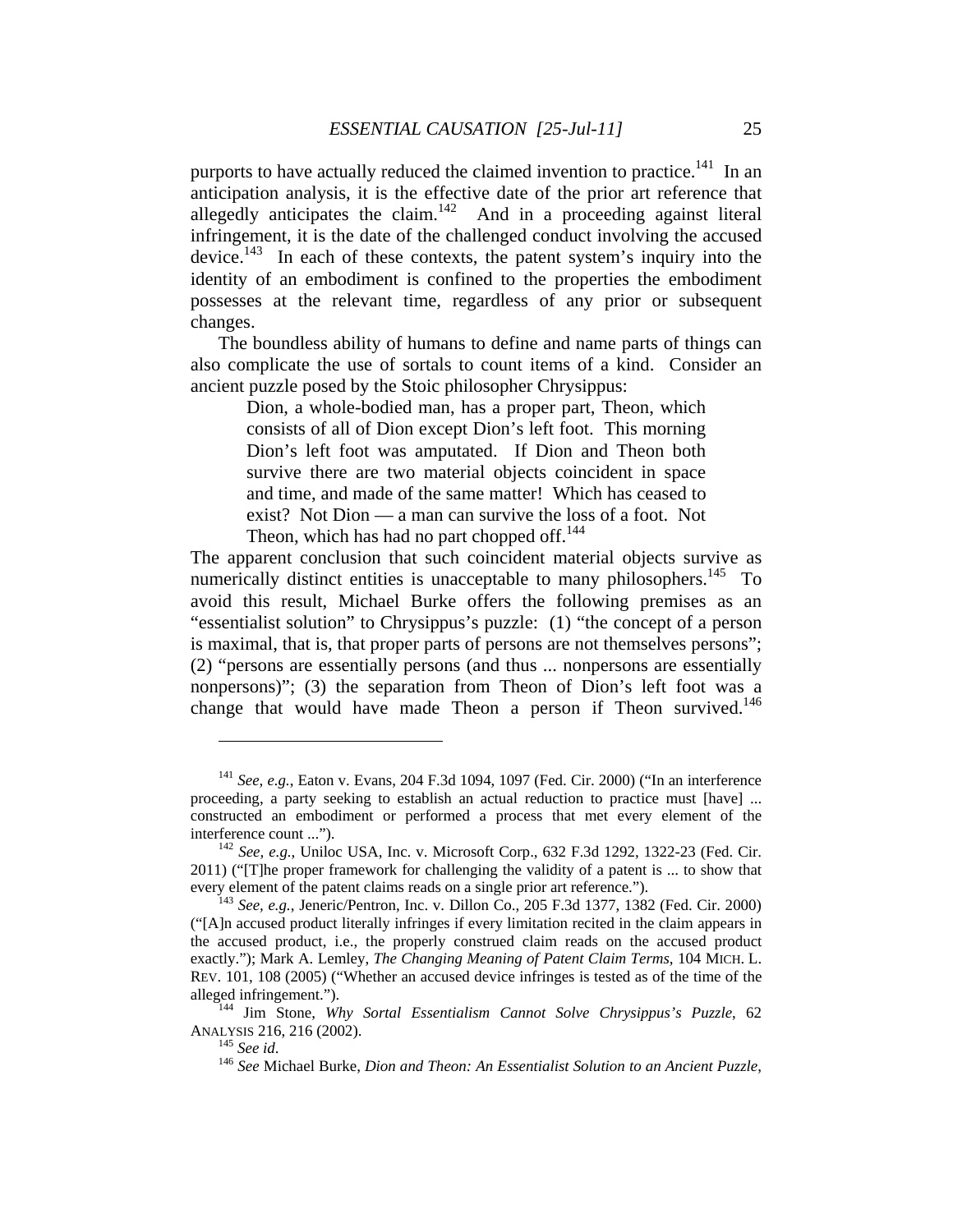purports to have actually reduced the claimed invention to practice.[141] In an anticipation analysis, it is the effective date of the prior art reference that allegedly anticipates the claim.[142] And in a proceeding against literal infringement, it is the date of the challenged conduct involving the accused device.[143] In each of these contexts, the patent system's inquiry into the identity of an embodiment is confined to the properties the embodiment possesses at the relevant time, regardless of any prior or subsequent changes.

The boundless ability of humans to define and name parts of things can also complicate the use of sortals to count items of a kind. Consider an ancient puzzle posed by the Stoic philosopher Chrysippus:

> Dion, a whole-bodied man, has a proper part, Theon, which consists of all of Dion except Dion's left foot. This morning Dion's left foot was amputated. If Dion and Theon both survive there are two material objects coincident in space and time, and made of the same matter! Which has ceased to exist? Not Dion — a man can survive the loss of a foot. Not Theon, which has had no part chopped off.[144]

The apparent conclusion that such coincident material objects survive as numerically distinct entities is unacceptable to many philosophers.[145] To avoid this result, Michael Burke offers the following premises as an "essentialist solution" to Chrysippus's puzzle: (1) "the concept of a person is maximal, that is, that proper parts of persons are not themselves persons"; (2) "persons are essentially persons (and thus ... nonpersons are essentially nonpersons)"; (3) the separation from Theon of Dion's left foot was a change that would have made Theon a person if Theon survived.[146]

---

[141] *See, e.g.*, Eaton v. Evans, 204 F.3d 1094, 1097 (Fed. Cir. 2000) ("In an interference proceeding, a party seeking to establish an actual reduction to practice must [have] ... constructed an embodiment or performed a process that met every element of the interference count ...").

[142] *See, e.g.*, Uniloc USA, Inc. v. Microsoft Corp., 632 F.3d 1292, 1322-23 (Fed. Cir. 2011) ("[T]he proper framework for challenging the validity of a patent is ... to show that every element of the patent claims reads on a single prior art reference.").

[143] *See, e.g.*, Jeneric/Pentron, Inc. v. Dillon Co., 205 F.3d 1377, 1382 (Fed. Cir. 2000) ("[A]n accused product literally infringes if every limitation recited in the claim appears in the accused product, i.e., the properly construed claim reads on the accused product exactly."); Mark A. Lemley, *The Changing Meaning of Patent Claim Terms*, 104 MICH. L. REV. 101, 108 (2005) ("Whether an accused device infringes is tested as of the time of the alleged infringement.").

[144] Jim Stone, *Why Sortal Essentialism Cannot Solve Chrysippus's Puzzle*, 62 ANALYSIS 216, 216 (2002).

[145] *See id*.

[146] *See* Michael Burke, *Dion and Theon: An Essentialist Solution to an Ancient Puzzle*,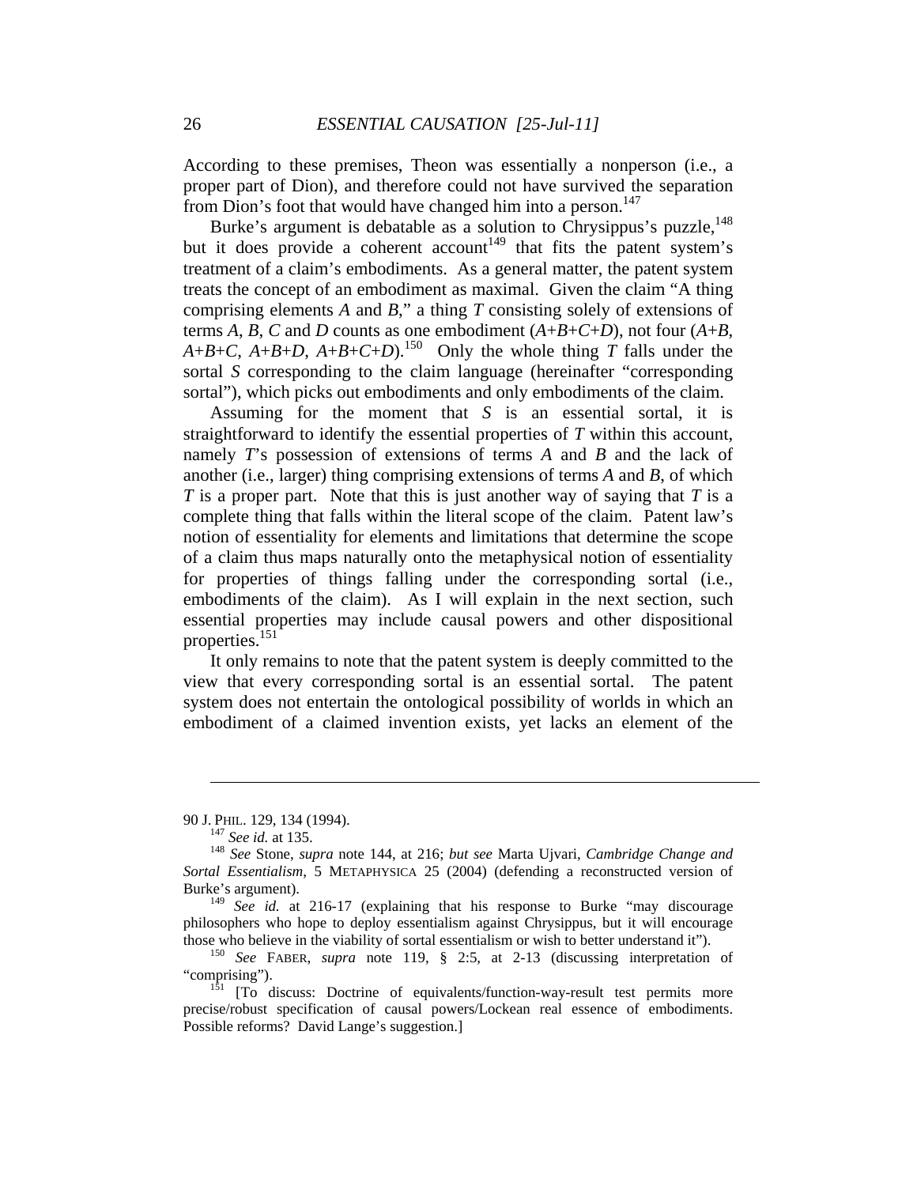According to these premises, Theon was essentially a nonperson (i.e., a proper part of Dion), and therefore could not have survived the separation from Dion's foot that would have changed him into a person.[147]

Burke's argument is debatable as a solution to Chrysippus's puzzle,[148] but it does provide a coherent account[149] that fits the patent system's treatment of a claim's embodiments. As a general matter, the patent system treats the concept of an embodiment as maximal. Given the claim "A thing comprising elements *A* and *B*," a thing *T* consisting solely of extensions of terms *A*, *B*, *C* and *D* counts as one embodiment (*A*+*B*+*C*+*D*), not four (*A*+*B*, *A*+*B*+*C*, *A*+*B*+*D*, *A*+*B*+*C*+*D*).[150] Only the whole thing *T* falls under the sortal *S* corresponding to the claim language (hereinafter "corresponding sortal"), which picks out embodiments and only embodiments of the claim.

Assuming for the moment that *S* is an essential sortal, it is straightforward to identify the essential properties of *T* within this account, namely *T*'s possession of extensions of terms *A* and *B* and the lack of another (i.e., larger) thing comprising extensions of terms *A* and *B*, of which *T* is a proper part. Note that this is just another way of saying that *T* is a complete thing that falls within the literal scope of the claim. Patent law's notion of essentiality for elements and limitations that determine the scope of a claim thus maps naturally onto the metaphysical notion of essentiality for properties of things falling under the corresponding sortal (i.e., embodiments of the claim). As I will explain in the next section, such essential properties may include causal powers and other dispositional properties.[151]

It only remains to note that the patent system is deeply committed to the view that every corresponding sortal is an essential sortal. The patent system does not entertain the ontological possibility of worlds in which an embodiment of a claimed invention exists, yet lacks an element of the

---

90 J. PHIL. 129, 134 (1994).

[147] *See id.* at 135.

[148] *See* Stone, *supra* note 144, at 216; *but see* Marta Ujvari, *Cambridge Change and Sortal Essentialism*, 5 METAPHYSICA 25 (2004) (defending a reconstructed version of Burke's argument).

[149] *See id.* at 216-17 (explaining that his response to Burke "may discourage philosophers who hope to deploy essentialism against Chrysippus, but it will encourage those who believe in the viability of sortal essentialism or wish to better understand it").

[150] *See* FABER, *supra* note 119, § 2:5, at 2-13 (discussing interpretation of "comprising").

[151] [To discuss: Doctrine of equivalents/function-way-result test permits more precise/robust specification of causal powers/Lockean real essence of embodiments. Possible reforms? David Lange's suggestion.]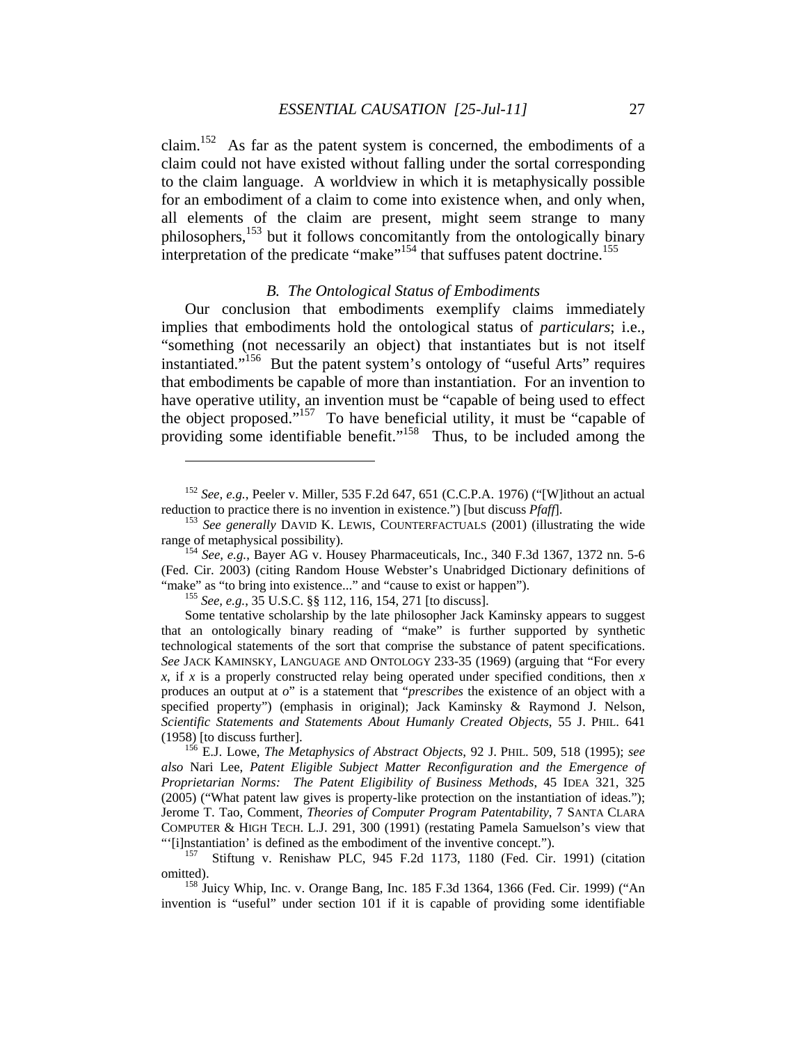claim.[152] As far as the patent system is concerned, the embodiments of a claim could not have existed without falling under the sortal corresponding to the claim language. A worldview in which it is metaphysically possible for an embodiment of a claim to come into existence when, and only when, all elements of the claim are present, might seem strange to many philosophers,[153] but it follows concomitantly from the ontologically binary interpretation of the predicate "make"[154] that suffuses patent doctrine.[155]

### *B. The Ontological Status of Embodiments*

Our conclusion that embodiments exemplify claims immediately implies that embodiments hold the ontological status of *particulars*; i.e., "something (not necessarily an object) that instantiates but is not itself instantiated."[156] But the patent system's ontology of "useful Arts" requires that embodiments be capable of more than instantiation. For an invention to have operative utility, an invention must be "capable of being used to effect the object proposed."[157] To have beneficial utility, it must be "capable of providing some identifiable benefit."[158] Thus, to be included among the

---

[152] *See, e.g.*, Peeler v. Miller, 535 F.2d 647, 651 (C.C.P.A. 1976) ("[W]ithout an actual reduction to practice there is no invention in existence.") [but discuss *Pfaff*].

[153] *See generally* DAVID K. LEWIS, COUNTERFACTUALS (2001) (illustrating the wide range of metaphysical possibility).

[154] *See, e.g.*, Bayer AG v. Housey Pharmaceuticals, Inc., 340 F.3d 1367, 1372 nn. 5-6 (Fed. Cir. 2003) (citing Random House Webster's Unabridged Dictionary definitions of "make" as "to bring into existence..." and "cause to exist or happen").

[155] *See, e.g.*, 35 U.S.C. §§ 112, 116, 154, 271 [to discuss].

Some tentative scholarship by the late philosopher Jack Kaminsky appears to suggest that an ontologically binary reading of "make" is further supported by synthetic technological statements of the sort that comprise the substance of patent specifications. *See* JACK KAMINSKY, LANGUAGE AND ONTOLOGY 233-35 (1969) (arguing that "For every *x*, if *x* is a properly constructed relay being operated under specified conditions, then *x* produces an output at *o*" is a statement that "*prescribes* the existence of an object with a specified property") (emphasis in original); Jack Kaminsky & Raymond J. Nelson, *Scientific Statements and Statements About Humanly Created Objects*, 55 J. PHIL. 641 (1958) [to discuss further].

[156] E.J. Lowe, *The Metaphysics of Abstract Objects*, 92 J. PHIL. 509, 518 (1995); *see also* Nari Lee, *Patent Eligible Subject Matter Reconfiguration and the Emergence of Proprietarian Norms: The Patent Eligibility of Business Methods*, 45 IDEA 321, 325 (2005) ("What patent law gives is property-like protection on the instantiation of ideas."); Jerome T. Tao, Comment, *Theories of Computer Program Patentability*, 7 SANTA CLARA COMPUTER & HIGH TECH. L.J. 291, 300 (1991) (restating Pamela Samuelson's view that "'[i]nstantiation' is defined as the embodiment of the inventive concept.").

[157] Stiftung v. Renishaw PLC, 945 F.2d 1173, 1180 (Fed. Cir. 1991) (citation omitted).

[158] Juicy Whip, Inc. v. Orange Bang, Inc. 185 F.3d 1364, 1366 (Fed. Cir. 1999) ("An invention is "useful" under section 101 if it is capable of providing some identifiable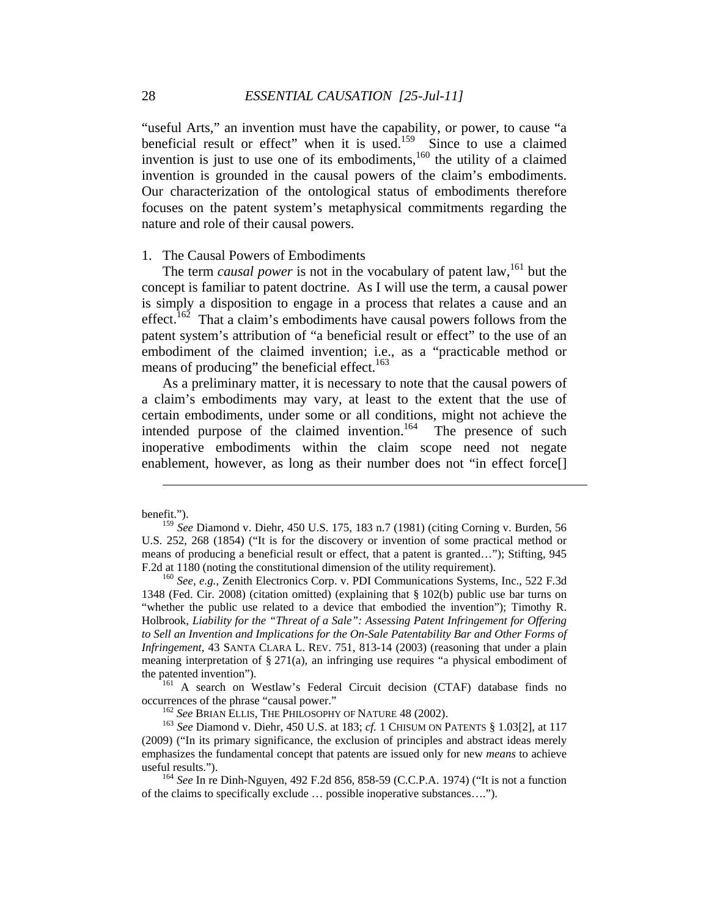"useful Arts," an invention must have the capability, or power, to cause "a beneficial result or effect" when it is used.[159] Since to use a claimed invention is just to use one of its embodiments,[160] the utility of a claimed invention is grounded in the causal powers of the claim's embodiments. Our characterization of the ontological status of embodiments therefore focuses on the patent system's metaphysical commitments regarding the nature and role of their causal powers.

1. The Causal Powers of Embodiments

The term *causal power* is not in the vocabulary of patent law,[161] but the concept is familiar to patent doctrine. As I will use the term, a causal power is simply a disposition to engage in a process that relates a cause and an effect.[162] That a claim's embodiments have causal powers follows from the patent system's attribution of "a beneficial result or effect" to the use of an embodiment of the claimed invention; i.e., as a "practicable method or means of producing" the beneficial effect.[163]

As a preliminary matter, it is necessary to note that the causal powers of a claim's embodiments may vary, at least to the extent that the use of certain embodiments, under some or all conditions, might not achieve the intended purpose of the claimed invention.[164] The presence of such inoperative embodiments within the claim scope need not negate enablement, however, as long as their number does not "in effect force[]

---

benefit.").

[159] *See* Diamond v. Diehr, 450 U.S. 175, 183 n.7 (1981) (citing Corning v. Burden, 56 U.S. 252, 268 (1854) ("It is for the discovery or invention of some practical method or means of producing a beneficial result or effect, that a patent is granted…"); Stifting, 945 F.2d at 1180 (noting the constitutional dimension of the utility requirement).

[160] *See*, *e.g.*, Zenith Electronics Corp. v. PDI Communications Systems, Inc., 522 F.3d 1348 (Fed. Cir. 2008) (citation omitted) (explaining that § 102(b) public use bar turns on "whether the public use related to a device that embodied the invention"); Timothy R. Holbrook, *Liability for the "Threat of a Sale": Assessing Patent Infringement for Offering to Sell an Invention and Implications for the On-Sale Patentability Bar and Other Forms of Infringement*, 43 SANTA CLARA L. REV. 751, 813-14 (2003) (reasoning that under a plain meaning interpretation of § 271(a), an infringing use requires "a physical embodiment of the patented invention").

[161] A search on Westlaw's Federal Circuit decision (CTAF) database finds no occurrences of the phrase "causal power."

[162] *See* BRIAN ELLIS, THE PHILOSOPHY OF NATURE 48 (2002).

[163] *See* Diamond v. Diehr, 450 U.S. at 183; *cf.* 1 CHISUM ON PATENTS § 1.03[2], at 117 (2009) ("In its primary significance, the exclusion of principles and abstract ideas merely emphasizes the fundamental concept that patents are issued only for new *means* to achieve useful results.").

[164] *See* In re Dinh-Nguyen, 492 F.2d 856, 858-59 (C.C.P.A. 1974) ("It is not a function of the claims to specifically exclude … possible inoperative substances….").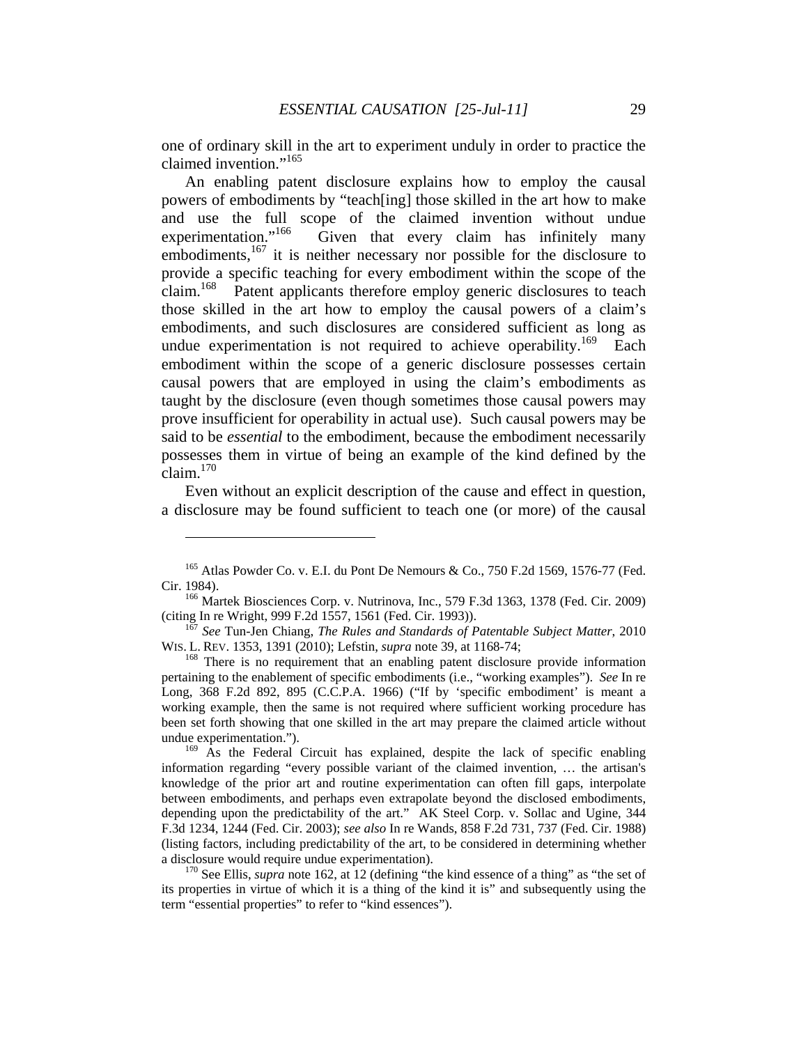one of ordinary skill in the art to experiment unduly in order to practice the claimed invention."[165]

An enabling patent disclosure explains how to employ the causal powers of embodiments by "teach[ing] those skilled in the art how to make and use the full scope of the claimed invention without undue experimentation."[166] Given that every claim has infinitely many embodiments,[167] it is neither necessary nor possible for the disclosure to provide a specific teaching for every embodiment within the scope of the claim.[168] Patent applicants therefore employ generic disclosures to teach those skilled in the art how to employ the causal powers of a claim's embodiments, and such disclosures are considered sufficient as long as undue experimentation is not required to achieve operability.[169] Each embodiment within the scope of a generic disclosure possesses certain causal powers that are employed in using the claim's embodiments as taught by the disclosure (even though sometimes those causal powers may prove insufficient for operability in actual use). Such causal powers may be said to be *essential* to the embodiment, because the embodiment necessarily possesses them in virtue of being an example of the kind defined by the claim.[170]

Even without an explicit description of the cause and effect in question, a disclosure may be found sufficient to teach one (or more) of the causal

---

[165] Atlas Powder Co. v. E.I. du Pont De Nemours & Co., 750 F.2d 1569, 1576-77 (Fed. Cir. 1984).

[166] Martek Biosciences Corp. v. Nutrinova, Inc., 579 F.3d 1363, 1378 (Fed. Cir. 2009) (citing In re Wright, 999 F.2d 1557, 1561 (Fed. Cir. 1993)).

[167] *See* Tun-Jen Chiang, *The Rules and Standards of Patentable Subject Matter,* 2010 WIS. L. REV. 1353, 1391 (2010); Lefstin, *supra* note 39, at 1168-74;

[168] There is no requirement that an enabling patent disclosure provide information pertaining to the enablement of specific embodiments (i.e., "working examples"). *See* In re Long, 368 F.2d 892, 895 (C.C.P.A. 1966) ("If by 'specific embodiment' is meant a working example, then the same is not required where sufficient working procedure has been set forth showing that one skilled in the art may prepare the claimed article without undue experimentation.").

[169] As the Federal Circuit has explained, despite the lack of specific enabling information regarding "every possible variant of the claimed invention, … the artisan's knowledge of the prior art and routine experimentation can often fill gaps, interpolate between embodiments, and perhaps even extrapolate beyond the disclosed embodiments, depending upon the predictability of the art." AK Steel Corp. v. Sollac and Ugine, 344 F.3d 1234, 1244 (Fed. Cir. 2003); *see also* In re Wands, 858 F.2d 731, 737 (Fed. Cir. 1988) (listing factors, including predictability of the art, to be considered in determining whether a disclosure would require undue experimentation).

[170] See Ellis, *supra* note 162, at 12 (defining "the kind essence of a thing" as "the set of its properties in virtue of which it is a thing of the kind it is" and subsequently using the term "essential properties" to refer to "kind essences").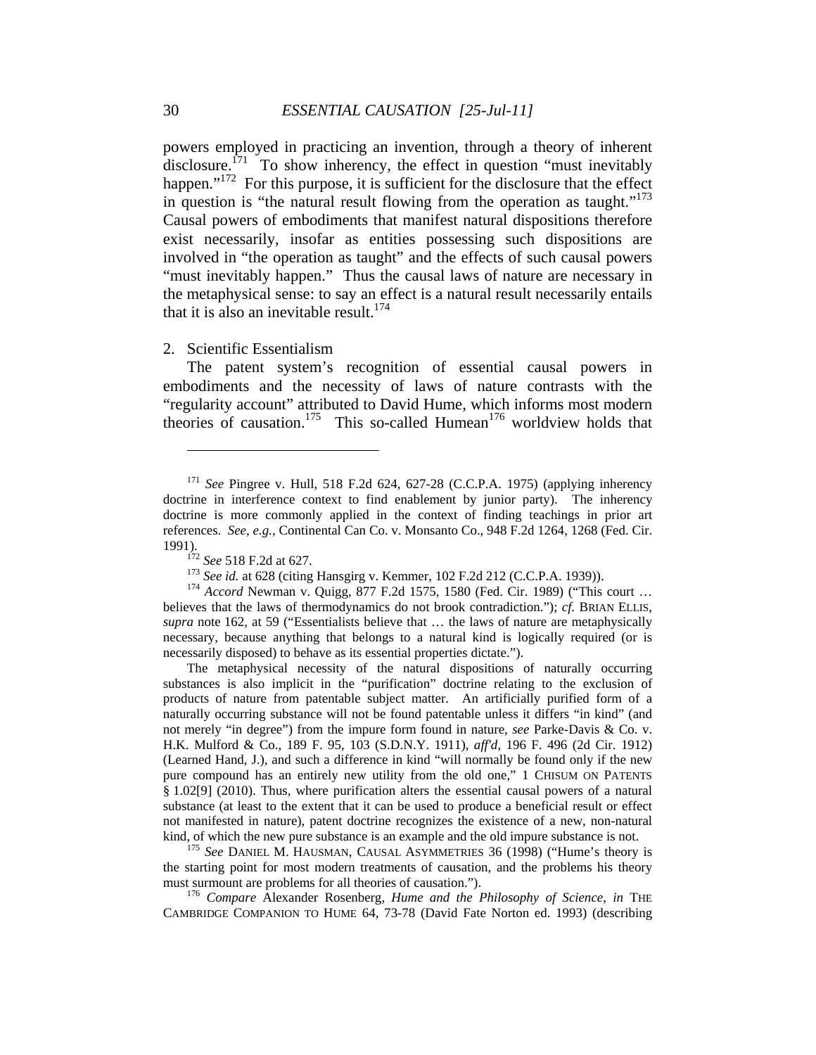powers employed in practicing an invention, through a theory of inherent disclosure.[171] To show inherency, the effect in question "must inevitably happen."[172] For this purpose, it is sufficient for the disclosure that the effect in question is "the natural result flowing from the operation as taught."[173] Causal powers of embodiments that manifest natural dispositions therefore exist necessarily, insofar as entities possessing such dispositions are involved in "the operation as taught" and the effects of such causal powers "must inevitably happen." Thus the causal laws of nature are necessary in the metaphysical sense: to say an effect is a natural result necessarily entails that it is also an inevitable result.[174]

2. Scientific Essentialism

The patent system's recognition of essential causal powers in embodiments and the necessity of laws of nature contrasts with the "regularity account" attributed to David Hume, which informs most modern theories of causation.[175] This so-called Humean[176] worldview holds that

---

[171] *See* Pingree v. Hull, 518 F.2d 624, 627-28 (C.C.P.A. 1975) (applying inherency doctrine in interference context to find enablement by junior party). The inherency doctrine is more commonly applied in the context of finding teachings in prior art references. *See, e.g.*, Continental Can Co. v. Monsanto Co., 948 F.2d 1264, 1268 (Fed. Cir. 1991).

[172] *See* 518 F.2d at 627.

[173] *See id.* at 628 (citing Hansgirg v. Kemmer, 102 F.2d 212 (C.C.P.A. 1939)).

[174] *Accord* Newman v. Quigg, 877 F.2d 1575, 1580 (Fed. Cir. 1989) ("This court … believes that the laws of thermodynamics do not brook contradiction."); *cf.* BRIAN ELLIS, *supra* note 162, at 59 ("Essentialists believe that … the laws of nature are metaphysically necessary, because anything that belongs to a natural kind is logically required (or is necessarily disposed) to behave as its essential properties dictate.").

The metaphysical necessity of the natural dispositions of naturally occurring substances is also implicit in the "purification" doctrine relating to the exclusion of products of nature from patentable subject matter. An artificially purified form of a naturally occurring substance will not be found patentable unless it differs "in kind" (and not merely "in degree") from the impure form found in nature, *see* Parke-Davis & Co. v. H.K. Mulford & Co., 189 F. 95, 103 (S.D.N.Y. 1911), *aff'd*, 196 F. 496 (2d Cir. 1912) (Learned Hand, J.), and such a difference in kind "will normally be found only if the new pure compound has an entirely new utility from the old one," 1 CHISUM ON PATENTS § 1.02[9] (2010). Thus, where purification alters the essential causal powers of a natural substance (at least to the extent that it can be used to produce a beneficial result or effect not manifested in nature), patent doctrine recognizes the existence of a new, non-natural kind, of which the new pure substance is an example and the old impure substance is not.

[175] *See* DANIEL M. HAUSMAN, CAUSAL ASYMMETRIES 36 (1998) ("Hume's theory is the starting point for most modern treatments of causation, and the problems his theory must surmount are problems for all theories of causation.").

[176] *Compare* Alexander Rosenberg, *Hume and the Philosophy of Science*, *in* THE CAMBRIDGE COMPANION TO HUME 64, 73-78 (David Fate Norton ed. 1993) (describing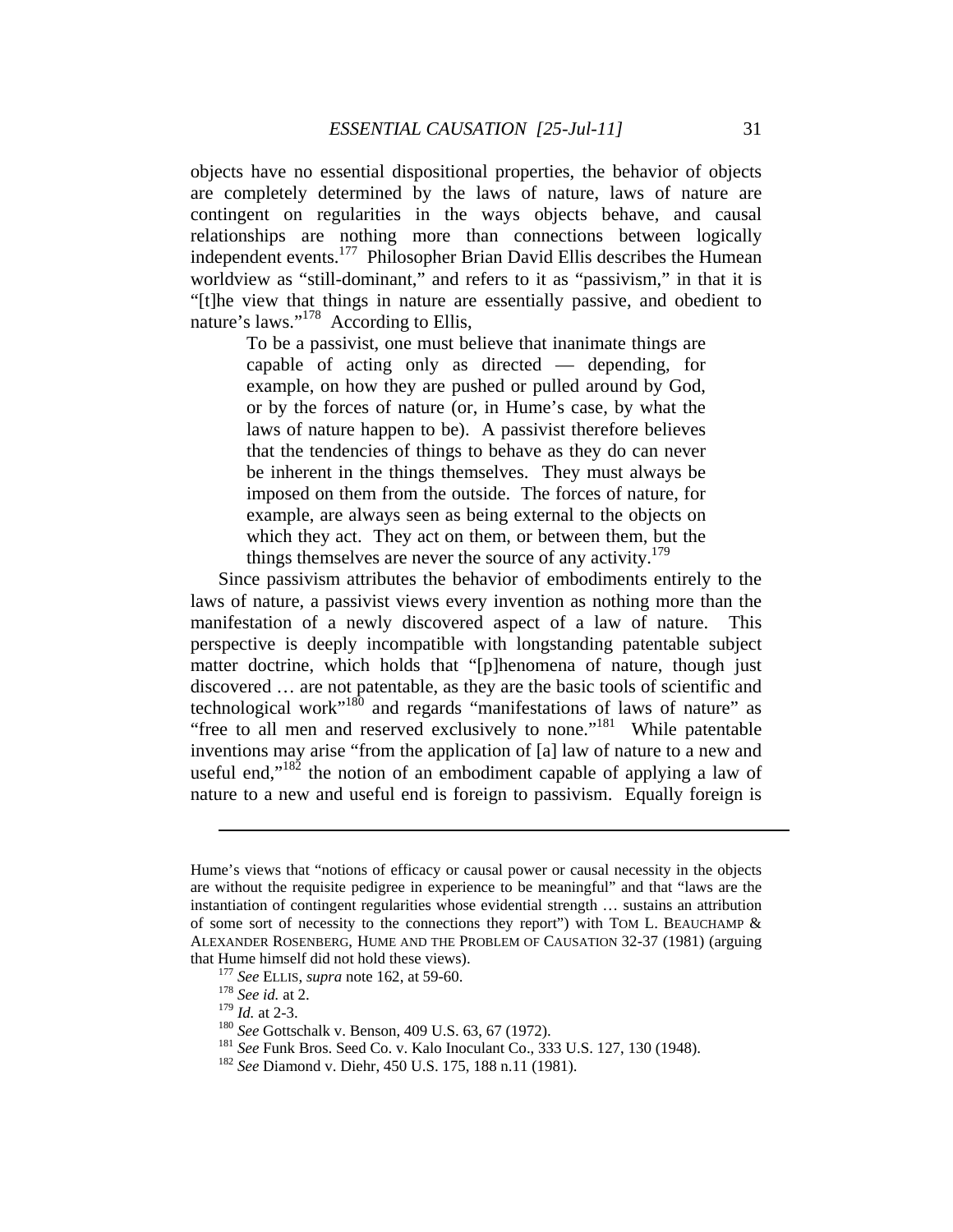objects have no essential dispositional properties, the behavior of objects are completely determined by the laws of nature, laws of nature are contingent on regularities in the ways objects behave, and causal relationships are nothing more than connections between logically independent events.[177] Philosopher Brian David Ellis describes the Humean worldview as "still-dominant," and refers to it as "passivism," in that it is "[t]he view that things in nature are essentially passive, and obedient to nature's laws."[178] According to Ellis,

> To be a passivist, one must believe that inanimate things are capable of acting only as directed — depending, for example, on how they are pushed or pulled around by God, or by the forces of nature (or, in Hume's case, by what the laws of nature happen to be). A passivist therefore believes that the tendencies of things to behave as they do can never be inherent in the things themselves. They must always be imposed on them from the outside. The forces of nature, for example, are always seen as being external to the objects on which they act. They act on them, or between them, but the things themselves are never the source of any activity.[179]

Since passivism attributes the behavior of embodiments entirely to the laws of nature, a passivist views every invention as nothing more than the manifestation of a newly discovered aspect of a law of nature. This perspective is deeply incompatible with longstanding patentable subject matter doctrine, which holds that "[p]henomena of nature, though just discovered … are not patentable, as they are the basic tools of scientific and technological work"[180] and regards "manifestations of laws of nature" as "free to all men and reserved exclusively to none."[181] While patentable inventions may arise "from the application of [a] law of nature to a new and useful end,"[182] the notion of an embodiment capable of applying a law of nature to a new and useful end is foreign to passivism. Equally foreign is

---

Hume's views that "notions of efficacy or causal power or causal necessity in the objects are without the requisite pedigree in experience to be meaningful" and that "laws are the instantiation of contingent regularities whose evidential strength … sustains an attribution of some sort of necessity to the connections they report") with TOM L. BEAUCHAMP & ALEXANDER ROSENBERG, HUME AND THE PROBLEM OF CAUSATION 32-37 (1981) (arguing that Hume himself did not hold these views).

[177] *See* ELLIS, *supra* note 162, at 59-60.

[178] *See id.* at 2.

[179] *Id.* at 2-3.

[180] *See* Gottschalk v. Benson, 409 U.S. 63, 67 (1972).

[181] *See* Funk Bros. Seed Co. v. Kalo Inoculant Co., 333 U.S. 127, 130 (1948).

[182] *See* Diamond v. Diehr, 450 U.S. 175, 188 n.11 (1981).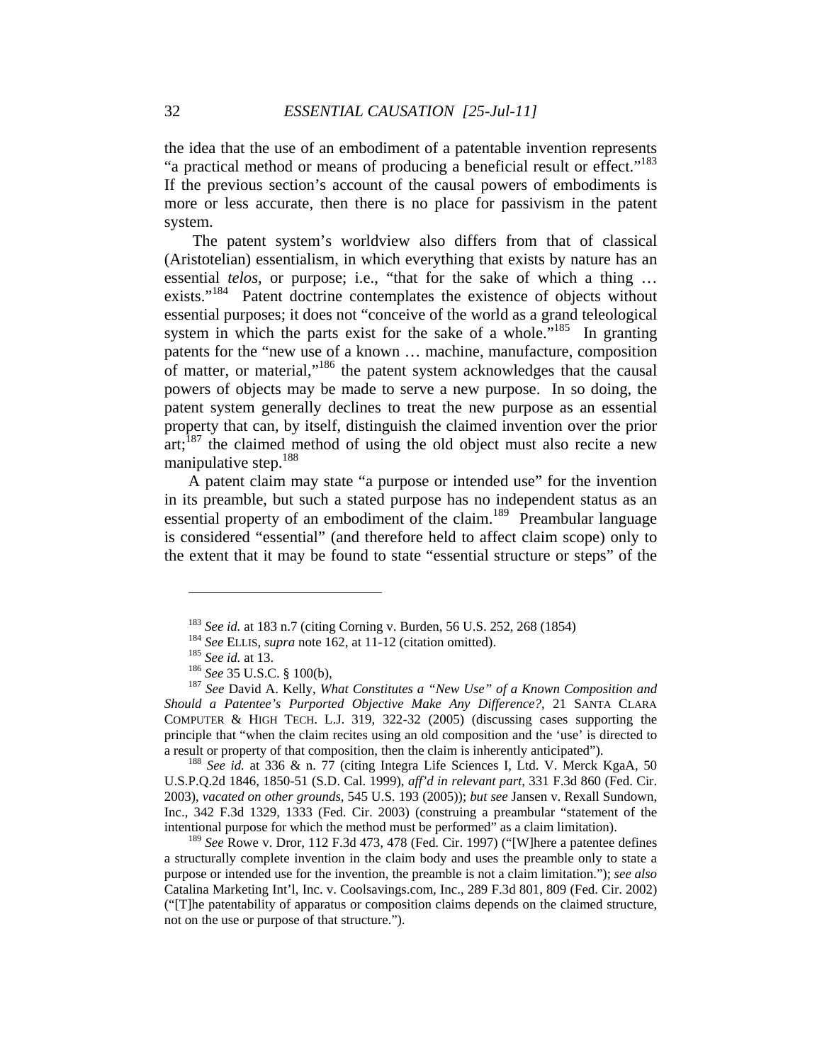the idea that the use of an embodiment of a patentable invention represents "a practical method or means of producing a beneficial result or effect."[183] If the previous section's account of the causal powers of embodiments is more or less accurate, then there is no place for passivism in the patent system.

The patent system's worldview also differs from that of classical (Aristotelian) essentialism, in which everything that exists by nature has an essential *telos*, or purpose; i.e., "that for the sake of which a thing … exists."[184] Patent doctrine contemplates the existence of objects without essential purposes; it does not "conceive of the world as a grand teleological system in which the parts exist for the sake of a whole."[185] In granting patents for the "new use of a known … machine, manufacture, composition of matter, or material,"[186] the patent system acknowledges that the causal powers of objects may be made to serve a new purpose. In so doing, the patent system generally declines to treat the new purpose as an essential property that can, by itself, distinguish the claimed invention over the prior art;[187] the claimed method of using the old object must also recite a new manipulative step.[188]

A patent claim may state "a purpose or intended use" for the invention in its preamble, but such a stated purpose has no independent status as an essential property of an embodiment of the claim.[189] Preambular language is considered "essential" (and therefore held to affect claim scope) only to the extent that it may be found to state "essential structure or steps" of the

---

[183] *See id.* at 183 n.7 (citing Corning v. Burden, 56 U.S. 252, 268 (1854)

[184] *See* ELLIS, *supra* note 162, at 11-12 (citation omitted).

[185] *See id.* at 13.

[186] *See* 35 U.S.C. § 100(b),

[187] *See* David A. Kelly, *What Constitutes a "New Use" of a Known Composition and Should a Patentee's Purported Objective Make Any Difference?*, 21 SANTA CLARA COMPUTER & HIGH TECH. L.J. 319, 322-32 (2005) (discussing cases supporting the principle that "when the claim recites using an old composition and the 'use' is directed to a result or property of that composition, then the claim is inherently anticipated").

[188] *See id.* at 336 & n. 77 (citing Integra Life Sciences I, Ltd. V. Merck KgaA, 50 U.S.P.Q.2d 1846, 1850-51 (S.D. Cal. 1999), *aff'd in relevant part*, 331 F.3d 860 (Fed. Cir. 2003), *vacated on other grounds*, 545 U.S. 193 (2005)); *but see* Jansen v. Rexall Sundown, Inc., 342 F.3d 1329, 1333 (Fed. Cir. 2003) (construing a preambular "statement of the intentional purpose for which the method must be performed" as a claim limitation).

[189] *See* Rowe v. Dror, 112 F.3d 473, 478 (Fed. Cir. 1997) ("[W]here a patentee defines a structurally complete invention in the claim body and uses the preamble only to state a purpose or intended use for the invention, the preamble is not a claim limitation."); *see also* Catalina Marketing Int'l, Inc. v. Coolsavings.com, Inc., 289 F.3d 801, 809 (Fed. Cir. 2002) ("[T]he patentability of apparatus or composition claims depends on the claimed structure, not on the use or purpose of that structure.").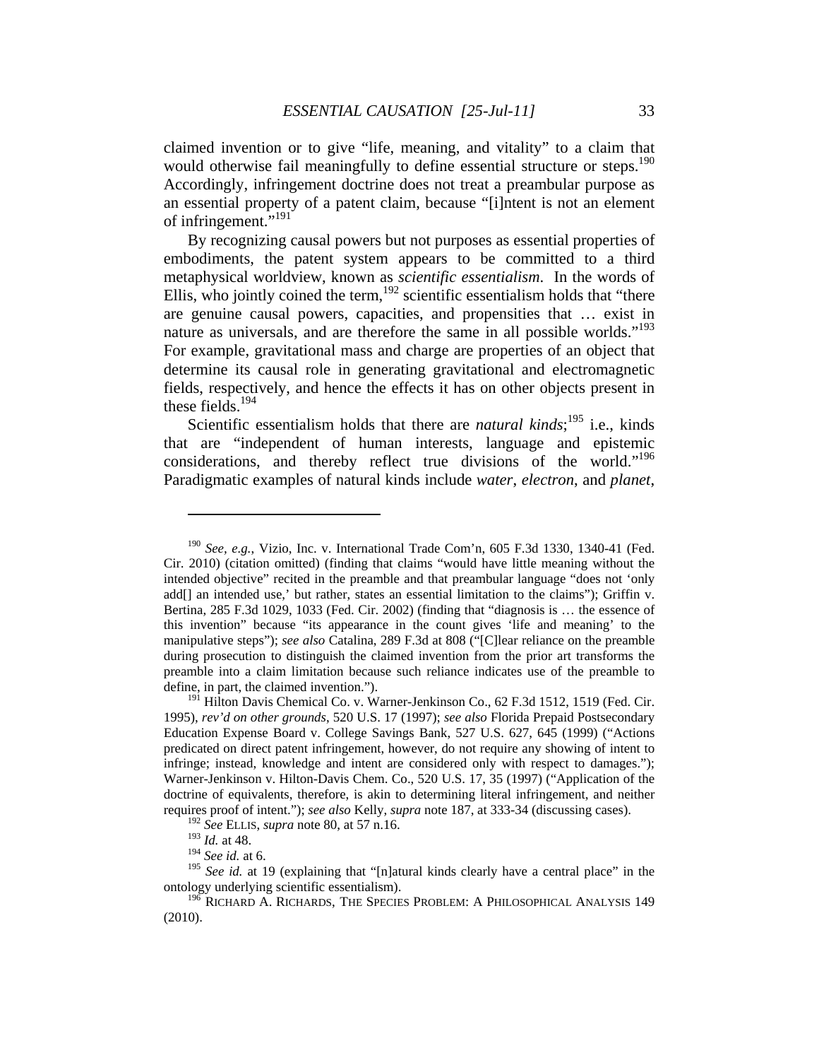claimed invention or to give "life, meaning, and vitality" to a claim that would otherwise fail meaningfully to define essential structure or steps.[190] Accordingly, infringement doctrine does not treat a preambular purpose as an essential property of a patent claim, because "[i]ntent is not an element of infringement."[191]

By recognizing causal powers but not purposes as essential properties of embodiments, the patent system appears to be committed to a third metaphysical worldview, known as *scientific essentialism*. In the words of Ellis, who jointly coined the term,[192] scientific essentialism holds that "there are genuine causal powers, capacities, and propensities that … exist in nature as universals, and are therefore the same in all possible worlds."[193] For example, gravitational mass and charge are properties of an object that determine its causal role in generating gravitational and electromagnetic fields, respectively, and hence the effects it has on other objects present in these fields.[194]

Scientific essentialism holds that there are *natural kinds*;[195] i.e., kinds that are "independent of human interests, language and epistemic considerations, and thereby reflect true divisions of the world."[196] Paradigmatic examples of natural kinds include *water*, *electron*, and *planet*,

---

[190] *See, e.g.*, Vizio, Inc. v. International Trade Com'n, 605 F.3d 1330, 1340-41 (Fed. Cir. 2010) (citation omitted) (finding that claims "would have little meaning without the intended objective" recited in the preamble and that preambular language "does not 'only add[] an intended use,' but rather, states an essential limitation to the claims"); Griffin v. Bertina, 285 F.3d 1029, 1033 (Fed. Cir. 2002) (finding that "diagnosis is … the essence of this invention" because "its appearance in the count gives 'life and meaning' to the manipulative steps"); *see also* Catalina, 289 F.3d at 808 ("[C]lear reliance on the preamble during prosecution to distinguish the claimed invention from the prior art transforms the preamble into a claim limitation because such reliance indicates use of the preamble to define, in part, the claimed invention.").

[191] Hilton Davis Chemical Co. v. Warner-Jenkinson Co., 62 F.3d 1512, 1519 (Fed. Cir. 1995), *rev'd on other grounds*, 520 U.S. 17 (1997); *see also* Florida Prepaid Postsecondary Education Expense Board v. College Savings Bank, 527 U.S. 627, 645 (1999) ("Actions predicated on direct patent infringement, however, do not require any showing of intent to infringe; instead, knowledge and intent are considered only with respect to damages."); Warner-Jenkinson v. Hilton-Davis Chem. Co., 520 U.S. 17, 35 (1997) ("Application of the doctrine of equivalents, therefore, is akin to determining literal infringement, and neither requires proof of intent."); *see also* Kelly, *supra* note 187, at 333-34 (discussing cases).

[192] *See* ELLIS, *supra* note 80, at 57 n.16.

[193] *Id.* at 48.

[194] *See id.* at 6.

[195] *See id.* at 19 (explaining that "[n]atural kinds clearly have a central place" in the ontology underlying scientific essentialism).

[196] RICHARD A. RICHARDS, THE SPECIES PROBLEM: A PHILOSOPHICAL ANALYSIS 149 (2010).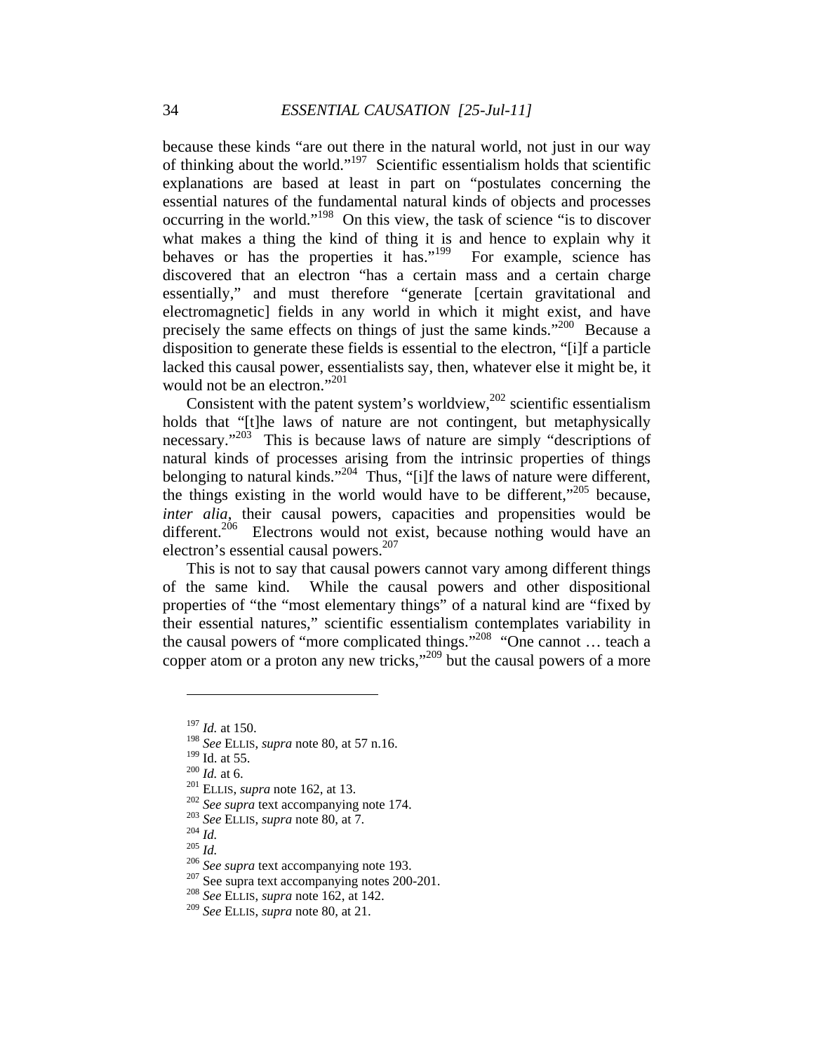because these kinds "are out there in the natural world, not just in our way of thinking about the world."[197] Scientific essentialism holds that scientific explanations are based at least in part on "postulates concerning the essential natures of the fundamental natural kinds of objects and processes occurring in the world."[198] On this view, the task of science "is to discover what makes a thing the kind of thing it is and hence to explain why it behaves or has the properties it has."[199] For example, science has discovered that an electron "has a certain mass and a certain charge essentially," and must therefore "generate [certain gravitational and electromagnetic] fields in any world in which it might exist, and have precisely the same effects on things of just the same kinds."[200] Because a disposition to generate these fields is essential to the electron, "[i]f a particle lacked this causal power, essentialists say, then, whatever else it might be, it would not be an electron."[201]

Consistent with the patent system's worldview,[202] scientific essentialism holds that "[t]he laws of nature are not contingent, but metaphysically necessary."[203] This is because laws of nature are simply "descriptions of natural kinds of processes arising from the intrinsic properties of things belonging to natural kinds."[204] Thus, "[i]f the laws of nature were different, the things existing in the world would have to be different,"[205] because, *inter alia*, their causal powers, capacities and propensities would be different.[206] Electrons would not exist, because nothing would have an electron's essential causal powers.[207]

This is not to say that causal powers cannot vary among different things of the same kind. While the causal powers and other dispositional properties of "the "most elementary things" of a natural kind are "fixed by their essential natures," scientific essentialism contemplates variability in the causal powers of "more complicated things."[208] "One cannot … teach a copper atom or a proton any new tricks,"[209] but the causal powers of a more

---

[197] *Id.* at 150.
[198] *See* ELLIS, *supra* note 80, at 57 n.16.
[199] Id. at 55.
[200] *Id.* at 6.
[201] ELLIS, *supra* note 162, at 13.
[202] *See supra* text accompanying note 174.
[203] *See* ELLIS, *supra* note 80, at 7.
[204] *Id.*
[205] *Id.*
[206] *See supra* text accompanying note 193.
[207] See supra text accompanying notes 200-201.
[208] *See* ELLIS, *supra* note 162, at 142.
[209] *See* ELLIS, *supra* note 80, at 21.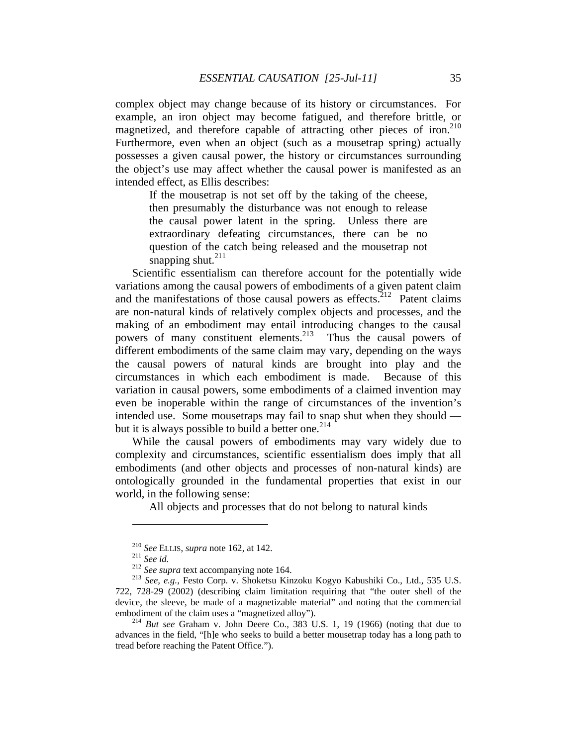complex object may change because of its history or circumstances. For example, an iron object may become fatigued, and therefore brittle, or magnetized, and therefore capable of attracting other pieces of iron.[210] Furthermore, even when an object (such as a mousetrap spring) actually possesses a given causal power, the history or circumstances surrounding the object's use may affect whether the causal power is manifested as an intended effect, as Ellis describes:

> If the mousetrap is not set off by the taking of the cheese, then presumably the disturbance was not enough to release the causal power latent in the spring. Unless there are extraordinary defeating circumstances, there can be no question of the catch being released and the mousetrap not snapping shut.[211]

Scientific essentialism can therefore account for the potentially wide variations among the causal powers of embodiments of a given patent claim and the manifestations of those causal powers as effects.[212] Patent claims are non-natural kinds of relatively complex objects and processes, and the making of an embodiment may entail introducing changes to the causal powers of many constituent elements.[213] Thus the causal powers of different embodiments of the same claim may vary, depending on the ways the causal powers of natural kinds are brought into play and the circumstances in which each embodiment is made. Because of this variation in causal powers, some embodiments of a claimed invention may even be inoperable within the range of circumstances of the invention's intended use. Some mousetraps may fail to snap shut when they should — but it is always possible to build a better one.[214]

While the causal powers of embodiments may vary widely due to complexity and circumstances, scientific essentialism does imply that all embodiments (and other objects and processes of non-natural kinds) are ontologically grounded in the fundamental properties that exist in our world, in the following sense:

> All objects and processes that do not belong to natural kinds

---

[210] *See* ELLIS, *supra* note 162, at 142.

[211] *See id.*

[212] *See supra* text accompanying note 164.

[213] *See, e.g.*, Festo Corp. v. Shoketsu Kinzoku Kogyo Kabushiki Co., Ltd., 535 U.S. 722, 728-29 (2002) (describing claim limitation requiring that "the outer shell of the device, the sleeve, be made of a magnetizable material" and noting that the commercial embodiment of the claim uses a "magnetized alloy").

[214] *But see* Graham v. John Deere Co., 383 U.S. 1, 19 (1966) (noting that due to advances in the field, "[h]e who seeks to build a better mousetrap today has a long path to tread before reaching the Patent Office.").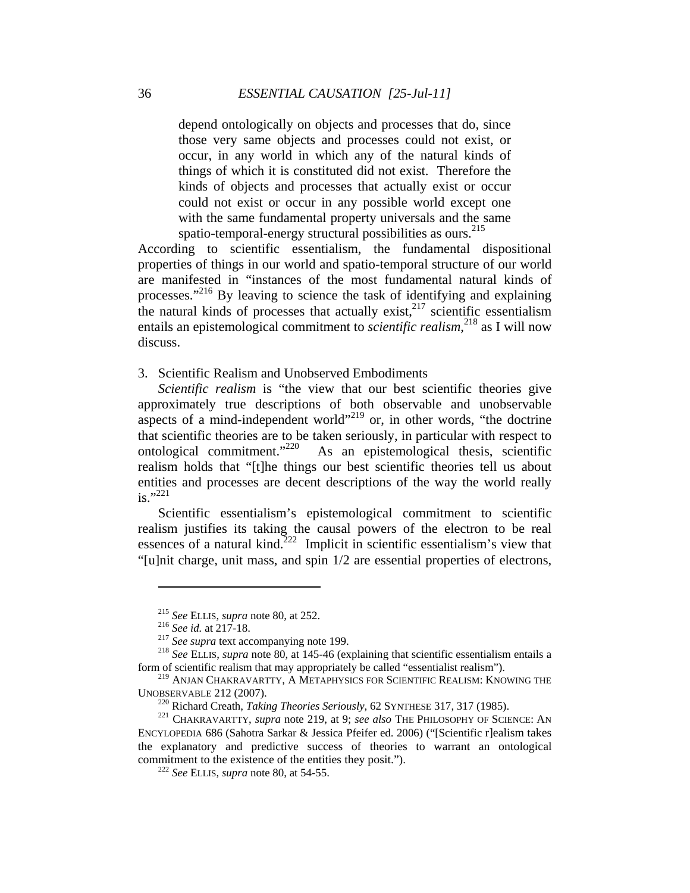> depend ontologically on objects and processes that do, since those very same objects and processes could not exist, or occur, in any world in which any of the natural kinds of things of which it is constituted did not exist. Therefore the kinds of objects and processes that actually exist or occur could not exist or occur in any possible world except one with the same fundamental property universals and the same spatio-temporal-energy structural possibilities as ours.[215]

According to scientific essentialism, the fundamental dispositional properties of things in our world and spatio-temporal structure of our world are manifested in "instances of the most fundamental natural kinds of processes."[216] By leaving to science the task of identifying and explaining the natural kinds of processes that actually exist,[217] scientific essentialism entails an epistemological commitment to *scientific realism*,[218] as I will now discuss.

### 3. Scientific Realism and Unobserved Embodiments

*Scientific realism* is "the view that our best scientific theories give approximately true descriptions of both observable and unobservable aspects of a mind-independent world"[219] or, in other words, "the doctrine that scientific theories are to be taken seriously, in particular with respect to ontological commitment."[220] As an epistemological thesis, scientific realism holds that "[t]he things our best scientific theories tell us about entities and processes are decent descriptions of the way the world really is."[221]

Scientific essentialism's epistemological commitment to scientific realism justifies its taking the causal powers of the electron to be real essences of a natural kind.[222] Implicit in scientific essentialism's view that "[u]nit charge, unit mass, and spin 1/2 are essential properties of electrons,

---

[215] *See* ELLIS, *supra* note 80, at 252.

[216] *See id.* at 217-18.

[217] *See supra* text accompanying note 199.

[218] *See* ELLIS, *supra* note 80, at 145-46 (explaining that scientific essentialism entails a form of scientific realism that may appropriately be called "essentialist realism").

[219] ANJAN CHAKRAVARTTY, A METAPHYSICS FOR SCIENTIFIC REALISM: KNOWING THE UNOBSERVABLE 212 (2007).

[220] Richard Creath, *Taking Theories Seriously*, 62 SYNTHESE 317, 317 (1985).

[221] CHAKRAVARTTY, *supra* note 219, at 9; *see also* THE PHILOSOPHY OF SCIENCE: AN ENCYLOPEDIA 686 (Sahotra Sarkar & Jessica Pfeifer ed. 2006) ("[Scientific r]ealism takes the explanatory and predictive success of theories to warrant an ontological commitment to the existence of the entities they posit.").

[222] *See* ELLIS, *supra* note 80, at 54-55.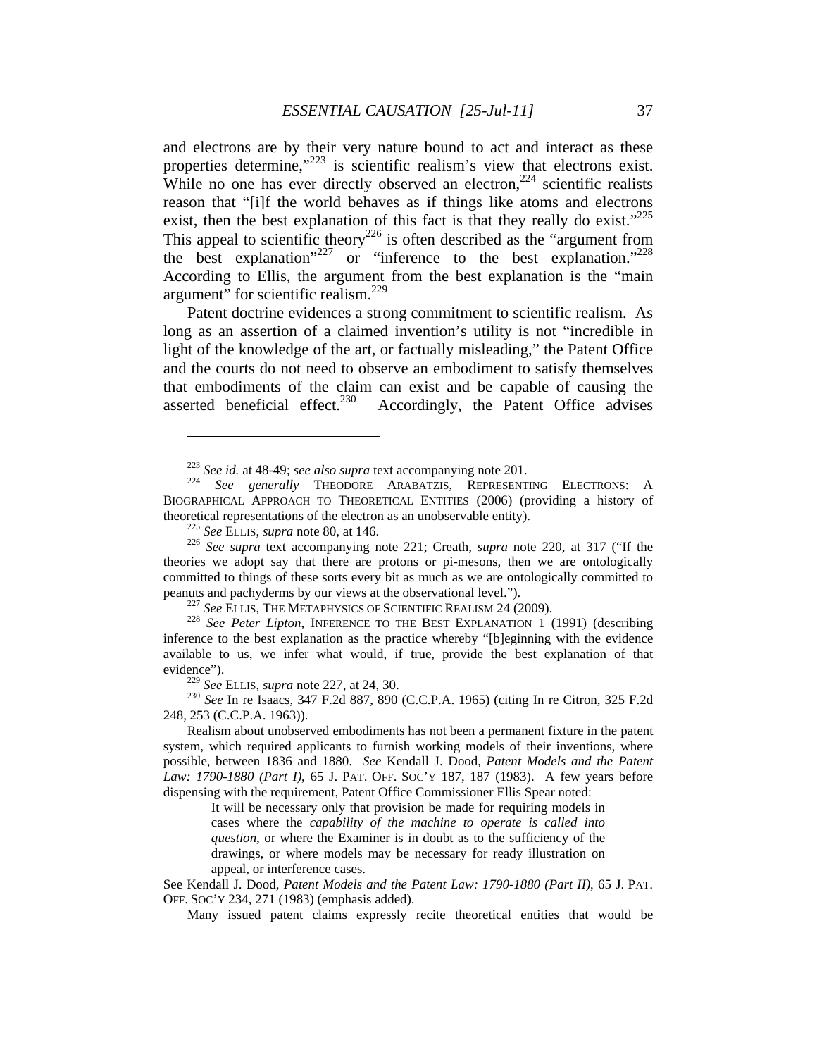and electrons are by their very nature bound to act and interact as these properties determine,"[223] is scientific realism's view that electrons exist. While no one has ever directly observed an electron,[224] scientific realists reason that "[i]f the world behaves as if things like atoms and electrons exist, then the best explanation of this fact is that they really do exist."[225] This appeal to scientific theory[226] is often described as the "argument from the best explanation"[227] or "inference to the best explanation."[228] According to Ellis, the argument from the best explanation is the "main argument" for scientific realism.[229]

Patent doctrine evidences a strong commitment to scientific realism. As long as an assertion of a claimed invention's utility is not "incredible in light of the knowledge of the art, or factually misleading," the Patent Office and the courts do not need to observe an embodiment to satisfy themselves that embodiments of the claim can exist and be capable of causing the asserted beneficial effect.[230] Accordingly, the Patent Office advises

---

[223] *See id.* at 48-49; *see also supra* text accompanying note 201.

[224] *See generally* THEODORE ARABATZIS, REPRESENTING ELECTRONS: A BIOGRAPHICAL APPROACH TO THEORETICAL ENTITIES (2006) (providing a history of theoretical representations of the electron as an unobservable entity).

[225] *See* ELLIS, *supra* note 80, at 146.

[226] *See supra* text accompanying note 221; Creath, *supra* note 220, at 317 ("If the theories we adopt say that there are protons or pi-mesons, then we are ontologically committed to things of these sorts every bit as much as we are ontologically committed to peanuts and pachyderms by our views at the observational level.").

[227] *See* ELLIS, THE METAPHYSICS OF SCIENTIFIC REALISM 24 (2009).

[228] *See Peter Lipton*, INFERENCE TO THE BEST EXPLANATION 1 (1991) (describing inference to the best explanation as the practice whereby "[b]eginning with the evidence available to us, we infer what would, if true, provide the best explanation of that evidence").

[229] *See* ELLIS, *supra* note 227, at 24, 30.

[230] *See* In re Isaacs, 347 F.2d 887, 890 (C.C.P.A. 1965) (citing In re Citron, 325 F.2d 248, 253 (C.C.P.A. 1963)).

Realism about unobserved embodiments has not been a permanent fixture in the patent system, which required applicants to furnish working models of their inventions, where possible, between 1836 and 1880. *See* Kendall J. Dood, *Patent Models and the Patent Law: 1790-1880 (Part I)*, 65 J. PAT. OFF. SOC'Y 187, 187 (1983). A few years before dispensing with the requirement, Patent Office Commissioner Ellis Spear noted:

> It will be necessary only that provision be made for requiring models in cases where the *capability of the machine to operate is called into question*, or where the Examiner is in doubt as to the sufficiency of the drawings, or where models may be necessary for ready illustration on appeal, or interference cases.

See Kendall J. Dood, *Patent Models and the Patent Law: 1790-1880 (Part II)*, 65 J. PAT. OFF. SOC'Y 234, 271 (1983) (emphasis added).

Many issued patent claims expressly recite theoretical entities that would be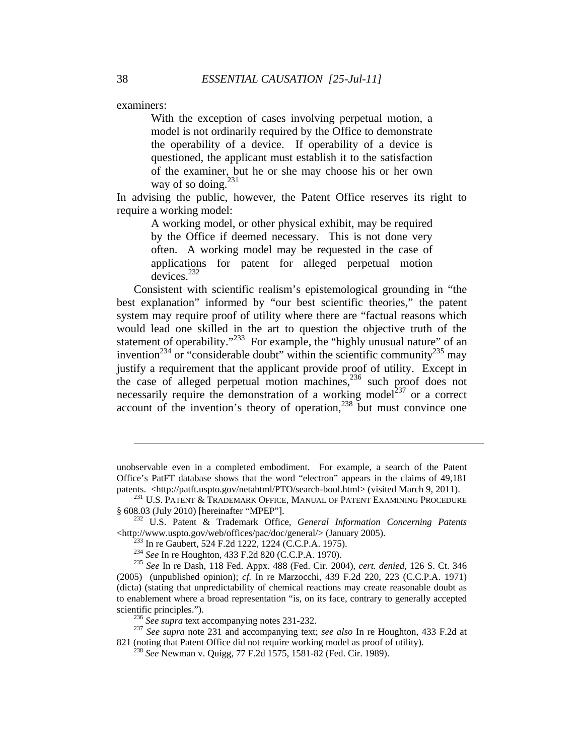examiners:

> With the exception of cases involving perpetual motion, a model is not ordinarily required by the Office to demonstrate the operability of a device. If operability of a device is questioned, the applicant must establish it to the satisfaction of the examiner, but he or she may choose his or her own way of so doing.[231]

In advising the public, however, the Patent Office reserves its right to require a working model:

> A working model, or other physical exhibit, may be required by the Office if deemed necessary. This is not done very often. A working model may be requested in the case of applications for patent for alleged perpetual motion devices.[232]

Consistent with scientific realism's epistemological grounding in "the best explanation" informed by "our best scientific theories," the patent system may require proof of utility where there are "factual reasons which would lead one skilled in the art to question the objective truth of the statement of operability."[233] For example, the "highly unusual nature" of an invention[234] or "considerable doubt" within the scientific community[235] may justify a requirement that the applicant provide proof of utility. Except in the case of alleged perpetual motion machines,[236] such proof does not necessarily require the demonstration of a working model[237] or a correct account of the invention's theory of operation,[238] but must convince one

---

unobservable even in a completed embodiment. For example, a search of the Patent Office's PatFT database shows that the word "electron" appears in the claims of 49,181 patents. <http://patft.uspto.gov/netahtml/PTO/search-bool.html> (visited March 9, 2011).

[231] U.S. PATENT & TRADEMARK OFFICE, MANUAL OF PATENT EXAMINING PROCEDURE § 608.03 (July 2010) [hereinafter "MPEP"].

[232] U.S. Patent & Trademark Office, *General Information Concerning Patents* <http://www.uspto.gov/web/offices/pac/doc/general/> (January 2005).

[233] In re Gaubert, 524 F.2d 1222, 1224 (C.C.P.A. 1975).

[234] *See* In re Houghton, 433 F.2d 820 (C.C.P.A. 1970).

[235] *See* In re Dash, 118 Fed. Appx. 488 (Fed. Cir. 2004), *cert. denied*, 126 S. Ct. 346 (2005) (unpublished opinion); *cf.* In re Marzocchi, 439 F.2d 220, 223 (C.C.P.A. 1971) (dicta) (stating that unpredictability of chemical reactions may create reasonable doubt as to enablement where a broad representation "is, on its face, contrary to generally accepted scientific principles.").

[236] *See supra* text accompanying notes 231-232.

[237] *See supra* note 231 and accompanying text; *see also* In re Houghton, 433 F.2d at 821 (noting that Patent Office did not require working model as proof of utility).

[238] *See* Newman v. Quigg, 77 F.2d 1575, 1581-82 (Fed. Cir. 1989).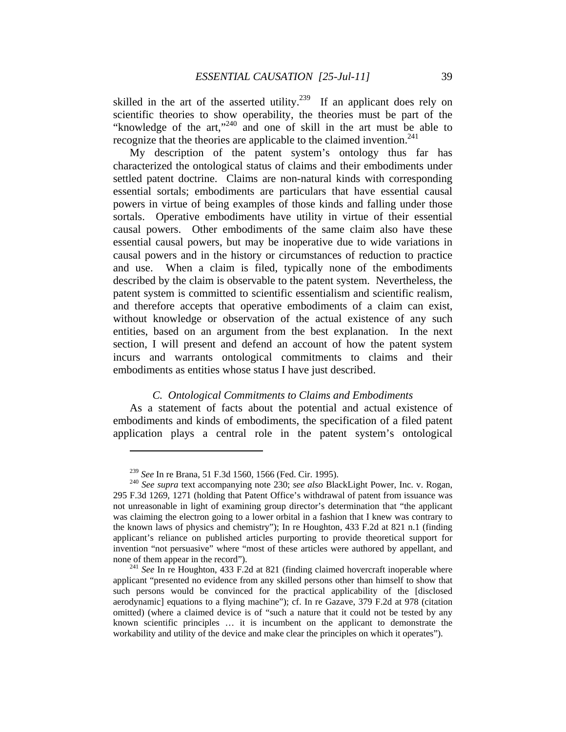skilled in the art of the asserted utility.[239] If an applicant does rely on scientific theories to show operability, the theories must be part of the "knowledge of the art,"[240] and one of skill in the art must be able to recognize that the theories are applicable to the claimed invention.[241]

My description of the patent system's ontology thus far has characterized the ontological status of claims and their embodiments under settled patent doctrine. Claims are non-natural kinds with corresponding essential sortals; embodiments are particulars that have essential causal powers in virtue of being examples of those kinds and falling under those sortals. Operative embodiments have utility in virtue of their essential causal powers. Other embodiments of the same claim also have these essential causal powers, but may be inoperative due to wide variations in causal powers and in the history or circumstances of reduction to practice and use. When a claim is filed, typically none of the embodiments described by the claim is observable to the patent system. Nevertheless, the patent system is committed to scientific essentialism and scientific realism, and therefore accepts that operative embodiments of a claim can exist, without knowledge or observation of the actual existence of any such entities, based on an argument from the best explanation. In the next section, I will present and defend an account of how the patent system incurs and warrants ontological commitments to claims and their embodiments as entities whose status I have just described.

### *C. Ontological Commitments to Claims and Embodiments*

As a statement of facts about the potential and actual existence of embodiments and kinds of embodiments, the specification of a filed patent application plays a central role in the patent system's ontological

---

[239] *See* In re Brana, 51 F.3d 1560, 1566 (Fed. Cir. 1995).

[240] *See supra* text accompanying note 230; *see also* BlackLight Power, Inc. v. Rogan, 295 F.3d 1269, 1271 (holding that Patent Office's withdrawal of patent from issuance was not unreasonable in light of examining group director's determination that "the applicant was claiming the electron going to a lower orbital in a fashion that I knew was contrary to the known laws of physics and chemistry"); In re Houghton, 433 F.2d at 821 n.1 (finding applicant's reliance on published articles purporting to provide theoretical support for invention "not persuasive" where "most of these articles were authored by appellant, and none of them appear in the record").

[241] *See* In re Houghton, 433 F.2d at 821 (finding claimed hovercraft inoperable where applicant "presented no evidence from any skilled persons other than himself to show that such persons would be convinced for the practical applicability of the [disclosed aerodynamic] equations to a flying machine"); cf. In re Gazave, 379 F.2d at 978 (citation omitted) (where a claimed device is of "such a nature that it could not be tested by any known scientific principles … it is incumbent on the applicant to demonstrate the workability and utility of the device and make clear the principles on which it operates").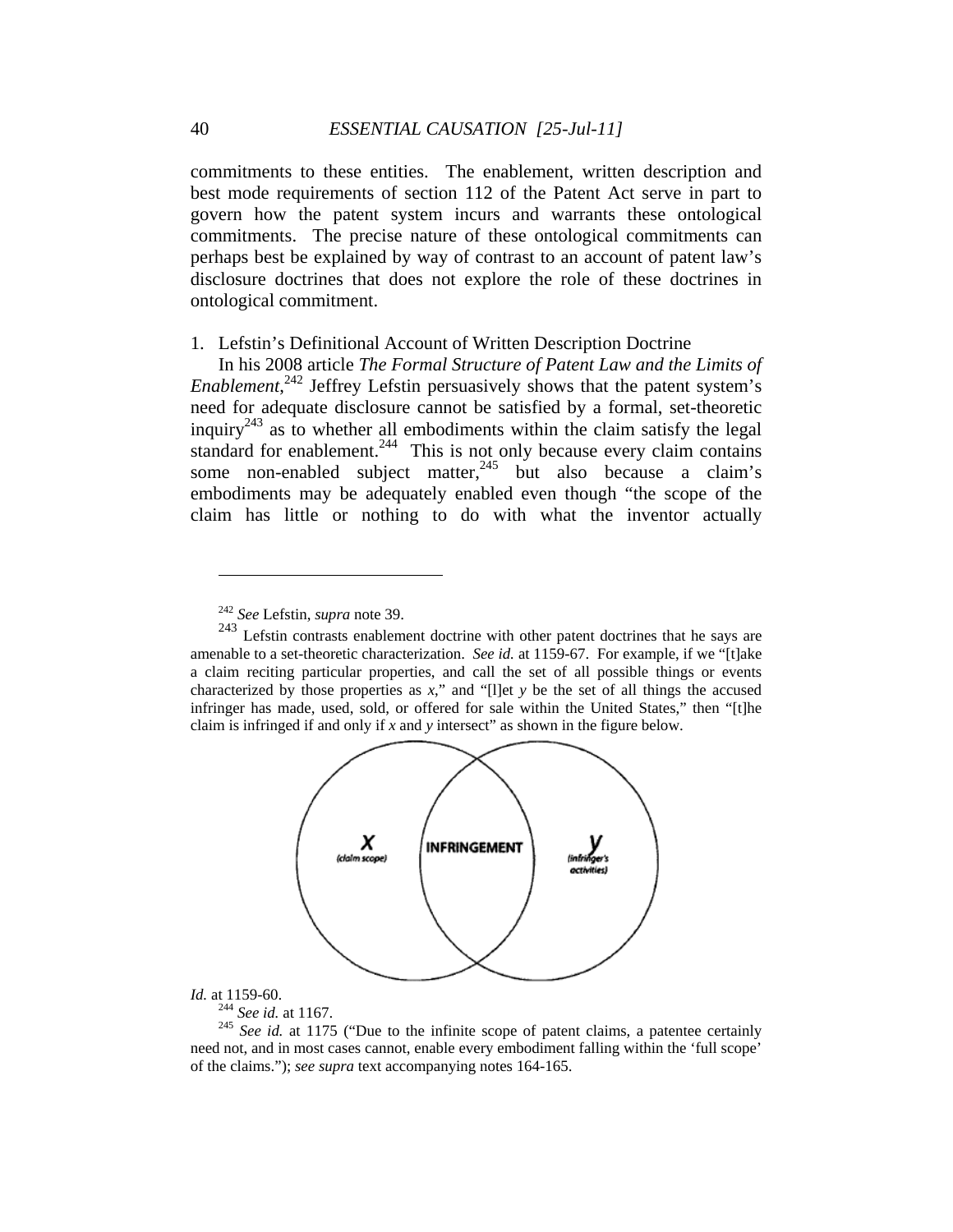commitments to these entities. The enablement, written description and best mode requirements of section 112 of the Patent Act serve in part to govern how the patent system incurs and warrants these ontological commitments. The precise nature of these ontological commitments can perhaps best be explained by way of contrast to an account of patent law's disclosure doctrines that does not explore the role of these doctrines in ontological commitment.

1. Lefstin's Definitional Account of Written Description Doctrine

In his 2008 article *The Formal Structure of Patent Law and the Limits of Enablement*,[242] Jeffrey Lefstin persuasively shows that the patent system's need for adequate disclosure cannot be satisfied by a formal, set-theoretic inquiry[243] as to whether all embodiments within the claim satisfy the legal standard for enablement.[244] This is not only because every claim contains some non-enabled subject matter,[245] but also because a claim's embodiments may be adequately enabled even though "the scope of the claim has little or nothing to do with what the inventor actually

---

[242] *See* Lefstin, *supra* note 39.

[243] Lefstin contrasts enablement doctrine with other patent doctrines that he says are amenable to a set-theoretic characterization. *See id.* at 1159-67. For example, if we "[t]ake a claim reciting particular properties, and call the set of all possible things or events characterized by those properties as *x*," and "[l]et *y* be the set of all things the accused infringer has made, used, sold, or offered for sale within the United States," then "[t]he claim is infringed if and only if *x* and *y* intersect" as shown in the figure below.

*Id.* at 1159-60.

[244] *See id.* at 1167.

[245] *See id.* at 1175 ("Due to the infinite scope of patent claims, a patentee certainly need not, and in most cases cannot, enable every embodiment falling within the 'full scope' of the claims."); *see supra* text accompanying notes 164-165.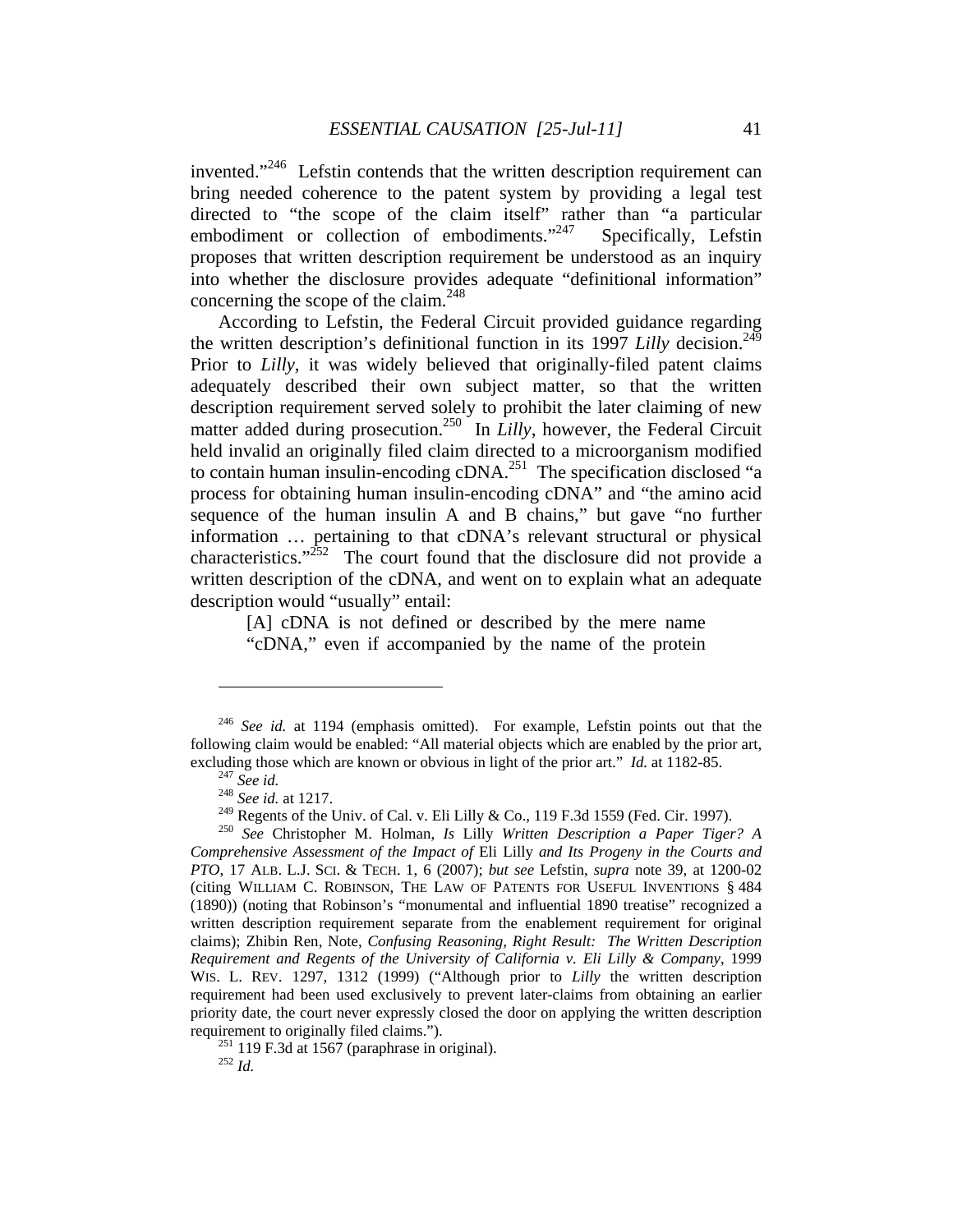invented."[246] Lefstin contends that the written description requirement can bring needed coherence to the patent system by providing a legal test directed to "the scope of the claim itself" rather than "a particular embodiment or collection of embodiments."[247] Specifically, Lefstin proposes that written description requirement be understood as an inquiry into whether the disclosure provides adequate "definitional information" concerning the scope of the claim.[248]

According to Lefstin, the Federal Circuit provided guidance regarding the written description's definitional function in its 1997 *Lilly* decision.[249] Prior to *Lilly*, it was widely believed that originally-filed patent claims adequately described their own subject matter, so that the written description requirement served solely to prohibit the later claiming of new matter added during prosecution.[250] In *Lilly*, however, the Federal Circuit held invalid an originally filed claim directed to a microorganism modified to contain human insulin-encoding cDNA.[251] The specification disclosed "a process for obtaining human insulin-encoding cDNA" and "the amino acid sequence of the human insulin A and B chains," but gave "no further information … pertaining to that cDNA's relevant structural or physical characteristics."[252] The court found that the disclosure did not provide a written description of the cDNA, and went on to explain what an adequate description would "usually" entail:

> [A] cDNA is not defined or described by the mere name "cDNA," even if accompanied by the name of the protein

---

[246] *See id.* at 1194 (emphasis omitted). For example, Lefstin points out that the following claim would be enabled: "All material objects which are enabled by the prior art, excluding those which are known or obvious in light of the prior art." *Id.* at 1182-85.

[247] *See id.*

[248] *See id.* at 1217.

[249] Regents of the Univ. of Cal. v. Eli Lilly & Co., 119 F.3d 1559 (Fed. Cir. 1997).

[250] *See* Christopher M. Holman, *Is* Lilly *Written Description a Paper Tiger? A Comprehensive Assessment of the Impact of* Eli Lilly *and Its Progeny in the Courts and PTO*, 17 ALB. L.J. SCI. & TECH. 1, 6 (2007); *but see* Lefstin, *supra* note 39, at 1200-02 (citing WILLIAM C. ROBINSON, THE LAW OF PATENTS FOR USEFUL INVENTIONS § 484 (1890)) (noting that Robinson's "monumental and influential 1890 treatise" recognized a written description requirement separate from the enablement requirement for original claims); Zhibin Ren, Note, *Confusing Reasoning, Right Result: The Written Description Requirement and Regents of the University of California v. Eli Lilly & Company*, 1999 WIS. L. REV. 1297, 1312 (1999) ("Although prior to *Lilly* the written description requirement had been used exclusively to prevent later-claims from obtaining an earlier priority date, the court never expressly closed the door on applying the written description requirement to originally filed claims.").

[251] 119 F.3d at 1567 (paraphrase in original).

[252] *Id.*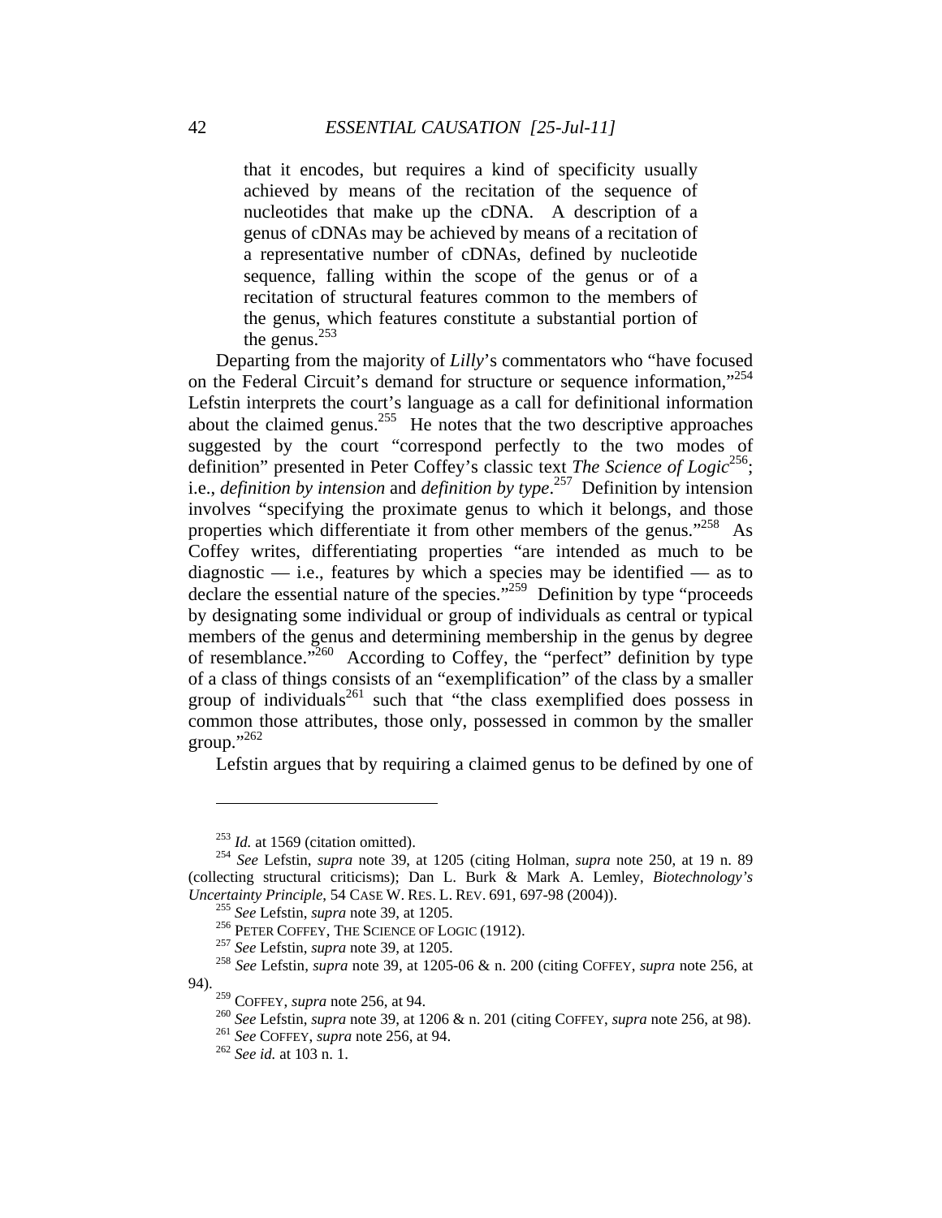> that it encodes, but requires a kind of specificity usually achieved by means of the recitation of the sequence of nucleotides that make up the cDNA. A description of a genus of cDNAs may be achieved by means of a recitation of a representative number of cDNAs, defined by nucleotide sequence, falling within the scope of the genus or of a recitation of structural features common to the members of the genus, which features constitute a substantial portion of the genus.[253]

Departing from the majority of *Lilly*'s commentators who "have focused on the Federal Circuit's demand for structure or sequence information,"[254] Lefstin interprets the court's language as a call for definitional information about the claimed genus.[255] He notes that the two descriptive approaches suggested by the court "correspond perfectly to the two modes of definition" presented in Peter Coffey's classic text *The Science of Logic*[256]; i.e., *definition by intension* and *definition by type*.[257] Definition by intension involves "specifying the proximate genus to which it belongs, and those properties which differentiate it from other members of the genus."[258] As Coffey writes, differentiating properties "are intended as much to be diagnostic — i.e., features by which a species may be identified — as to declare the essential nature of the species."[259] Definition by type "proceeds by designating some individual or group of individuals as central or typical members of the genus and determining membership in the genus by degree of resemblance."[260] According to Coffey, the "perfect" definition by type of a class of things consists of an "exemplification" of the class by a smaller group of individuals[261] such that "the class exemplified does possess in common those attributes, those only, possessed in common by the smaller group."[262]

Lefstin argues that by requiring a claimed genus to be defined by one of

---

[253] *Id.* at 1569 (citation omitted).

[254] *See* Lefstin, *supra* note 39, at 1205 (citing Holman, *supra* note 250, at 19 n. 89 (collecting structural criticisms); Dan L. Burk & Mark A. Lemley, *Biotechnology's Uncertainty Principle*, 54 CASE W. RES. L. REV. 691, 697-98 (2004)).

[255] *See* Lefstin, *supra* note 39, at 1205.

[256] PETER COFFEY, THE SCIENCE OF LOGIC (1912).

[257] *See* Lefstin, *supra* note 39, at 1205.

[258] *See* Lefstin, *supra* note 39, at 1205-06 & n. 200 (citing COFFEY, *supra* note 256, at 94).

[259] COFFEY, *supra* note 256, at 94.

[260] *See* Lefstin, *supra* note 39, at 1206 & n. 201 (citing COFFEY, *supra* note 256, at 98).

[261] *See* COFFEY, *supra* note 256, at 94.

[262] *See id.* at 103 n. 1.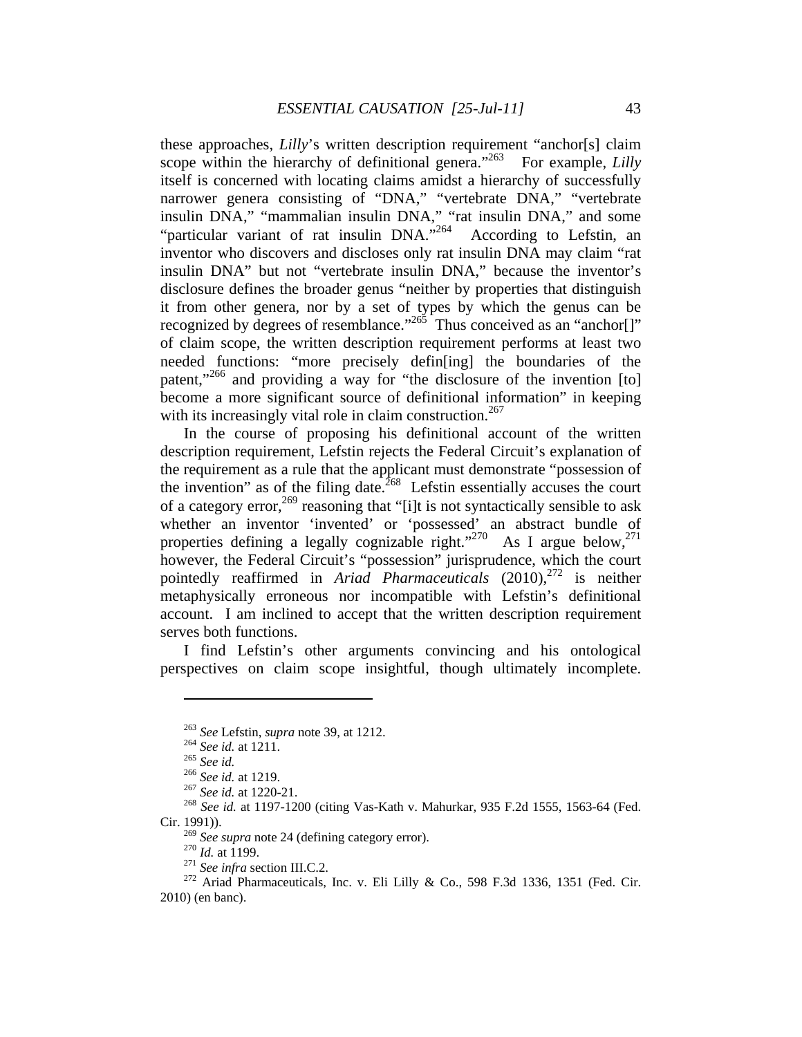these approaches, *Lilly*'s written description requirement "anchor[s] claim scope within the hierarchy of definitional genera."[263] For example, *Lilly* itself is concerned with locating claims amidst a hierarchy of successfully narrower genera consisting of "DNA," "vertebrate DNA," "vertebrate insulin DNA," "mammalian insulin DNA," "rat insulin DNA," and some "particular variant of rat insulin DNA."[264] According to Lefstin, an inventor who discovers and discloses only rat insulin DNA may claim "rat insulin DNA" but not "vertebrate insulin DNA," because the inventor's disclosure defines the broader genus "neither by properties that distinguish it from other genera, nor by a set of types by which the genus can be recognized by degrees of resemblance."[265] Thus conceived as an "anchor[]" of claim scope, the written description requirement performs at least two needed functions: "more precisely defin[ing] the boundaries of the patent,"[266] and providing a way for "the disclosure of the invention [to] become a more significant source of definitional information" in keeping with its increasingly vital role in claim construction.[267]

In the course of proposing his definitional account of the written description requirement, Lefstin rejects the Federal Circuit's explanation of the requirement as a rule that the applicant must demonstrate "possession of the invention" as of the filing date.[268] Lefstin essentially accuses the court of a category error,[269] reasoning that "[i]t is not syntactically sensible to ask whether an inventor 'invented' or 'possessed' an abstract bundle of properties defining a legally cognizable right."[270] As I argue below,[271] however, the Federal Circuit's "possession" jurisprudence, which the court pointedly reaffirmed in *Ariad Pharmaceuticals* (2010),[272] is neither metaphysically erroneous nor incompatible with Lefstin's definitional account. I am inclined to accept that the written description requirement serves both functions.

I find Lefstin's other arguments convincing and his ontological perspectives on claim scope insightful, though ultimately incomplete.

---

[263] *See* Lefstin, *supra* note 39, at 1212.

[264] *See id.* at 1211.

[265] *See id.*

[266] *See id.* at 1219.

[267] *See id.* at 1220-21.

[268] *See id.* at 1197-1200 (citing Vas-Kath v. Mahurkar, 935 F.2d 1555, 1563-64 (Fed. Cir. 1991)).

[269] *See supra* note 24 (defining category error).

[270] *Id.* at 1199.

[271] *See infra* section III.C.2.

[272] Ariad Pharmaceuticals, Inc. v. Eli Lilly & Co., 598 F.3d 1336, 1351 (Fed. Cir. 2010) (en banc).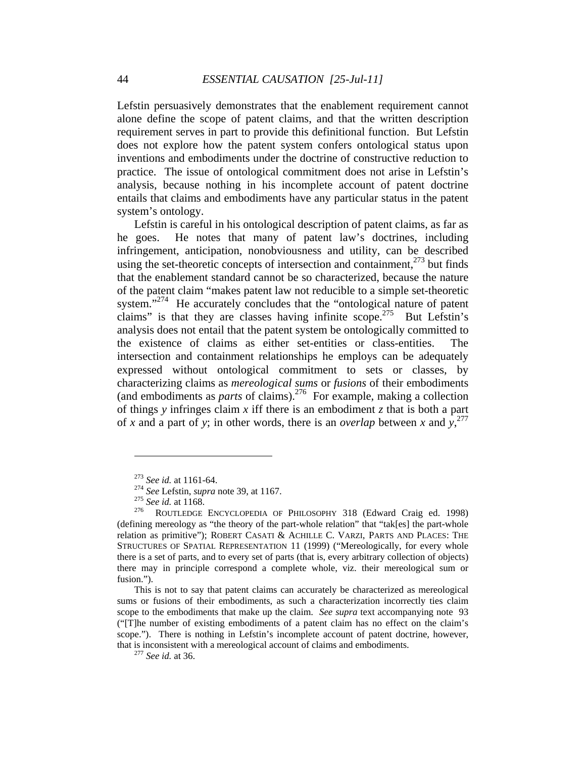Lefstin persuasively demonstrates that the enablement requirement cannot alone define the scope of patent claims, and that the written description requirement serves in part to provide this definitional function. But Lefstin does not explore how the patent system confers ontological status upon inventions and embodiments under the doctrine of constructive reduction to practice. The issue of ontological commitment does not arise in Lefstin's analysis, because nothing in his incomplete account of patent doctrine entails that claims and embodiments have any particular status in the patent system's ontology.

Lefstin is careful in his ontological description of patent claims, as far as he goes. He notes that many of patent law's doctrines, including infringement, anticipation, nonobviousness and utility, can be described using the set-theoretic concepts of intersection and containment,[273] but finds that the enablement standard cannot be so characterized, because the nature of the patent claim "makes patent law not reducible to a simple set-theoretic system."[274] He accurately concludes that the "ontological nature of patent claims" is that they are classes having infinite scope.[275] But Lefstin's analysis does not entail that the patent system be ontologically committed to the existence of claims as either set-entities or class-entities. The intersection and containment relationships he employs can be adequately expressed without ontological commitment to sets or classes, by characterizing claims as *mereological sums* or *fusions* of their embodiments (and embodiments as *parts* of claims).[276] For example, making a collection of things *y* infringes claim *x* iff there is an embodiment *z* that is both a part of *x* and a part of *y*; in other words, there is an *overlap* between *x* and *y*,[277]

---

[273] *See id.* at 1161-64.

[274] *See* Lefstin, *supra* note 39, at 1167.

[275] *See id.* at 1168.

[276] ROUTLEDGE ENCYCLOPEDIA OF PHILOSOPHY 318 (Edward Craig ed. 1998) (defining mereology as "the theory of the part-whole relation" that "tak[es] the part-whole relation as primitive"); ROBERT CASATI & ACHILLE C. VARZI, PARTS AND PLACES: THE STRUCTURES OF SPATIAL REPRESENTATION 11 (1999) ("Mereologically, for every whole there is a set of parts, and to every set of parts (that is, every arbitrary collection of objects) there may in principle correspond a complete whole, viz. their mereological sum or fusion.").

This is not to say that patent claims can accurately be characterized as mereological sums or fusions of their embodiments, as such a characterization incorrectly ties claim scope to the embodiments that make up the claim. *See supra* text accompanying note 93 ("[T]he number of existing embodiments of a patent claim has no effect on the claim's scope."). There is nothing in Lefstin's incomplete account of patent doctrine, however, that is inconsistent with a mereological account of claims and embodiments.

[277] *See id.* at 36.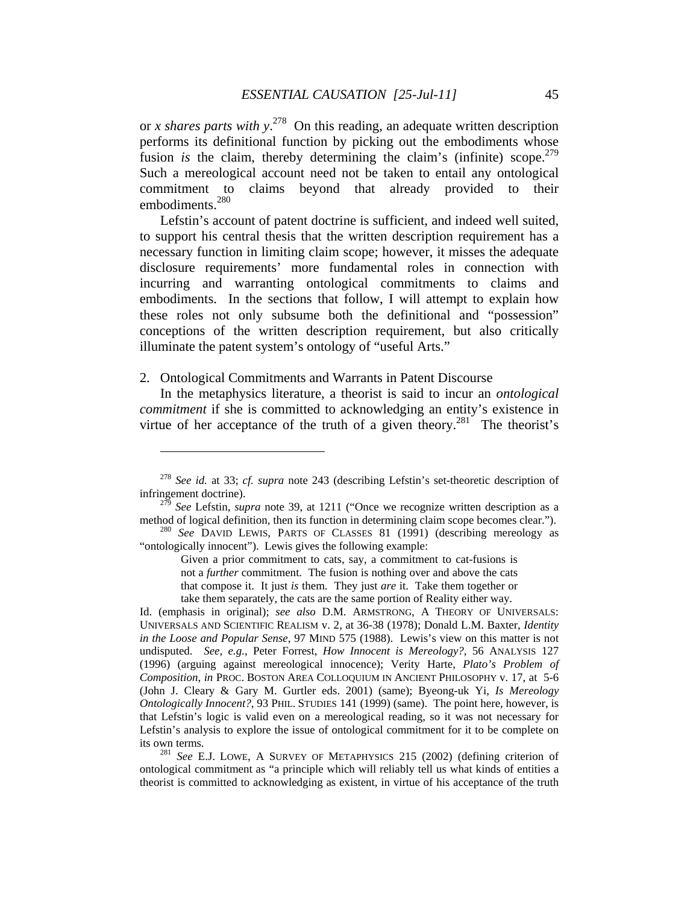or *x shares parts with y*.[278] On this reading, an adequate written description performs its definitional function by picking out the embodiments whose fusion *is* the claim, thereby determining the claim's (infinite) scope.[279] Such a mereological account need not be taken to entail any ontological commitment to claims beyond that already provided to their embodiments.[280]

Lefstin's account of patent doctrine is sufficient, and indeed well suited, to support his central thesis that the written description requirement has a necessary function in limiting claim scope; however, it misses the adequate disclosure requirements' more fundamental roles in connection with incurring and warranting ontological commitments to claims and embodiments. In the sections that follow, I will attempt to explain how these roles not only subsume both the definitional and "possession" conceptions of the written description requirement, but also critically illuminate the patent system's ontology of "useful Arts."

## 2. Ontological Commitments and Warrants in Patent Discourse

In the metaphysics literature, a theorist is said to incur an *ontological commitment* if she is committed to acknowledging an entity's existence in virtue of her acceptance of the truth of a given theory.[281] The theorist's

---

[278] *See id.* at 33; *cf. supra* note 243 (describing Lefstin's set-theoretic description of infringement doctrine).

[279] *See* Lefstin, *supra* note 39, at 1211 ("Once we recognize written description as a method of logical definition, then its function in determining claim scope becomes clear.").

[280] *See* DAVID LEWIS, PARTS OF CLASSES 81 (1991) (describing mereology as "ontologically innocent"). Lewis gives the following example:

> Given a prior commitment to cats, say, a commitment to cat-fusions is not a *further* commitment. The fusion is nothing over and above the cats that compose it. It just *is* them. They just *are* it. Take them together or take them separately, the cats are the same portion of Reality either way.

Id. (emphasis in original); *see also* D.M. ARMSTRONG, A THEORY OF UNIVERSALS: UNIVERSALS AND SCIENTIFIC REALISM v. 2, at 36-38 (1978); Donald L.M. Baxter, *Identity in the Loose and Popular Sense*, 97 MIND 575 (1988). Lewis's view on this matter is not undisputed. *See, e.g.*, Peter Forrest, *How Innocent is Mereology?*, 56 ANALYSIS 127 (1996) (arguing against mereological innocence); Verity Harte, *Plato's Problem of Composition*, *in* PROC. BOSTON AREA COLLOQUIUM IN ANCIENT PHILOSOPHY v. 17, at 5-6 (John J. Cleary & Gary M. Gurtler eds. 2001) (same); Byeong-uk Yi, *Is Mereology Ontologically Innocent?*, 93 PHIL. STUDIES 141 (1999) (same). The point here, however, is that Lefstin's logic is valid even on a mereological reading, so it was not necessary for Lefstin's analysis to explore the issue of ontological commitment for it to be complete on its own terms.

[281] *See* E.J. LOWE, A SURVEY OF METAPHYSICS 215 (2002) (defining criterion of ontological commitment as "a principle which will reliably tell us what kinds of entities a theorist is committed to acknowledging as existent, in virtue of his acceptance of the truth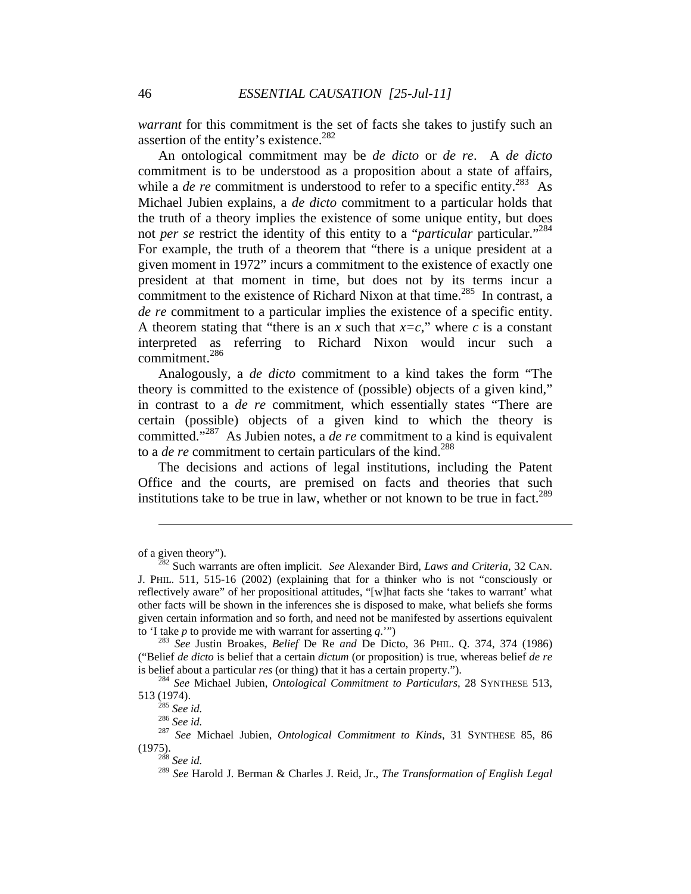*warrant* for this commitment is the set of facts she takes to justify such an assertion of the entity's existence.[282]

An ontological commitment may be *de dicto* or *de re*. A *de dicto* commitment is to be understood as a proposition about a state of affairs, while a *de re* commitment is understood to refer to a specific entity.[283] As Michael Jubien explains, a *de dicto* commitment to a particular holds that the truth of a theory implies the existence of some unique entity, but does not *per se* restrict the identity of this entity to a "*particular* particular."[284] For example, the truth of a theorem that "there is a unique president at a given moment in 1972" incurs a commitment to the existence of exactly one president at that moment in time, but does not by its terms incur a commitment to the existence of Richard Nixon at that time.[285] In contrast, a *de re* commitment to a particular implies the existence of a specific entity. A theorem stating that "there is an $x$ such that $x=c$," where $c$ is a constant interpreted as referring to Richard Nixon would incur such a commitment.[286]

Analogously, a *de dicto* commitment to a kind takes the form "The theory is committed to the existence of (possible) objects of a given kind," in contrast to a *de re* commitment, which essentially states "There are certain (possible) objects of a given kind to which the theory is committed."[287] As Jubien notes, a *de re* commitment to a kind is equivalent to a *de re* commitment to certain particulars of the kind.[288]

The decisions and actions of legal institutions, including the Patent Office and the courts, are premised on facts and theories that such institutions take to be true in law, whether or not known to be true in fact.[289]

---

of a given theory").

[282] Such warrants are often implicit. *See* Alexander Bird, *Laws and Criteria*, 32 CAN. J. PHIL. 511, 515-16 (2002) (explaining that for a thinker who is not "consciously or reflectively aware" of her propositional attitudes, "[w]hat facts she 'takes to warrant' what other facts will be shown in the inferences she is disposed to make, what beliefs she forms given certain information and so forth, and need not be manifested by assertions equivalent to 'I take *p* to provide me with warrant for asserting *q*.'")

[283] *See* Justin Broakes, *Belief* De Re *and* De Dicto, 36 PHIL. Q. 374, 374 (1986) ("Belief *de dicto* is belief that a certain *dictum* (or proposition) is true, whereas belief *de re* is belief about a particular *res* (or thing) that it has a certain property.").

[284] *See* Michael Jubien, *Ontological Commitment to Particulars*, 28 SYNTHESE 513, 513 (1974).

[285] *See id.*

[286] *See id.*

[287] *See* Michael Jubien, *Ontological Commitment to Kinds*, 31 SYNTHESE 85, 86 (1975).

[288] *See id.*

[289] *See* Harold J. Berman & Charles J. Reid, Jr., *The Transformation of English Legal*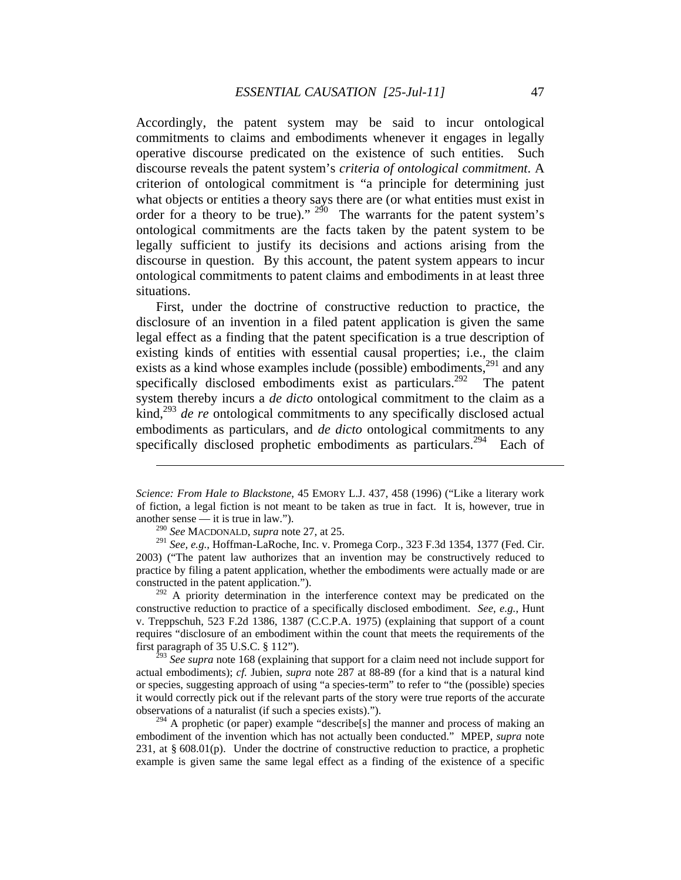Accordingly, the patent system may be said to incur ontological commitments to claims and embodiments whenever it engages in legally operative discourse predicated on the existence of such entities. Such discourse reveals the patent system's *criteria of ontological commitment*. A criterion of ontological commitment is "a principle for determining just what objects or entities a theory says there are (or what entities must exist in order for a theory to be true)." [290] The warrants for the patent system's ontological commitments are the facts taken by the patent system to be legally sufficient to justify its decisions and actions arising from the discourse in question. By this account, the patent system appears to incur ontological commitments to patent claims and embodiments in at least three situations.

First, under the doctrine of constructive reduction to practice, the disclosure of an invention in a filed patent application is given the same legal effect as a finding that the patent specification is a true description of existing kinds of entities with essential causal properties; i.e., the claim exists as a kind whose examples include (possible) embodiments,[291] and any specifically disclosed embodiments exist as particulars.[292] The patent system thereby incurs a *de dicto* ontological commitment to the claim as a kind,[293] *de re* ontological commitments to any specifically disclosed actual embodiments as particulars, and *de dicto* ontological commitments to any specifically disclosed prophetic embodiments as particulars.[294] Each of

---

*Science: From Hale to Blackstone*, 45 EMORY L.J. 437, 458 (1996) ("Like a literary work of fiction, a legal fiction is not meant to be taken as true in fact. It is, however, true in another sense — it is true in law.").

[290] *See* MACDONALD, *supra* note 27, at 25.

[291] *See, e.g.*, Hoffman-LaRoche, Inc. v. Promega Corp., 323 F.3d 1354, 1377 (Fed. Cir. 2003) ("The patent law authorizes that an invention may be constructively reduced to practice by filing a patent application, whether the embodiments were actually made or are constructed in the patent application.").

[292] A priority determination in the interference context may be predicated on the constructive reduction to practice of a specifically disclosed embodiment. *See, e.g.*, Hunt v. Treppschuh, 523 F.2d 1386, 1387 (C.C.P.A. 1975) (explaining that support of a count requires "disclosure of an embodiment within the count that meets the requirements of the first paragraph of 35 U.S.C. § 112").

[293] *See supra* note 168 (explaining that support for a claim need not include support for actual embodiments); *cf.* Jubien, *supra* note 287 at 88-89 (for a kind that is a natural kind or species, suggesting approach of using "a species-term" to refer to "the (possible) species it would correctly pick out if the relevant parts of the story were true reports of the accurate observations of a naturalist (if such a species exists).").

[294] A prophetic (or paper) example "describe[s] the manner and process of making an embodiment of the invention which has not actually been conducted." MPEP, *supra* note 231, at § 608.01(p). Under the doctrine of constructive reduction to practice, a prophetic example is given same the same legal effect as a finding of the existence of a specific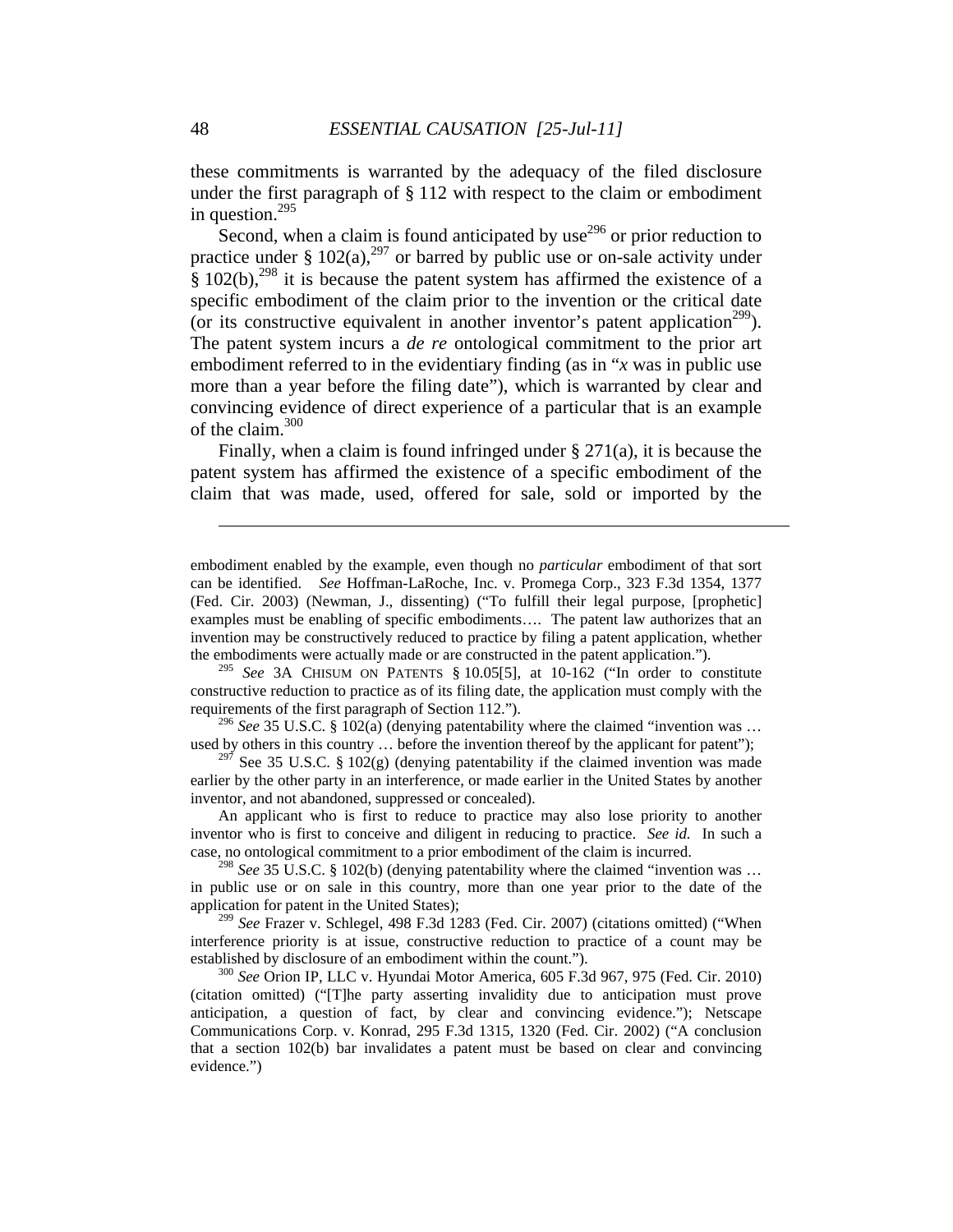these commitments is warranted by the adequacy of the filed disclosure under the first paragraph of § 112 with respect to the claim or embodiment in question.[295]

Second, when a claim is found anticipated by use[296] or prior reduction to practice under § 102(a),[297] or barred by public use or on-sale activity under § 102(b),[298] it is because the patent system has affirmed the existence of a specific embodiment of the claim prior to the invention or the critical date (or its constructive equivalent in another inventor's patent application[299]). The patent system incurs a *de re* ontological commitment to the prior art embodiment referred to in the evidentiary finding (as in "*x* was in public use more than a year before the filing date"), which is warranted by clear and convincing evidence of direct experience of a particular that is an example of the claim.[300]

Finally, when a claim is found infringed under § 271(a), it is because the patent system has affirmed the existence of a specific embodiment of the claim that was made, used, offered for sale, sold or imported by the

---

embodiment enabled by the example, even though no *particular* embodiment of that sort can be identified. *See* Hoffman-LaRoche, Inc. v. Promega Corp., 323 F.3d 1354, 1377 (Fed. Cir. 2003) (Newman, J., dissenting) ("To fulfill their legal purpose, [prophetic] examples must be enabling of specific embodiments…. The patent law authorizes that an invention may be constructively reduced to practice by filing a patent application, whether the embodiments were actually made or are constructed in the patent application.").

[295] *See* 3A CHISUM ON PATENTS § 10.05[5], at 10-162 ("In order to constitute constructive reduction to practice as of its filing date, the application must comply with the requirements of the first paragraph of Section 112.").

[296] *See* 35 U.S.C. § 102(a) (denying patentability where the claimed "invention was … used by others in this country … before the invention thereof by the applicant for patent");

[297] See 35 U.S.C. § 102(g) (denying patentability if the claimed invention was made earlier by the other party in an interference, or made earlier in the United States by another inventor, and not abandoned, suppressed or concealed).

An applicant who is first to reduce to practice may also lose priority to another inventor who is first to conceive and diligent in reducing to practice. *See id.* In such a case, no ontological commitment to a prior embodiment of the claim is incurred.

[298] *See* 35 U.S.C. § 102(b) (denying patentability where the claimed "invention was … in public use or on sale in this country, more than one year prior to the date of the application for patent in the United States);

[299] *See* Frazer v. Schlegel, 498 F.3d 1283 (Fed. Cir. 2007) (citations omitted) ("When interference priority is at issue, constructive reduction to practice of a count may be established by disclosure of an embodiment within the count.").

[300] *See* Orion IP, LLC v. Hyundai Motor America, 605 F.3d 967, 975 (Fed. Cir. 2010) (citation omitted) ("[T]he party asserting invalidity due to anticipation must prove anticipation, a question of fact, by clear and convincing evidence."); Netscape Communications Corp. v. Konrad, 295 F.3d 1315, 1320 (Fed. Cir. 2002) ("A conclusion that a section 102(b) bar invalidates a patent must be based on clear and convincing evidence.")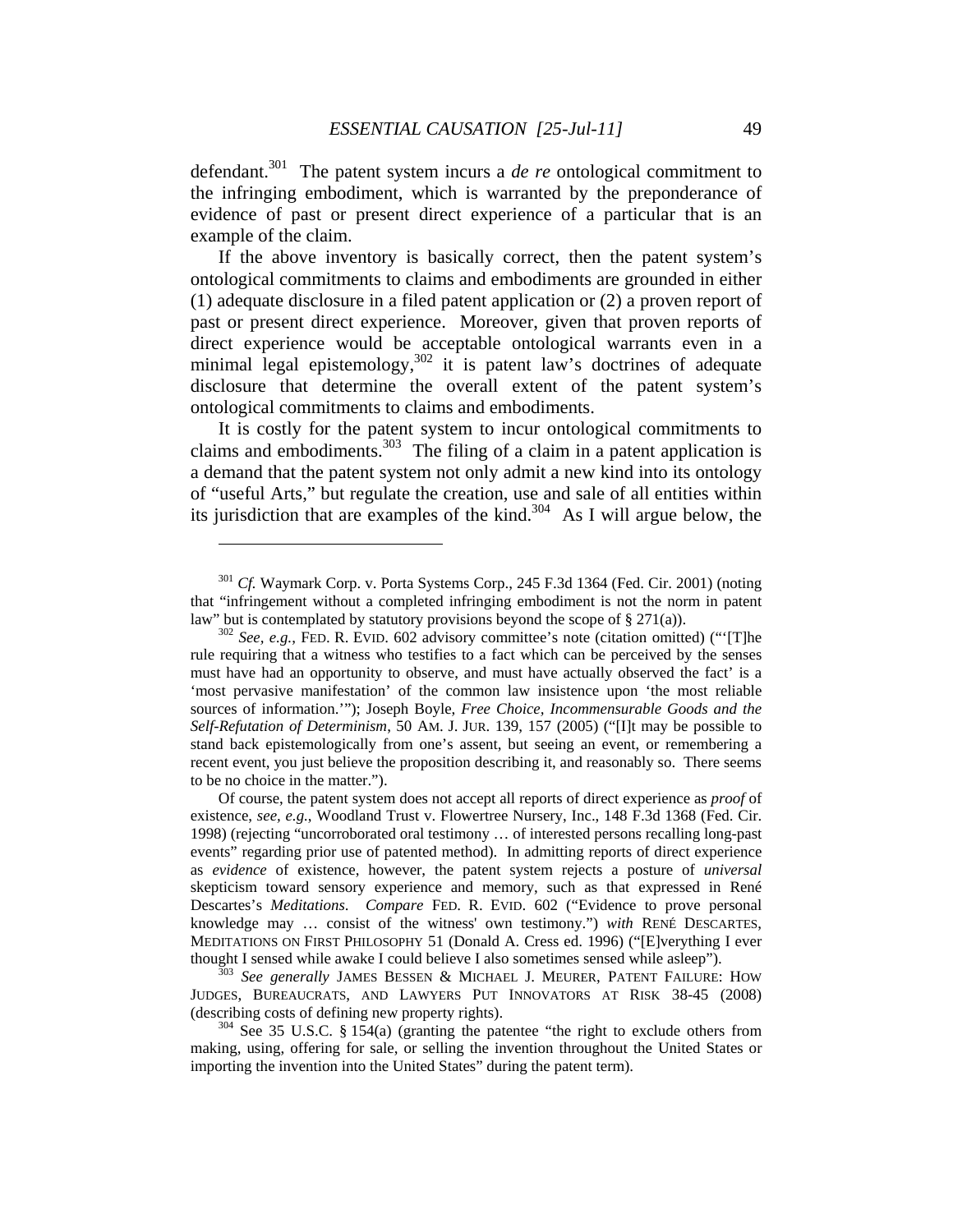defendant.[301] The patent system incurs a *de re* ontological commitment to the infringing embodiment, which is warranted by the preponderance of evidence of past or present direct experience of a particular that is an example of the claim.

If the above inventory is basically correct, then the patent system's ontological commitments to claims and embodiments are grounded in either (1) adequate disclosure in a filed patent application or (2) a proven report of past or present direct experience. Moreover, given that proven reports of direct experience would be acceptable ontological warrants even in a minimal legal epistemology,[302] it is patent law's doctrines of adequate disclosure that determine the overall extent of the patent system's ontological commitments to claims and embodiments.

It is costly for the patent system to incur ontological commitments to claims and embodiments.[303] The filing of a claim in a patent application is a demand that the patent system not only admit a new kind into its ontology of "useful Arts," but regulate the creation, use and sale of all entities within its jurisdiction that are examples of the kind.[304] As I will argue below, the

---

[301] *Cf.* Waymark Corp. v. Porta Systems Corp., 245 F.3d 1364 (Fed. Cir. 2001) (noting that "infringement without a completed infringing embodiment is not the norm in patent law" but is contemplated by statutory provisions beyond the scope of § 271(a)).

[302] *See, e.g.*, FED. R. EVID. 602 advisory committee's note (citation omitted) ("'[T]he rule requiring that a witness who testifies to a fact which can be perceived by the senses must have had an opportunity to observe, and must have actually observed the fact' is a 'most pervasive manifestation' of the common law insistence upon 'the most reliable sources of information.'"); Joseph Boyle, *Free Choice, Incommensurable Goods and the Self-Refutation of Determinism*, 50 AM. J. JUR. 139, 157 (2005) ("[I]t may be possible to stand back epistemologically from one's assent, but seeing an event, or remembering a recent event, you just believe the proposition describing it, and reasonably so. There seems to be no choice in the matter.").

Of course, the patent system does not accept all reports of direct experience as *proof* of existence, *see, e.g.*, Woodland Trust v. Flowertree Nursery, Inc., 148 F.3d 1368 (Fed. Cir. 1998) (rejecting "uncorroborated oral testimony … of interested persons recalling long-past events" regarding prior use of patented method). In admitting reports of direct experience as *evidence* of existence, however, the patent system rejects a posture of *universal* skepticism toward sensory experience and memory, such as that expressed in René Descartes's *Meditations*. *Compare* FED. R. EVID. 602 ("Evidence to prove personal knowledge may … consist of the witness' own testimony.") *with* RENÉ DESCARTES, MEDITATIONS ON FIRST PHILOSOPHY 51 (Donald A. Cress ed. 1996) ("[E]verything I ever thought I sensed while awake I could believe I also sometimes sensed while asleep").

[303] *See generally* JAMES BESSEN & MICHAEL J. MEURER, PATENT FAILURE: HOW JUDGES, BUREAUCRATS, AND LAWYERS PUT INNOVATORS AT RISK 38-45 (2008) (describing costs of defining new property rights).

[304] See 35 U.S.C. § 154(a) (granting the patentee "the right to exclude others from making, using, offering for sale, or selling the invention throughout the United States or importing the invention into the United States" during the patent term).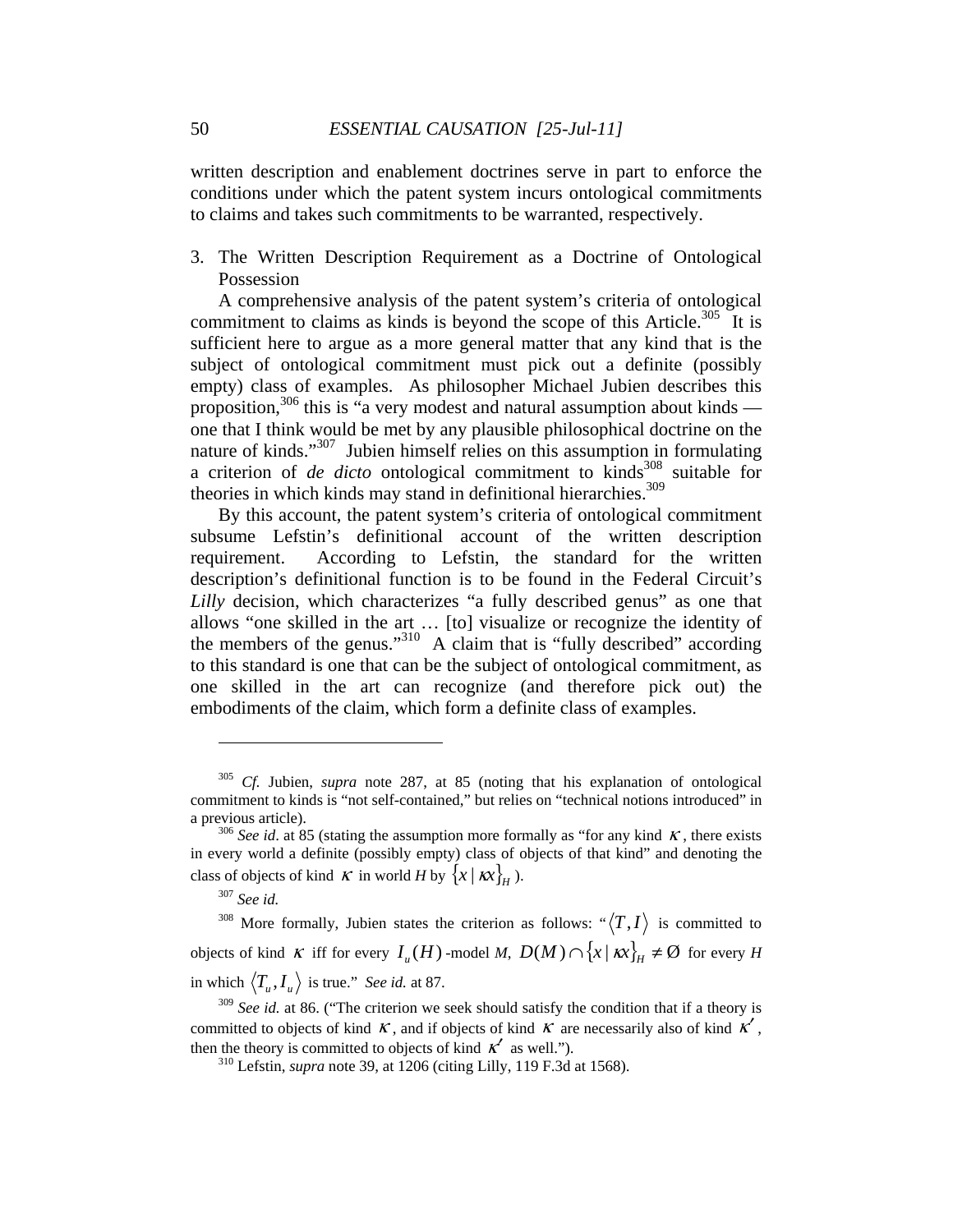written description and enablement doctrines serve in part to enforce the conditions under which the patent system incurs ontological commitments to claims and takes such commitments to be warranted, respectively.

### 3. The Written Description Requirement as a Doctrine of Ontological Possession

A comprehensive analysis of the patent system's criteria of ontological commitment to claims as kinds is beyond the scope of this Article.[305] It is sufficient here to argue as a more general matter that any kind that is the subject of ontological commitment must pick out a definite (possibly empty) class of examples. As philosopher Michael Jubien describes this proposition,[306] this is "a very modest and natural assumption about kinds — one that I think would be met by any plausible philosophical doctrine on the nature of kinds."[307] Jubien himself relies on this assumption in formulating a criterion of *de dicto* ontological commitment to kinds[308] suitable for theories in which kinds may stand in definitional hierarchies.[309]

By this account, the patent system's criteria of ontological commitment subsume Lefstin's definitional account of the written description requirement. According to Lefstin, the standard for the written description's definitional function is to be found in the Federal Circuit's *Lilly* decision, which characterizes "a fully described genus" as one that allows "one skilled in the art … [to] visualize or recognize the identity of the members of the genus."[310] A claim that is "fully described" according to this standard is one that can be the subject of ontological commitment, as one skilled in the art can recognize (and therefore pick out) the embodiments of the claim, which form a definite class of examples.

---

[305] *Cf.* Jubien, *supra* note 287, at 85 (noting that his explanation of ontological commitment to kinds is "not self-contained," but relies on "technical notions introduced" in a previous article).

[306] *See id*. at 85 (stating the assumption more formally as "for any kind $\kappa$, there exists in every world a definite (possibly empty) class of objects of that kind" and denoting the class of objects of kind $\kappa$ in world *H* by $\{x \mid \kappa x\}_H$ ).

[307] *See id.*

[308] More formally, Jubien states the criterion as follows: "$\langle T, I \rangle$ is committed to objects of kind $\kappa$ iff for every $I_u(H)$-model *M*, $D(M) \cap \{x \mid \kappa x\}_H \neq \varnothing$ for every *H* in which $\langle T_u, I_u \rangle$ is true." *See id.* at 87.

[309] *See id.* at 86. ("The criterion we seek should satisfy the condition that if a theory is committed to objects of kind $\kappa$, and if objects of kind $\kappa$ are necessarily also of kind $\kappa'$, then the theory is committed to objects of kind $\kappa'$ as well.").

[310] Lefstin, *supra* note 39, at 1206 (citing Lilly, 119 F.3d at 1568).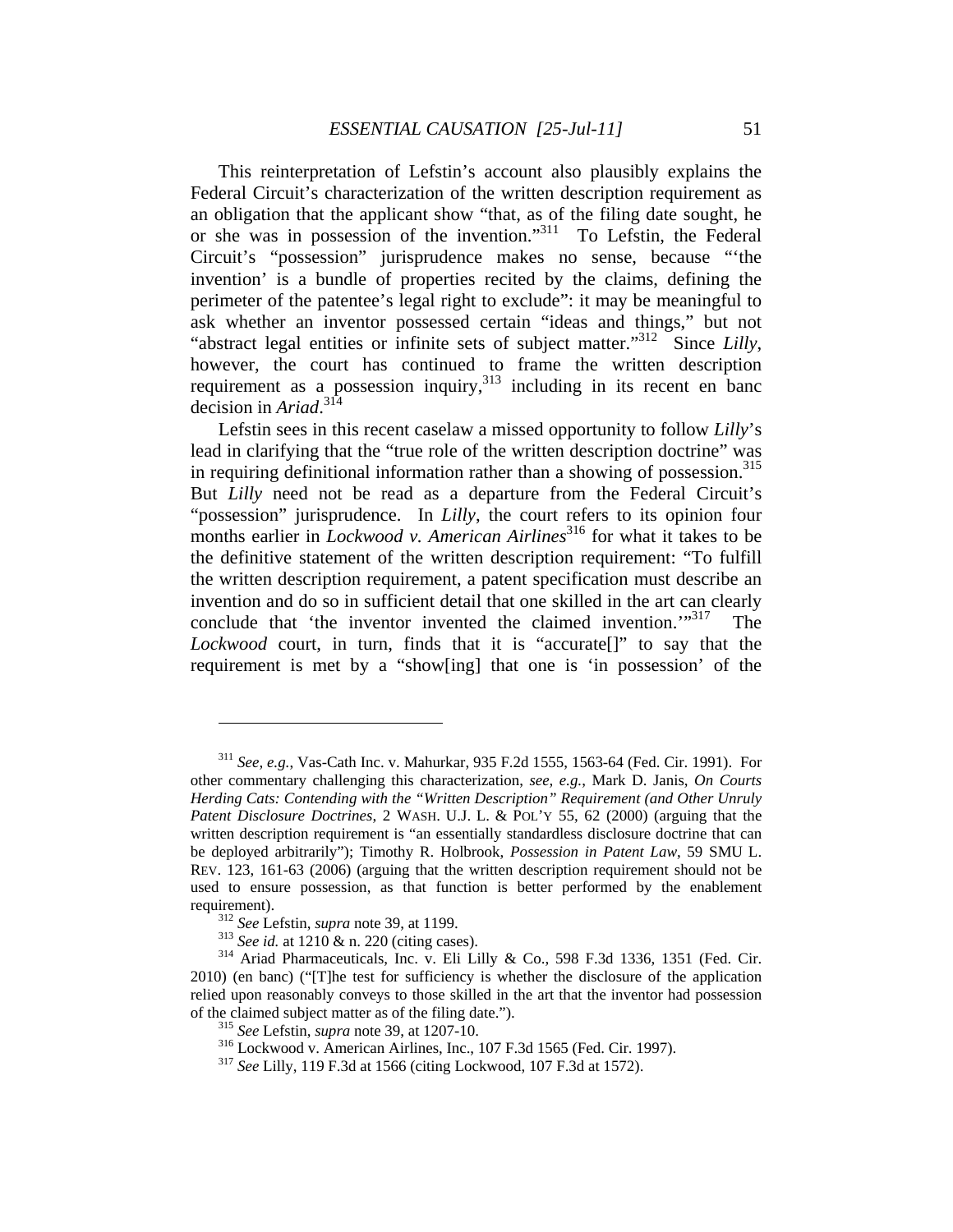This reinterpretation of Lefstin's account also plausibly explains the Federal Circuit's characterization of the written description requirement as an obligation that the applicant show "that, as of the filing date sought, he or she was in possession of the invention."[311] To Lefstin, the Federal Circuit's "possession" jurisprudence makes no sense, because "'the invention' is a bundle of properties recited by the claims, defining the perimeter of the patentee's legal right to exclude": it may be meaningful to ask whether an inventor possessed certain "ideas and things," but not "abstract legal entities or infinite sets of subject matter."[312] Since *Lilly*, however, the court has continued to frame the written description requirement as a possession inquiry,[313] including in its recent en banc decision in *Ariad*.[314]

Lefstin sees in this recent caselaw a missed opportunity to follow *Lilly*'s lead in clarifying that the "true role of the written description doctrine" was in requiring definitional information rather than a showing of possession.[315] But *Lilly* need not be read as a departure from the Federal Circuit's "possession" jurisprudence. In *Lilly*, the court refers to its opinion four months earlier in *Lockwood v. American Airlines*[316] for what it takes to be the definitive statement of the written description requirement: "To fulfill the written description requirement, a patent specification must describe an invention and do so in sufficient detail that one skilled in the art can clearly conclude that 'the inventor invented the claimed invention.'"[317] The *Lockwood* court, in turn, finds that it is "accurate[]" to say that the requirement is met by a "show[ing] that one is 'in possession' of the

---

[311] *See, e.g.*, Vas-Cath Inc. v. Mahurkar, 935 F.2d 1555, 1563-64 (Fed. Cir. 1991). For other commentary challenging this characterization, *see, e.g.*, Mark D. Janis, *On Courts Herding Cats: Contending with the "Written Description" Requirement (and Other Unruly Patent Disclosure Doctrines*, 2 WASH. U.J. L. & POL'Y 55, 62 (2000) (arguing that the written description requirement is "an essentially standardless disclosure doctrine that can be deployed arbitrarily"); Timothy R. Holbrook, *Possession in Patent Law*, 59 SMU L. REV. 123, 161-63 (2006) (arguing that the written description requirement should not be used to ensure possession, as that function is better performed by the enablement requirement).

[312] *See* Lefstin, *supra* note 39, at 1199.

[313] *See id.* at 1210 & n. 220 (citing cases).

[314] Ariad Pharmaceuticals, Inc. v. Eli Lilly & Co., 598 F.3d 1336, 1351 (Fed. Cir. 2010) (en banc) ("[T]he test for sufficiency is whether the disclosure of the application relied upon reasonably conveys to those skilled in the art that the inventor had possession of the claimed subject matter as of the filing date.").

[315] *See* Lefstin, *supra* note 39, at 1207-10.

[316] Lockwood v. American Airlines, Inc., 107 F.3d 1565 (Fed. Cir. 1997).

[317] *See* Lilly, 119 F.3d at 1566 (citing Lockwood, 107 F.3d at 1572).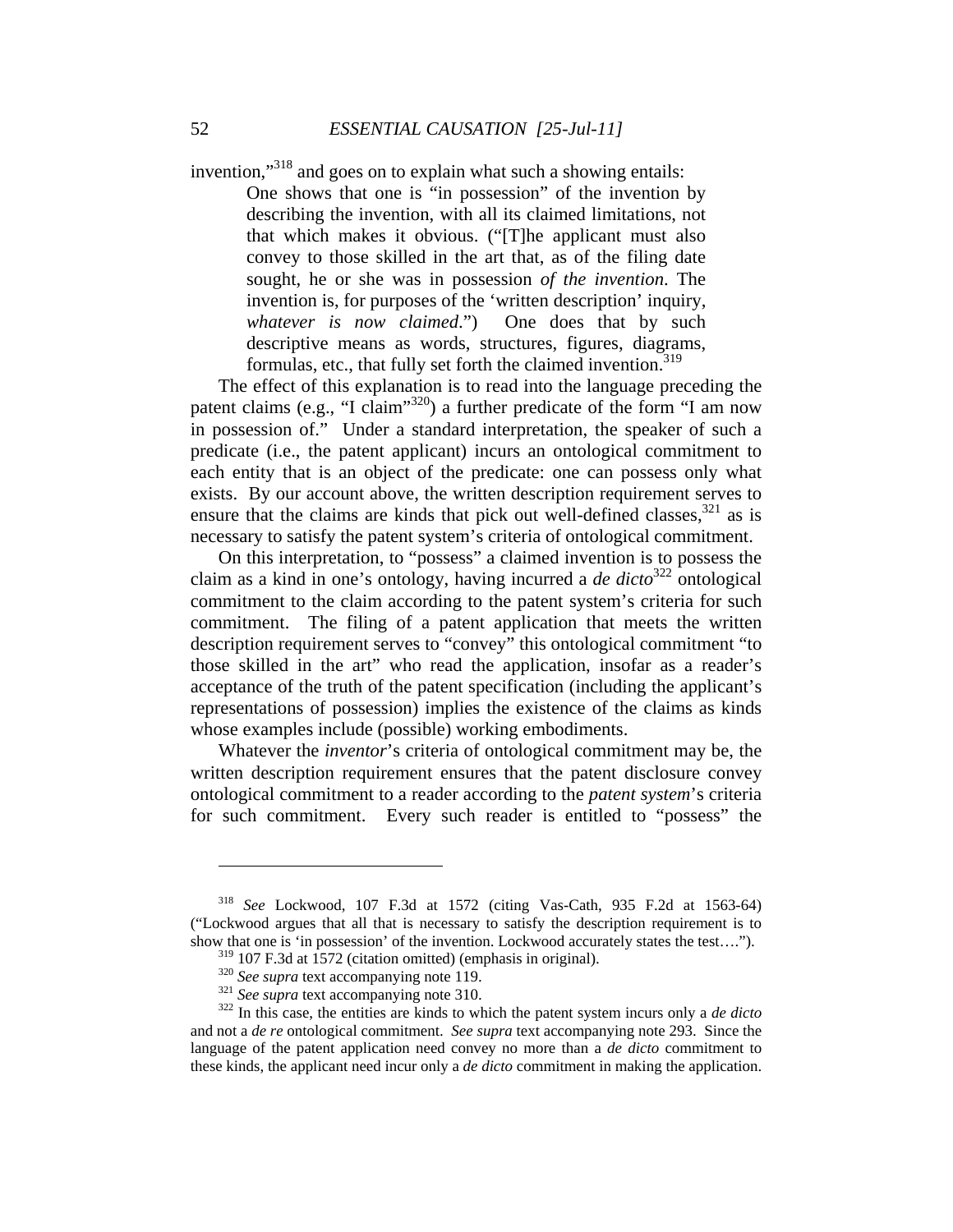invention,"[318] and goes on to explain what such a showing entails:

> One shows that one is "in possession" of the invention by describing the invention, with all its claimed limitations, not that which makes it obvious. ("[T]he applicant must also convey to those skilled in the art that, as of the filing date sought, he or she was in possession *of the invention*. The invention is, for purposes of the 'written description' inquiry, *whatever is now claimed*.") One does that by such descriptive means as words, structures, figures, diagrams, formulas, etc., that fully set forth the claimed invention.[319]

The effect of this explanation is to read into the language preceding the patent claims (e.g., "I claim"[320]) a further predicate of the form "I am now in possession of." Under a standard interpretation, the speaker of such a predicate (i.e., the patent applicant) incurs an ontological commitment to each entity that is an object of the predicate: one can possess only what exists. By our account above, the written description requirement serves to ensure that the claims are kinds that pick out well-defined classes,[321] as is necessary to satisfy the patent system's criteria of ontological commitment.

On this interpretation, to "possess" a claimed invention is to possess the claim as a kind in one's ontology, having incurred a *de dicto*[322] ontological commitment to the claim according to the patent system's criteria for such commitment. The filing of a patent application that meets the written description requirement serves to "convey" this ontological commitment "to those skilled in the art" who read the application, insofar as a reader's acceptance of the truth of the patent specification (including the applicant's representations of possession) implies the existence of the claims as kinds whose examples include (possible) working embodiments.

Whatever the *inventor*'s criteria of ontological commitment may be, the written description requirement ensures that the patent disclosure convey ontological commitment to a reader according to the *patent system*'s criteria for such commitment. Every such reader is entitled to "possess" the

---

[318] *See* Lockwood, 107 F.3d at 1572 (citing Vas-Cath, 935 F.2d at 1563-64) ("Lockwood argues that all that is necessary to satisfy the description requirement is to show that one is 'in possession' of the invention. Lockwood accurately states the test….").

[319] 107 F.3d at 1572 (citation omitted) (emphasis in original).

[320] *See supra* text accompanying note 119.

[321] *See supra* text accompanying note 310.

[322] In this case, the entities are kinds to which the patent system incurs only a *de dicto* and not a *de re* ontological commitment. *See supra* text accompanying note 293. Since the language of the patent application need convey no more than a *de dicto* commitment to these kinds, the applicant need incur only a *de dicto* commitment in making the application.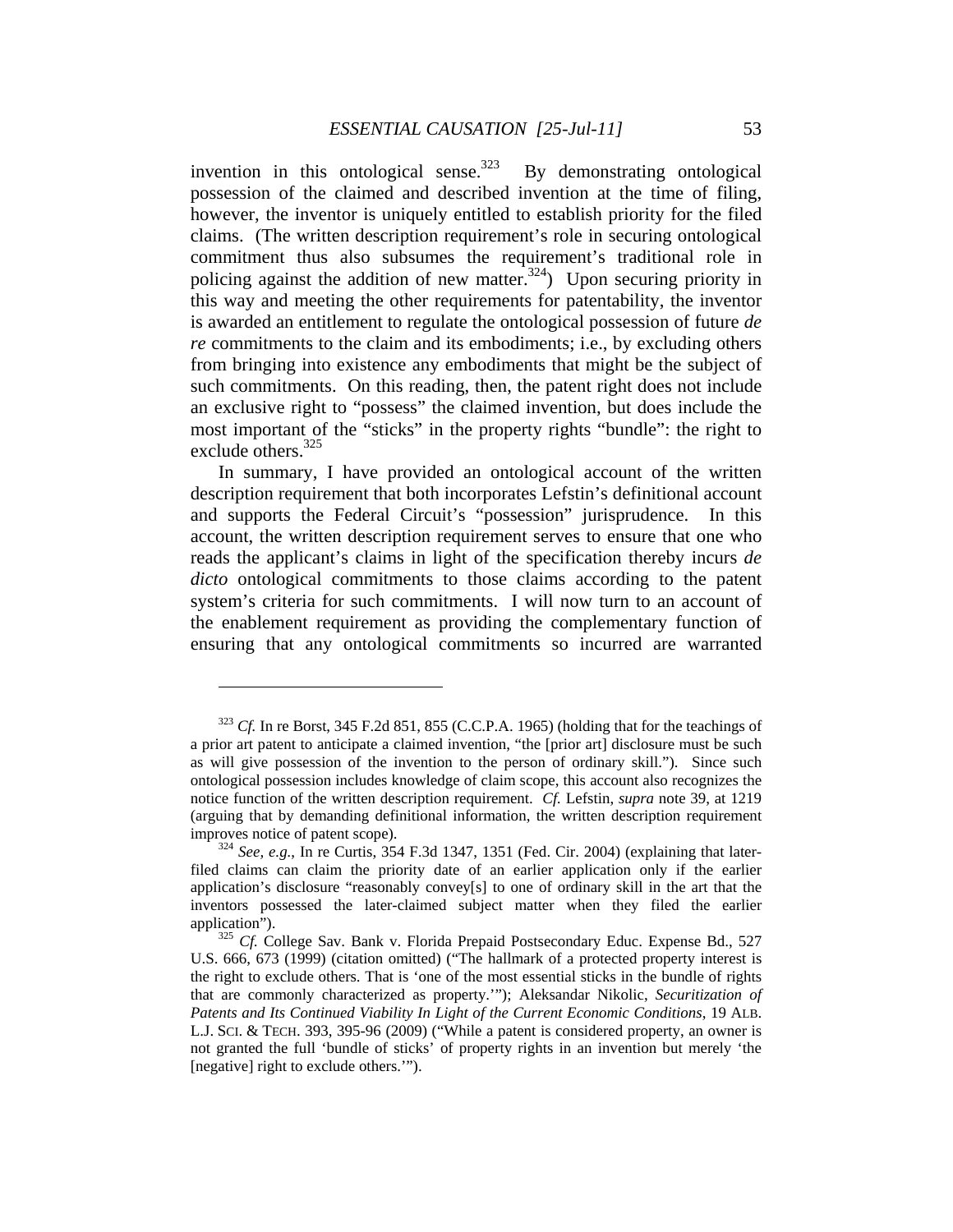invention in this ontological sense.[323] By demonstrating ontological possession of the claimed and described invention at the time of filing, however, the inventor is uniquely entitled to establish priority for the filed claims. (The written description requirement's role in securing ontological commitment thus also subsumes the requirement's traditional role in policing against the addition of new matter.[324]) Upon securing priority in this way and meeting the other requirements for patentability, the inventor is awarded an entitlement to regulate the ontological possession of future *de re* commitments to the claim and its embodiments; i.e., by excluding others from bringing into existence any embodiments that might be the subject of such commitments. On this reading, then, the patent right does not include an exclusive right to "possess" the claimed invention, but does include the most important of the "sticks" in the property rights "bundle": the right to exclude others.[325]

In summary, I have provided an ontological account of the written description requirement that both incorporates Lefstin's definitional account and supports the Federal Circuit's "possession" jurisprudence. In this account, the written description requirement serves to ensure that one who reads the applicant's claims in light of the specification thereby incurs *de dicto* ontological commitments to those claims according to the patent system's criteria for such commitments. I will now turn to an account of the enablement requirement as providing the complementary function of ensuring that any ontological commitments so incurred are warranted

---

[323] *Cf.* In re Borst, 345 F.2d 851, 855 (C.C.P.A. 1965) (holding that for the teachings of a prior art patent to anticipate a claimed invention, "the [prior art] disclosure must be such as will give possession of the invention to the person of ordinary skill."). Since such ontological possession includes knowledge of claim scope, this account also recognizes the notice function of the written description requirement. *Cf.* Lefstin, *supra* note 39, at 1219 (arguing that by demanding definitional information, the written description requirement improves notice of patent scope).

[324] *See, e.g.*, In re Curtis, 354 F.3d 1347, 1351 (Fed. Cir. 2004) (explaining that later-filed claims can claim the priority date of an earlier application only if the earlier application's disclosure "reasonably convey[s] to one of ordinary skill in the art that the inventors possessed the later-claimed subject matter when they filed the earlier application").

[325] *Cf.* College Sav. Bank v. Florida Prepaid Postsecondary Educ. Expense Bd., 527 U.S. 666, 673 (1999) (citation omitted) ("The hallmark of a protected property interest is the right to exclude others. That is 'one of the most essential sticks in the bundle of rights that are commonly characterized as property.'"); Aleksandar Nikolic, *Securitization of Patents and Its Continued Viability In Light of the Current Economic Conditions*, 19 ALB. L.J. SCI. & TECH. 393, 395-96 (2009) ("While a patent is considered property, an owner is not granted the full 'bundle of sticks' of property rights in an invention but merely 'the [negative] right to exclude others.'").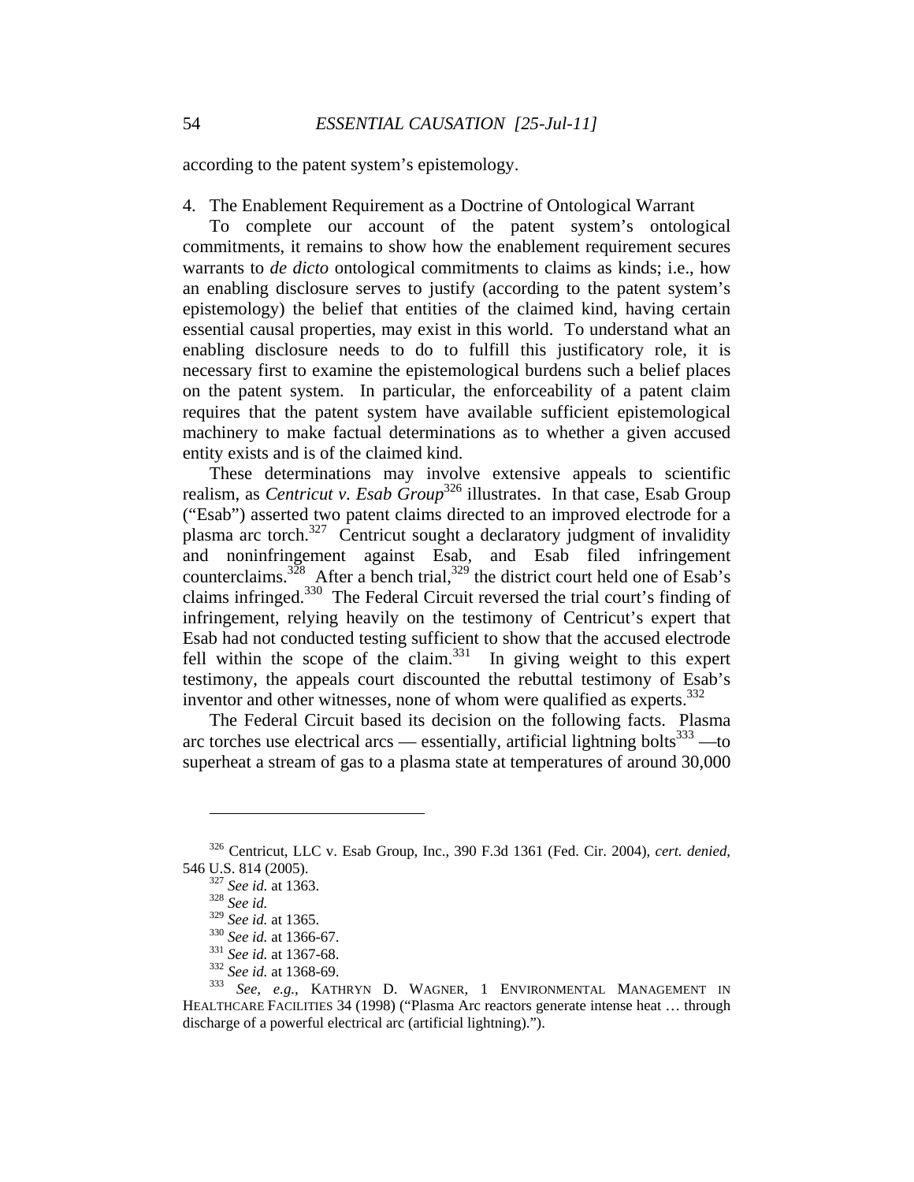according to the patent system's epistemology.

4. The Enablement Requirement as a Doctrine of Ontological Warrant

To complete our account of the patent system's ontological commitments, it remains to show how the enablement requirement secures warrants to *de dicto* ontological commitments to claims as kinds; i.e., how an enabling disclosure serves to justify (according to the patent system's epistemology) the belief that entities of the claimed kind, having certain essential causal properties, may exist in this world. To understand what an enabling disclosure needs to do to fulfill this justificatory role, it is necessary first to examine the epistemological burdens such a belief places on the patent system. In particular, the enforceability of a patent claim requires that the patent system have available sufficient epistemological machinery to make factual determinations as to whether a given accused entity exists and is of the claimed kind.

These determinations may involve extensive appeals to scientific realism, as *Centricut v. Esab Group*[326] illustrates. In that case, Esab Group ("Esab") asserted two patent claims directed to an improved electrode for a plasma arc torch.[327] Centricut sought a declaratory judgment of invalidity and noninfringement against Esab, and Esab filed infringement counterclaims.[328] After a bench trial,[329] the district court held one of Esab's claims infringed.[330] The Federal Circuit reversed the trial court's finding of infringement, relying heavily on the testimony of Centricut's expert that Esab had not conducted testing sufficient to show that the accused electrode fell within the scope of the claim.[331] In giving weight to this expert testimony, the appeals court discounted the rebuttal testimony of Esab's inventor and other witnesses, none of whom were qualified as experts.[332]

The Federal Circuit based its decision on the following facts. Plasma arc torches use electrical arcs — essentially, artificial lightning bolts[333] —to superheat a stream of gas to a plasma state at temperatures of around 30,000

---

[326] Centricut, LLC v. Esab Group, Inc., 390 F.3d 1361 (Fed. Cir. 2004), *cert. denied*, 546 U.S. 814 (2005).

[327] *See id.* at 1363.

[328] *See id.*

[329] *See id.* at 1365.

[330] *See id.* at 1366-67.

[331] *See id.* at 1367-68.

[332] *See id.* at 1368-69.

[333] *See, e.g.*, KATHRYN D. WAGNER, 1 ENVIRONMENTAL MANAGEMENT IN HEALTHCARE FACILITIES 34 (1998) ("Plasma Arc reactors generate intense heat … through discharge of a powerful electrical arc (artificial lightning).").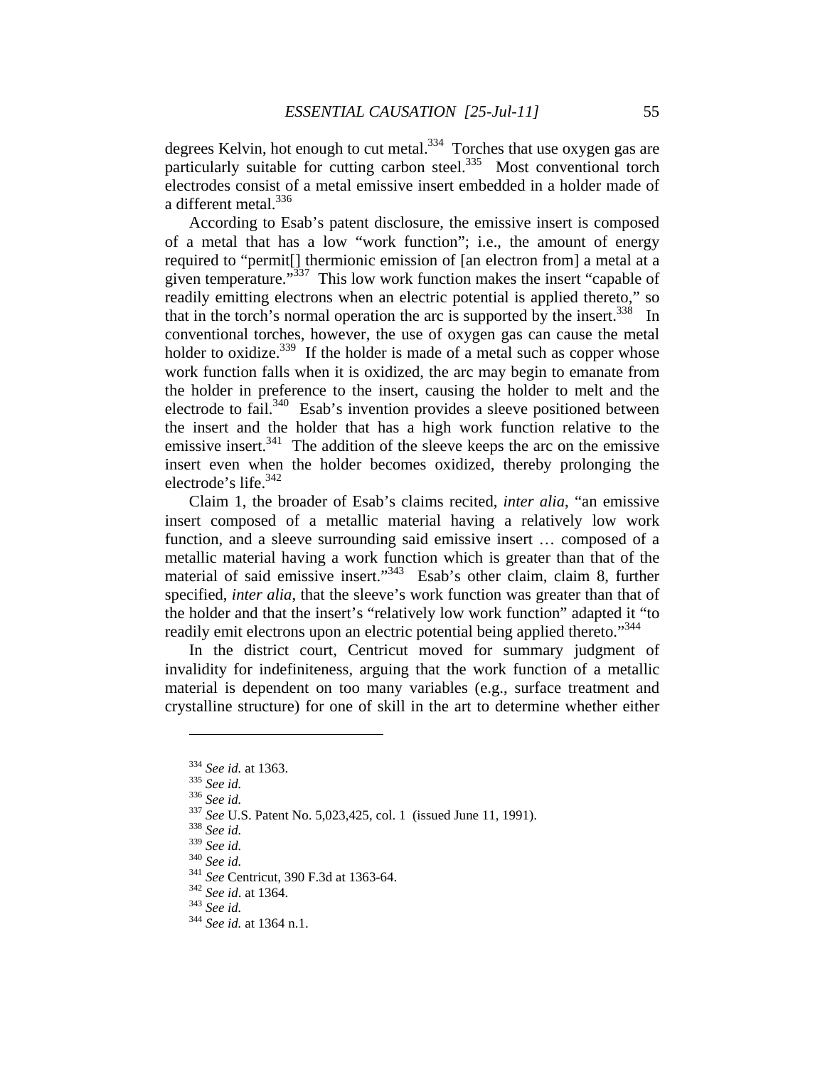degrees Kelvin, hot enough to cut metal.[334] Torches that use oxygen gas are particularly suitable for cutting carbon steel.[335] Most conventional torch electrodes consist of a metal emissive insert embedded in a holder made of a different metal.[336]

According to Esab's patent disclosure, the emissive insert is composed of a metal that has a low "work function"; i.e., the amount of energy required to "permit[] thermionic emission of [an electron from] a metal at a given temperature."[337] This low work function makes the insert "capable of readily emitting electrons when an electric potential is applied thereto," so that in the torch's normal operation the arc is supported by the insert.[338] In conventional torches, however, the use of oxygen gas can cause the metal holder to oxidize.[339] If the holder is made of a metal such as copper whose work function falls when it is oxidized, the arc may begin to emanate from the holder in preference to the insert, causing the holder to melt and the electrode to fail.[340] Esab's invention provides a sleeve positioned between the insert and the holder that has a high work function relative to the emissive insert.[341] The addition of the sleeve keeps the arc on the emissive insert even when the holder becomes oxidized, thereby prolonging the electrode's life.[342]

Claim 1, the broader of Esab's claims recited, *inter alia*, "an emissive insert composed of a metallic material having a relatively low work function, and a sleeve surrounding said emissive insert … composed of a metallic material having a work function which is greater than that of the material of said emissive insert."[343] Esab's other claim, claim 8, further specified, *inter alia*, that the sleeve's work function was greater than that of the holder and that the insert's "relatively low work function" adapted it "to readily emit electrons upon an electric potential being applied thereto."[344]

In the district court, Centricut moved for summary judgment of invalidity for indefiniteness, arguing that the work function of a metallic material is dependent on too many variables (e.g., surface treatment and crystalline structure) for one of skill in the art to determine whether either

---

[334] *See id.* at 1363.
[335] *See id.*
[336] *See id.*
[337] *See* U.S. Patent No. 5,023,425, col. 1 (issued June 11, 1991).
[338] *See id.*
[339] *See id.*
[340] *See id.*
[341] *See* Centricut, 390 F.3d at 1363-64.
[342] *See id*. at 1364.
[343] *See id.*
[344] *See id.* at 1364 n.1.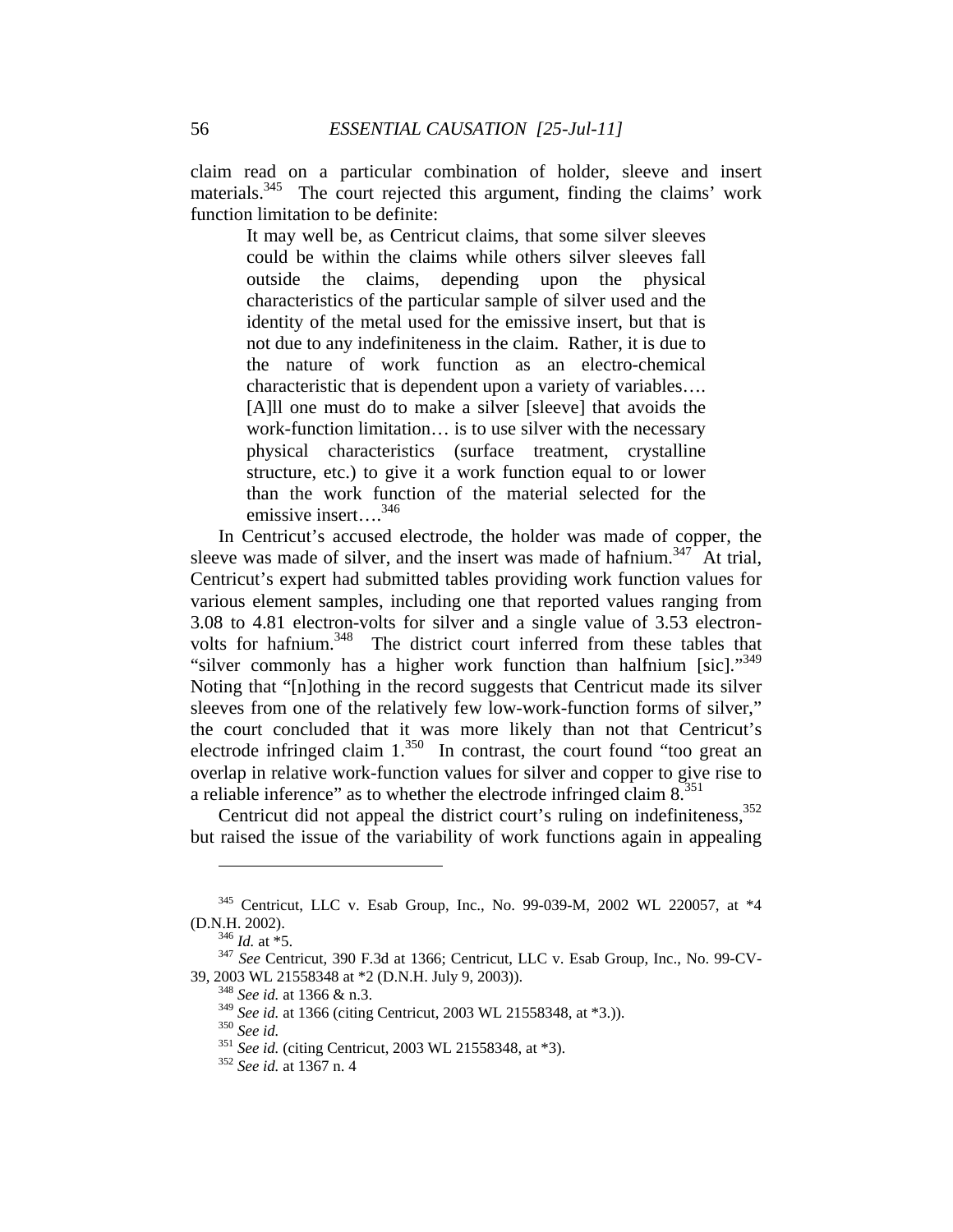claim read on a particular combination of holder, sleeve and insert materials.[345] The court rejected this argument, finding the claims' work function limitation to be definite:

> It may well be, as Centricut claims, that some silver sleeves could be within the claims while others silver sleeves fall outside the claims, depending upon the physical characteristics of the particular sample of silver used and the identity of the metal used for the emissive insert, but that is not due to any indefiniteness in the claim. Rather, it is due to the nature of work function as an electro-chemical characteristic that is dependent upon a variety of variables…. [A]ll one must do to make a silver [sleeve] that avoids the work-function limitation… is to use silver with the necessary physical characteristics (surface treatment, crystalline structure, etc.) to give it a work function equal to or lower than the work function of the material selected for the emissive insert….[346]

In Centricut's accused electrode, the holder was made of copper, the sleeve was made of silver, and the insert was made of hafnium.[347] At trial, Centricut's expert had submitted tables providing work function values for various element samples, including one that reported values ranging from 3.08 to 4.81 electron-volts for silver and a single value of 3.53 electron-volts for hafnium.[348] The district court inferred from these tables that "silver commonly has a higher work function than halfnium [sic]."[349] Noting that "[n]othing in the record suggests that Centricut made its silver sleeves from one of the relatively few low-work-function forms of silver," the court concluded that it was more likely than not that Centricut's electrode infringed claim 1.[350] In contrast, the court found "too great an overlap in relative work-function values for silver and copper to give rise to a reliable inference" as to whether the electrode infringed claim 8.[351]

Centricut did not appeal the district court's ruling on indefiniteness,[352] but raised the issue of the variability of work functions again in appealing

---

[345] Centricut, LLC v. Esab Group, Inc., No. 99-039-M, 2002 WL 220057, at *4 (D.N.H. 2002).

[346] *Id.* at *5.

[347] *See* Centricut, 390 F.3d at 1366; Centricut, LLC v. Esab Group, Inc., No. 99-CV-39, 2003 WL 21558348 at *2 (D.N.H. July 9, 2003)).

[348] *See id.* at 1366 & n.3.

[349] *See id.* at 1366 (citing Centricut, 2003 WL 21558348, at *3.)).

[350] *See id.*

[351] *See id.* (citing Centricut, 2003 WL 21558348, at *3).

[352] *See id.* at 1367 n. 4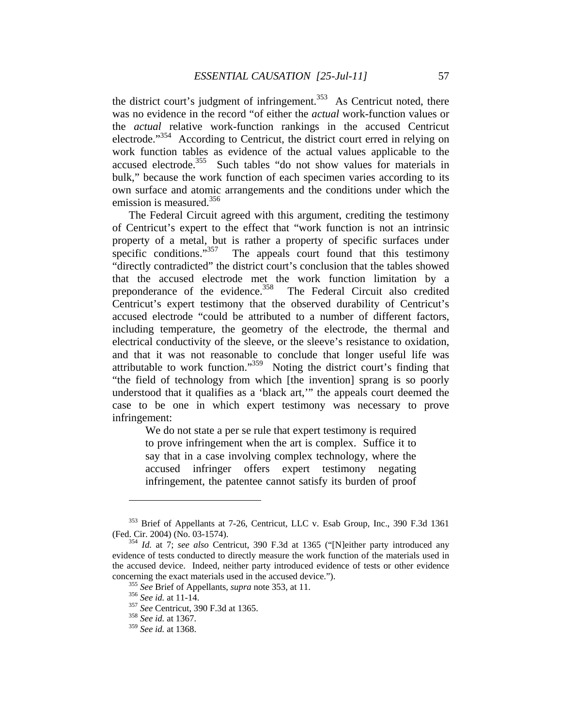the district court's judgment of infringement.[353] As Centricut noted, there was no evidence in the record "of either the *actual* work-function values or the *actual* relative work-function rankings in the accused Centricut electrode."[354] According to Centricut, the district court erred in relying on work function tables as evidence of the actual values applicable to the accused electrode.[355] Such tables "do not show values for materials in bulk," because the work function of each specimen varies according to its own surface and atomic arrangements and the conditions under which the emission is measured.[356]

The Federal Circuit agreed with this argument, crediting the testimony of Centricut's expert to the effect that "work function is not an intrinsic property of a metal, but is rather a property of specific surfaces under specific conditions."[357] The appeals court found that this testimony "directly contradicted" the district court's conclusion that the tables showed that the accused electrode met the work function limitation by a preponderance of the evidence.[358] The Federal Circuit also credited Centricut's expert testimony that the observed durability of Centricut's accused electrode "could be attributed to a number of different factors, including temperature, the geometry of the electrode, the thermal and electrical conductivity of the sleeve, or the sleeve's resistance to oxidation, and that it was not reasonable to conclude that longer useful life was attributable to work function."[359] Noting the district court's finding that "the field of technology from which [the invention] sprang is so poorly understood that it qualifies as a 'black art,'" the appeals court deemed the case to be one in which expert testimony was necessary to prove infringement:

> We do not state a per se rule that expert testimony is required to prove infringement when the art is complex. Suffice it to say that in a case involving complex technology, where the accused infringer offers expert testimony negating infringement, the patentee cannot satisfy its burden of proof

---

[353] Brief of Appellants at 7-26, Centricut, LLC v. Esab Group, Inc., 390 F.3d 1361 (Fed. Cir. 2004) (No. 03-1574).

[354] *Id.* at 7; *see also* Centricut, 390 F.3d at 1365 ("[N]either party introduced any evidence of tests conducted to directly measure the work function of the materials used in the accused device. Indeed, neither party introduced evidence of tests or other evidence concerning the exact materials used in the accused device.").

[355] *See* Brief of Appellants, *supra* note 353, at 11.

[356] *See id.* at 11-14.

[357] *See* Centricut, 390 F.3d at 1365.

[358] *See id.* at 1367.

[359] *See id.* at 1368.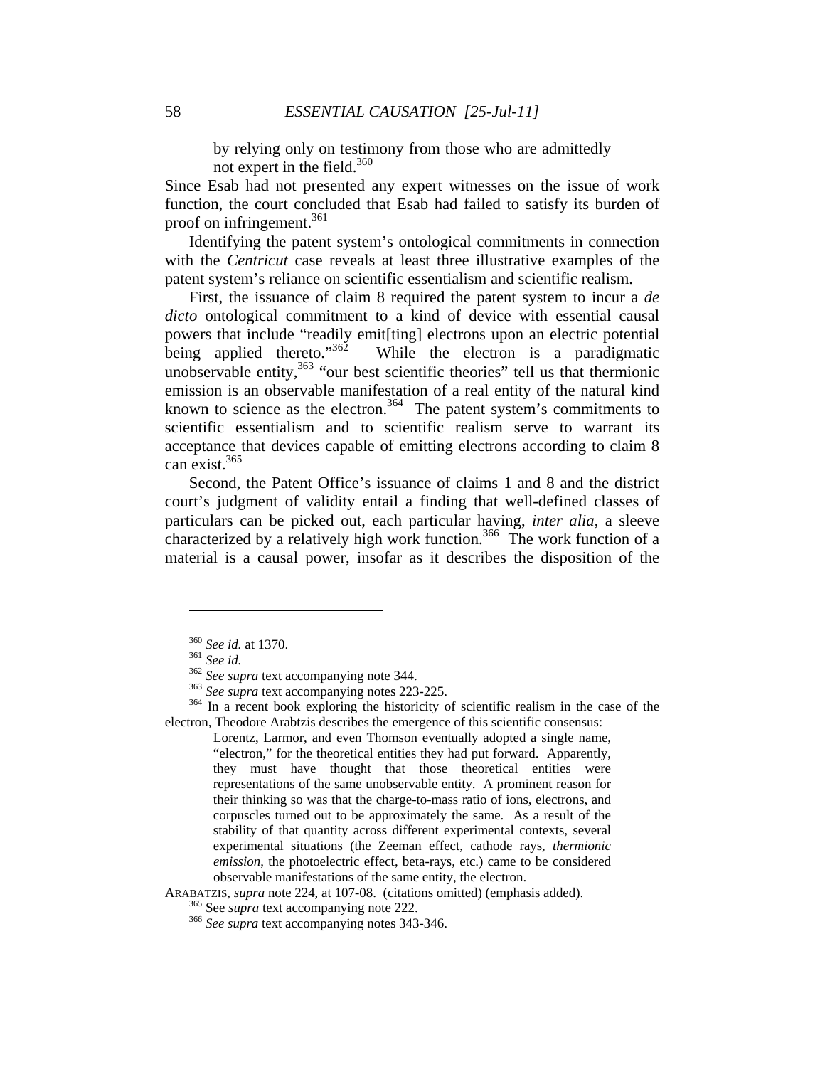> by relying only on testimony from those who are admittedly not expert in the field.[360]

Since Esab had not presented any expert witnesses on the issue of work function, the court concluded that Esab had failed to satisfy its burden of proof on infringement.[361]

Identifying the patent system's ontological commitments in connection with the *Centricut* case reveals at least three illustrative examples of the patent system's reliance on scientific essentialism and scientific realism.

First, the issuance of claim 8 required the patent system to incur a *de dicto* ontological commitment to a kind of device with essential causal powers that include "readily emit[ting] electrons upon an electric potential being applied thereto."[362] While the electron is a paradigmatic unobservable entity,[363] "our best scientific theories" tell us that thermionic emission is an observable manifestation of a real entity of the natural kind known to science as the electron.[364] The patent system's commitments to scientific essentialism and to scientific realism serve to warrant its acceptance that devices capable of emitting electrons according to claim 8 can exist.[365]

Second, the Patent Office's issuance of claims 1 and 8 and the district court's judgment of validity entail a finding that well-defined classes of particulars can be picked out, each particular having, *inter alia*, a sleeve characterized by a relatively high work function.[366] The work function of a material is a causal power, insofar as it describes the disposition of the

---

[360] *See id.* at 1370.

[361] *See id.*

[362] *See supra* text accompanying note 344.

[363] *See supra* text accompanying notes 223-225.

[364] In a recent book exploring the historicity of scientific realism in the case of the electron, Theodore Arabtzis describes the emergence of this scientific consensus:

> Lorentz, Larmor, and even Thomson eventually adopted a single name, "electron," for the theoretical entities they had put forward. Apparently, they must have thought that those theoretical entities were representations of the same unobservable entity. A prominent reason for their thinking so was that the charge-to-mass ratio of ions, electrons, and corpuscles turned out to be approximately the same. As a result of the stability of that quantity across different experimental contexts, several experimental situations (the Zeeman effect, cathode rays, *thermionic emission*, the photoelectric effect, beta-rays, etc.) came to be considered observable manifestations of the same entity, the electron.

ARABATZIS, *supra* note 224, at 107-08. (citations omitted) (emphasis added).

[365] See *supra* text accompanying note 222.

[366] *See supra* text accompanying notes 343-346.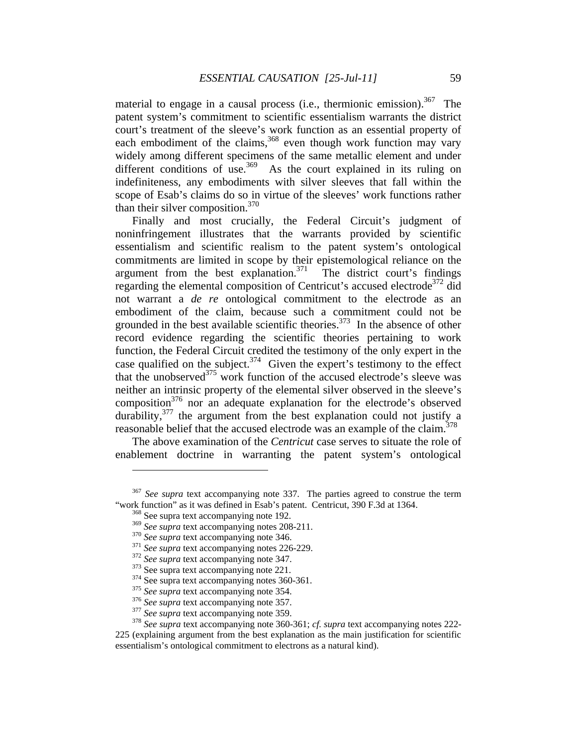material to engage in a causal process (i.e., thermionic emission).[367] The patent system's commitment to scientific essentialism warrants the district court's treatment of the sleeve's work function as an essential property of each embodiment of the claims,[368] even though work function may vary widely among different specimens of the same metallic element and under different conditions of use.[369] As the court explained in its ruling on indefiniteness, any embodiments with silver sleeves that fall within the scope of Esab's claims do so in virtue of the sleeves' work functions rather than their silver composition.[370]

Finally and most crucially, the Federal Circuit's judgment of noninfringement illustrates that the warrants provided by scientific essentialism and scientific realism to the patent system's ontological commitments are limited in scope by their epistemological reliance on the argument from the best explanation.[371] The district court's findings regarding the elemental composition of Centricut's accused electrode[372] did not warrant a *de re* ontological commitment to the electrode as an embodiment of the claim, because such a commitment could not be grounded in the best available scientific theories.[373] In the absence of other record evidence regarding the scientific theories pertaining to work function, the Federal Circuit credited the testimony of the only expert in the case qualified on the subject.[374] Given the expert's testimony to the effect that the unobserved[375] work function of the accused electrode's sleeve was neither an intrinsic property of the elemental silver observed in the sleeve's composition[376] nor an adequate explanation for the electrode's observed durability,[377] the argument from the best explanation could not justify a reasonable belief that the accused electrode was an example of the claim.[378]

The above examination of the *Centricut* case serves to situate the role of enablement doctrine in warranting the patent system's ontological

---

[367] *See supra* text accompanying note 337. The parties agreed to construe the term "work function" as it was defined in Esab's patent. Centricut, 390 F.3d at 1364.

[368] See supra text accompanying note 192.

[369] *See supra* text accompanying notes 208-211.

[370] *See supra* text accompanying note 346.

[371] *See supra* text accompanying notes 226-229.

[372] *See supra* text accompanying note 347.

[373] See supra text accompanying note 221.

[374] See supra text accompanying notes 360-361.

[375] *See supra* text accompanying note 354.

[376] *See supra* text accompanying note 357.

[377] *See supra* text accompanying note 359.

[378] *See supra* text accompanying note 360-361; *cf. supra* text accompanying notes 222-225 (explaining argument from the best explanation as the main justification for scientific essentialism's ontological commitment to electrons as a natural kind).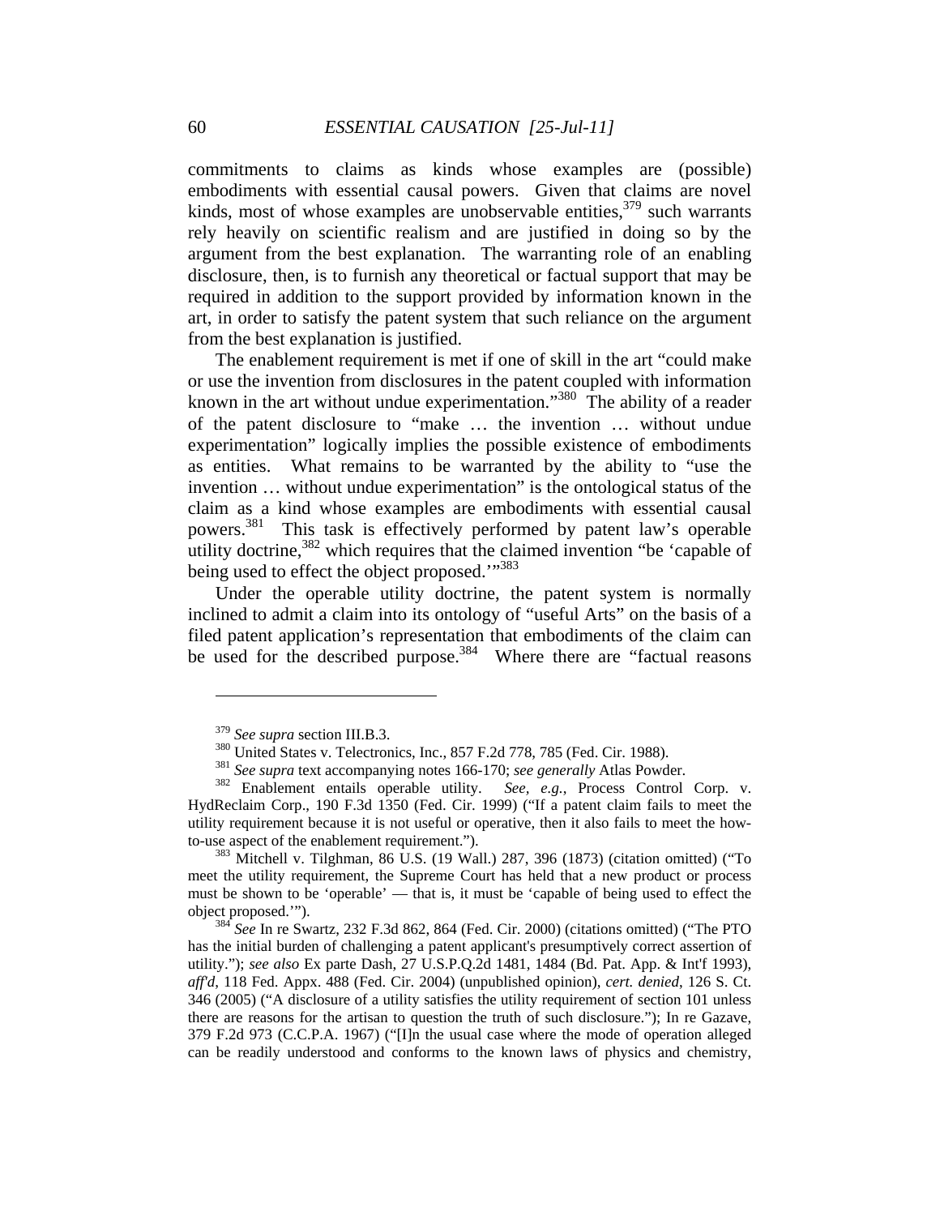commitments to claims as kinds whose examples are (possible) embodiments with essential causal powers. Given that claims are novel kinds, most of whose examples are unobservable entities,[379] such warrants rely heavily on scientific realism and are justified in doing so by the argument from the best explanation. The warranting role of an enabling disclosure, then, is to furnish any theoretical or factual support that may be required in addition to the support provided by information known in the art, in order to satisfy the patent system that such reliance on the argument from the best explanation is justified.

The enablement requirement is met if one of skill in the art "could make or use the invention from disclosures in the patent coupled with information known in the art without undue experimentation."[380] The ability of a reader of the patent disclosure to "make … the invention … without undue experimentation" logically implies the possible existence of embodiments as entities. What remains to be warranted by the ability to "use the invention … without undue experimentation" is the ontological status of the claim as a kind whose examples are embodiments with essential causal powers.[381] This task is effectively performed by patent law's operable utility doctrine,[382] which requires that the claimed invention "be 'capable of being used to effect the object proposed.'"[383]

Under the operable utility doctrine, the patent system is normally inclined to admit a claim into its ontology of "useful Arts" on the basis of a filed patent application's representation that embodiments of the claim can be used for the described purpose.[384] Where there are "factual reasons

---

[379] *See supra* section III.B.3.

[380] United States v. Telectronics, Inc., 857 F.2d 778, 785 (Fed. Cir. 1988).

[381] *See supra* text accompanying notes 166-170; *see generally* Atlas Powder.

[382] Enablement entails operable utility. *See, e.g.*, Process Control Corp. v. HydReclaim Corp., 190 F.3d 1350 (Fed. Cir. 1999) ("If a patent claim fails to meet the utility requirement because it is not useful or operative, then it also fails to meet the how-to-use aspect of the enablement requirement.").

[383] Mitchell v. Tilghman, 86 U.S. (19 Wall.) 287, 396 (1873) (citation omitted) ("To meet the utility requirement, the Supreme Court has held that a new product or process must be shown to be 'operable' — that is, it must be 'capable of being used to effect the object proposed.'").

[384] *See* In re Swartz, 232 F.3d 862, 864 (Fed. Cir. 2000) (citations omitted) ("The PTO has the initial burden of challenging a patent applicant's presumptively correct assertion of utility."); *see also* Ex parte Dash, 27 U.S.P.Q.2d 1481, 1484 (Bd. Pat. App. & Int'f 1993), *aff'd*, 118 Fed. Appx. 488 (Fed. Cir. 2004) (unpublished opinion), *cert. denied*, 126 S. Ct. 346 (2005) ("A disclosure of a utility satisfies the utility requirement of section 101 unless there are reasons for the artisan to question the truth of such disclosure."); In re Gazave, 379 F.2d 973 (C.C.P.A. 1967) ("[I]n the usual case where the mode of operation alleged can be readily understood and conforms to the known laws of physics and chemistry,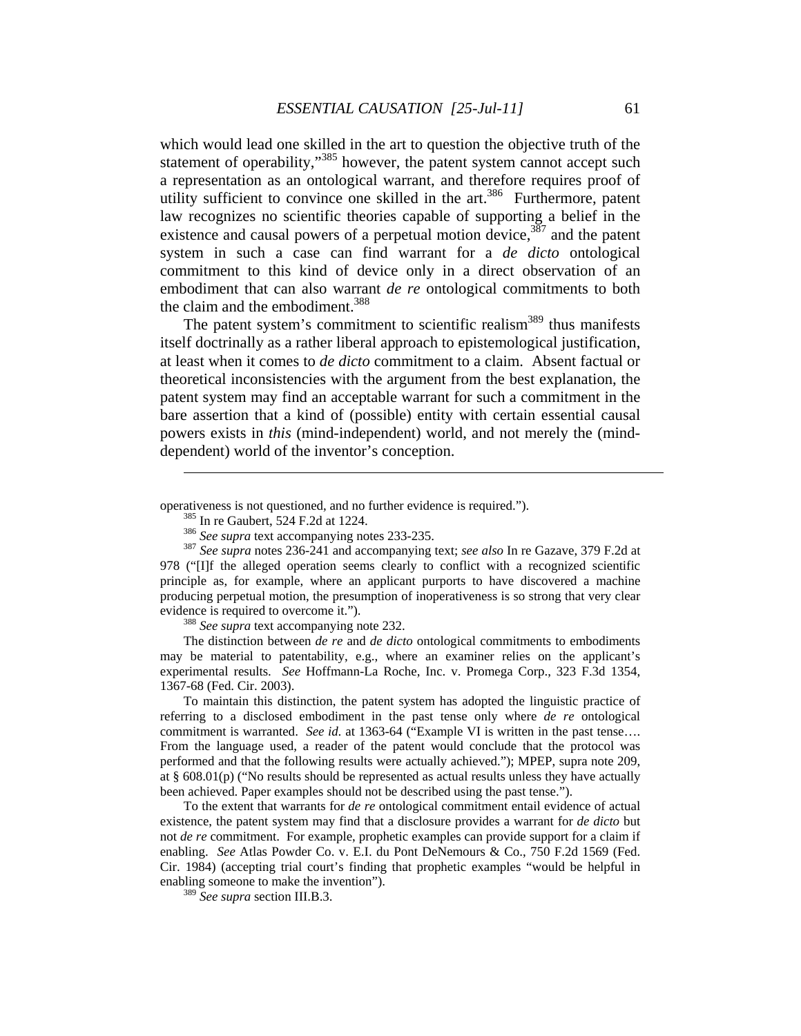which would lead one skilled in the art to question the objective truth of the statement of operability,"[385] however, the patent system cannot accept such a representation as an ontological warrant, and therefore requires proof of utility sufficient to convince one skilled in the art.[386] Furthermore, patent law recognizes no scientific theories capable of supporting a belief in the existence and causal powers of a perpetual motion device,[387] and the patent system in such a case can find warrant for a *de dicto* ontological commitment to this kind of device only in a direct observation of an embodiment that can also warrant *de re* ontological commitments to both the claim and the embodiment.[388]

The patent system's commitment to scientific realism[389] thus manifests itself doctrinally as a rather liberal approach to epistemological justification, at least when it comes to *de dicto* commitment to a claim. Absent factual or theoretical inconsistencies with the argument from the best explanation, the patent system may find an acceptable warrant for such a commitment in the bare assertion that a kind of (possible) entity with certain essential causal powers exists in *this* (mind-independent) world, and not merely the (mind-dependent) world of the inventor's conception.

---

operativeness is not questioned, and no further evidence is required.").

[385] In re Gaubert, 524 F.2d at 1224.

[386] *See supra* text accompanying notes 233-235.

[387] *See supra* notes 236-241 and accompanying text; *see also* In re Gazave, 379 F.2d at 978 ("[I]f the alleged operation seems clearly to conflict with a recognized scientific principle as, for example, where an applicant purports to have discovered a machine producing perpetual motion, the presumption of inoperativeness is so strong that very clear evidence is required to overcome it.").

[388] *See supra* text accompanying note 232.

The distinction between *de re* and *de dicto* ontological commitments to embodiments may be material to patentability, e.g., where an examiner relies on the applicant's experimental results. *See* Hoffmann-La Roche, Inc. v. Promega Corp., 323 F.3d 1354, 1367-68 (Fed. Cir. 2003).

To maintain this distinction, the patent system has adopted the linguistic practice of referring to a disclosed embodiment in the past tense only where *de re* ontological commitment is warranted. *See id.* at 1363-64 ("Example VI is written in the past tense…. From the language used, a reader of the patent would conclude that the protocol was performed and that the following results were actually achieved."); MPEP, supra note 209, at § 608.01(p) ("No results should be represented as actual results unless they have actually been achieved. Paper examples should not be described using the past tense.").

To the extent that warrants for *de re* ontological commitment entail evidence of actual existence, the patent system may find that a disclosure provides a warrant for *de dicto* but not *de re* commitment. For example, prophetic examples can provide support for a claim if enabling. *See* Atlas Powder Co. v. E.I. du Pont DeNemours & Co., 750 F.2d 1569 (Fed. Cir. 1984) (accepting trial court's finding that prophetic examples "would be helpful in enabling someone to make the invention").

[389] *See supra* section III.B.3.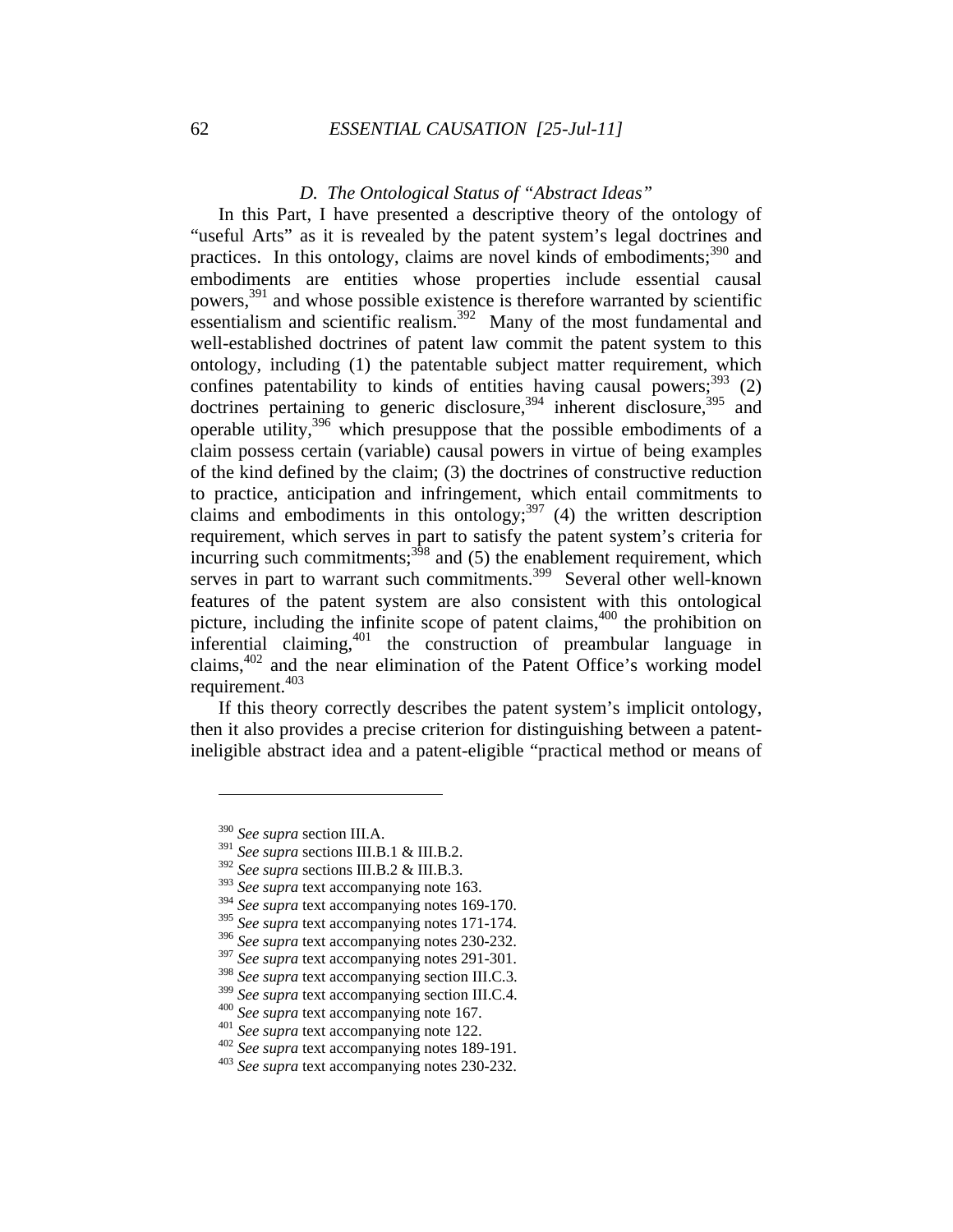### *D. The Ontological Status of "Abstract Ideas"*

In this Part, I have presented a descriptive theory of the ontology of "useful Arts" as it is revealed by the patent system's legal doctrines and practices. In this ontology, claims are novel kinds of embodiments;[390] and embodiments are entities whose properties include essential causal powers,[391] and whose possible existence is therefore warranted by scientific essentialism and scientific realism.[392] Many of the most fundamental and well-established doctrines of patent law commit the patent system to this ontology, including (1) the patentable subject matter requirement, which confines patentability to kinds of entities having causal powers;[393] (2) doctrines pertaining to generic disclosure,[394] inherent disclosure,[395] and operable utility,[396] which presuppose that the possible embodiments of a claim possess certain (variable) causal powers in virtue of being examples of the kind defined by the claim; (3) the doctrines of constructive reduction to practice, anticipation and infringement, which entail commitments to claims and embodiments in this ontology;[397] (4) the written description requirement, which serves in part to satisfy the patent system's criteria for incurring such commitments;[398] and (5) the enablement requirement, which serves in part to warrant such commitments.[399] Several other well-known features of the patent system are also consistent with this ontological picture, including the infinite scope of patent claims,[400] the prohibition on inferential claiming,[401] the construction of preambular language in claims,[402] and the near elimination of the Patent Office's working model requirement.[403]

If this theory correctly describes the patent system's implicit ontology, then it also provides a precise criterion for distinguishing between a patent-ineligible abstract idea and a patent-eligible "practical method or means of

---

[390] *See supra* section III.A.

[391] *See supra* sections III.B.1 & III.B.2.

[392] *See supra* sections III.B.2 & III.B.3.

[393] *See supra* text accompanying note 163.

[394] *See supra* text accompanying notes 169-170.

[395] *See supra* text accompanying notes 171-174.

[396] *See supra* text accompanying notes 230-232.

[397] *See supra* text accompanying notes 291-301.

[398] *See supra* text accompanying section III.C.3.

[399] *See supra* text accompanying section III.C.4.

[400] *See supra* text accompanying note 167.

[401] *See supra* text accompanying note 122.

[402] *See supra* text accompanying notes 189-191.

[403] *See supra* text accompanying notes 230-232.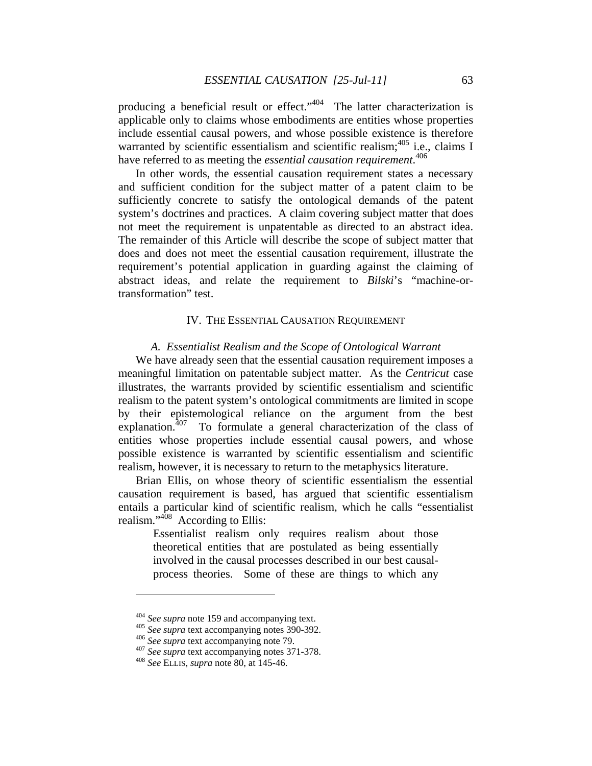producing a beneficial result or effect."[404] The latter characterization is applicable only to claims whose embodiments are entities whose properties include essential causal powers, and whose possible existence is therefore warranted by scientific essentialism and scientific realism;[405] i.e., claims I have referred to as meeting the *essential causation requirement*.[406]

In other words, the essential causation requirement states a necessary and sufficient condition for the subject matter of a patent claim to be sufficiently concrete to satisfy the ontological demands of the patent system's doctrines and practices. A claim covering subject matter that does not meet the requirement is unpatentable as directed to an abstract idea. The remainder of this Article will describe the scope of subject matter that does and does not meet the essential causation requirement, illustrate the requirement's potential application in guarding against the claiming of abstract ideas, and relate the requirement to *Bilski*'s "machine-or-transformation" test.

## IV. THE ESSENTIAL CAUSATION REQUIREMENT

### *A. Essentialist Realism and the Scope of Ontological Warrant*

We have already seen that the essential causation requirement imposes a meaningful limitation on patentable subject matter. As the *Centricut* case illustrates, the warrants provided by scientific essentialism and scientific realism to the patent system's ontological commitments are limited in scope by their epistemological reliance on the argument from the best explanation.[407] To formulate a general characterization of the class of entities whose properties include essential causal powers, and whose possible existence is warranted by scientific essentialism and scientific realism, however, it is necessary to return to the metaphysics literature.

Brian Ellis, on whose theory of scientific essentialism the essential causation requirement is based, has argued that scientific essentialism entails a particular kind of scientific realism, which he calls "essentialist realism."[408] According to Ellis:

> Essentialist realism only requires realism about those theoretical entities that are postulated as being essentially involved in the causal processes described in our best causal-process theories. Some of these are things to which any

[404] *See supra* note 159 and accompanying text.
[405] *See supra* text accompanying notes 390-392.
[406] *See supra* text accompanying note 79.
[407] *See supra* text accompanying notes 371-378.
[408] *See* ELLIS, *supra* note 80, at 145-46.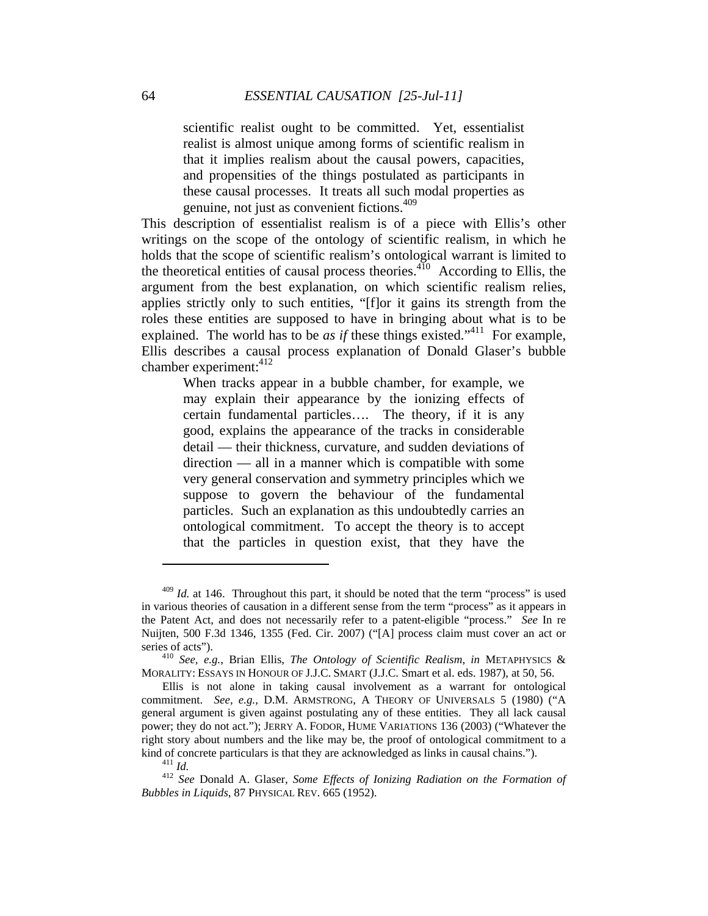> scientific realist ought to be committed. Yet, essentialist realist is almost unique among forms of scientific realism in that it implies realism about the causal powers, capacities, and propensities of the things postulated as participants in these causal processes. It treats all such modal properties as genuine, not just as convenient fictions.[409]

This description of essentialist realism is of a piece with Ellis's other writings on the scope of the ontology of scientific realism, in which he holds that the scope of scientific realism's ontological warrant is limited to the theoretical entities of causal process theories.[410] According to Ellis, the argument from the best explanation, on which scientific realism relies, applies strictly only to such entities, "[f]or it gains its strength from the roles these entities are supposed to have in bringing about what is to be explained. The world has to be *as if* these things existed."[411] For example, Ellis describes a causal process explanation of Donald Glaser's bubble chamber experiment:[412]

> When tracks appear in a bubble chamber, for example, we may explain their appearance by the ionizing effects of certain fundamental particles…. The theory, if it is any good, explains the appearance of the tracks in considerable detail — their thickness, curvature, and sudden deviations of direction — all in a manner which is compatible with some very general conservation and symmetry principles which we suppose to govern the behaviour of the fundamental particles. Such an explanation as this undoubtedly carries an ontological commitment. To accept the theory is to accept that the particles in question exist, that they have the

---

[409] *Id.* at 146. Throughout this part, it should be noted that the term "process" is used in various theories of causation in a different sense from the term "process" as it appears in the Patent Act, and does not necessarily refer to a patent-eligible "process." *See* In re Nuijten, 500 F.3d 1346, 1355 (Fed. Cir. 2007) ("[A] process claim must cover an act or series of acts").

[410] *See, e.g.*, Brian Ellis, *The Ontology of Scientific Realism*, *in* METAPHYSICS & MORALITY: ESSAYS IN HONOUR OF J.J.C. SMART (J.J.C. Smart et al. eds. 1987), at 50, 56.

Ellis is not alone in taking causal involvement as a warrant for ontological commitment. *See, e.g.*, D.M. ARMSTRONG, A THEORY OF UNIVERSALS 5 (1980) ("A general argument is given against postulating any of these entities. They all lack causal power; they do not act."); JERRY A. FODOR, HUME VARIATIONS 136 (2003) ("Whatever the right story about numbers and the like may be, the proof of ontological commitment to a kind of concrete particulars is that they are acknowledged as links in causal chains.").

[411] *Id.*

[412] *See* Donald A. Glaser, *Some Effects of Ionizing Radiation on the Formation of Bubbles in Liquids*, 87 PHYSICAL REV. 665 (1952).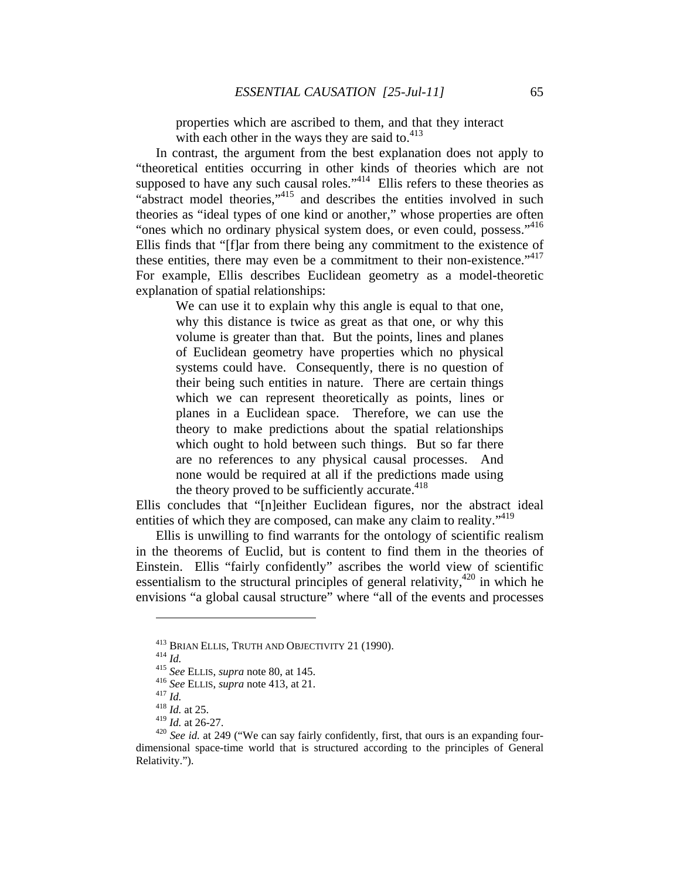> properties which are ascribed to them, and that they interact with each other in the ways they are said to.[413]

In contrast, the argument from the best explanation does not apply to "theoretical entities occurring in other kinds of theories which are not supposed to have any such causal roles."[414] Ellis refers to these theories as "abstract model theories,"[415] and describes the entities involved in such theories as "ideal types of one kind or another," whose properties are often "ones which no ordinary physical system does, or even could, possess."[416] Ellis finds that "[f]ar from there being any commitment to the existence of these entities, there may even be a commitment to their non-existence."[417] For example, Ellis describes Euclidean geometry as a model-theoretic explanation of spatial relationships:

> We can use it to explain why this angle is equal to that one, why this distance is twice as great as that one, or why this volume is greater than that. But the points, lines and planes of Euclidean geometry have properties which no physical systems could have. Consequently, there is no question of their being such entities in nature. There are certain things which we can represent theoretically as points, lines or planes in a Euclidean space. Therefore, we can use the theory to make predictions about the spatial relationships which ought to hold between such things. But so far there are no references to any physical causal processes. And none would be required at all if the predictions made using the theory proved to be sufficiently accurate.[418]

Ellis concludes that "[n]either Euclidean figures, nor the abstract ideal entities of which they are composed, can make any claim to reality."[419]

Ellis is unwilling to find warrants for the ontology of scientific realism in the theorems of Euclid, but is content to find them in the theories of Einstein. Ellis "fairly confidently" ascribes the world view of scientific essentialism to the structural principles of general relativity,[420] in which he envisions "a global causal structure" where "all of the events and processes

---

[413] BRIAN ELLIS, TRUTH AND OBJECTIVITY 21 (1990).

[414] *Id.*

[415] *See* ELLIS, *supra* note 80, at 145.

[416] *See* ELLIS, *supra* note 413, at 21.

[417] *Id.*

[418] *Id.* at 25.

[419] *Id.* at 26-27.

[420] *See id.* at 249 ("We can say fairly confidently, first, that ours is an expanding four-dimensional space-time world that is structured according to the principles of General Relativity.").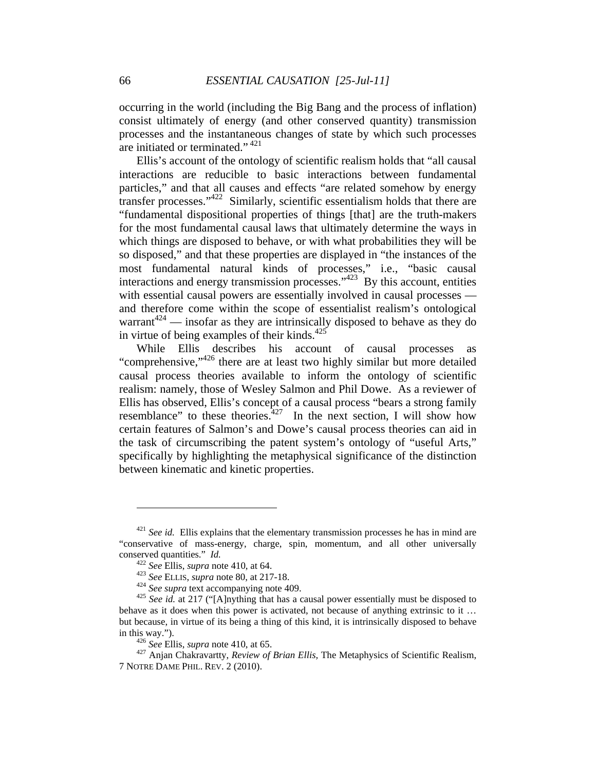occurring in the world (including the Big Bang and the process of inflation) consist ultimately of energy (and other conserved quantity) transmission processes and the instantaneous changes of state by which such processes are initiated or terminated." [421]

Ellis's account of the ontology of scientific realism holds that "all causal interactions are reducible to basic interactions between fundamental particles," and that all causes and effects "are related somehow by energy transfer processes."[422] Similarly, scientific essentialism holds that there are "fundamental dispositional properties of things [that] are the truth-makers for the most fundamental causal laws that ultimately determine the ways in which things are disposed to behave, or with what probabilities they will be so disposed," and that these properties are displayed in "the instances of the most fundamental natural kinds of processes," i.e., "basic causal interactions and energy transmission processes."[423] By this account, entities with essential causal powers are essentially involved in causal processes — and therefore come within the scope of essentialist realism's ontological warrant[424] — insofar as they are intrinsically disposed to behave as they do in virtue of being examples of their kinds.[425]

While Ellis describes his account of causal processes as "comprehensive,"[426] there are at least two highly similar but more detailed causal process theories available to inform the ontology of scientific realism: namely, those of Wesley Salmon and Phil Dowe. As a reviewer of Ellis has observed, Ellis's concept of a causal process "bears a strong family resemblance" to these theories.[427] In the next section, I will show how certain features of Salmon's and Dowe's causal process theories can aid in the task of circumscribing the patent system's ontology of "useful Arts," specifically by highlighting the metaphysical significance of the distinction between kinematic and kinetic properties.

---

[421] *See id.* Ellis explains that the elementary transmission processes he has in mind are "conservative of mass-energy, charge, spin, momentum, and all other universally conserved quantities." *Id.*

[422] *See* Ellis, *supra* note 410, at 64.

[423] *See* ELLIS, *supra* note 80, at 217-18.

[424] *See supra* text accompanying note 409.

[425] *See id.* at 217 ("[A]nything that has a causal power essentially must be disposed to behave as it does when this power is activated, not because of anything extrinsic to it … but because, in virtue of its being a thing of this kind, it is intrinsically disposed to behave in this way.").

[426] *See* Ellis, *supra* note 410, at 65.

[427] Anjan Chakravartty, *Review of Brian Ellis,* The Metaphysics of Scientific Realism, 7 NOTRE DAME PHIL. REV. 2 (2010).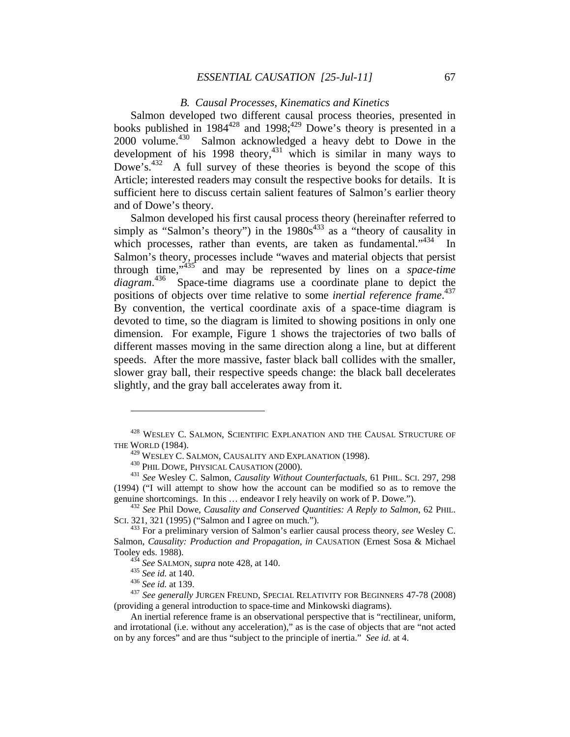### *B. Causal Processes, Kinematics and Kinetics*

Salmon developed two different causal process theories, presented in books published in 1984[428] and 1998;[429] Dowe's theory is presented in a 2000 volume.[430] Salmon acknowledged a heavy debt to Dowe in the development of his 1998 theory,[431] which is similar in many ways to Dowe's.[432] A full survey of these theories is beyond the scope of this Article; interested readers may consult the respective books for details. It is sufficient here to discuss certain salient features of Salmon's earlier theory and of Dowe's theory.

Salmon developed his first causal process theory (hereinafter referred to simply as "Salmon's theory") in the 1980s[433] as a "theory of causality in which processes, rather than events, are taken as fundamental."[434] In Salmon's theory, processes include "waves and material objects that persist through time,"[435] and may be represented by lines on a *space-time diagram*.[436] Space-time diagrams use a coordinate plane to depict the positions of objects over time relative to some *inertial reference frame*.[437] By convention, the vertical coordinate axis of a space-time diagram is devoted to time, so the diagram is limited to showing positions in only one dimension. For example, Figure 1 shows the trajectories of two balls of different masses moving in the same direction along a line, but at different speeds. After the more massive, faster black ball collides with the smaller, slower gray ball, their respective speeds change: the black ball decelerates slightly, and the gray ball accelerates away from it.

---

[428] WESLEY C. SALMON, SCIENTIFIC EXPLANATION AND THE CAUSAL STRUCTURE OF THE WORLD (1984).

[429] WESLEY C. SALMON, CAUSALITY AND EXPLANATION (1998).

[430] PHIL DOWE, PHYSICAL CAUSATION (2000).

[431] *See* Wesley C. Salmon, *Causality Without Counterfactuals*, 61 PHIL. SCI. 297, 298 (1994) ("I will attempt to show how the account can be modified so as to remove the genuine shortcomings. In this … endeavor I rely heavily on work of P. Dowe.").

[432] *See* Phil Dowe, *Causality and Conserved Quantities: A Reply to Salmon*, 62 PHIL. SCI. 321, 321 (1995) ("Salmon and I agree on much.").

[433] For a preliminary version of Salmon's earlier causal process theory, *see* Wesley C. Salmon, *Causality: Production and Propagation*, *in* CAUSATION (Ernest Sosa & Michael Tooley eds. 1988).

[434] *See* SALMON, *supra* note 428, at 140.

[435] *See id.* at 140.

[436] *See id.* at 139.

[437] *See generally* JURGEN FREUND, SPECIAL RELATIVITY FOR BEGINNERS 47-78 (2008) (providing a general introduction to space-time and Minkowski diagrams).

An inertial reference frame is an observational perspective that is "rectilinear, uniform, and irrotational (i.e. without any acceleration)," as is the case of objects that are "not acted on by any forces" and are thus "subject to the principle of inertia." *See id.* at 4.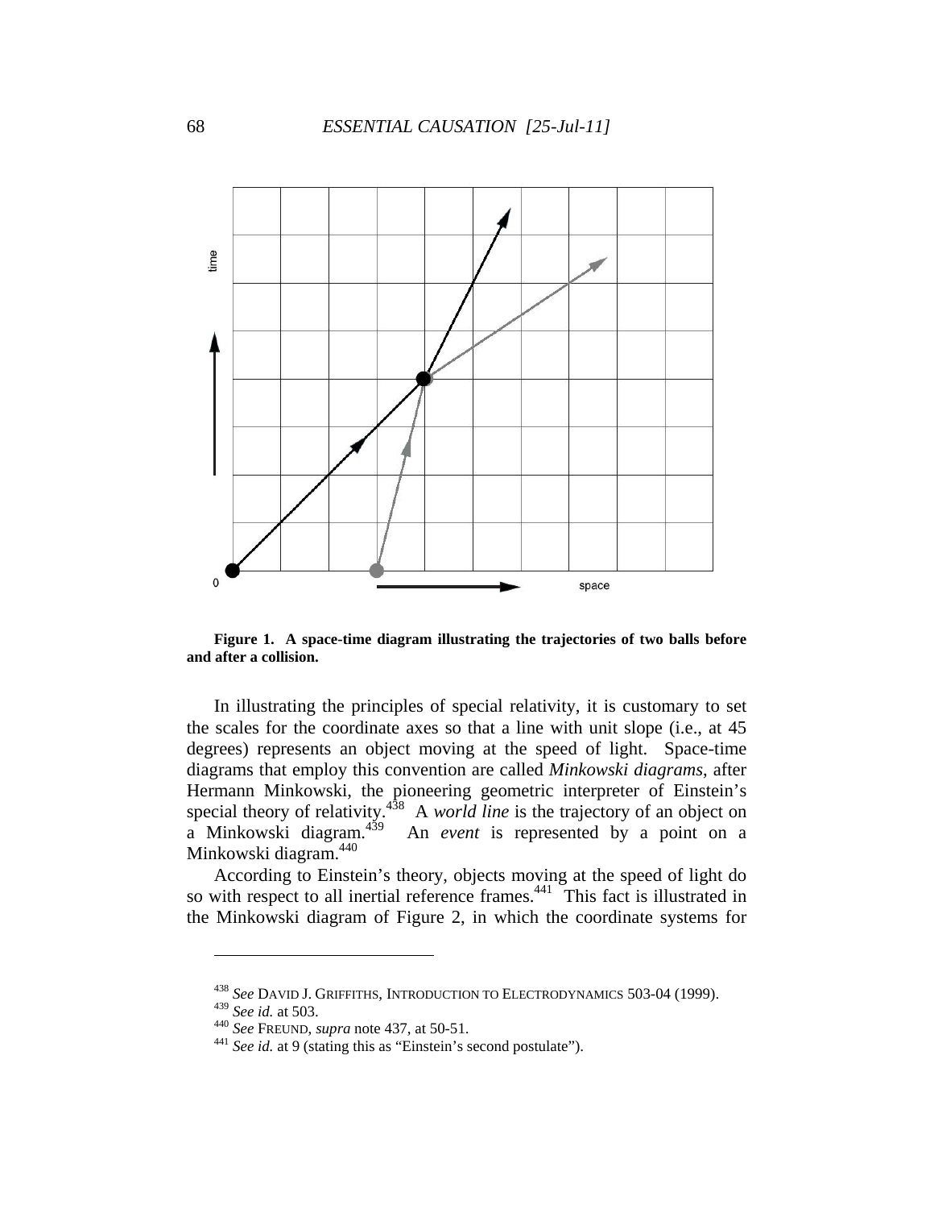**Figure 1. A space-time diagram illustrating the trajectories of two balls before and after a collision.**

In illustrating the principles of special relativity, it is customary to set the scales for the coordinate axes so that a line with unit slope (i.e., at 45 degrees) represents an object moving at the speed of light. Space-time diagrams that employ this convention are called *Minkowski diagrams*, after Hermann Minkowski, the pioneering geometric interpreter of Einstein's special theory of relativity.[438] A *world line* is the trajectory of an object on a Minkowski diagram.[439] An *event* is represented by a point on a Minkowski diagram.[440]

According to Einstein's theory, objects moving at the speed of light do so with respect to all inertial reference frames.[441] This fact is illustrated in the Minkowski diagram of Figure 2, in which the coordinate systems for

---

[438] *See* DAVID J. GRIFFITHS, INTRODUCTION TO ELECTRODYNAMICS 503-04 (1999).

[439] *See id.* at 503.

[440] *See* FREUND, *supra* note 437, at 50-51.

[441] *See id.* at 9 (stating this as "Einstein's second postulate").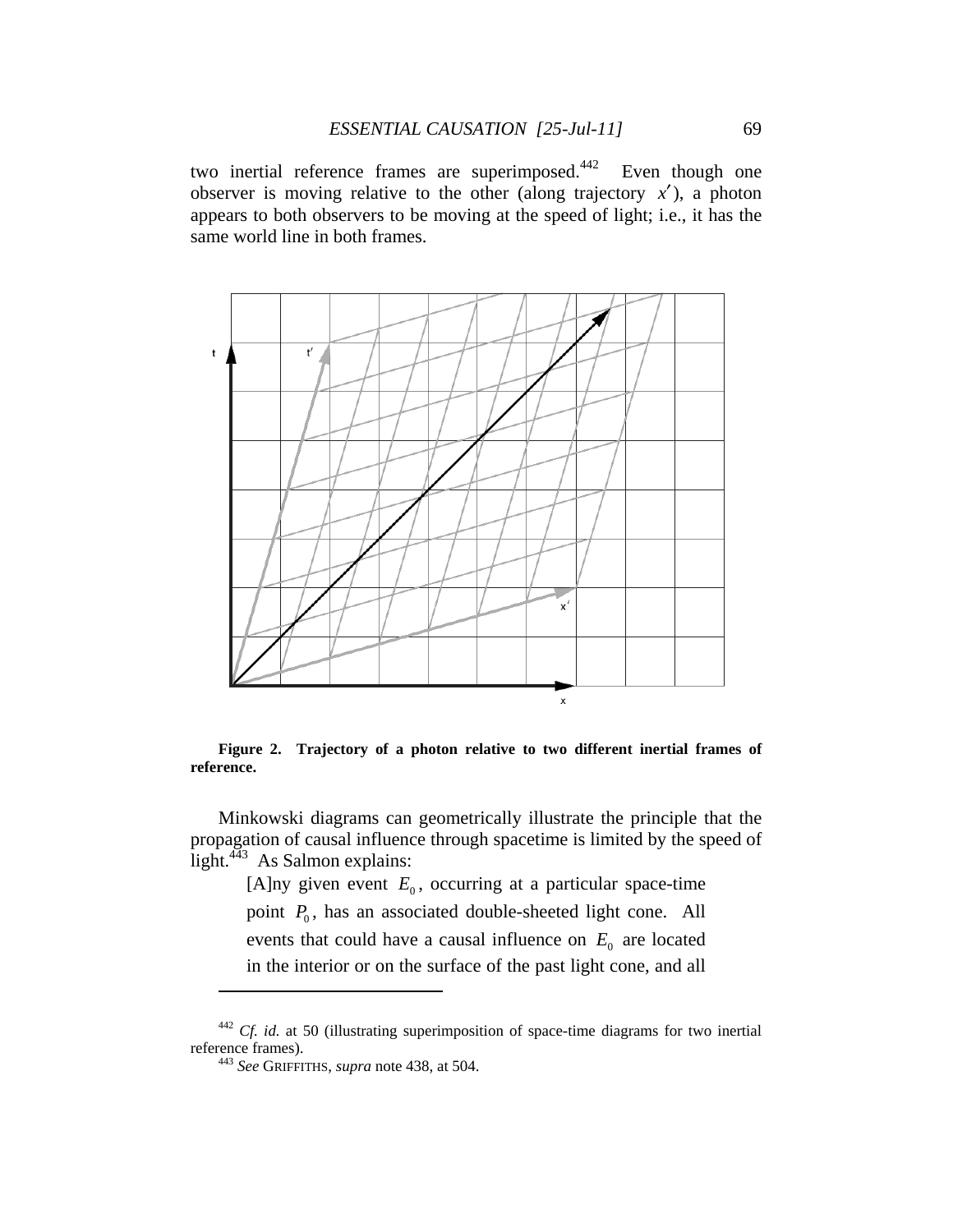two inertial reference frames are superimposed.[442] Even though one observer is moving relative to the other (along trajectory $x'$), a photon appears to both observers to be moving at the speed of light; i.e., it has the same world line in both frames.

**Figure 2. Trajectory of a photon relative to two different inertial frames of reference.**

Minkowski diagrams can geometrically illustrate the principle that the propagation of causal influence through spacetime is limited by the speed of light.[443] As Salmon explains:

> [A]ny given event $E_0$, occurring at a particular space-time point $P_0$, has an associated double-sheeted light cone. All events that could have a causal influence on $E_0$ are located in the interior or on the surface of the past light cone, and all

---

[442] *Cf. id.* at 50 (illustrating superimposition of space-time diagrams for two inertial reference frames).

[443] *See* GRIFFITHS, *supra* note 438, at 504.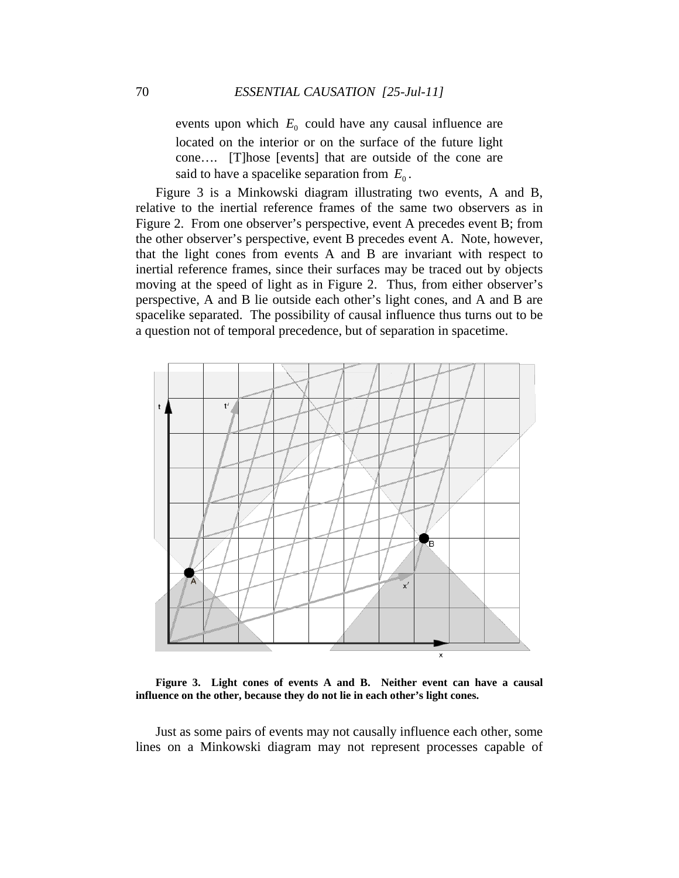> events upon which $E_0$ could have any causal influence are located on the interior or on the surface of the future light cone…. [T]hose [events] that are outside of the cone are said to have a spacelike separation from $E_0$.

Figure 3 is a Minkowski diagram illustrating two events, A and B, relative to the inertial reference frames of the same two observers as in Figure 2. From one observer's perspective, event A precedes event B; from the other observer's perspective, event B precedes event A. Note, however, that the light cones from events A and B are invariant with respect to inertial reference frames, since their surfaces may be traced out by objects moving at the speed of light as in Figure 2. Thus, from either observer's perspective, A and B lie outside each other's light cones, and A and B are spacelike separated. The possibility of causal influence thus turns out to be a question not of temporal precedence, but of separation in spacetime.

**Figure 3. Light cones of events A and B. Neither event can have a causal influence on the other, because they do not lie in each other's light cones.**

Just as some pairs of events may not causally influence each other, some lines on a Minkowski diagram may not represent processes capable of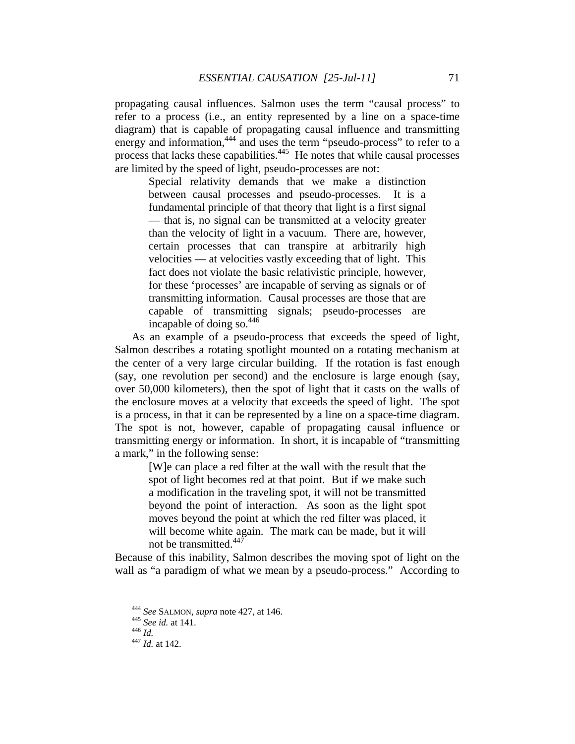propagating causal influences. Salmon uses the term "causal process" to refer to a process (i.e., an entity represented by a line on a space-time diagram) that is capable of propagating causal influence and transmitting energy and information,[444] and uses the term "pseudo-process" to refer to a process that lacks these capabilities.[445] He notes that while causal processes are limited by the speed of light, pseudo-processes are not:

> Special relativity demands that we make a distinction between causal processes and pseudo-processes. It is a fundamental principle of that theory that light is a first signal — that is, no signal can be transmitted at a velocity greater than the velocity of light in a vacuum. There are, however, certain processes that can transpire at arbitrarily high velocities — at velocities vastly exceeding that of light. This fact does not violate the basic relativistic principle, however, for these 'processes' are incapable of serving as signals or of transmitting information. Causal processes are those that are capable of transmitting signals; pseudo-processes are incapable of doing so.[446]

As an example of a pseudo-process that exceeds the speed of light, Salmon describes a rotating spotlight mounted on a rotating mechanism at the center of a very large circular building. If the rotation is fast enough (say, one revolution per second) and the enclosure is large enough (say, over 50,000 kilometers), then the spot of light that it casts on the walls of the enclosure moves at a velocity that exceeds the speed of light. The spot is a process, in that it can be represented by a line on a space-time diagram. The spot is not, however, capable of propagating causal influence or transmitting energy or information. In short, it is incapable of "transmitting a mark," in the following sense:

> [W]e can place a red filter at the wall with the result that the spot of light becomes red at that point. But if we make such a modification in the traveling spot, it will not be transmitted beyond the point of interaction. As soon as the light spot moves beyond the point at which the red filter was placed, it will become white again. The mark can be made, but it will not be transmitted.[447]

Because of this inability, Salmon describes the moving spot of light on the wall as "a paradigm of what we mean by a pseudo-process." According to

---

[444] *See* SALMON, *supra* note 427, at 146.
[445] *See id.* at 141.
[446] *Id.*
[447] *Id.* at 142.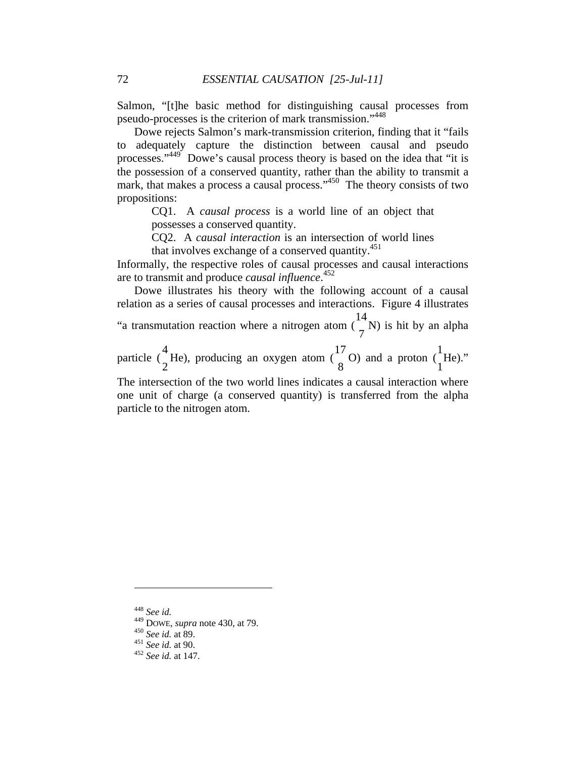Salmon, "[t]he basic method for distinguishing causal processes from pseudo-processes is the criterion of mark transmission."[448]

Dowe rejects Salmon's mark-transmission criterion, finding that it "fails to adequately capture the distinction between causal and pseudo processes."[449] Dowe's causal process theory is based on the idea that "it is the possession of a conserved quantity, rather than the ability to transmit a mark, that makes a process a causal process."[450] The theory consists of two propositions:

> CQ1. A *causal process* is a world line of an object that possesses a conserved quantity.
>
> CQ2. A *causal interaction* is an intersection of world lines that involves exchange of a conserved quantity.[451]

Informally, the respective roles of causal processes and causal interactions are to transmit and produce *causal influence*.[452]

Dowe illustrates his theory with the following account of a causal relation as a series of causal processes and interactions. Figure 4 illustrates "a transmutation reaction where a nitrogen atom ($^{14}_{7}$N) is hit by an alpha particle ($^{4}_{2}$He), producing an oxygen atom ($^{17}_{8}$O) and a proton ($^{1}_{1}$He)." The intersection of the two world lines indicates a causal interaction where one unit of charge (a conserved quantity) is transferred from the alpha particle to the nitrogen atom.

---

[448] *See id.*

[449] DOWE, *supra* note 430, at 79.

[450] *See id.* at 89.

[451] *See id.* at 90.

[452] *See id.* at 147.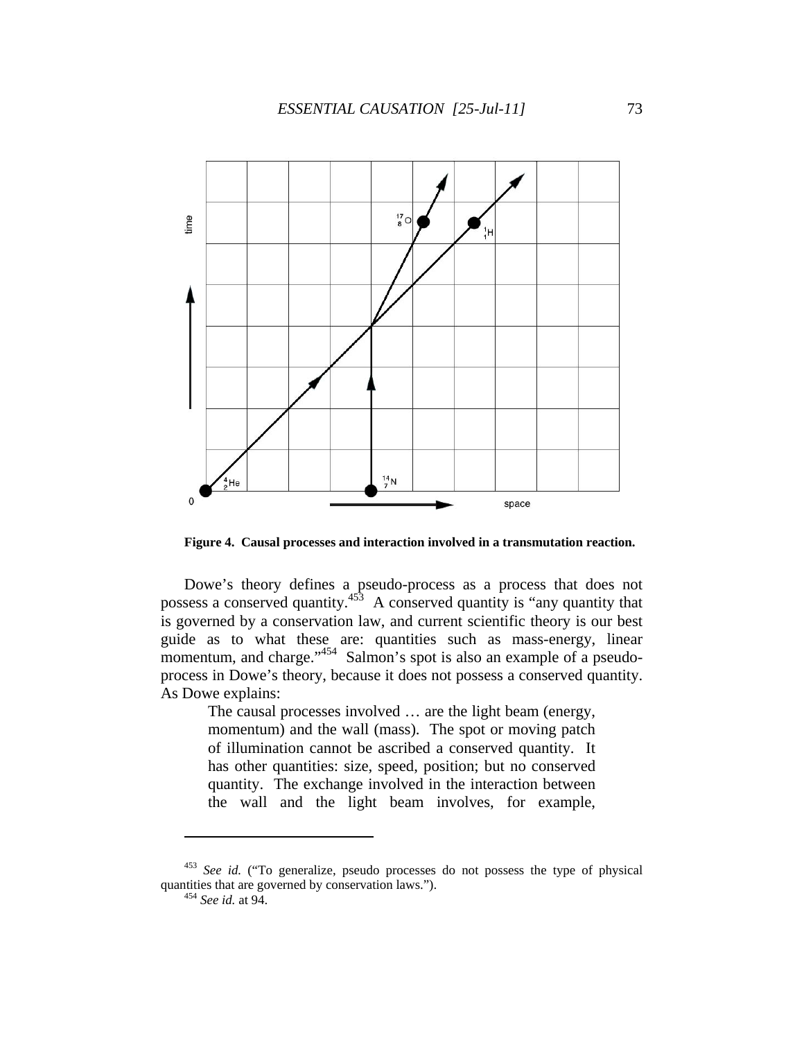**Figure 4. Causal processes and interaction involved in a transmutation reaction.**

Dowe's theory defines a pseudo-process as a process that does not possess a conserved quantity.[453] A conserved quantity is "any quantity that is governed by a conservation law, and current scientific theory is our best guide as to what these are: quantities such as mass-energy, linear momentum, and charge."[454] Salmon's spot is also an example of a pseudo-process in Dowe's theory, because it does not possess a conserved quantity. As Dowe explains:

> The causal processes involved … are the light beam (energy, momentum) and the wall (mass). The spot or moving patch of illumination cannot be ascribed a conserved quantity. It has other quantities: size, speed, position; but no conserved quantity. The exchange involved in the interaction between the wall and the light beam involves, for example,

---

[453] *See id.* ("To generalize, pseudo processes do not possess the type of physical quantities that are governed by conservation laws.").

[454] *See id.* at 94.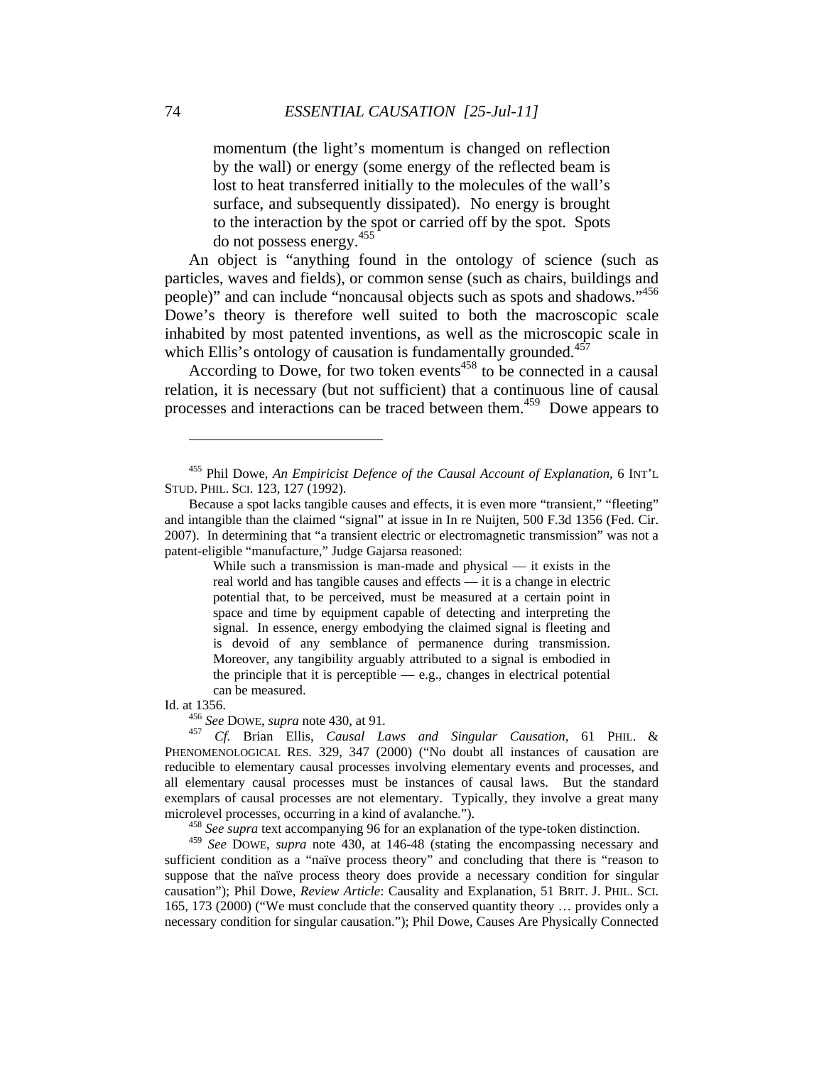> momentum (the light's momentum is changed on reflection by the wall) or energy (some energy of the reflected beam is lost to heat transferred initially to the molecules of the wall's surface, and subsequently dissipated). No energy is brought to the interaction by the spot or carried off by the spot. Spots do not possess energy.[455]

An object is "anything found in the ontology of science (such as particles, waves and fields), or common sense (such as chairs, buildings and people)" and can include "noncausal objects such as spots and shadows."[456] Dowe's theory is therefore well suited to both the macroscopic scale inhabited by most patented inventions, as well as the microscopic scale in which Ellis's ontology of causation is fundamentally grounded.[457]

According to Dowe, for two token events[458] to be connected in a causal relation, it is necessary (but not sufficient) that a continuous line of causal processes and interactions can be traced between them.[459] Dowe appears to

---

[455] Phil Dowe, *An Empiricist Defence of the Causal Account of Explanation*, 6 INT'L STUD. PHIL. SCI. 123, 127 (1992).

Because a spot lacks tangible causes and effects, it is even more "transient," "fleeting" and intangible than the claimed "signal" at issue in In re Nuijten, 500 F.3d 1356 (Fed. Cir. 2007). In determining that "a transient electric or electromagnetic transmission" was not a patent-eligible "manufacture," Judge Gajarsa reasoned:

> While such a transmission is man-made and physical — it exists in the real world and has tangible causes and effects — it is a change in electric potential that, to be perceived, must be measured at a certain point in space and time by equipment capable of detecting and interpreting the signal. In essence, energy embodying the claimed signal is fleeting and is devoid of any semblance of permanence during transmission. Moreover, any tangibility arguably attributed to a signal is embodied in the principle that it is perceptible — e.g., changes in electrical potential can be measured.

Id. at 1356.

[456] *See* DOWE, *supra* note 430, at 91.

[457] *Cf.* Brian Ellis, *Causal Laws and Singular Causation*, 61 PHIL. & PHENOMENOLOGICAL RES. 329, 347 (2000) ("No doubt all instances of causation are reducible to elementary causal processes involving elementary events and processes, and all elementary causal processes must be instances of causal laws. But the standard exemplars of causal processes are not elementary. Typically, they involve a great many microlevel processes, occurring in a kind of avalanche.").

[458] *See supra* text accompanying 96 for an explanation of the type-token distinction.

[459] *See* DOWE, *supra* note 430, at 146-48 (stating the encompassing necessary and sufficient condition as a "naïve process theory" and concluding that there is "reason to suppose that the naïve process theory does provide a necessary condition for singular causation"); Phil Dowe, *Review Article*: Causality and Explanation, 51 BRIT. J. PHIL. SCI. 165, 173 (2000) ("We must conclude that the conserved quantity theory … provides only a necessary condition for singular causation."); Phil Dowe, Causes Are Physically Connected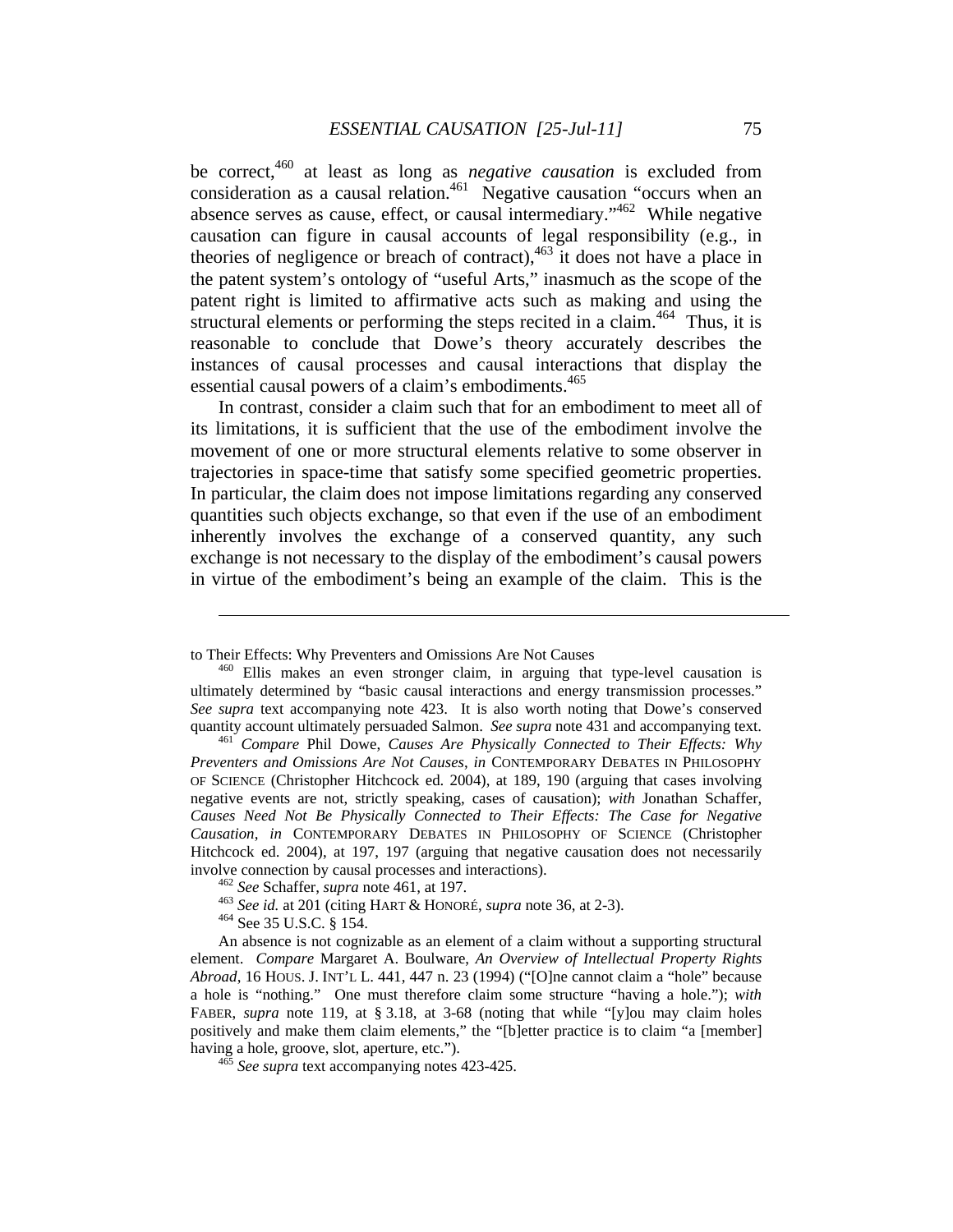be correct,[460] at least as long as *negative causation* is excluded from consideration as a causal relation.[461] Negative causation "occurs when an absence serves as cause, effect, or causal intermediary."[462] While negative causation can figure in causal accounts of legal responsibility (e.g., in theories of negligence or breach of contract),[463] it does not have a place in the patent system's ontology of "useful Arts," inasmuch as the scope of the patent right is limited to affirmative acts such as making and using the structural elements or performing the steps recited in a claim.[464] Thus, it is reasonable to conclude that Dowe's theory accurately describes the instances of causal processes and causal interactions that display the essential causal powers of a claim's embodiments.[465]

In contrast, consider a claim such that for an embodiment to meet all of its limitations, it is sufficient that the use of the embodiment involve the movement of one or more structural elements relative to some observer in trajectories in space-time that satisfy some specified geometric properties. In particular, the claim does not impose limitations regarding any conserved quantities such objects exchange, so that even if the use of an embodiment inherently involves the exchange of a conserved quantity, any such exchange is not necessary to the display of the embodiment's causal powers in virtue of the embodiment's being an example of the claim. This is the

---

to Their Effects: Why Preventers and Omissions Are Not Causes

[460] Ellis makes an even stronger claim, in arguing that type-level causation is ultimately determined by "basic causal interactions and energy transmission processes." *See supra* text accompanying note 423. It is also worth noting that Dowe's conserved quantity account ultimately persuaded Salmon. *See supra* note 431 and accompanying text.

[461] *Compare* Phil Dowe, *Causes Are Physically Connected to Their Effects: Why Preventers and Omissions Are Not Causes*, *in* CONTEMPORARY DEBATES IN PHILOSOPHY OF SCIENCE (Christopher Hitchcock ed. 2004), at 189, 190 (arguing that cases involving negative events are not, strictly speaking, cases of causation); *with* Jonathan Schaffer, *Causes Need Not Be Physically Connected to Their Effects: The Case for Negative Causation*, *in* CONTEMPORARY DEBATES IN PHILOSOPHY OF SCIENCE (Christopher Hitchcock ed. 2004), at 197, 197 (arguing that negative causation does not necessarily involve connection by causal processes and interactions).

[462] *See* Schaffer, *supra* note 461, at 197.

[463] *See id.* at 201 (citing HART & HONORÉ, *supra* note 36, at 2-3).

[464] See 35 U.S.C. § 154.

An absence is not cognizable as an element of a claim without a supporting structural element. *Compare* Margaret A. Boulware, *An Overview of Intellectual Property Rights Abroad*, 16 HOUS. J. INT'L L. 441, 447 n. 23 (1994) ("[O]ne cannot claim a "hole" because a hole is "nothing." One must therefore claim some structure "having a hole."); *with* FABER, *supra* note 119, at § 3.18, at 3-68 (noting that while "[y]ou may claim holes positively and make them claim elements," the "[b]etter practice is to claim "a [member] having a hole, groove, slot, aperture, etc.").

[465] *See supra* text accompanying notes 423-425.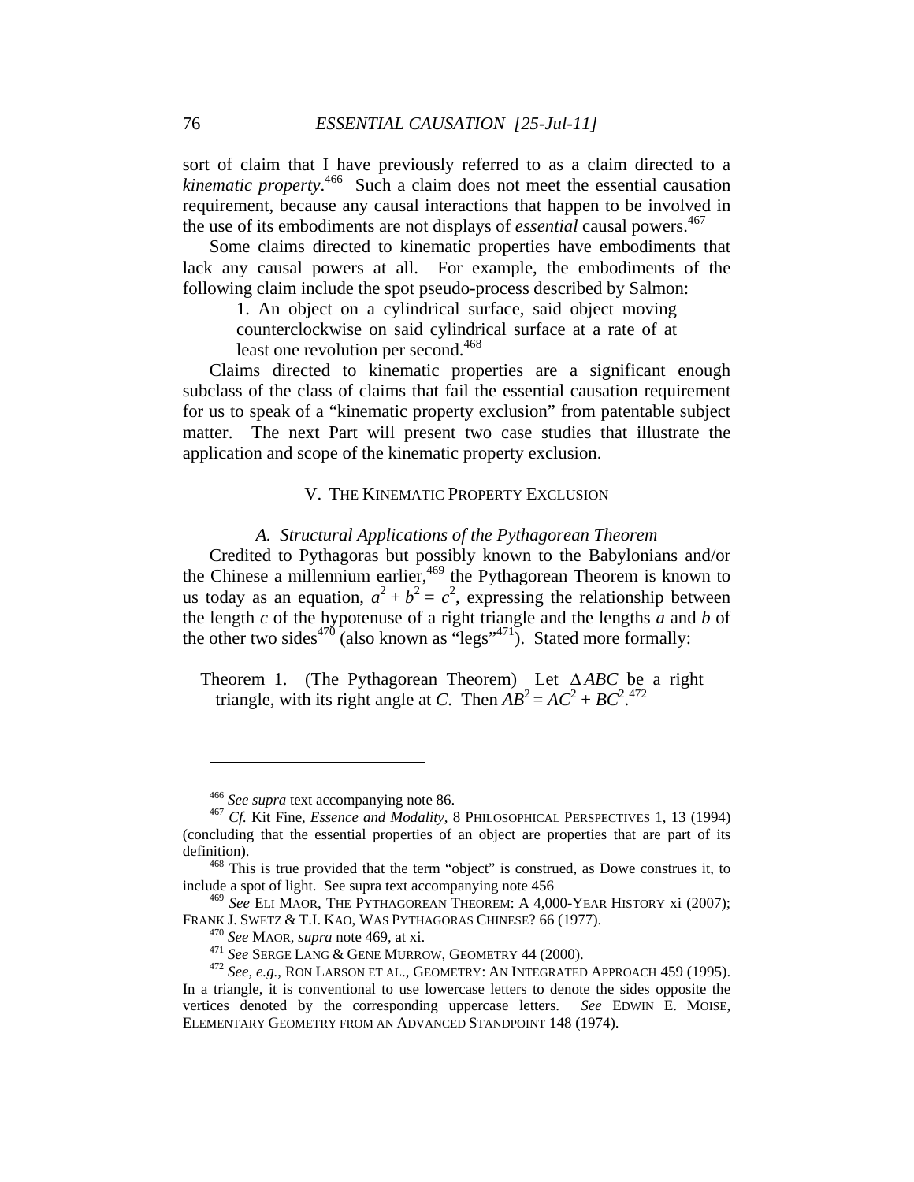sort of claim that I have previously referred to as a claim directed to a *kinematic property*.[466] Such a claim does not meet the essential causation requirement, because any causal interactions that happen to be involved in the use of its embodiments are not displays of *essential* causal powers.[467]

Some claims directed to kinematic properties have embodiments that lack any causal powers at all. For example, the embodiments of the following claim include the spot pseudo-process described by Salmon:

> 1. An object on a cylindrical surface, said object moving counterclockwise on said cylindrical surface at a rate of at least one revolution per second.[468]

Claims directed to kinematic properties are a significant enough subclass of the class of claims that fail the essential causation requirement for us to speak of a "kinematic property exclusion" from patentable subject matter. The next Part will present two case studies that illustrate the application and scope of the kinematic property exclusion.

## V. THE KINEMATIC PROPERTY EXCLUSION

### *A. Structural Applications of the Pythagorean Theorem*

Credited to Pythagoras but possibly known to the Babylonians and/or the Chinese a millennium earlier,[469] the Pythagorean Theorem is known to us today as an equation, $a^2 + b^2 = c^2$, expressing the relationship between the length $c$ of the hypotenuse of a right triangle and the lengths $a$ and $b$ of the other two sides[470] (also known as "legs"[471]). Stated more formally:

> Theorem 1. (The Pythagorean Theorem) Let $\Delta ABC$ be a right triangle, with its right angle at $C$. Then $AB^2 = AC^2 + BC^2$.[472]

---

[466] *See supra* text accompanying note 86.

[467] *Cf.* Kit Fine, *Essence and Modality*, 8 PHILOSOPHICAL PERSPECTIVES 1, 13 (1994) (concluding that the essential properties of an object are properties that are part of its definition).

[468] This is true provided that the term "object" is construed, as Dowe construes it, to include a spot of light. See supra text accompanying note 456

[469] *See* ELI MAOR, THE PYTHAGOREAN THEOREM: A 4,000-YEAR HISTORY xi (2007); FRANK J. SWETZ & T.I. KAO, WAS PYTHAGORAS CHINESE? 66 (1977).

[470] *See* MAOR, *supra* note 469, at xi.

[471] *See* SERGE LANG & GENE MURROW, GEOMETRY 44 (2000).

[472] *See, e.g.*, RON LARSON ET AL., GEOMETRY: AN INTEGRATED APPROACH 459 (1995). In a triangle, it is conventional to use lowercase letters to denote the sides opposite the vertices denoted by the corresponding uppercase letters. *See* EDWIN E. MOISE, ELEMENTARY GEOMETRY FROM AN ADVANCED STANDPOINT 148 (1974).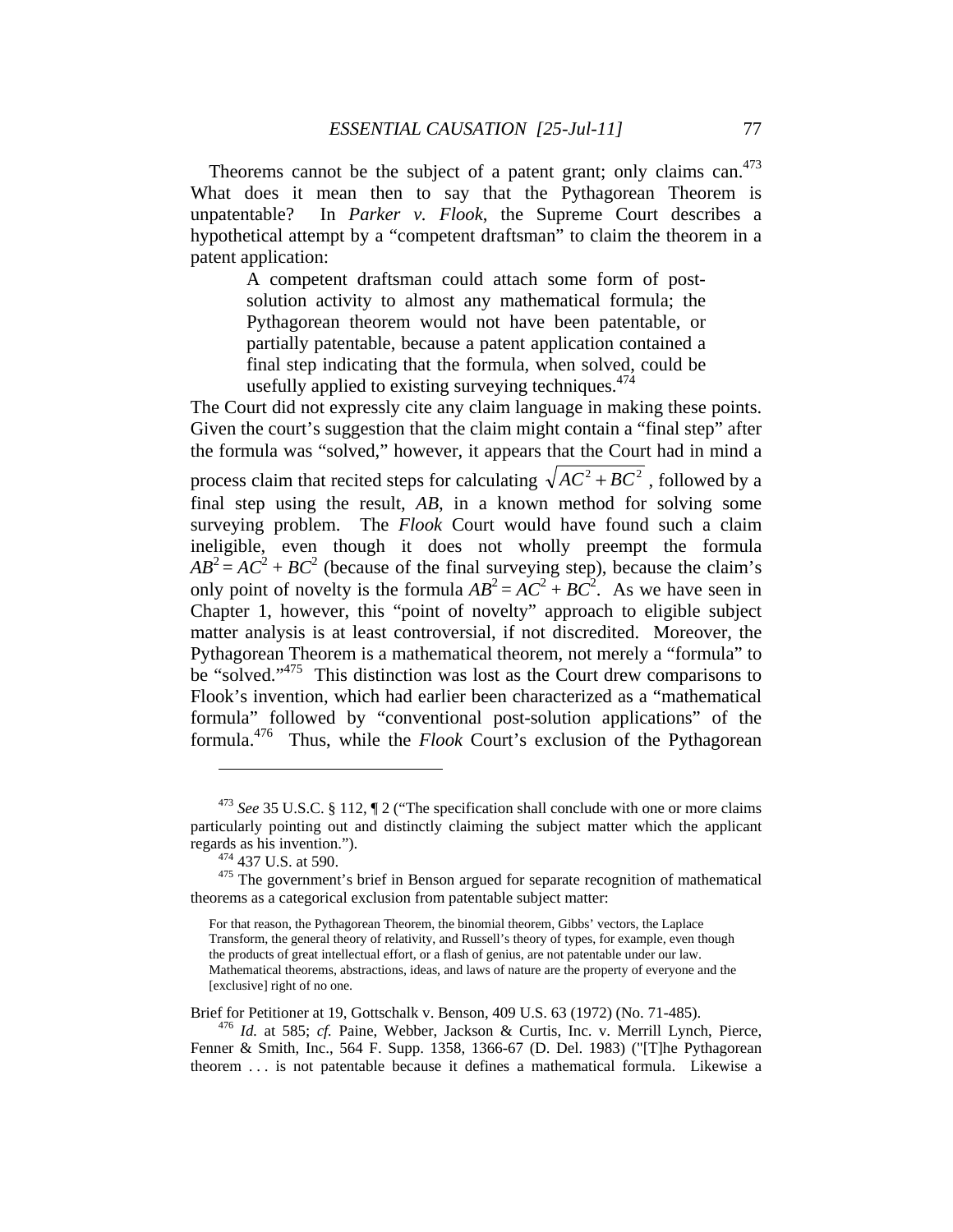Theorems cannot be the subject of a patent grant; only claims can.[473] What does it mean then to say that the Pythagorean Theorem is unpatentable? In *Parker v. Flook*, the Supreme Court describes a hypothetical attempt by a "competent draftsman" to claim the theorem in a patent application:

> A competent draftsman could attach some form of post-solution activity to almost any mathematical formula; the Pythagorean theorem would not have been patentable, or partially patentable, because a patent application contained a final step indicating that the formula, when solved, could be usefully applied to existing surveying techniques.[474]

The Court did not expressly cite any claim language in making these points. Given the court's suggestion that the claim might contain a "final step" after the formula was "solved," however, it appears that the Court had in mind a process claim that recited steps for calculating $\sqrt{AC^2 + BC^2}$, followed by a final step using the result, *AB*, in a known method for solving some surveying problem. The *Flook* Court would have found such a claim ineligible, even though it does not wholly preempt the formula $AB^2 = AC^2 + BC^2$ (because of the final surveying step), because the claim's only point of novelty is the formula $AB^2 = AC^2 + BC^2$. As we have seen in Chapter 1, however, this "point of novelty" approach to eligible subject matter analysis is at least controversial, if not discredited. Moreover, the Pythagorean Theorem is a mathematical theorem, not merely a "formula" to be "solved."[475] This distinction was lost as the Court drew comparisons to Flook's invention, which had earlier been characterized as a "mathematical formula" followed by "conventional post-solution applications" of the formula.[476] Thus, while the *Flook* Court's exclusion of the Pythagorean

---

[473] *See* 35 U.S.C. § 112, ¶ 2 ("The specification shall conclude with one or more claims particularly pointing out and distinctly claiming the subject matter which the applicant regards as his invention.").

[474] 437 U.S. at 590.

[475] The government's brief in Benson argued for separate recognition of mathematical theorems as a categorical exclusion from patentable subject matter:

> For that reason, the Pythagorean Theorem, the binomial theorem, Gibbs' vectors, the Laplace Transform, the general theory of relativity, and Russell's theory of types, for example, even though the products of great intellectual effort, or a flash of genius, are not patentable under our law. Mathematical theorems, abstractions, ideas, and laws of nature are the property of everyone and the [exclusive] right of no one.

Brief for Petitioner at 19, Gottschalk v. Benson, 409 U.S. 63 (1972) (No. 71-485).

[476] *Id.* at 585; *cf.* Paine, Webber, Jackson & Curtis, Inc. v. Merrill Lynch, Pierce, Fenner & Smith, Inc., 564 F. Supp. 1358, 1366-67 (D. Del. 1983) ("[T]he Pythagorean theorem . . . is not patentable because it defines a mathematical formula. Likewise a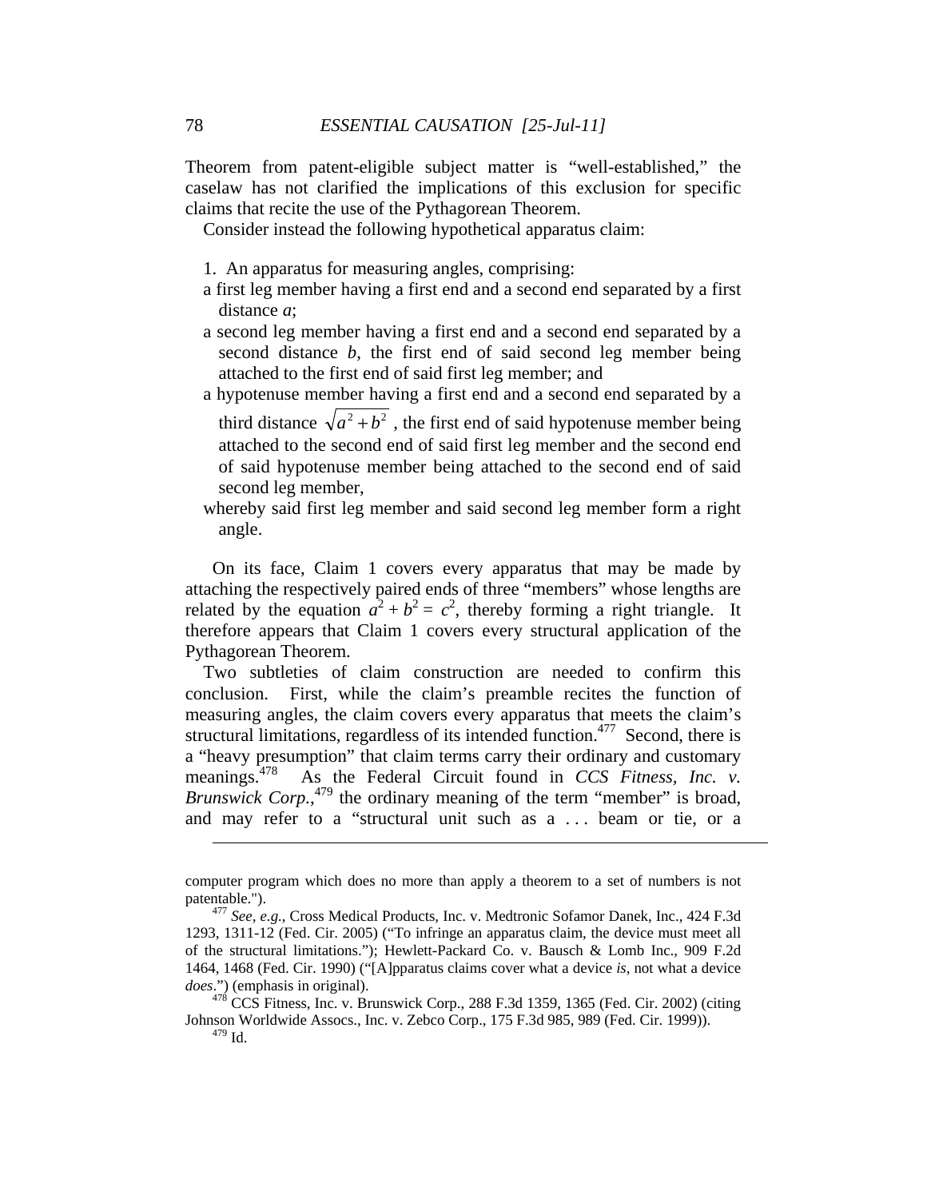Theorem from patent-eligible subject matter is "well-established," the caselaw has not clarified the implications of this exclusion for specific claims that recite the use of the Pythagorean Theorem.

Consider instead the following hypothetical apparatus claim:

> 1. An apparatus for measuring angles, comprising:
>
> a first leg member having a first end and a second end separated by a first distance *a*;
>
> a second leg member having a first end and a second end separated by a second distance *b*, the first end of said second leg member being attached to the first end of said first leg member; and
>
> a hypotenuse member having a first end and a second end separated by a third distance $\sqrt{a^2 + b^2}$ , the first end of said hypotenuse member being attached to the second end of said first leg member and the second end of said hypotenuse member being attached to the second end of said second leg member,
>
> whereby said first leg member and said second leg member form a right angle.

On its face, Claim 1 covers every apparatus that may be made by attaching the respectively paired ends of three "members" whose lengths are related by the equation $a^2 + b^2 = c^2$, thereby forming a right triangle. It therefore appears that Claim 1 covers every structural application of the Pythagorean Theorem.

Two subtleties of claim construction are needed to confirm this conclusion. First, while the claim's preamble recites the function of measuring angles, the claim covers every apparatus that meets the claim's structural limitations, regardless of its intended function.[477] Second, there is a "heavy presumption" that claim terms carry their ordinary and customary meanings.[478] As the Federal Circuit found in *CCS Fitness, Inc. v. Brunswick Corp.*,[479] the ordinary meaning of the term "member" is broad, and may refer to a "structural unit such as a . . . beam or tie, or a

---

computer program which does no more than apply a theorem to a set of numbers is not patentable.").

[477] *See, e.g.*, Cross Medical Products, Inc. v. Medtronic Sofamor Danek, Inc., 424 F.3d 1293, 1311-12 (Fed. Cir. 2005) ("To infringe an apparatus claim, the device must meet all of the structural limitations."); Hewlett-Packard Co. v. Bausch & Lomb Inc., 909 F.2d 1464, 1468 (Fed. Cir. 1990) ("[A]pparatus claims cover what a device *is*, not what a device *does*.") (emphasis in original).

[478] CCS Fitness, Inc. v. Brunswick Corp., 288 F.3d 1359, 1365 (Fed. Cir. 2002) (citing Johnson Worldwide Assocs., Inc. v. Zebco Corp., 175 F.3d 985, 989 (Fed. Cir. 1999)).

[479] Id.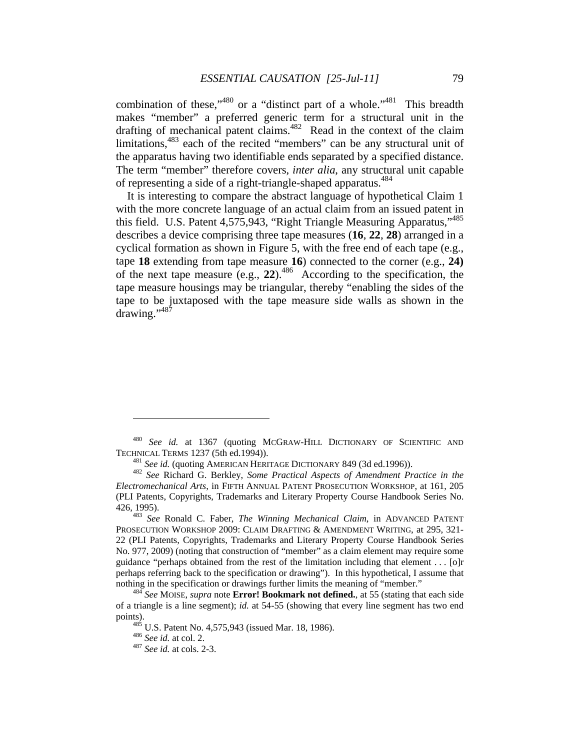combination of these,"[480] or a "distinct part of a whole."[481] This breadth makes "member" a preferred generic term for a structural unit in the drafting of mechanical patent claims.[482] Read in the context of the claim limitations,[483] each of the recited "members" can be any structural unit of the apparatus having two identifiable ends separated by a specified distance. The term "member" therefore covers, *inter alia*, any structural unit capable of representing a side of a right-triangle-shaped apparatus.[484]

It is interesting to compare the abstract language of hypothetical Claim 1 with the more concrete language of an actual claim from an issued patent in this field. U.S. Patent 4,575,943, "Right Triangle Measuring Apparatus,"[485] describes a device comprising three tape measures (**16**, **22**, **28**) arranged in a cyclical formation as shown in Figure 5, with the free end of each tape (e.g., tape **18** extending from tape measure **16**) connected to the corner (e.g., **24)** of the next tape measure (e.g., **22**).[486] According to the specification, the tape measure housings may be triangular, thereby "enabling the sides of the tape to be juxtaposed with the tape measure side walls as shown in the drawing."[487]

---

[480] *See id.* at 1367 (quoting MCGRAW-HILL DICTIONARY OF SCIENTIFIC AND TECHNICAL TERMS 1237 (5th ed.1994)).

[481] *See id.* (quoting AMERICAN HERITAGE DICTIONARY 849 (3d ed.1996)).

[482] *See* Richard G. Berkley, *Some Practical Aspects of Amendment Practice in the Electromechanical Arts*, in FIFTH ANNUAL PATENT PROSECUTION WORKSHOP, at 161, 205 (PLI Patents, Copyrights, Trademarks and Literary Property Course Handbook Series No. 426, 1995).

[483] *See* Ronald C. Faber, *The Winning Mechanical Claim*, in ADVANCED PATENT PROSECUTION WORKSHOP 2009: CLAIM DRAFTING & AMENDMENT WRITING, at 295, 321-22 (PLI Patents, Copyrights, Trademarks and Literary Property Course Handbook Series No. 977, 2009) (noting that construction of "member" as a claim element may require some guidance "perhaps obtained from the rest of the limitation including that element . . . [o]r perhaps referring back to the specification or drawing"). In this hypothetical, I assume that nothing in the specification or drawings further limits the meaning of "member."

[484] *See* MOISE, *supra* note **Error! Bookmark not defined.**, at 55 (stating that each side of a triangle is a line segment); *id.* at 54-55 (showing that every line segment has two end points).

[485] U.S. Patent No. 4,575,943 (issued Mar. 18, 1986).

[486] *See id.* at col. 2.

[487] *See id.* at cols. 2-3.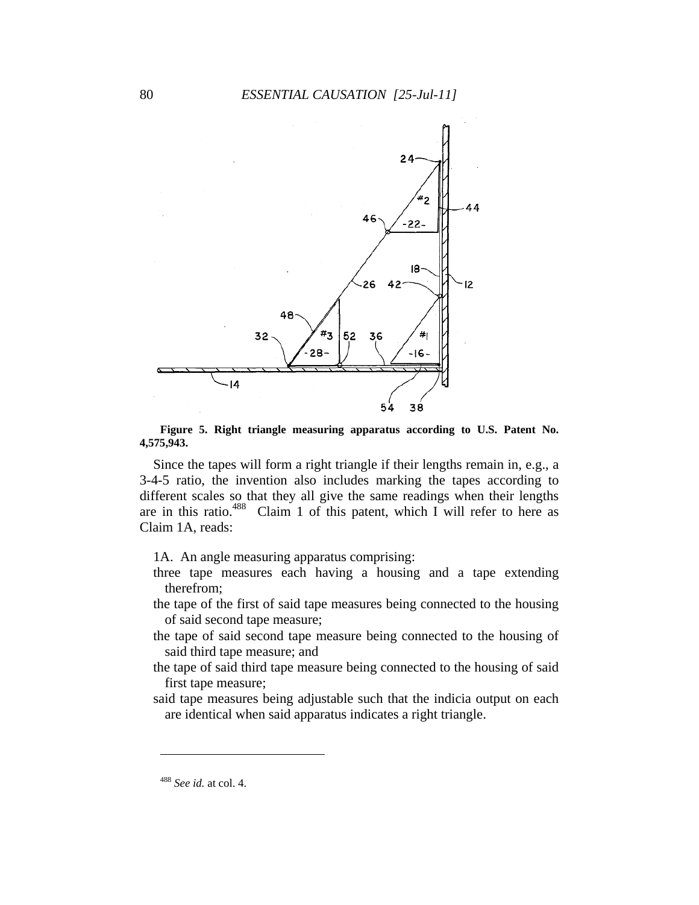**Figure 5. Right triangle measuring apparatus according to U.S. Patent No. 4,575,943.**

Since the tapes will form a right triangle if their lengths remain in, e.g., a 3-4-5 ratio, the invention also includes marking the tapes according to different scales so that they all give the same readings when their lengths are in this ratio.[488] Claim 1 of this patent, which I will refer to here as Claim 1A, reads:

> 1A. An angle measuring apparatus comprising:
>
> three tape measures each having a housing and a tape extending therefrom;
>
> the tape of the first of said tape measures being connected to the housing of said second tape measure;
>
> the tape of said second tape measure being connected to the housing of said third tape measure; and
>
> the tape of said third tape measure being connected to the housing of said first tape measure;
>
> said tape measures being adjustable such that the indicia output on each are identical when said apparatus indicates a right triangle.

---

[488] *See id.* at col. 4.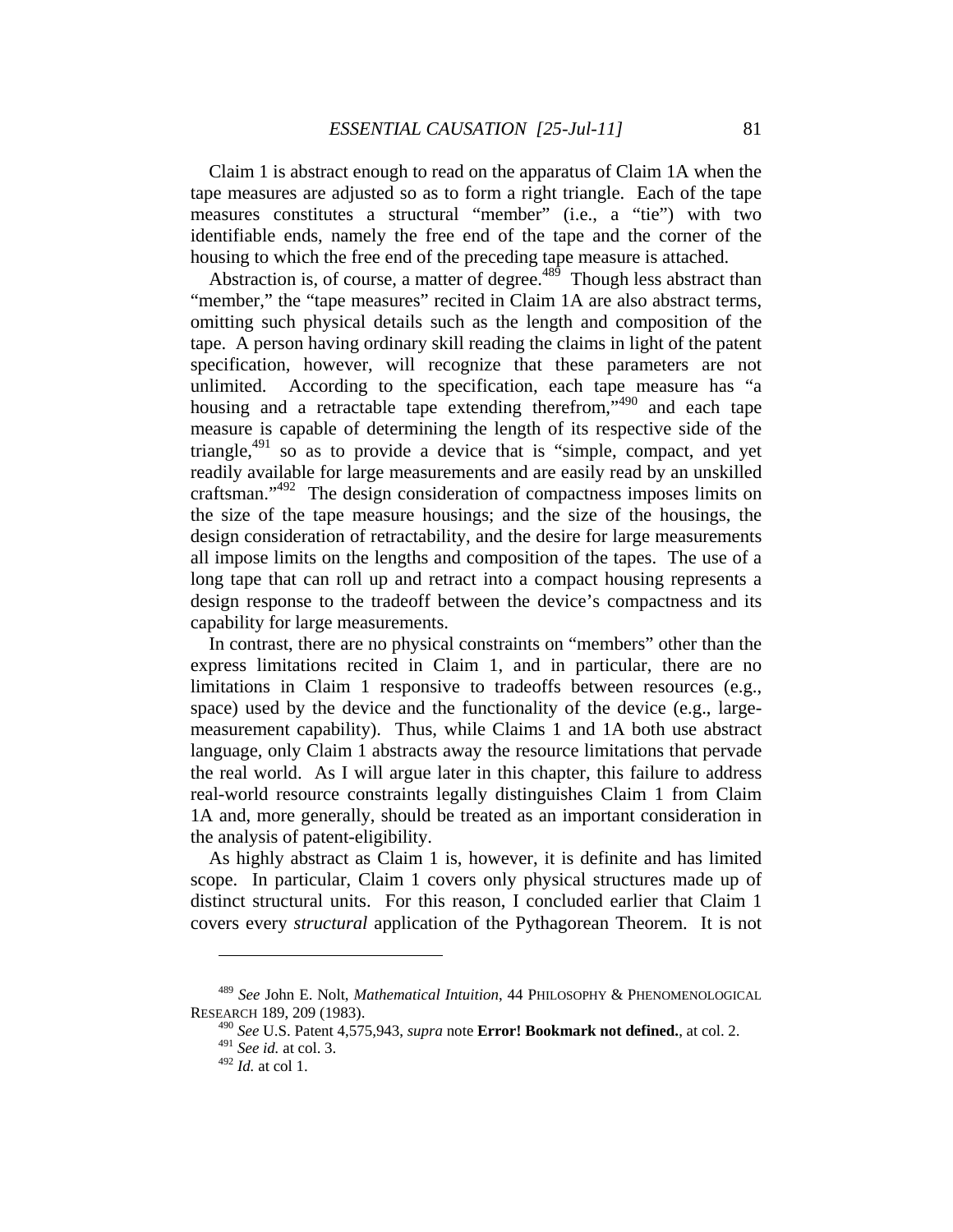Claim 1 is abstract enough to read on the apparatus of Claim 1A when the tape measures are adjusted so as to form a right triangle. Each of the tape measures constitutes a structural "member" (i.e., a "tie") with two identifiable ends, namely the free end of the tape and the corner of the housing to which the free end of the preceding tape measure is attached.

Abstraction is, of course, a matter of degree.[489] Though less abstract than "member," the "tape measures" recited in Claim 1A are also abstract terms, omitting such physical details such as the length and composition of the tape. A person having ordinary skill reading the claims in light of the patent specification, however, will recognize that these parameters are not unlimited. According to the specification, each tape measure has "a housing and a retractable tape extending therefrom,"[490] and each tape measure is capable of determining the length of its respective side of the triangle,[491] so as to provide a device that is "simple, compact, and yet readily available for large measurements and are easily read by an unskilled craftsman."[492] The design consideration of compactness imposes limits on the size of the tape measure housings; and the size of the housings, the design consideration of retractability, and the desire for large measurements all impose limits on the lengths and composition of the tapes. The use of a long tape that can roll up and retract into a compact housing represents a design response to the tradeoff between the device's compactness and its capability for large measurements.

In contrast, there are no physical constraints on "members" other than the express limitations recited in Claim 1, and in particular, there are no limitations in Claim 1 responsive to tradeoffs between resources (e.g., space) used by the device and the functionality of the device (e.g., large-measurement capability). Thus, while Claims 1 and 1A both use abstract language, only Claim 1 abstracts away the resource limitations that pervade the real world. As I will argue later in this chapter, this failure to address real-world resource constraints legally distinguishes Claim 1 from Claim 1A and, more generally, should be treated as an important consideration in the analysis of patent-eligibility.

As highly abstract as Claim 1 is, however, it is definite and has limited scope. In particular, Claim 1 covers only physical structures made up of distinct structural units. For this reason, I concluded earlier that Claim 1 covers every *structural* application of the Pythagorean Theorem. It is not

---

[489] *See* John E. Nolt, *Mathematical Intuition*, 44 PHILOSOPHY & PHENOMENOLOGICAL RESEARCH 189, 209 (1983).

[490] *See* U.S. Patent 4,575,943, *supra* note **Error! Bookmark not defined.**, at col. 2.

[491] *See id.* at col. 3.

[492] *Id.* at col 1.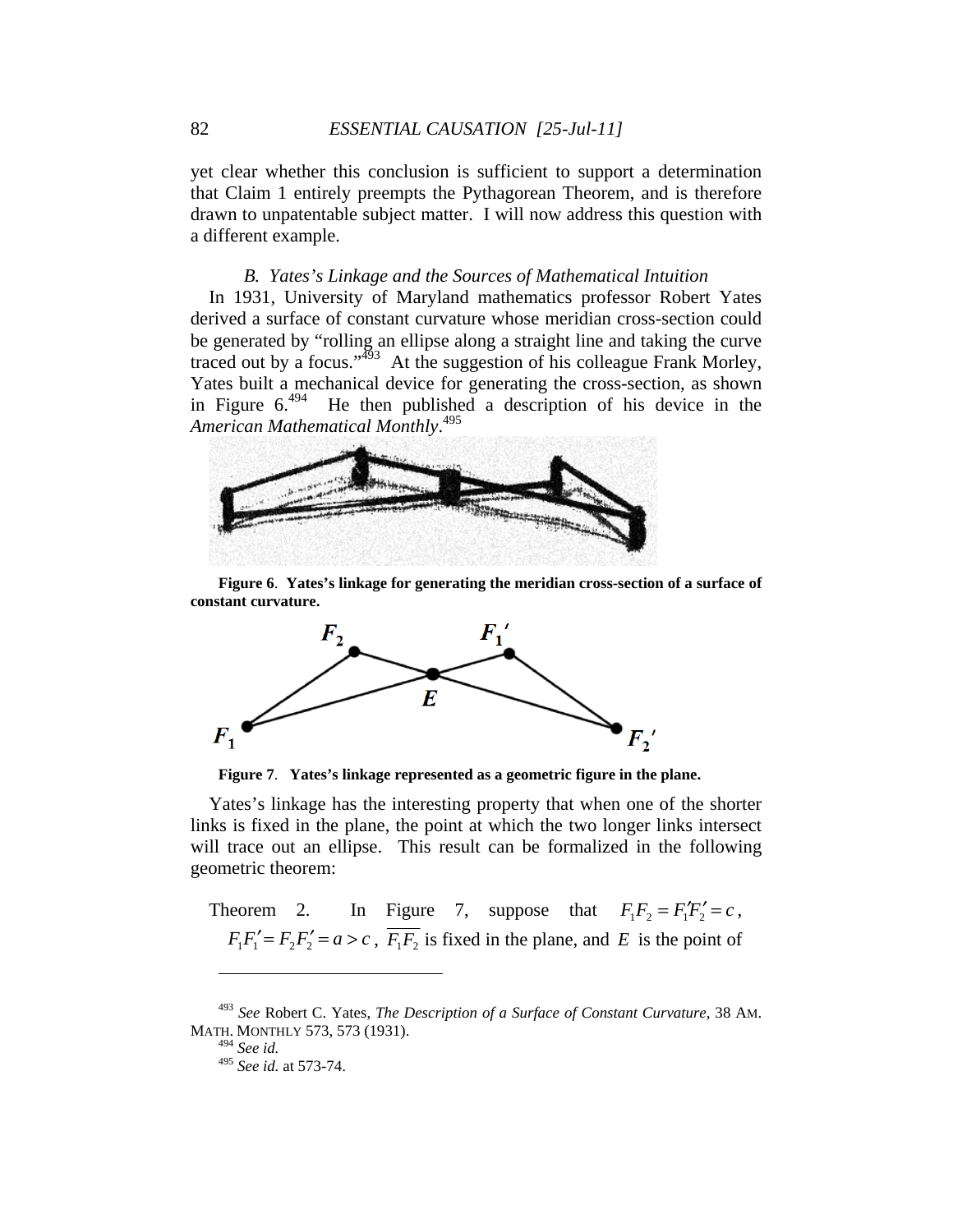yet clear whether this conclusion is sufficient to support a determination that Claim 1 entirely preempts the Pythagorean Theorem, and is therefore drawn to unpatentable subject matter. I will now address this question with a different example.

### *B. Yates's Linkage and the Sources of Mathematical Intuition*

In 1931, University of Maryland mathematics professor Robert Yates derived a surface of constant curvature whose meridian cross-section could be generated by "rolling an ellipse along a straight line and taking the curve traced out by a focus."[493] At the suggestion of his colleague Frank Morley, Yates built a mechanical device for generating the cross-section, as shown in Figure 6.[494] He then published a description of his device in the *American Mathematical Monthly*.[495]

**Figure 6**. **Yates's linkage for generating the meridian cross-section of a surface of constant curvature.**

**Figure 7**. **Yates's linkage represented as a geometric figure in the plane.**

Yates's linkage has the interesting property that when one of the shorter links is fixed in the plane, the point at which the two longer links intersect will trace out an ellipse. This result can be formalized in the following geometric theorem:

Theorem 2. In Figure 7, suppose that $F_1F_2 = F_1'F_2' = c$, $F_1F_1' = F_2F_2' = a > c$, $\overline{F_1F_2}$ is fixed in the plane, and $E$ is the point of

---

[493] *See* Robert C. Yates, *The Description of a Surface of Constant Curvature*, 38 AM. MATH. MONTHLY 573, 573 (1931).

[494] *See id.*

[495] *See id.* at 573-74.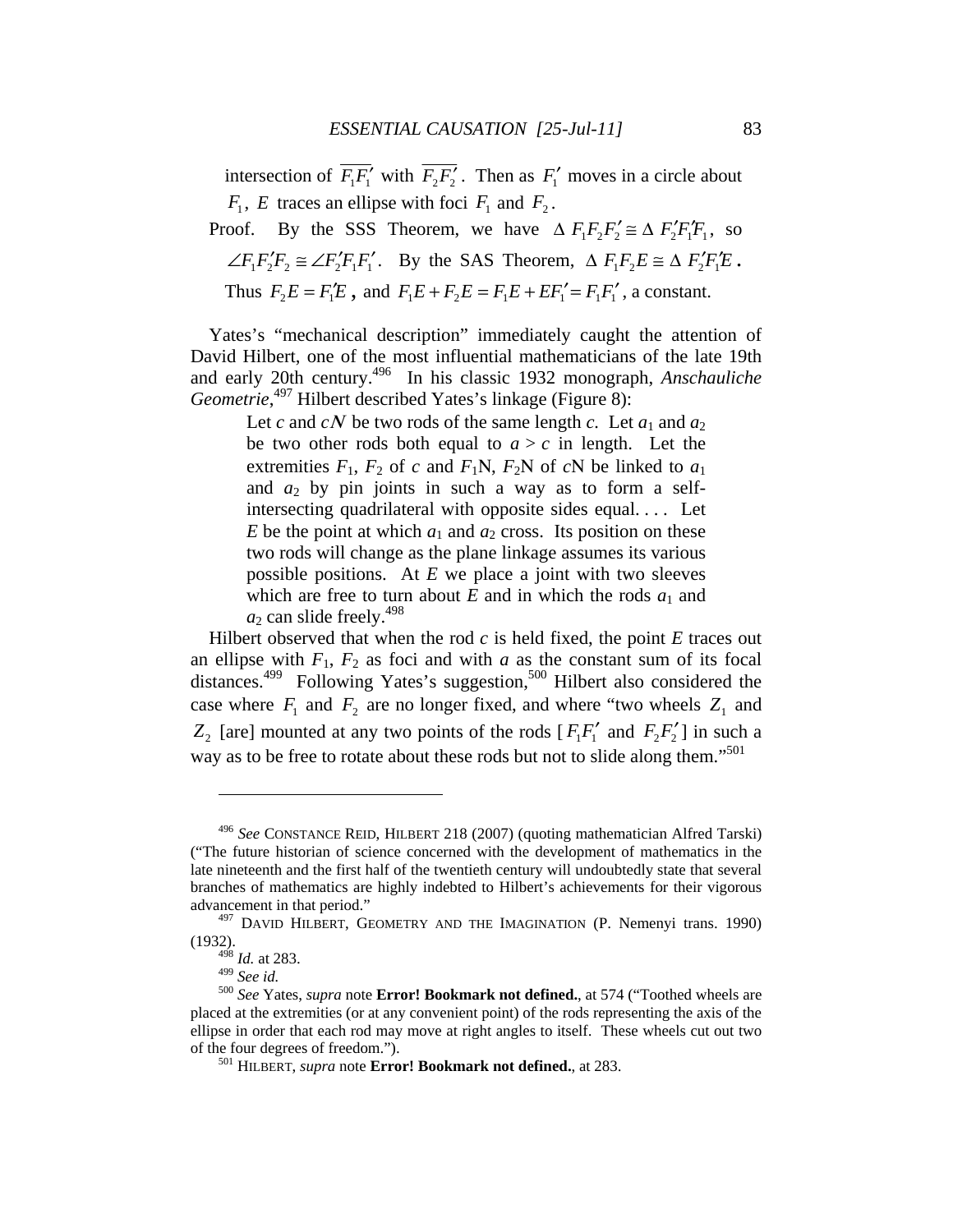intersection of $\overline{F_1F_1'}$ with $\overline{F_2F_2'}$. Then as $F_1'$ moves in a circle about $F_1$, $E$ traces an ellipse with foci $F_1$ and $F_2$.

Proof. By the SSS Theorem, we have $\Delta\, F_1F_2F_2' \cong \Delta\, F_2'F_1'F_1$, so $\angle F_1F_2'F_2 \cong \angle F_2'F_1F_1'$. By the SAS Theorem, $\Delta\, F_1F_2E \cong \Delta\, F_2'F_1'E$. Thus $F_2E = F_1'E$, and $F_1E + F_2E = F_1E + EF_1' = F_1F_1'$, a constant.

Yates's "mechanical description" immediately caught the attention of David Hilbert, one of the most influential mathematicians of the late 19th and early 20th century.[496] In his classic 1932 monograph, *Anschauliche Geometrie*,[497] Hilbert described Yates's linkage (Figure 8):

> Let $c$ and $c\mathrm{N}$ be two rods of the same length $c$. Let $a_1$ and $a_2$ be two other rods both equal to $a > c$ in length. Let the extremities $F_1$, $F_2$ of $c$ and $F_1\mathrm{N}$, $F_2\mathrm{N}$ of $c\mathrm{N}$ be linked to $a_1$ and $a_2$ by pin joints in such a way as to form a self-intersecting quadrilateral with opposite sides equal. . . . Let $E$ be the point at which $a_1$ and $a_2$ cross. Its position on these two rods will change as the plane linkage assumes its various possible positions. At $E$ we place a joint with two sleeves which are free to turn about $E$ and in which the rods $a_1$ and $a_2$ can slide freely.[498]

Hilbert observed that when the rod $c$ is held fixed, the point $E$ traces out an ellipse with $F_1$, $F_2$ as foci and with $a$ as the constant sum of its focal distances.[499] Following Yates's suggestion,[500] Hilbert also considered the case where $F_1$ and $F_2$ are no longer fixed, and where "two wheels $Z_1$ and $Z_2$ [are] mounted at any two points of the rods [$F_1F_1'$ and $F_2F_2'$] in such a way as to be free to rotate about these rods but not to slide along them."[501]

---

[496] *See* CONSTANCE REID, HILBERT 218 (2007) (quoting mathematician Alfred Tarski) ("The future historian of science concerned with the development of mathematics in the late nineteenth and the first half of the twentieth century will undoubtedly state that several branches of mathematics are highly indebted to Hilbert's achievements for their vigorous advancement in that period."

[497] DAVID HILBERT, GEOMETRY AND THE IMAGINATION (P. Nemenyi trans. 1990) (1932).

[498] *Id.* at 283.

[499] *See id.*

[500] *See* Yates, *supra* note **Error! Bookmark not defined.**, at 574 ("Toothed wheels are placed at the extremities (or at any convenient point) of the rods representing the axis of the ellipse in order that each rod may move at right angles to itself. These wheels cut out two of the four degrees of freedom.").

[501] HILBERT, *supra* note **Error! Bookmark not defined.**, at 283.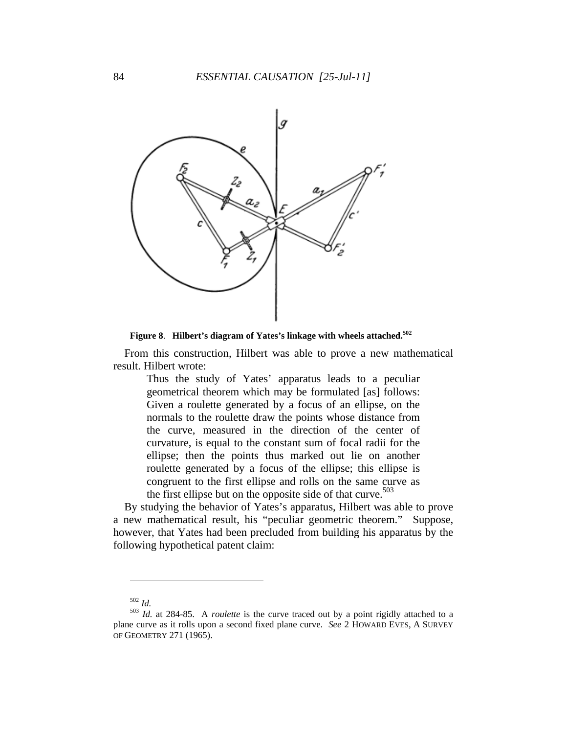**Figure 8**. **Hilbert's diagram of Yates's linkage with wheels attached.**[502]

From this construction, Hilbert was able to prove a new mathematical result. Hilbert wrote:

> Thus the study of Yates' apparatus leads to a peculiar geometrical theorem which may be formulated [as] follows: Given a roulette generated by a focus of an ellipse, on the normals to the roulette draw the points whose distance from the curve, measured in the direction of the center of curvature, is equal to the constant sum of focal radii for the ellipse; then the points thus marked out lie on another roulette generated by a focus of the ellipse; this ellipse is congruent to the first ellipse and rolls on the same curve as the first ellipse but on the opposite side of that curve.[503]

By studying the behavior of Yates's apparatus, Hilbert was able to prove a new mathematical result, his "peculiar geometric theorem." Suppose, however, that Yates had been precluded from building his apparatus by the following hypothetical patent claim:

---

[502] *Id.*

[503] *Id.* at 284-85. A *roulette* is the curve traced out by a point rigidly attached to a plane curve as it rolls upon a second fixed plane curve. *See* 2 HOWARD EVES, A SURVEY OF GEOMETRY 271 (1965).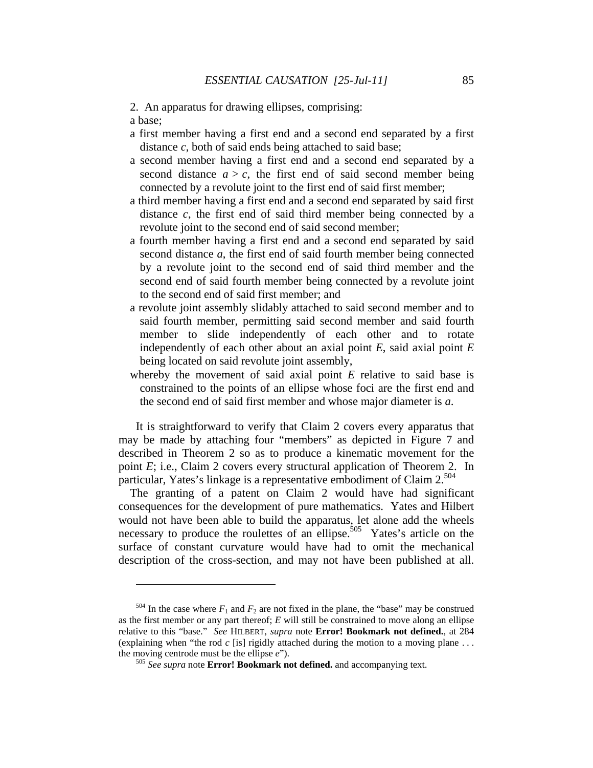2. An apparatus for drawing ellipses, comprising:

a base;

a first member having a first end and a second end separated by a first distance $c$, both of said ends being attached to said base;

a second member having a first end and a second end separated by a second distance $a > c$, the first end of said second member being connected by a revolute joint to the first end of said first member;

a third member having a first end and a second end separated by said first distance $c$, the first end of said third member being connected by a revolute joint to the second end of said second member;

a fourth member having a first end and a second end separated by said second distance $a$, the first end of said fourth member being connected by a revolute joint to the second end of said third member and the second end of said fourth member being connected by a revolute joint to the second end of said first member; and

a revolute joint assembly slidably attached to said second member and to said fourth member, permitting said second member and said fourth member to slide independently of each other and to rotate independently of each other about an axial point $E$, said axial point $E$ being located on said revolute joint assembly,

whereby the movement of said axial point $E$ relative to said base is constrained to the points of an ellipse whose foci are the first end and the second end of said first member and whose major diameter is $a$.

It is straightforward to verify that Claim 2 covers every apparatus that may be made by attaching four "members" as depicted in Figure 7 and described in Theorem 2 so as to produce a kinematic movement for the point $E$; i.e., Claim 2 covers every structural application of Theorem 2. In particular, Yates's linkage is a representative embodiment of Claim 2.[504]

The granting of a patent on Claim 2 would have had significant consequences for the development of pure mathematics. Yates and Hilbert would not have been able to build the apparatus, let alone add the wheels necessary to produce the roulettes of an ellipse.[505] Yates's article on the surface of constant curvature would have had to omit the mechanical description of the cross-section, and may not have been published at all.

---

[504] In the case where $F_1$ and $F_2$ are not fixed in the plane, the "base" may be construed as the first member or any part thereof; $E$ will still be constrained to move along an ellipse relative to this "base." *See* HILBERT, *supra* note **Error! Bookmark not defined.**, at 284 (explaining when "the rod $c$ [is] rigidly attached during the motion to a moving plane . . . the moving centrode must be the ellipse $e$").

[505] *See supra* note **Error! Bookmark not defined.** and accompanying text.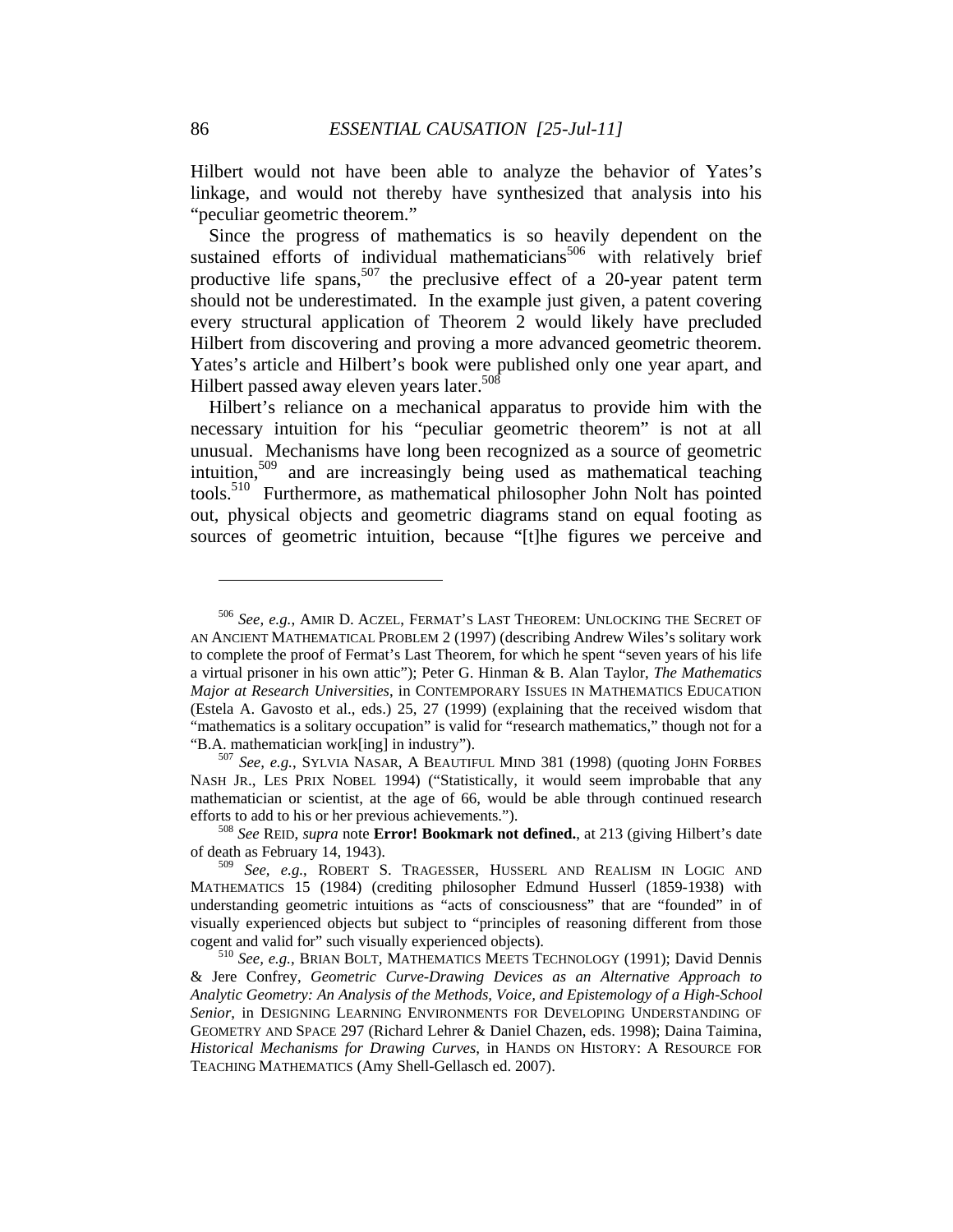Hilbert would not have been able to analyze the behavior of Yates's linkage, and would not thereby have synthesized that analysis into his "peculiar geometric theorem."

Since the progress of mathematics is so heavily dependent on the sustained efforts of individual mathematicians[506] with relatively brief productive life spans,[507] the preclusive effect of a 20-year patent term should not be underestimated. In the example just given, a patent covering every structural application of Theorem 2 would likely have precluded Hilbert from discovering and proving a more advanced geometric theorem. Yates's article and Hilbert's book were published only one year apart, and Hilbert passed away eleven years later.[508]

Hilbert's reliance on a mechanical apparatus to provide him with the necessary intuition for his "peculiar geometric theorem" is not at all unusual. Mechanisms have long been recognized as a source of geometric intuition,[509] and are increasingly being used as mathematical teaching tools.[510] Furthermore, as mathematical philosopher John Nolt has pointed out, physical objects and geometric diagrams stand on equal footing as sources of geometric intuition, because "[t]he figures we perceive and

---

[506] *See, e.g.*, AMIR D. ACZEL, FERMAT'S LAST THEOREM: UNLOCKING THE SECRET OF AN ANCIENT MATHEMATICAL PROBLEM 2 (1997) (describing Andrew Wiles's solitary work to complete the proof of Fermat's Last Theorem, for which he spent "seven years of his life a virtual prisoner in his own attic"); Peter G. Hinman & B. Alan Taylor, *The Mathematics Major at Research Universities*, in CONTEMPORARY ISSUES IN MATHEMATICS EDUCATION (Estela A. Gavosto et al., eds.) 25, 27 (1999) (explaining that the received wisdom that "mathematics is a solitary occupation" is valid for "research mathematics," though not for a "B.A. mathematician work[ing] in industry").

[507] *See, e.g.*, SYLVIA NASAR, A BEAUTIFUL MIND 381 (1998) (quoting JOHN FORBES NASH JR., LES PRIX NOBEL 1994) ("Statistically, it would seem improbable that any mathematician or scientist, at the age of 66, would be able through continued research efforts to add to his or her previous achievements.").

[508] *See* REID, *supra* note **Error! Bookmark not defined.**, at 213 (giving Hilbert's date of death as February 14, 1943).

[509] *See, e.g.*, ROBERT S. TRAGESSER, HUSSERL AND REALISM IN LOGIC AND MATHEMATICS 15 (1984) (crediting philosopher Edmund Husserl (1859-1938) with understanding geometric intuitions as "acts of consciousness" that are "founded" in of visually experienced objects but subject to "principles of reasoning different from those cogent and valid for" such visually experienced objects).

[510] *See, e.g.*, BRIAN BOLT, MATHEMATICS MEETS TECHNOLOGY (1991); David Dennis & Jere Confrey, *Geometric Curve-Drawing Devices as an Alternative Approach to Analytic Geometry: An Analysis of the Methods, Voice, and Epistemology of a High-School Senior*, in DESIGNING LEARNING ENVIRONMENTS FOR DEVELOPING UNDERSTANDING OF GEOMETRY AND SPACE 297 (Richard Lehrer & Daniel Chazen, eds. 1998); Daina Taimina, *Historical Mechanisms for Drawing Curves*, in HANDS ON HISTORY: A RESOURCE FOR TEACHING MATHEMATICS (Amy Shell-Gellasch ed. 2007).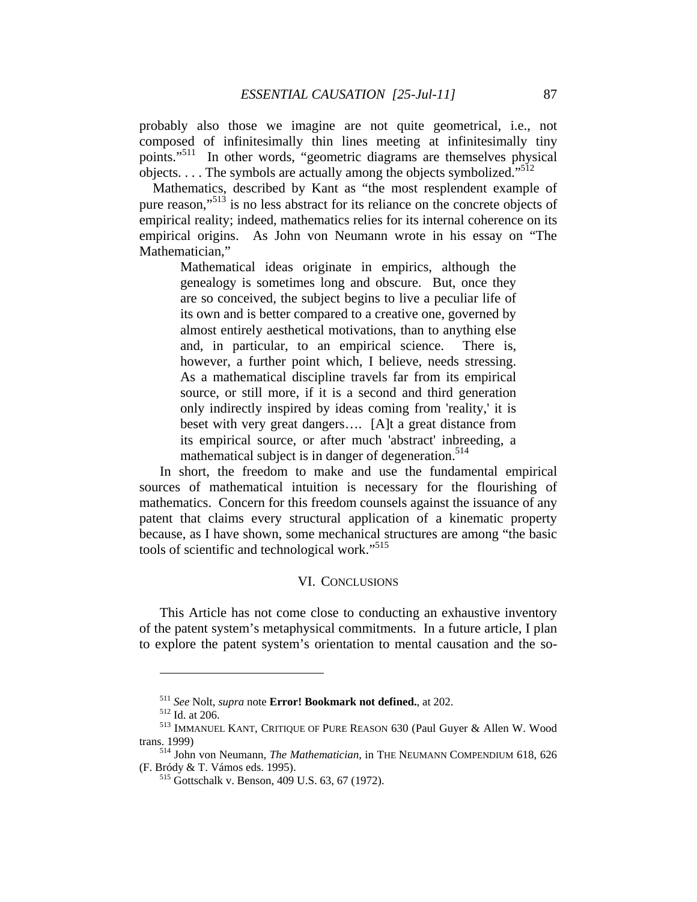probably also those we imagine are not quite geometrical, i.e., not composed of infinitesimally thin lines meeting at infinitesimally tiny points."[511] In other words, "geometric diagrams are themselves physical objects. . . . The symbols are actually among the objects symbolized."[512]

Mathematics, described by Kant as "the most resplendent example of pure reason,"[513] is no less abstract for its reliance on the concrete objects of empirical reality; indeed, mathematics relies for its internal coherence on its empirical origins. As John von Neumann wrote in his essay on "The Mathematician,"

> Mathematical ideas originate in empirics, although the genealogy is sometimes long and obscure. But, once they are so conceived, the subject begins to live a peculiar life of its own and is better compared to a creative one, governed by almost entirely aesthetical motivations, than to anything else and, in particular, to an empirical science. There is, however, a further point which, I believe, needs stressing. As a mathematical discipline travels far from its empirical source, or still more, if it is a second and third generation only indirectly inspired by ideas coming from 'reality,' it is beset with very great dangers…. [A]t a great distance from its empirical source, or after much 'abstract' inbreeding, a mathematical subject is in danger of degeneration.[514]

In short, the freedom to make and use the fundamental empirical sources of mathematical intuition is necessary for the flourishing of mathematics. Concern for this freedom counsels against the issuance of any patent that claims every structural application of a kinematic property because, as I have shown, some mechanical structures are among "the basic tools of scientific and technological work."[515]

## VI. CONCLUSIONS

This Article has not come close to conducting an exhaustive inventory of the patent system's metaphysical commitments. In a future article, I plan to explore the patent system's orientation to mental causation and the so-

---

[511] *See* Nolt, *supra* note **Error! Bookmark not defined.**, at 202.

[512] Id. at 206.

[513] IMMANUEL KANT, CRITIQUE OF PURE REASON 630 (Paul Guyer & Allen W. Wood trans. 1999)

[514] John von Neumann, *The Mathematician*, in THE NEUMANN COMPENDIUM 618, 626 (F. Bródy & T. Vámos eds. 1995).

[515] Gottschalk v. Benson, 409 U.S. 63, 67 (1972).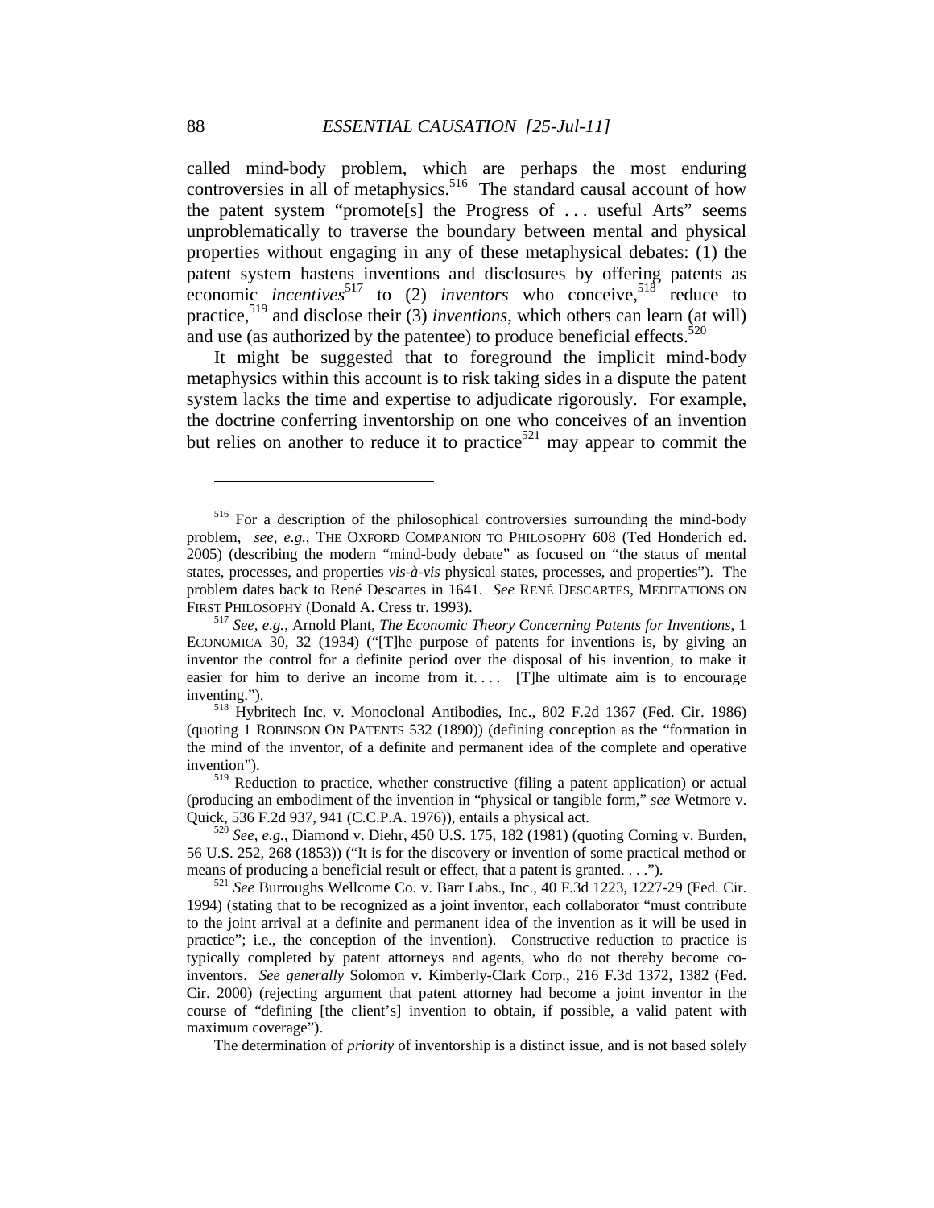called mind-body problem, which are perhaps the most enduring controversies in all of metaphysics.[516] The standard causal account of how the patent system "promote[s] the Progress of . . . useful Arts" seems unproblematically to traverse the boundary between mental and physical properties without engaging in any of these metaphysical debates: (1) the patent system hastens inventions and disclosures by offering patents as economic *incentives*[517] to (2) *inventors* who conceive,[518] reduce to practice,[519] and disclose their (3) *inventions*, which others can learn (at will) and use (as authorized by the patentee) to produce beneficial effects.[520]

It might be suggested that to foreground the implicit mind-body metaphysics within this account is to risk taking sides in a dispute the patent system lacks the time and expertise to adjudicate rigorously. For example, the doctrine conferring inventorship on one who conceives of an invention but relies on another to reduce it to practice[521] may appear to commit the

---

[516] For a description of the philosophical controversies surrounding the mind-body problem, *see, e.g.*, THE OXFORD COMPANION TO PHILOSOPHY 608 (Ted Honderich ed. 2005) (describing the modern "mind-body debate" as focused on "the status of mental states, processes, and properties *vis-à-vis* physical states, processes, and properties"). The problem dates back to René Descartes in 1641. *See* RENÉ DESCARTES, MEDITATIONS ON FIRST PHILOSOPHY (Donald A. Cress tr. 1993).

[517] *See, e.g.*, Arnold Plant, *The Economic Theory Concerning Patents for Inventions*, 1 ECONOMICA 30, 32 (1934) ("[T]he purpose of patents for inventions is, by giving an inventor the control for a definite period over the disposal of his invention, to make it easier for him to derive an income from it. . . . [T]he ultimate aim is to encourage inventing.").

[518] Hybritech Inc. v. Monoclonal Antibodies, Inc., 802 F.2d 1367 (Fed. Cir. 1986) (quoting 1 ROBINSON ON PATENTS 532 (1890)) (defining conception as the "formation in the mind of the inventor, of a definite and permanent idea of the complete and operative invention").

[519] Reduction to practice, whether constructive (filing a patent application) or actual (producing an embodiment of the invention in "physical or tangible form," *see* Wetmore v. Quick, 536 F.2d 937, 941 (C.C.P.A. 1976)), entails a physical act.

[520] *See, e.g.*, Diamond v. Diehr, 450 U.S. 175, 182 (1981) (quoting Corning v. Burden, 56 U.S. 252, 268 (1853)) ("It is for the discovery or invention of some practical method or means of producing a beneficial result or effect, that a patent is granted. . . .").

[521] *See* Burroughs Wellcome Co. v. Barr Labs., Inc., 40 F.3d 1223, 1227-29 (Fed. Cir. 1994) (stating that to be recognized as a joint inventor, each collaborator "must contribute to the joint arrival at a definite and permanent idea of the invention as it will be used in practice"; i.e., the conception of the invention). Constructive reduction to practice is typically completed by patent attorneys and agents, who do not thereby become co-inventors. *See generally* Solomon v. Kimberly-Clark Corp., 216 F.3d 1372, 1382 (Fed. Cir. 2000) (rejecting argument that patent attorney had become a joint inventor in the course of "defining [the client's] invention to obtain, if possible, a valid patent with maximum coverage").

The determination of *priority* of inventorship is a distinct issue, and is not based solely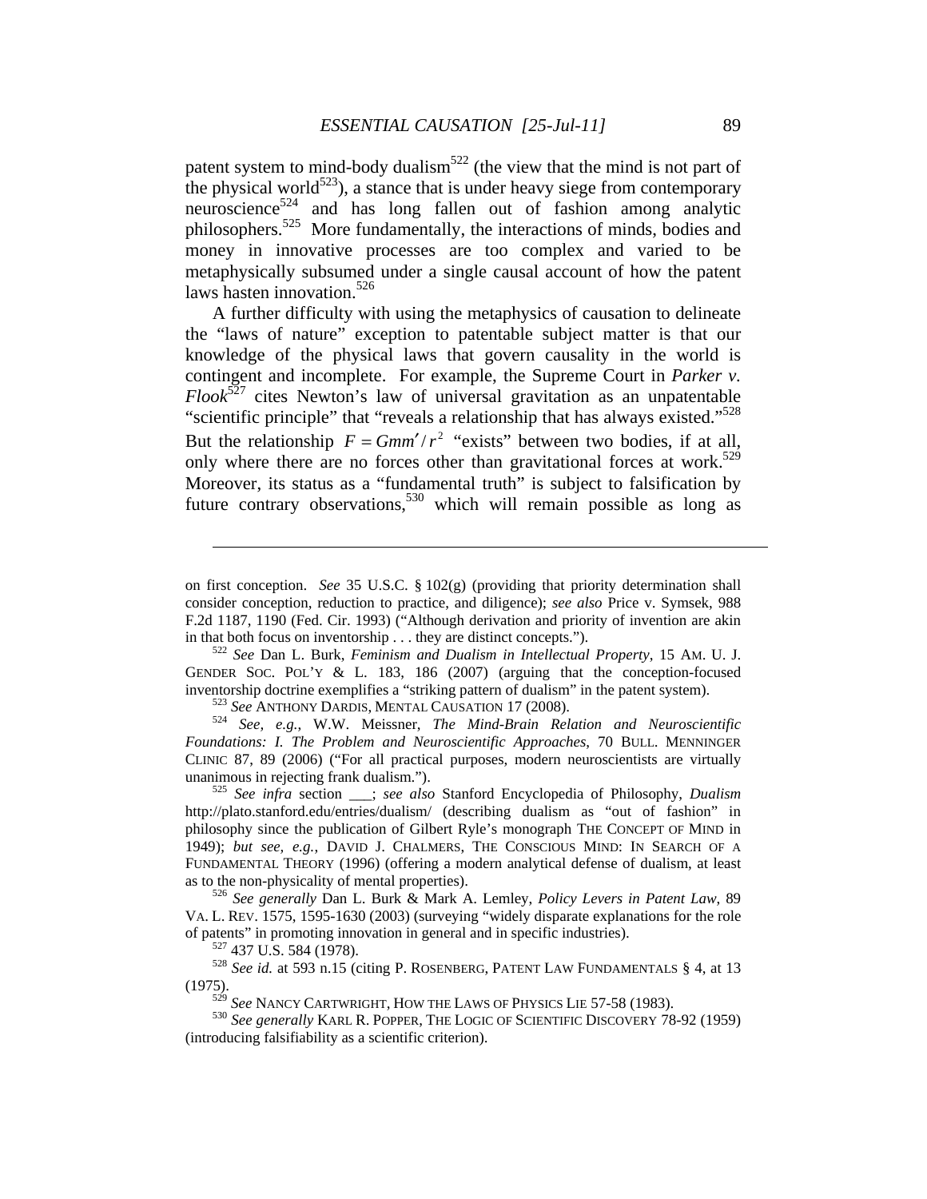patent system to mind-body dualism[522] (the view that the mind is not part of the physical world[523]), a stance that is under heavy siege from contemporary neuroscience[524] and has long fallen out of fashion among analytic philosophers.[525] More fundamentally, the interactions of minds, bodies and money in innovative processes are too complex and varied to be metaphysically subsumed under a single causal account of how the patent laws hasten innovation.[526]

A further difficulty with using the metaphysics of causation to delineate the "laws of nature" exception to patentable subject matter is that our knowledge of the physical laws that govern causality in the world is contingent and incomplete. For example, the Supreme Court in *Parker v. Flook*[527] cites Newton's law of universal gravitation as an unpatentable "scientific principle" that "reveals a relationship that has always existed."[528] But the relationship $F = Gmm'/r^2$ "exists" between two bodies, if at all, only where there are no forces other than gravitational forces at work.[529] Moreover, its status as a "fundamental truth" is subject to falsification by future contrary observations,[530] which will remain possible as long as

---

on first conception. *See* 35 U.S.C. § 102(g) (providing that priority determination shall consider conception, reduction to practice, and diligence); *see also* Price v. Symsek, 988 F.2d 1187, 1190 (Fed. Cir. 1993) ("Although derivation and priority of invention are akin in that both focus on inventorship . . . they are distinct concepts.").

[522] *See* Dan L. Burk, *Feminism and Dualism in Intellectual Property*, 15 AM. U. J. GENDER SOC. POL'Y & L. 183, 186 (2007) (arguing that the conception-focused inventorship doctrine exemplifies a "striking pattern of dualism" in the patent system).

[523] *See* ANTHONY DARDIS, MENTAL CAUSATION 17 (2008).

[524] *See, e.g.*, W.W. Meissner, *The Mind-Brain Relation and Neuroscientific Foundations: I. The Problem and Neuroscientific Approaches*, 70 BULL. MENNINGER CLINIC 87, 89 (2006) ("For all practical purposes, modern neuroscientists are virtually unanimous in rejecting frank dualism.").

[525] *See infra* section ___; *see also* Stanford Encyclopedia of Philosophy, *Dualism* http://plato.stanford.edu/entries/dualism/ (describing dualism as "out of fashion" in philosophy since the publication of Gilbert Ryle's monograph THE CONCEPT OF MIND in 1949); *but see, e.g.*, DAVID J. CHALMERS, THE CONSCIOUS MIND: IN SEARCH OF A FUNDAMENTAL THEORY (1996) (offering a modern analytical defense of dualism, at least as to the non-physicality of mental properties).

[526] *See generally* Dan L. Burk & Mark A. Lemley, *Policy Levers in Patent Law*, 89 VA. L. REV. 1575, 1595-1630 (2003) (surveying "widely disparate explanations for the role of patents" in promoting innovation in general and in specific industries).

[527] 437 U.S. 584 (1978).

[528] *See id.* at 593 n.15 (citing P. ROSENBERG, PATENT LAW FUNDAMENTALS § 4, at 13 (1975).

[529] *See* NANCY CARTWRIGHT, HOW THE LAWS OF PHYSICS LIE 57-58 (1983).

[530] *See generally* KARL R. POPPER, THE LOGIC OF SCIENTIFIC DISCOVERY 78-92 (1959) (introducing falsifiability as a scientific criterion).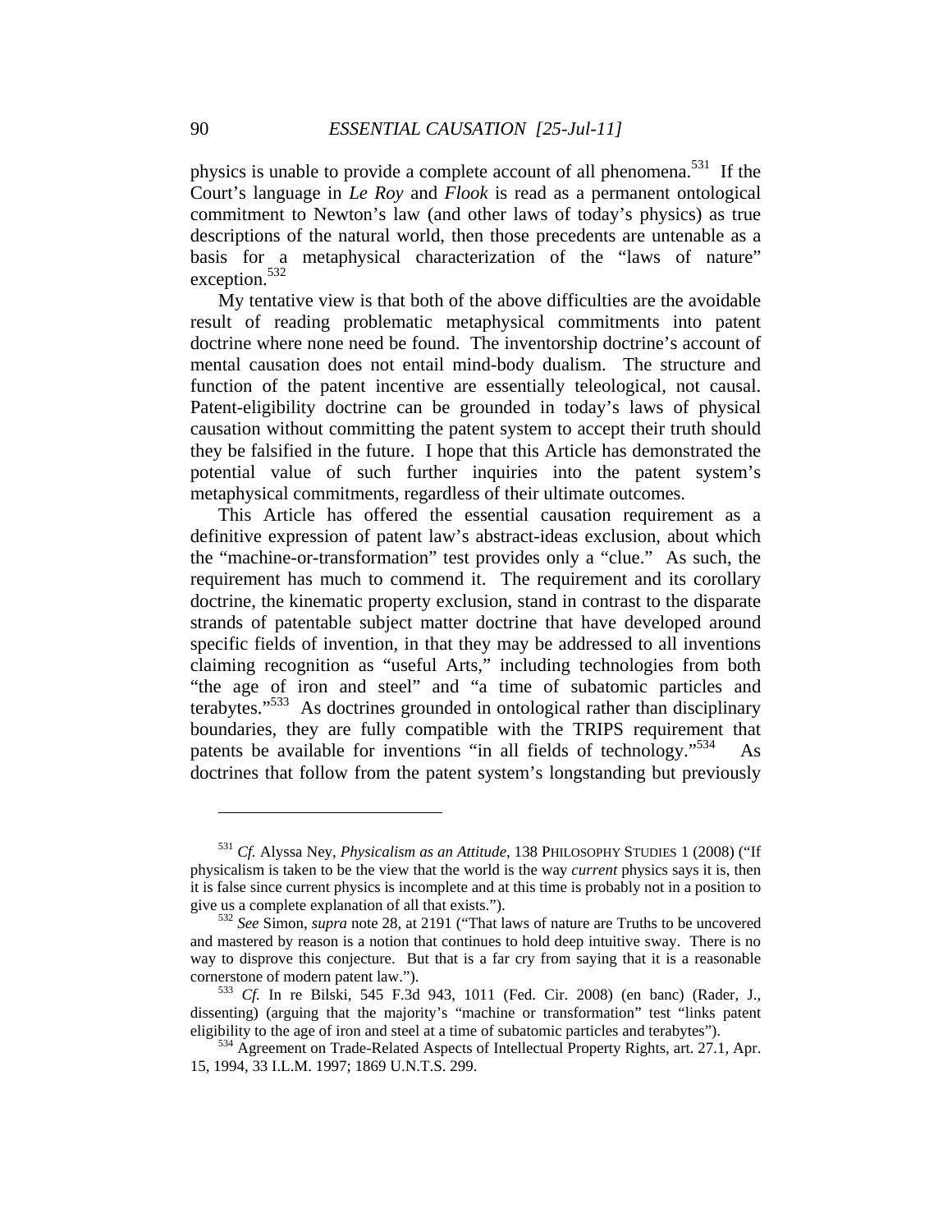physics is unable to provide a complete account of all phenomena.[531] If the Court's language in *Le Roy* and *Flook* is read as a permanent ontological commitment to Newton's law (and other laws of today's physics) as true descriptions of the natural world, then those precedents are untenable as a basis for a metaphysical characterization of the "laws of nature" exception.[532]

My tentative view is that both of the above difficulties are the avoidable result of reading problematic metaphysical commitments into patent doctrine where none need be found. The inventorship doctrine's account of mental causation does not entail mind-body dualism. The structure and function of the patent incentive are essentially teleological, not causal. Patent-eligibility doctrine can be grounded in today's laws of physical causation without committing the patent system to accept their truth should they be falsified in the future. I hope that this Article has demonstrated the potential value of such further inquiries into the patent system's metaphysical commitments, regardless of their ultimate outcomes.

This Article has offered the essential causation requirement as a definitive expression of patent law's abstract-ideas exclusion, about which the "machine-or-transformation" test provides only a "clue." As such, the requirement has much to commend it. The requirement and its corollary doctrine, the kinematic property exclusion, stand in contrast to the disparate strands of patentable subject matter doctrine that have developed around specific fields of invention, in that they may be addressed to all inventions claiming recognition as "useful Arts," including technologies from both "the age of iron and steel" and "a time of subatomic particles and terabytes."[533] As doctrines grounded in ontological rather than disciplinary boundaries, they are fully compatible with the TRIPS requirement that patents be available for inventions "in all fields of technology."[534] As doctrines that follow from the patent system's longstanding but previously

---

[531] *Cf.* Alyssa Ney, *Physicalism as an Attitude*, 138 PHILOSOPHY STUDIES 1 (2008) ("If physicalism is taken to be the view that the world is the way *current* physics says it is, then it is false since current physics is incomplete and at this time is probably not in a position to give us a complete explanation of all that exists.").

[532] *See* Simon, *supra* note 28, at 2191 ("That laws of nature are Truths to be uncovered and mastered by reason is a notion that continues to hold deep intuitive sway. There is no way to disprove this conjecture. But that is a far cry from saying that it is a reasonable cornerstone of modern patent law.").

[533] *Cf.* In re Bilski, 545 F.3d 943, 1011 (Fed. Cir. 2008) (en banc) (Rader, J., dissenting) (arguing that the majority's "machine or transformation" test "links patent eligibility to the age of iron and steel at a time of subatomic particles and terabytes").

[534] Agreement on Trade-Related Aspects of Intellectual Property Rights, art. 27.1, Apr. 15, 1994, 33 I.L.M. 1997; 1869 U.N.T.S. 299.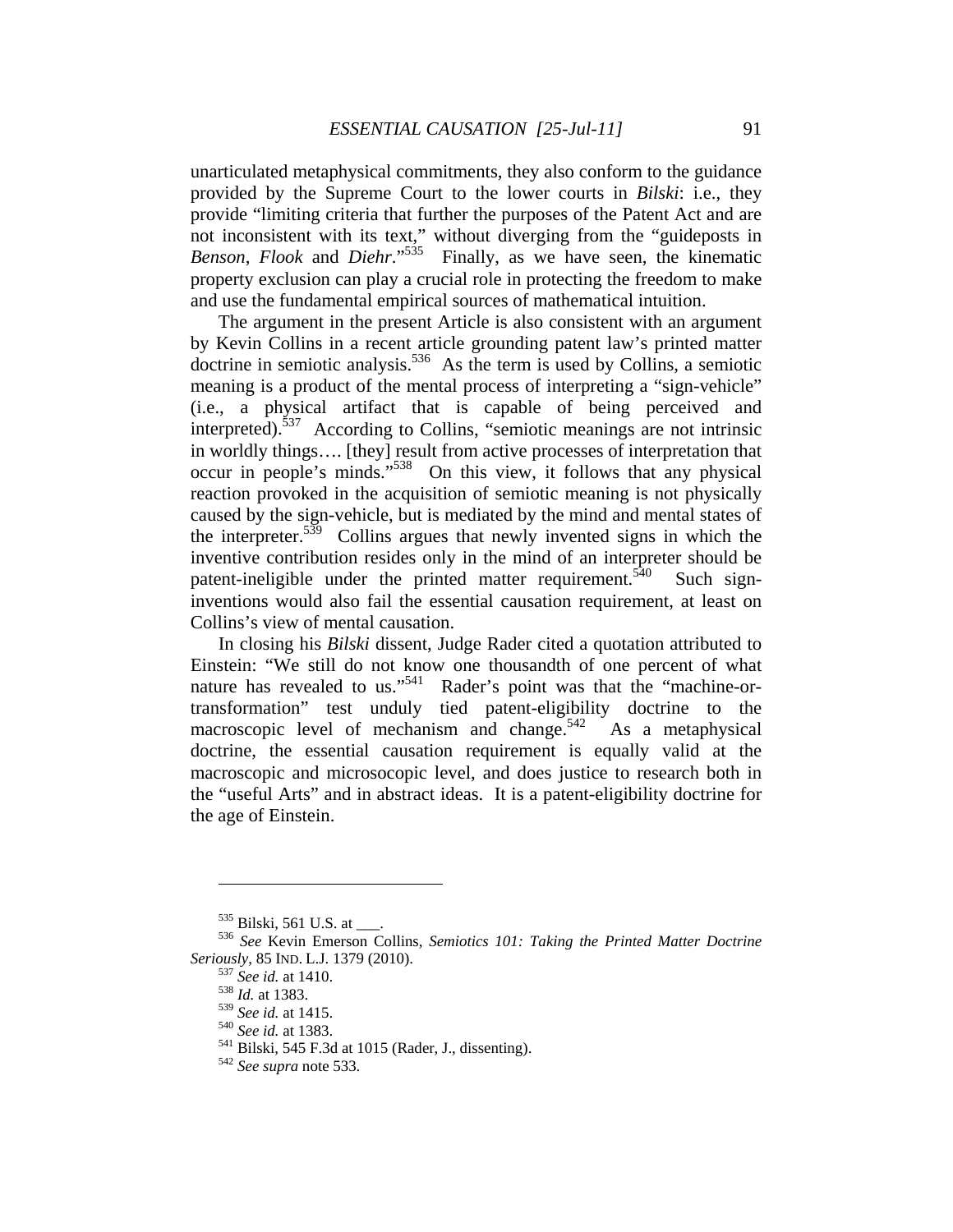unarticulated metaphysical commitments, they also conform to the guidance provided by the Supreme Court to the lower courts in *Bilski*: i.e., they provide "limiting criteria that further the purposes of the Patent Act and are not inconsistent with its text," without diverging from the "guideposts in *Benson*, *Flook* and *Diehr*."[535] Finally, as we have seen, the kinematic property exclusion can play a crucial role in protecting the freedom to make and use the fundamental empirical sources of mathematical intuition.

The argument in the present Article is also consistent with an argument by Kevin Collins in a recent article grounding patent law's printed matter doctrine in semiotic analysis.[536] As the term is used by Collins, a semiotic meaning is a product of the mental process of interpreting a "sign-vehicle" (i.e., a physical artifact that is capable of being perceived and interpreted).[537] According to Collins, "semiotic meanings are not intrinsic in worldly things…. [they] result from active processes of interpretation that occur in people's minds."[538] On this view, it follows that any physical reaction provoked in the acquisition of semiotic meaning is not physically caused by the sign-vehicle, but is mediated by the mind and mental states of the interpreter.[539] Collins argues that newly invented signs in which the inventive contribution resides only in the mind of an interpreter should be patent-ineligible under the printed matter requirement.[540] Such sign-inventions would also fail the essential causation requirement, at least on Collins's view of mental causation.

In closing his *Bilski* dissent, Judge Rader cited a quotation attributed to Einstein: "We still do not know one thousandth of one percent of what nature has revealed to us."[541] Rader's point was that the "machine-or-transformation" test unduly tied patent-eligibility doctrine to the macroscopic level of mechanism and change.[542] As a metaphysical doctrine, the essential causation requirement is equally valid at the macroscopic and microsocopic level, and does justice to research both in the "useful Arts" and in abstract ideas. It is a patent-eligibility doctrine for the age of Einstein.

---

[535] Bilski, 561 U.S. at ___.

[536] *See* Kevin Emerson Collins, *Semiotics 101: Taking the Printed Matter Doctrine Seriously*, 85 IND. L.J. 1379 (2010).

[537] *See id.* at 1410.

[538] *Id.* at 1383.

[539] *See id.* at 1415.

[540] *See id.* at 1383.

[541] Bilski, 545 F.3d at 1015 (Rader, J., dissenting).

[542] *See supra* note 533.